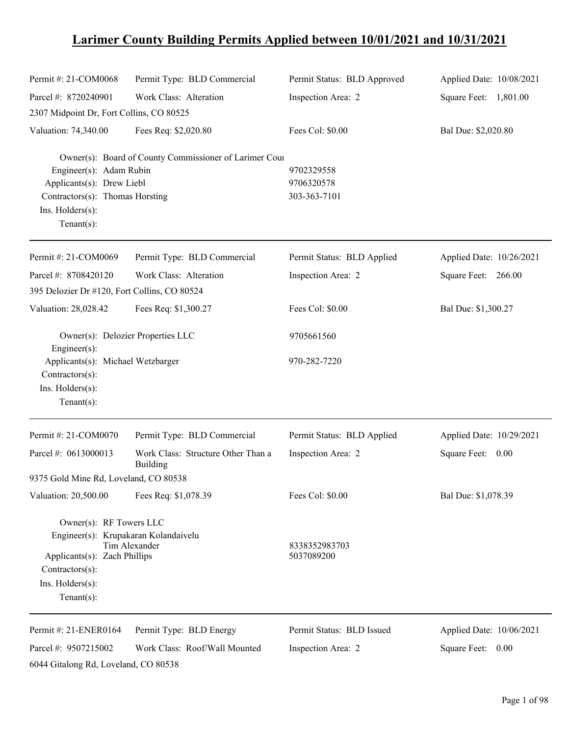# Larimer County Building Permits Applied between 10/01/2021 and 10/31/2021

| | | | |
|---|---|---|---|
| Permit #: 21-COM0068 | Permit Type: BLD Commercial | Permit Status: BLD Approved | Applied Date: 10/08/2021 |
| Parcel #: 8720240901 | Work Class: Alteration | Inspection Area: 2 | Square Feet: 1,801.00 |
| 2307 Midpoint Dr, Fort Collins, CO 80525 | | | |
| Valuation: 74,340.00 | Fees Req: $2,020.80 | Fees Col: $0.00 | Bal Due: $2,020.80 |

Owner(s): Board of County Commissioner of Larimer Cou
Engineer(s): Adam Rubin — 9702329558
Applicants(s): Drew Liebl — 9706320578
Contractors(s): Thomas Horsting — 303-363-7101
Ins. Holders(s):
Tenant(s):

---

| | | | |
|---|---|---|---|
| Permit #: 21-COM0069 | Permit Type: BLD Commercial | Permit Status: BLD Applied | Applied Date: 10/26/2021 |
| Parcel #: 8708420120 | Work Class: Alteration | Inspection Area: 2 | Square Feet: 266.00 |
| 395 Delozier Dr #120, Fort Collins, CO 80524 | | | |
| Valuation: 28,028.42 | Fees Req: $1,300.27 | Fees Col: $0.00 | Bal Due: $1,300.27 |

Owner(s): Delozier Properties LLC — 9705661560
Engineer(s):
Applicants(s): Michael Wetzbarger — 970-282-7220
Contractors(s):
Ins. Holders(s):
Tenant(s):

---

| | | | |
|---|---|---|---|
| Permit #: 21-COM0070 | Permit Type: BLD Commercial | Permit Status: BLD Applied | Applied Date: 10/29/2021 |
| Parcel #: 0613000013 | Work Class: Structure Other Than a Building | Inspection Area: 2 | Square Feet: 0.00 |
| 9375 Gold Mine Rd, Loveland, CO 80538 | | | |
| Valuation: 20,500.00 | Fees Req: $1,078.39 | Fees Col: $0.00 | Bal Due: $1,078.39 |

Owner(s): RF Towers LLC
Engineer(s): Krupakaran Kolandaivelu
Tim Alexander — 8338352983703
Applicants(s): Zach Phillips — 5037089200
Contractors(s):
Ins. Holders(s):
Tenant(s):

---

| | | | |
|---|---|---|---|
| Permit #: 21-ENER0164 | Permit Type: BLD Energy | Permit Status: BLD Issued | Applied Date: 10/06/2021 |
| Parcel #: 9507215002 | Work Class: Roof/Wall Mounted | Inspection Area: 2 | Square Feet: 0.00 |
| 6044 Gitalong Rd, Loveland, CO 80538 | | | |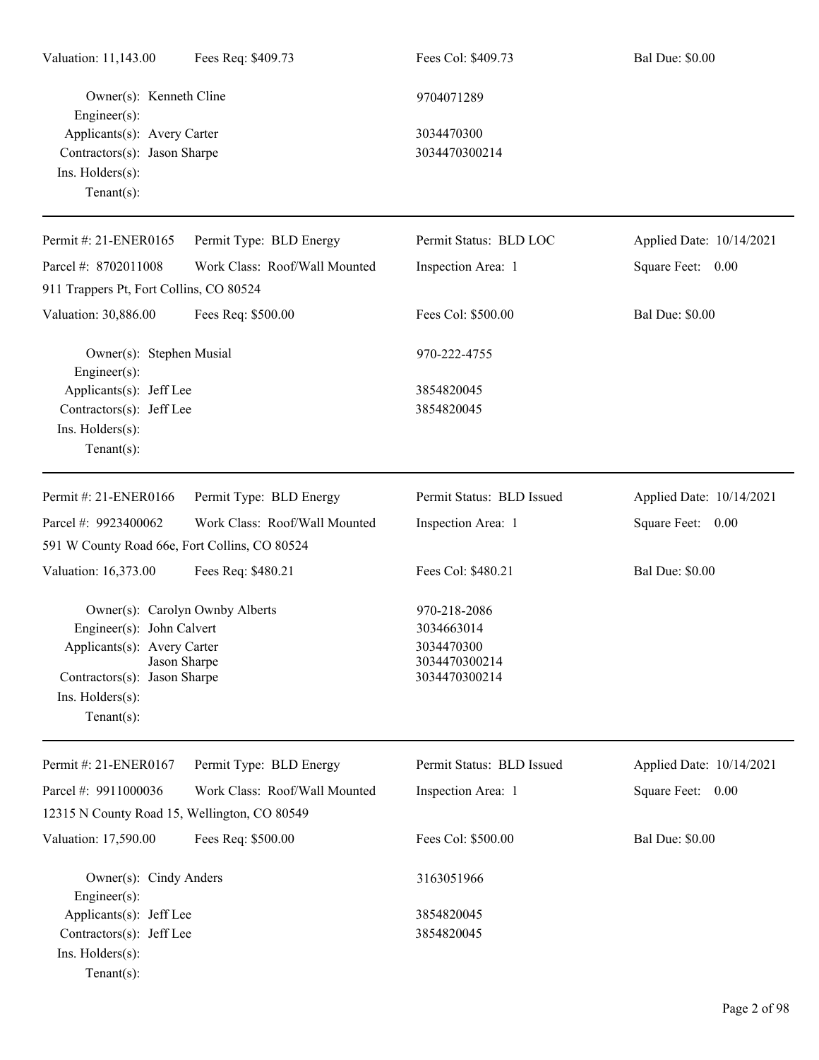Valuation: 11,143.00 Fees Req: $409.73 Fees Col: $409.73 Bal Due: $0.00

Owner(s): Kenneth Cline 9704071289
Engineer(s):
Applicants(s): Avery Carter 3034470300
Contractors(s): Jason Sharpe 3034470300214
Ins. Holders(s):
Tenant(s):

---

Permit #: 21-ENER0165 Permit Type: BLD Energy Permit Status: BLD LOC Applied Date: 10/14/2021
Parcel #: 8702011008 Work Class: Roof/Wall Mounted Inspection Area: 1 Square Feet: 0.00
911 Trappers Pt, Fort Collins, CO 80524
Valuation: 30,886.00 Fees Req: $500.00 Fees Col: $500.00 Bal Due: $0.00

Owner(s): Stephen Musial 970-222-4755
Engineer(s):
Applicants(s): Jeff Lee 3854820045
Contractors(s): Jeff Lee 3854820045
Ins. Holders(s):
Tenant(s):

---

Permit #: 21-ENER0166 Permit Type: BLD Energy Permit Status: BLD Issued Applied Date: 10/14/2021
Parcel #: 9923400062 Work Class: Roof/Wall Mounted Inspection Area: 1 Square Feet: 0.00
591 W County Road 66e, Fort Collins, CO 80524
Valuation: 16,373.00 Fees Req: $480.21 Fees Col: $480.21 Bal Due: $0.00

Owner(s): Carolyn Ownby Alberts 970-218-2086
Engineer(s): John Calvert 3034663014
Applicants(s): Avery Carter 3034470300
Jason Sharpe 3034470300214
Contractors(s): Jason Sharpe 3034470300214
Ins. Holders(s):
Tenant(s):

---

Permit #: 21-ENER0167 Permit Type: BLD Energy Permit Status: BLD Issued Applied Date: 10/14/2021
Parcel #: 9911000036 Work Class: Roof/Wall Mounted Inspection Area: 1 Square Feet: 0.00
12315 N County Road 15, Wellington, CO 80549
Valuation: 17,590.00 Fees Req: $500.00 Fees Col: $500.00 Bal Due: $0.00

Owner(s): Cindy Anders 3163051966
Engineer(s):
Applicants(s): Jeff Lee 3854820045
Contractors(s): Jeff Lee 3854820045
Ins. Holders(s):
Tenant(s):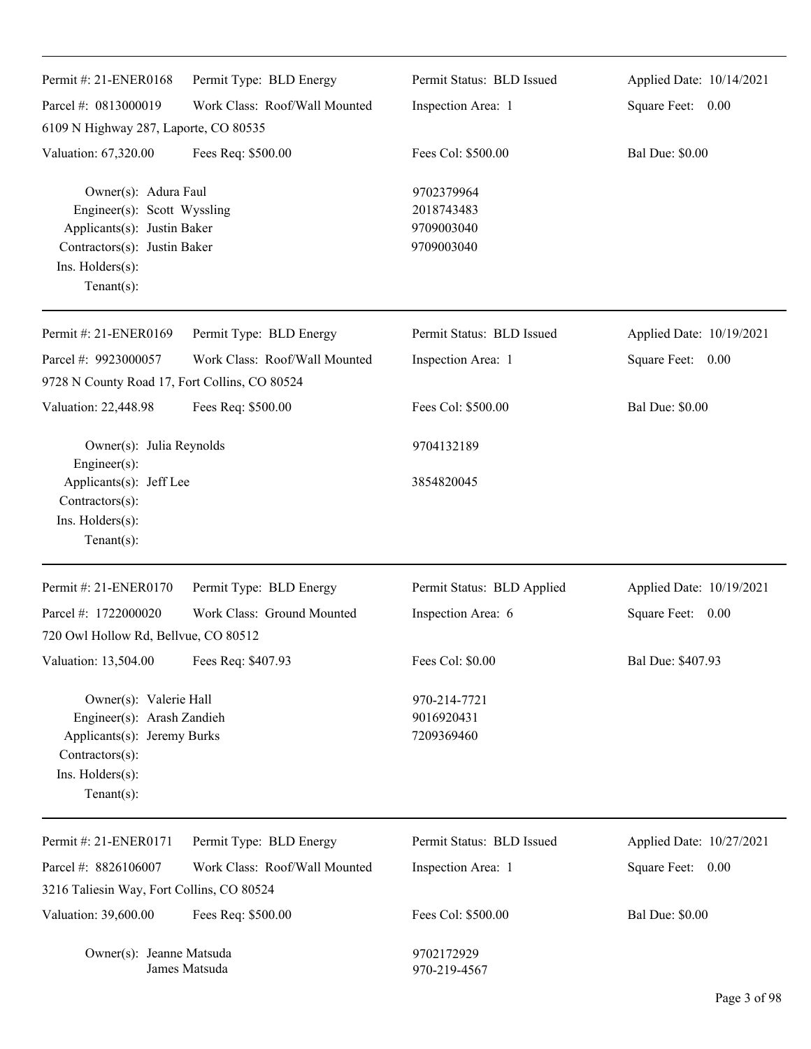Permit #: 21-ENER0168 | Permit Type: BLD Energy | Permit Status: BLD Issued | Applied Date: 10/14/2021

Parcel #: 0813000019 | Work Class: Roof/Wall Mounted | Inspection Area: 1 | Square Feet: 0.00

6109 N Highway 287, Laporte, CO 80535

Valuation: 67,320.00 | Fees Req: $500.00 | Fees Col: $500.00 | Bal Due: $0.00

Owner(s): Adura Faul — 9702379964
Engineer(s): Scott Wyssling — 2018743483
Applicants(s): Justin Baker — 9709003040
Contractors(s): Justin Baker — 9709003040
Ins. Holders(s):
Tenant(s):

---

Permit #: 21-ENER0169 | Permit Type: BLD Energy | Permit Status: BLD Issued | Applied Date: 10/19/2021

Parcel #: 9923000057 | Work Class: Roof/Wall Mounted | Inspection Area: 1 | Square Feet: 0.00

9728 N County Road 17, Fort Collins, CO 80524

Valuation: 22,448.98 | Fees Req: $500.00 | Fees Col: $500.00 | Bal Due: $0.00

Owner(s): Julia Reynolds — 9704132189
Engineer(s):
Applicants(s): Jeff Lee — 3854820045
Contractors(s):
Ins. Holders(s):
Tenant(s):

---

Permit #: 21-ENER0170 | Permit Type: BLD Energy | Permit Status: BLD Applied | Applied Date: 10/19/2021

Parcel #: 1722000020 | Work Class: Ground Mounted | Inspection Area: 6 | Square Feet: 0.00

720 Owl Hollow Rd, Bellvue, CO 80512

Valuation: 13,504.00 | Fees Req: $407.93 | Fees Col: $0.00 | Bal Due: $407.93

Owner(s): Valerie Hall — 970-214-7721
Engineer(s): Arash Zandieh — 9016920431
Applicants(s): Jeremy Burks — 7209369460
Contractors(s):
Ins. Holders(s):
Tenant(s):

---

Permit #: 21-ENER0171 | Permit Type: BLD Energy | Permit Status: BLD Issued | Applied Date: 10/27/2021

Parcel #: 8826106007 | Work Class: Roof/Wall Mounted | Inspection Area: 1 | Square Feet: 0.00

3216 Taliesin Way, Fort Collins, CO 80524

Valuation: 39,600.00 | Fees Req: $500.00 | Fees Col: $500.00 | Bal Due: $0.00

Owner(s): Jeanne Matsuda — 9702172929
James Matsuda — 970-219-4567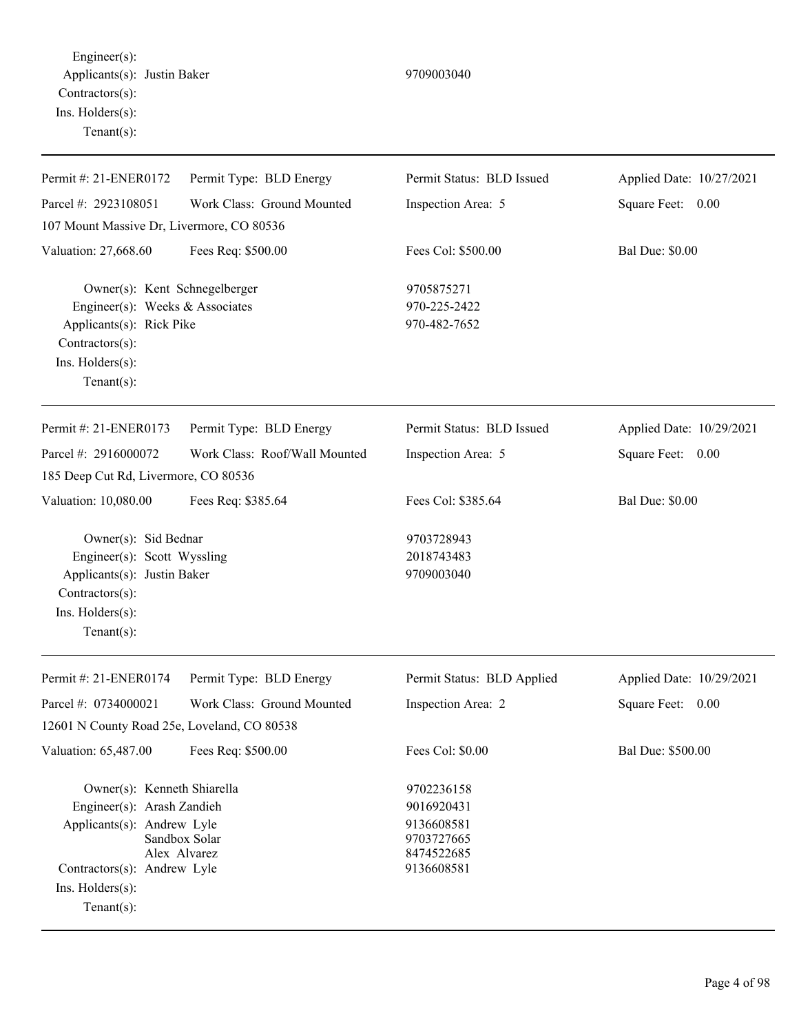Engineer(s):
Applicants(s): Justin Baker 9709003040
Contractors(s):
Ins. Holders(s):
Tenant(s):

---

| Permit #: 21-ENER0172 | Permit Type: BLD Energy | Permit Status: BLD Issued | Applied Date: 10/27/2021 |
|---|---|---|---|
| Parcel #: 2923108051 | Work Class: Ground Mounted | Inspection Area: 5 | Square Feet: 0.00 |
| 107 Mount Massive Dr, Livermore, CO 80536 | | | |
| Valuation: 27,668.60 | Fees Req: $500.00 | Fees Col: $500.00 | Bal Due: $0.00 |

Owner(s): Kent Schnegelberger 9705875271
Engineer(s): Weeks & Associates 970-225-2422
Applicants(s): Rick Pike 970-482-7652
Contractors(s):
Ins. Holders(s):
Tenant(s):

---

| Permit #: 21-ENER0173 | Permit Type: BLD Energy | Permit Status: BLD Issued | Applied Date: 10/29/2021 |
|---|---|---|---|
| Parcel #: 2916000072 | Work Class: Roof/Wall Mounted | Inspection Area: 5 | Square Feet: 0.00 |
| 185 Deep Cut Rd, Livermore, CO 80536 | | | |
| Valuation: 10,080.00 | Fees Req: $385.64 | Fees Col: $385.64 | Bal Due: $0.00 |

Owner(s): Sid Bednar 9703728943
Engineer(s): Scott Wyssling 2018743483
Applicants(s): Justin Baker 9709003040
Contractors(s):
Ins. Holders(s):
Tenant(s):

---

| Permit #: 21-ENER0174 | Permit Type: BLD Energy | Permit Status: BLD Applied | Applied Date: 10/29/2021 |
|---|---|---|---|
| Parcel #: 0734000021 | Work Class: Ground Mounted | Inspection Area: 2 | Square Feet: 0.00 |
| 12601 N County Road 25e, Loveland, CO 80538 | | | |
| Valuation: 65,487.00 | Fees Req: $500.00 | Fees Col: $0.00 | Bal Due: $500.00 |

Owner(s): Kenneth Shiarella 9702236158
Engineer(s): Arash Zandieh 9016920431
Applicants(s): Andrew Lyle 9136608581
Sandbox Solar 9703727665
Alex Alvarez 8474522685
Contractors(s): Andrew Lyle 9136608581
Ins. Holders(s):
Tenant(s):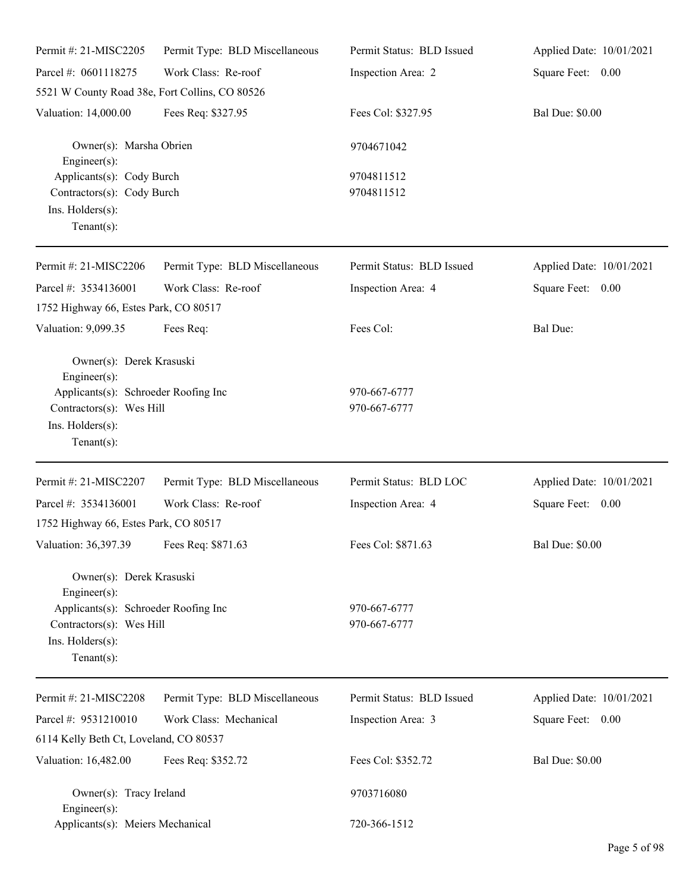Permit #: 21-MISC2205 | Permit Type: BLD Miscellaneous | Permit Status: BLD Issued | Applied Date: 10/01/2021
Parcel #: 0601118275 | Work Class: Re-roof | Inspection Area: 2 | Square Feet: 0.00
5521 W County Road 38e, Fort Collins, CO 80526
Valuation: 14,000.00 | Fees Req: $327.95 | Fees Col: $327.95 | Bal Due: $0.00

Owner(s): Marsha Obrien 9704671042
Engineer(s):
Applicants(s): Cody Burch 9704811512
Contractors(s): Cody Burch 9704811512
Ins. Holders(s):
Tenant(s):

---

Permit #: 21-MISC2206 | Permit Type: BLD Miscellaneous | Permit Status: BLD Issued | Applied Date: 10/01/2021
Parcel #: 3534136001 | Work Class: Re-roof | Inspection Area: 4 | Square Feet: 0.00
1752 Highway 66, Estes Park, CO 80517
Valuation: 9,099.35 | Fees Req: | Fees Col: | Bal Due:

Owner(s): Derek Krasuski
Engineer(s):
Applicants(s): Schroeder Roofing Inc 970-667-6777
Contractors(s): Wes Hill 970-667-6777
Ins. Holders(s):
Tenant(s):

---

Permit #: 21-MISC2207 | Permit Type: BLD Miscellaneous | Permit Status: BLD LOC | Applied Date: 10/01/2021
Parcel #: 3534136001 | Work Class: Re-roof | Inspection Area: 4 | Square Feet: 0.00
1752 Highway 66, Estes Park, CO 80517
Valuation: 36,397.39 | Fees Req: $871.63 | Fees Col: $871.63 | Bal Due: $0.00

Owner(s): Derek Krasuski
Engineer(s):
Applicants(s): Schroeder Roofing Inc 970-667-6777
Contractors(s): Wes Hill 970-667-6777
Ins. Holders(s):
Tenant(s):

---

Permit #: 21-MISC2208 | Permit Type: BLD Miscellaneous | Permit Status: BLD Issued | Applied Date: 10/01/2021
Parcel #: 9531210010 | Work Class: Mechanical | Inspection Area: 3 | Square Feet: 0.00
6114 Kelly Beth Ct, Loveland, CO 80537
Valuation: 16,482.00 | Fees Req: $352.72 | Fees Col: $352.72 | Bal Due: $0.00

Owner(s): Tracy Ireland 9703716080
Engineer(s):
Applicants(s): Meiers Mechanical 720-366-1512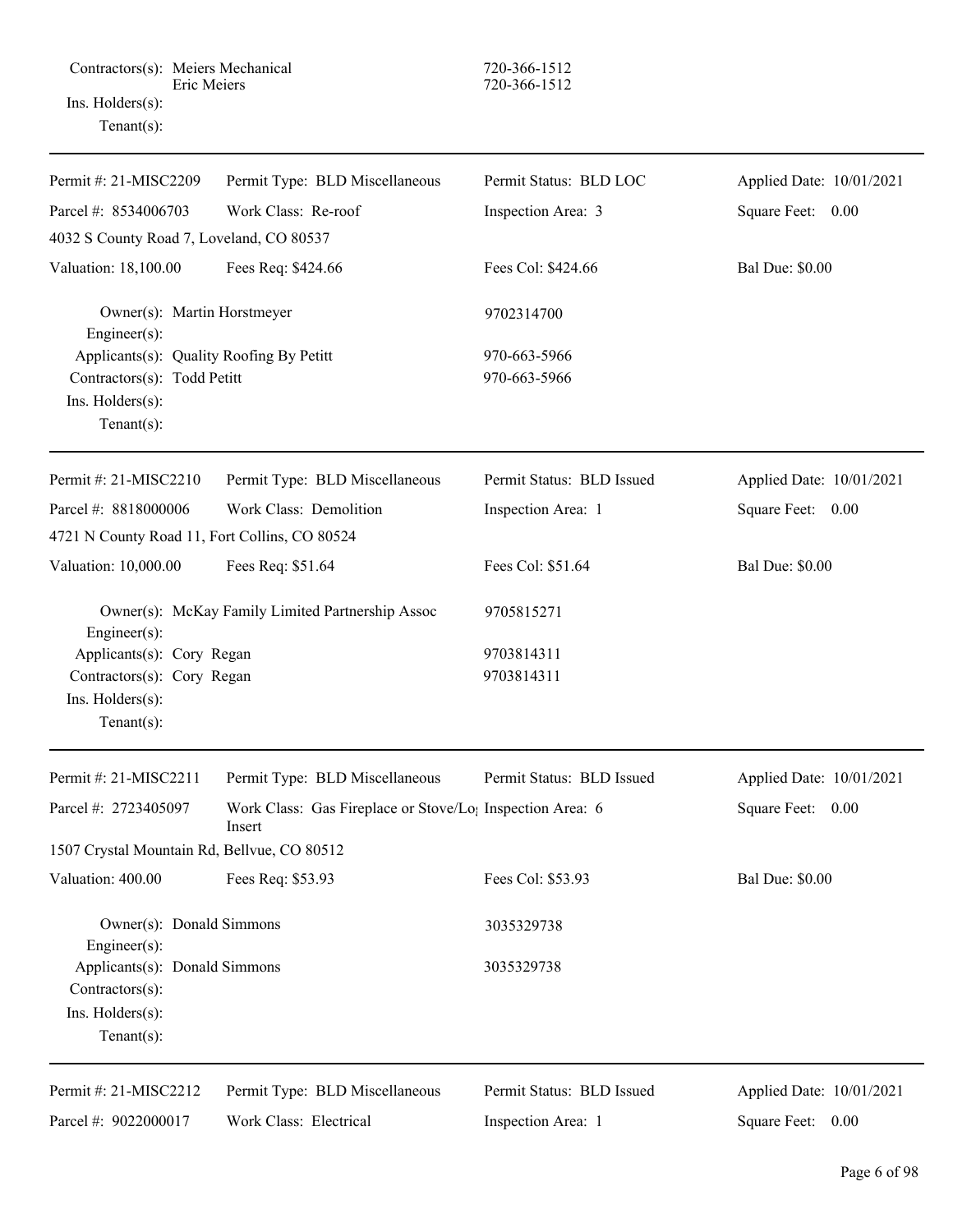Contractors(s): Meiers Mechanical 720-366-1512
Eric Meiers 720-366-1512

Ins. Holders(s):

Tenant(s):

---

| Permit #: 21-MISC2209 | Permit Type: BLD Miscellaneous | Permit Status: BLD LOC | Applied Date: 10/01/2021 |
|---|---|---|---|
| Parcel #: 8534006703 | Work Class: Re-roof | Inspection Area: 3 | Square Feet: 0.00 |
| 4032 S County Road 7, Loveland, CO 80537 | | | |
| Valuation: 18,100.00 | Fees Req: $424.66 | Fees Col: $424.66 | Bal Due: $0.00 |

Owner(s): Martin Horstmeyer 9702314700

Engineer(s):

Applicants(s): Quality Roofing By Petitt 970-663-5966

Contractors(s): Todd Petitt 970-663-5966

Ins. Holders(s):

Tenant(s):

---

| Permit #: 21-MISC2210 | Permit Type: BLD Miscellaneous | Permit Status: BLD Issued | Applied Date: 10/01/2021 |
|---|---|---|---|
| Parcel #: 8818000006 | Work Class: Demolition | Inspection Area: 1 | Square Feet: 0.00 |
| 4721 N County Road 11, Fort Collins, CO 80524 | | | |
| Valuation: 10,000.00 | Fees Req: $51.64 | Fees Col: $51.64 | Bal Due: $0.00 |

Owner(s): McKay Family Limited Partnership Assoc 9705815271

Engineer(s):

Applicants(s): Cory Regan 9703814311

Contractors(s): Cory Regan 9703814311

Ins. Holders(s):

Tenant(s):

---

| Permit #: 21-MISC2211 | Permit Type: BLD Miscellaneous | Permit Status: BLD Issued | Applied Date: 10/01/2021 |
|---|---|---|---|
| Parcel #: 2723405097 | Work Class: Gas Fireplace or Stove/Log Insert | Inspection Area: 6 | Square Feet: 0.00 |
| 1507 Crystal Mountain Rd, Bellvue, CO 80512 | | | |
| Valuation: 400.00 | Fees Req: $53.93 | Fees Col: $53.93 | Bal Due: $0.00 |

Owner(s): Donald Simmons 3035329738

Engineer(s):

Applicants(s): Donald Simmons 3035329738

Contractors(s):

Ins. Holders(s):

Tenant(s):

---

| Permit #: 21-MISC2212 | Permit Type: BLD Miscellaneous | Permit Status: BLD Issued | Applied Date: 10/01/2021 |
|---|---|---|---|
| Parcel #: 9022000017 | Work Class: Electrical | Inspection Area: 1 | Square Feet: 0.00 |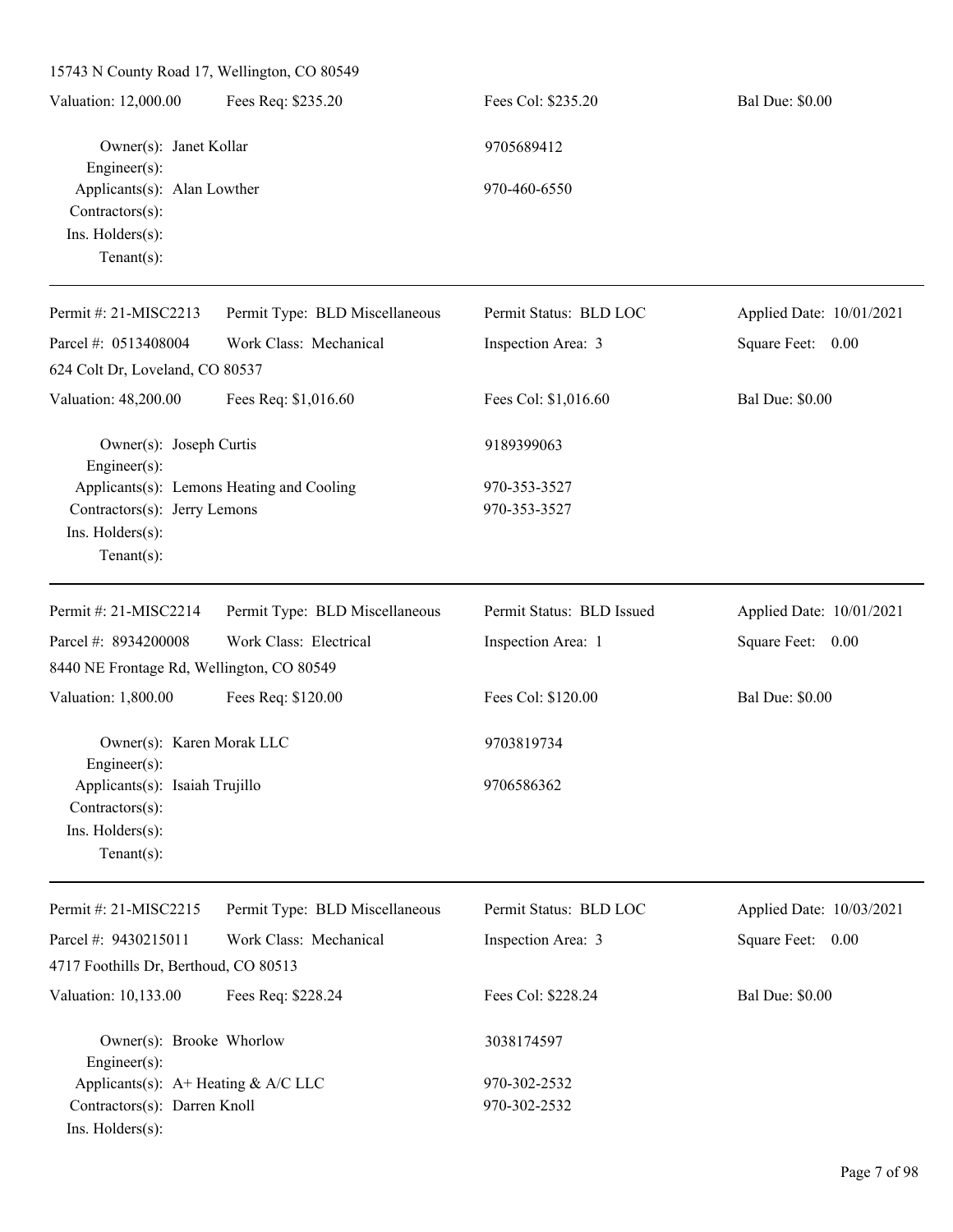15743 N County Road 17, Wellington, CO 80549

| Valuation: 12,000.00 | Fees Req: $235.20 | Fees Col: $235.20 | Bal Due: $0.00 |
|---|---|---|---|

Owner(s): Janet Kollar — 9705689412
Engineer(s):
Applicants(s): Alan Lowther — 970-460-6550
Contractors(s):
Ins. Holders(s):
Tenant(s):

---

| Permit #: 21-MISC2213 | Permit Type: BLD Miscellaneous | Permit Status: BLD LOC | Applied Date: 10/01/2021 |
|---|---|---|---|
| Parcel #: 0513408004 | Work Class: Mechanical | Inspection Area: 3 | Square Feet: 0.00 |
| 624 Colt Dr, Loveland, CO 80537 | | | |
| Valuation: 48,200.00 | Fees Req: $1,016.60 | Fees Col: $1,016.60 | Bal Due: $0.00 |

Owner(s): Joseph Curtis — 9189399063
Engineer(s):
Applicants(s): Lemons Heating and Cooling — 970-353-3527
Contractors(s): Jerry Lemons — 970-353-3527
Ins. Holders(s):
Tenant(s):

---

| Permit #: 21-MISC2214 | Permit Type: BLD Miscellaneous | Permit Status: BLD Issued | Applied Date: 10/01/2021 |
|---|---|---|---|
| Parcel #: 8934200008 | Work Class: Electrical | Inspection Area: 1 | Square Feet: 0.00 |
| 8440 NE Frontage Rd, Wellington, CO 80549 | | | |
| Valuation: 1,800.00 | Fees Req: $120.00 | Fees Col: $120.00 | Bal Due: $0.00 |

Owner(s): Karen Morak LLC — 9703819734
Engineer(s):
Applicants(s): Isaiah Trujillo — 9706586362
Contractors(s):
Ins. Holders(s):
Tenant(s):

---

| Permit #: 21-MISC2215 | Permit Type: BLD Miscellaneous | Permit Status: BLD LOC | Applied Date: 10/03/2021 |
|---|---|---|---|
| Parcel #: 9430215011 | Work Class: Mechanical | Inspection Area: 3 | Square Feet: 0.00 |
| 4717 Foothills Dr, Berthoud, CO 80513 | | | |
| Valuation: 10,133.00 | Fees Req: $228.24 | Fees Col: $228.24 | Bal Due: $0.00 |

Owner(s): Brooke Whorlow — 3038174597
Engineer(s):
Applicants(s): A+ Heating & A/C LLC — 970-302-2532
Contractors(s): Darren Knoll — 970-302-2532
Ins. Holders(s):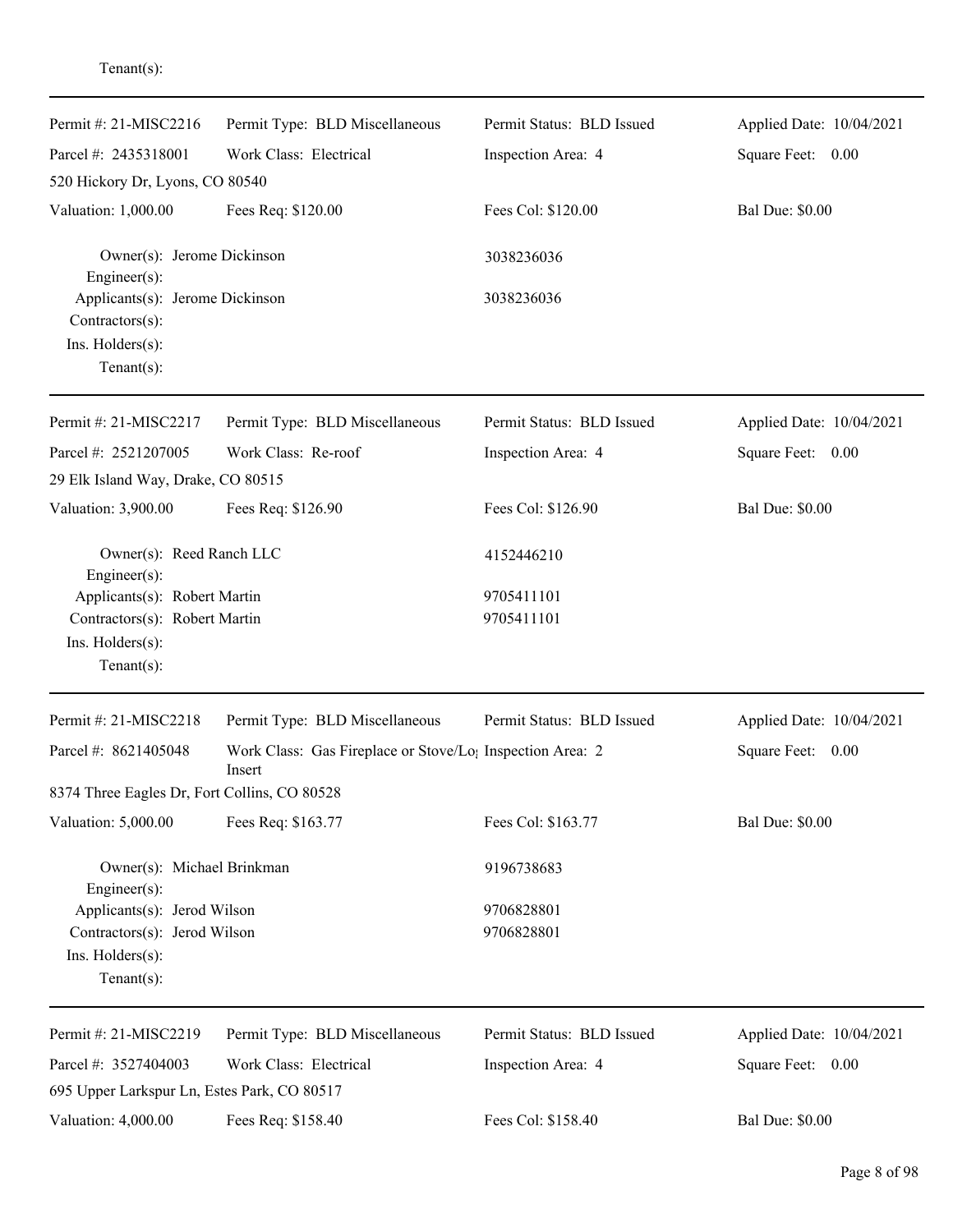Tenant(s):

---

| Permit #: 21-MISC2216 | Permit Type: BLD Miscellaneous | Permit Status: BLD Issued | Applied Date: 10/04/2021 |
|---|---|---|---|
| Parcel #: 2435318001 | Work Class: Electrical | Inspection Area: 4 | Square Feet: 0.00 |
| 520 Hickory Dr, Lyons, CO 80540 | | | |
| Valuation: 1,000.00 | Fees Req: $120.00 | Fees Col: $120.00 | Bal Due: $0.00 |

Owner(s): Jerome Dickinson — 3038236036
Engineer(s):
Applicants(s): Jerome Dickinson — 3038236036
Contractors(s):
Ins. Holders(s):
Tenant(s):

---

| Permit #: 21-MISC2217 | Permit Type: BLD Miscellaneous | Permit Status: BLD Issued | Applied Date: 10/04/2021 |
|---|---|---|---|
| Parcel #: 2521207005 | Work Class: Re-roof | Inspection Area: 4 | Square Feet: 0.00 |
| 29 Elk Island Way, Drake, CO 80515 | | | |
| Valuation: 3,900.00 | Fees Req: $126.90 | Fees Col: $126.90 | Bal Due: $0.00 |

Owner(s): Reed Ranch LLC — 4152446210
Engineer(s):
Applicants(s): Robert Martin — 9705411101
Contractors(s): Robert Martin — 9705411101
Ins. Holders(s):
Tenant(s):

---

| Permit #: 21-MISC2218 | Permit Type: BLD Miscellaneous | Permit Status: BLD Issued | Applied Date: 10/04/2021 |
|---|---|---|---|
| Parcel #: 8621405048 | Work Class: Gas Fireplace or Stove/Log Insert | Inspection Area: 2 | Square Feet: 0.00 |
| 8374 Three Eagles Dr, Fort Collins, CO 80528 | | | |
| Valuation: 5,000.00 | Fees Req: $163.77 | Fees Col: $163.77 | Bal Due: $0.00 |

Owner(s): Michael Brinkman — 9196738683
Engineer(s):
Applicants(s): Jerod Wilson — 9706828801
Contractors(s): Jerod Wilson — 9706828801
Ins. Holders(s):
Tenant(s):

---

| Permit #: 21-MISC2219 | Permit Type: BLD Miscellaneous | Permit Status: BLD Issued | Applied Date: 10/04/2021 |
|---|---|---|---|
| Parcel #: 3527404003 | Work Class: Electrical | Inspection Area: 4 | Square Feet: 0.00 |
| 695 Upper Larkspur Ln, Estes Park, CO 80517 | | | |
| Valuation: 4,000.00 | Fees Req: $158.40 | Fees Col: $158.40 | Bal Due: $0.00 |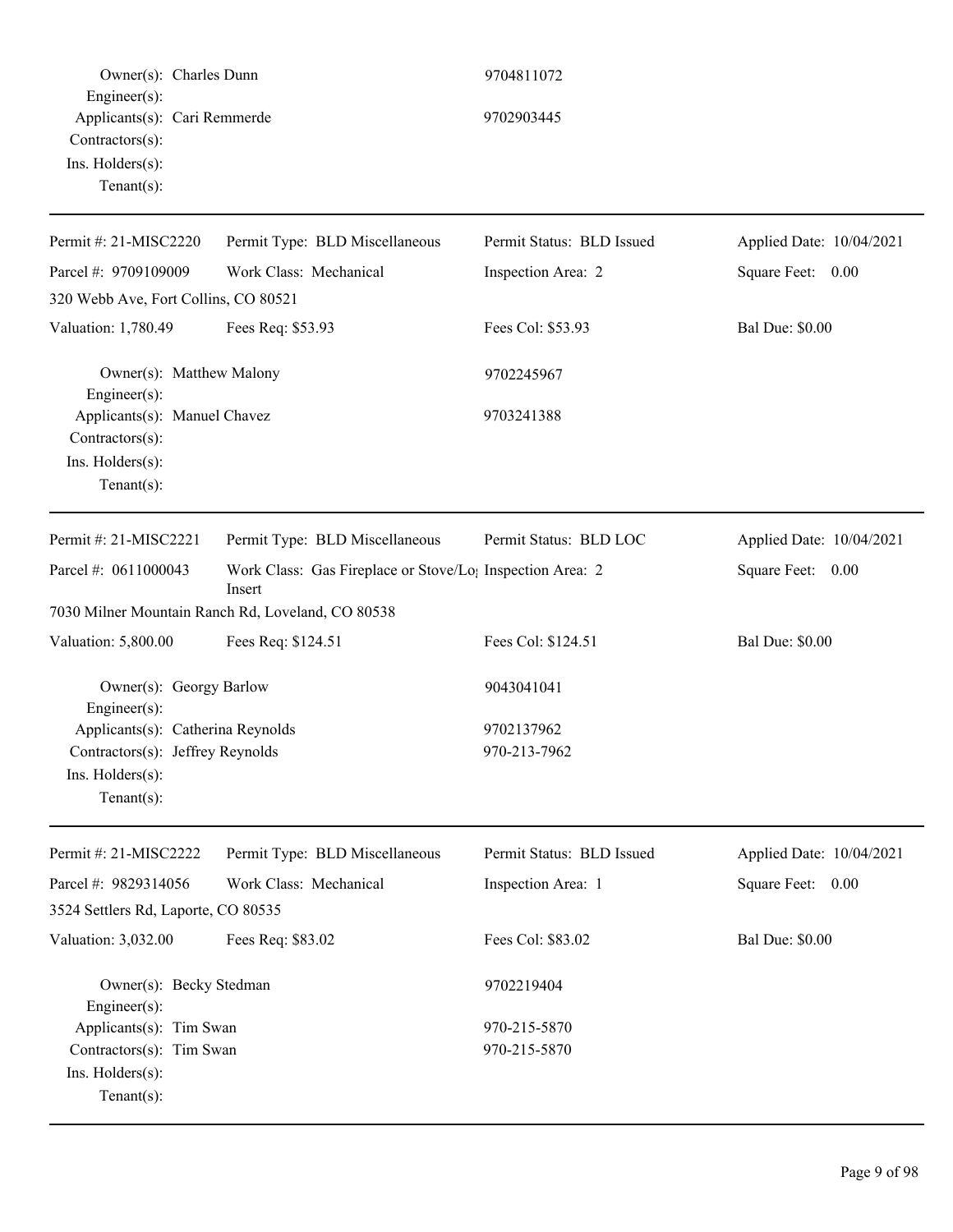Owner(s): Charles Dunn 9704811072
Engineer(s):
Applicants(s): Cari Remmerde 9702903445
Contractors(s):
Ins. Holders(s):
Tenant(s):

---

Permit #: 21-MISC2220 | Permit Type: BLD Miscellaneous | Permit Status: BLD Issued | Applied Date: 10/04/2021
Parcel #: 9709109009 | Work Class: Mechanical | Inspection Area: 2 | Square Feet: 0.00
320 Webb Ave, Fort Collins, CO 80521
Valuation: 1,780.49 | Fees Req: $53.93 | Fees Col: $53.93 | Bal Due: $0.00

Owner(s): Matthew Malony 9702245967
Engineer(s):
Applicants(s): Manuel Chavez 9703241388
Contractors(s):
Ins. Holders(s):
Tenant(s):

---

Permit #: 21-MISC2221 | Permit Type: BLD Miscellaneous | Permit Status: BLD LOC | Applied Date: 10/04/2021
Parcel #: 0611000043 | Work Class: Gas Fireplace or Stove/Log Insert | Inspection Area: 2 | Square Feet: 0.00
7030 Milner Mountain Ranch Rd, Loveland, CO 80538
Valuation: 5,800.00 | Fees Req: $124.51 | Fees Col: $124.51 | Bal Due: $0.00

Owner(s): Georgy Barlow 9043041041
Engineer(s):
Applicants(s): Catherina Reynolds 9702137962
Contractors(s): Jeffrey Reynolds 970-213-7962
Ins. Holders(s):
Tenant(s):

---

Permit #: 21-MISC2222 | Permit Type: BLD Miscellaneous | Permit Status: BLD Issued | Applied Date: 10/04/2021
Parcel #: 9829314056 | Work Class: Mechanical | Inspection Area: 1 | Square Feet: 0.00
3524 Settlers Rd, Laporte, CO 80535
Valuation: 3,032.00 | Fees Req: $83.02 | Fees Col: $83.02 | Bal Due: $0.00

Owner(s): Becky Stedman 9702219404
Engineer(s):
Applicants(s): Tim Swan 970-215-5870
Contractors(s): Tim Swan 970-215-5870
Ins. Holders(s):
Tenant(s):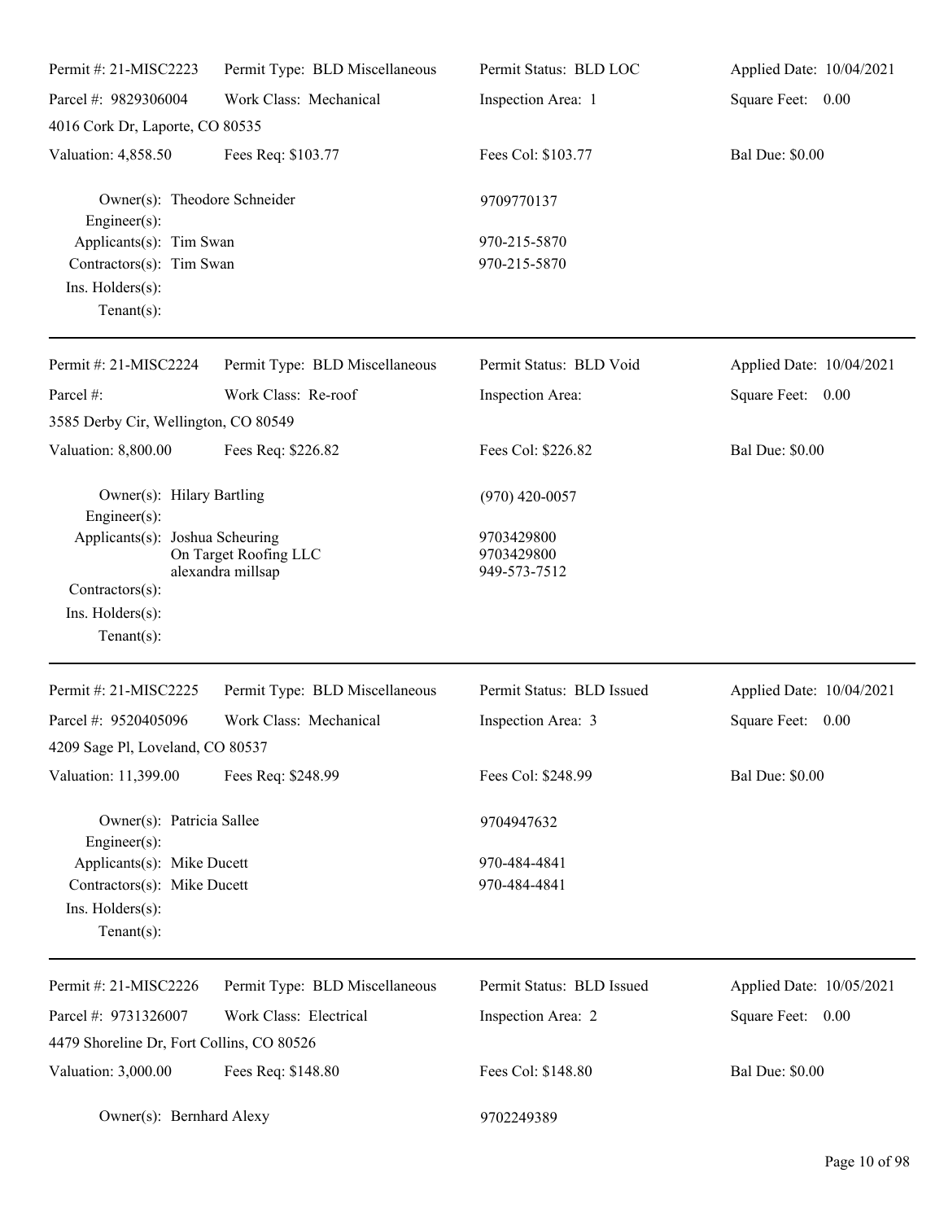Permit #: 21-MISC2223 | Permit Type: BLD Miscellaneous | Permit Status: BLD LOC | Applied Date: 10/04/2021

Parcel #: 9829306004 | Work Class: Mechanical | Inspection Area: 1 | Square Feet: 0.00

4016 Cork Dr, Laporte, CO 80535

Valuation: 4,858.50 | Fees Req: $103.77 | Fees Col: $103.77 | Bal Due: $0.00

Owner(s): Theodore Schneider 9709770137
Engineer(s):
Applicants(s): Tim Swan 970-215-5870
Contractors(s): Tim Swan 970-215-5870
Ins. Holders(s):
Tenant(s):

---

Permit #: 21-MISC2224 | Permit Type: BLD Miscellaneous | Permit Status: BLD Void | Applied Date: 10/04/2021

Parcel #: | Work Class: Re-roof | Inspection Area: | Square Feet: 0.00

3585 Derby Cir, Wellington, CO 80549

Valuation: 8,800.00 | Fees Req: $226.82 | Fees Col: $226.82 | Bal Due: $0.00

Owner(s): Hilary Bartling (970) 420-0057
Engineer(s):
Applicants(s): Joshua Scheuring 9703429800
On Target Roofing LLC 9703429800
alexandra millsap 949-573-7512
Contractors(s):
Ins. Holders(s):
Tenant(s):

---

Permit #: 21-MISC2225 | Permit Type: BLD Miscellaneous | Permit Status: BLD Issued | Applied Date: 10/04/2021

Parcel #: 9520405096 | Work Class: Mechanical | Inspection Area: 3 | Square Feet: 0.00

4209 Sage Pl, Loveland, CO 80537

Valuation: 11,399.00 | Fees Req: $248.99 | Fees Col: $248.99 | Bal Due: $0.00

Owner(s): Patricia Sallee 9704947632
Engineer(s):
Applicants(s): Mike Ducett 970-484-4841
Contractors(s): Mike Ducett 970-484-4841
Ins. Holders(s):
Tenant(s):

---

Permit #: 21-MISC2226 | Permit Type: BLD Miscellaneous | Permit Status: BLD Issued | Applied Date: 10/05/2021

Parcel #: 9731326007 | Work Class: Electrical | Inspection Area: 2 | Square Feet: 0.00

4479 Shoreline Dr, Fort Collins, CO 80526

Valuation: 3,000.00 | Fees Req: $148.80 | Fees Col: $148.80 | Bal Due: $0.00

Owner(s): Bernhard Alexy 9702249389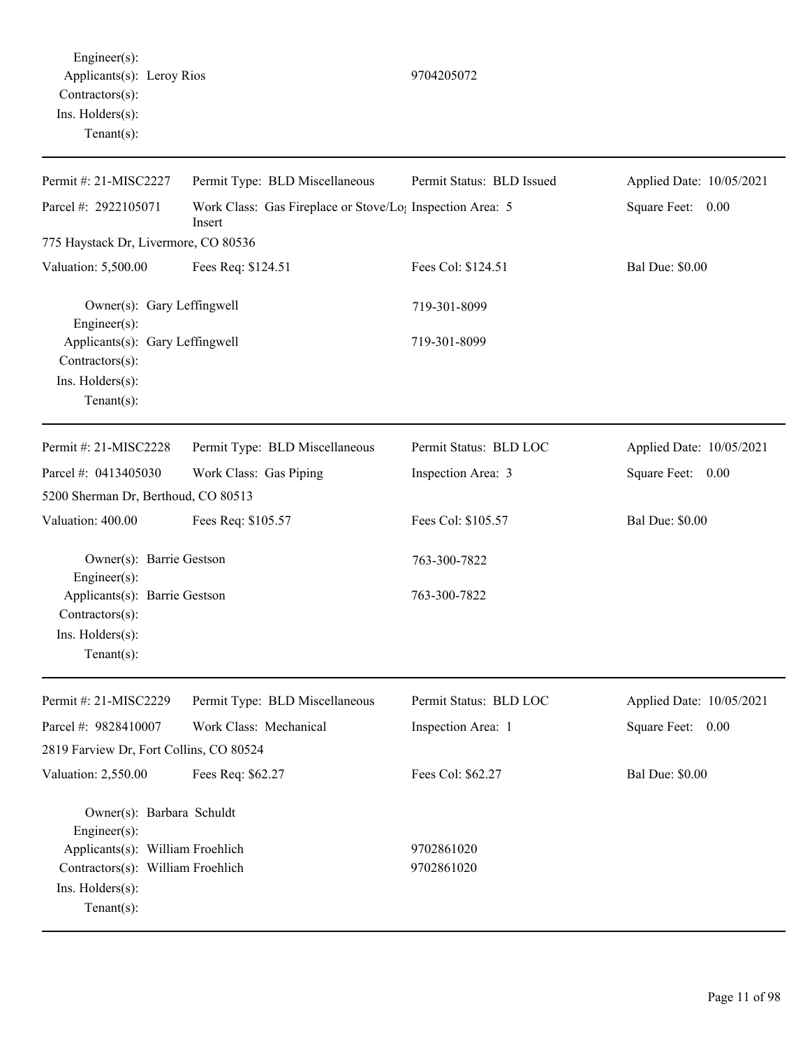Engineer(s):
Applicants(s): Leroy Rios 9704205072
Contractors(s):
Ins. Holders(s):
Tenant(s):

---

| Permit #: 21-MISC2227 | Permit Type: BLD Miscellaneous | Permit Status: BLD Issued | Applied Date: 10/05/2021 |
|---|---|---|---|
| Parcel #: 2922105071 | Work Class: Gas Fireplace or Stove/Log Insert | Inspection Area: 5 | Square Feet: 0.00 |
| 775 Haystack Dr, Livermore, CO 80536 | | | |
| Valuation: 5,500.00 | Fees Req: $124.51 | Fees Col: $124.51 | Bal Due: $0.00 |

Owner(s): Gary Leffingwell 719-301-8099
Engineer(s):
Applicants(s): Gary Leffingwell 719-301-8099
Contractors(s):
Ins. Holders(s):
Tenant(s):

---

| Permit #: 21-MISC2228 | Permit Type: BLD Miscellaneous | Permit Status: BLD LOC | Applied Date: 10/05/2021 |
|---|---|---|---|
| Parcel #: 0413405030 | Work Class: Gas Piping | Inspection Area: 3 | Square Feet: 0.00 |
| 5200 Sherman Dr, Berthoud, CO 80513 | | | |
| Valuation: 400.00 | Fees Req: $105.57 | Fees Col: $105.57 | Bal Due: $0.00 |

Owner(s): Barrie Gestson 763-300-7822
Engineer(s):
Applicants(s): Barrie Gestson 763-300-7822
Contractors(s):
Ins. Holders(s):
Tenant(s):

---

| Permit #: 21-MISC2229 | Permit Type: BLD Miscellaneous | Permit Status: BLD LOC | Applied Date: 10/05/2021 |
|---|---|---|---|
| Parcel #: 9828410007 | Work Class: Mechanical | Inspection Area: 1 | Square Feet: 0.00 |
| 2819 Farview Dr, Fort Collins, CO 80524 | | | |
| Valuation: 2,550.00 | Fees Req: $62.27 | Fees Col: $62.27 | Bal Due: $0.00 |

Owner(s): Barbara Schuldt
Engineer(s):
Applicants(s): William Froehlich 9702861020
Contractors(s): William Froehlich 9702861020
Ins. Holders(s):
Tenant(s):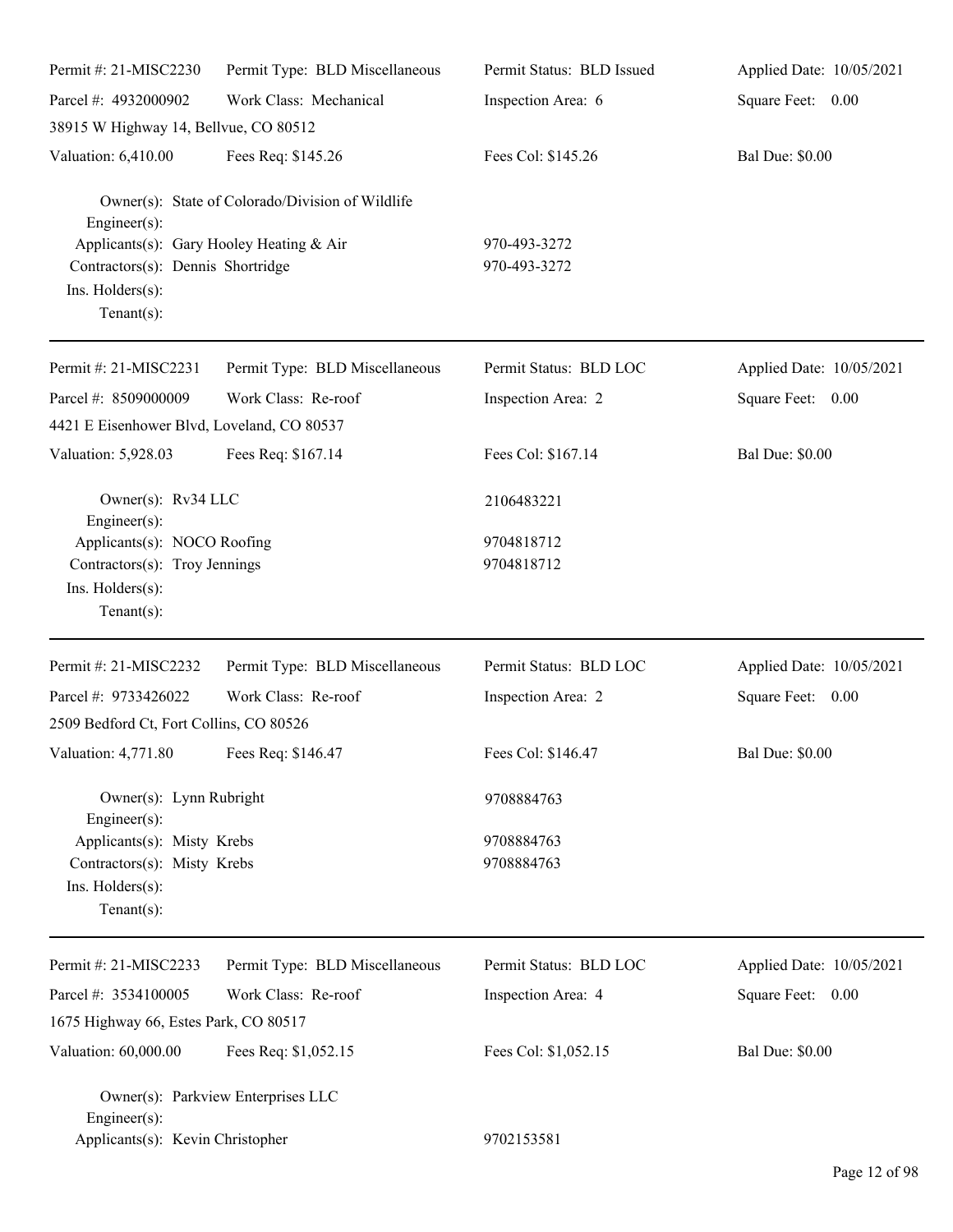Permit #: 21-MISC2230 Permit Type: BLD Miscellaneous Permit Status: BLD Issued Applied Date: 10/05/2021
Parcel #: 4932000902 Work Class: Mechanical Inspection Area: 6 Square Feet: 0.00
38915 W Highway 14, Bellvue, CO 80512
Valuation: 6,410.00 Fees Req: $145.26 Fees Col: $145.26 Bal Due: $0.00

Owner(s): State of Colorado/Division of Wildlife
Engineer(s):
Applicants(s): Gary Hooley Heating & Air 970-493-3272
Contractors(s): Dennis Shortridge 970-493-3272
Ins. Holders(s):
Tenant(s):

---

Permit #: 21-MISC2231 Permit Type: BLD Miscellaneous Permit Status: BLD LOC Applied Date: 10/05/2021
Parcel #: 8509000009 Work Class: Re-roof Inspection Area: 2 Square Feet: 0.00
4421 E Eisenhower Blvd, Loveland, CO 80537
Valuation: 5,928.03 Fees Req: $167.14 Fees Col: $167.14 Bal Due: $0.00

Owner(s): Rv34 LLC 2106483221
Engineer(s):
Applicants(s): NOCO Roofing 9704818712
Contractors(s): Troy Jennings 9704818712
Ins. Holders(s):
Tenant(s):

---

Permit #: 21-MISC2232 Permit Type: BLD Miscellaneous Permit Status: BLD LOC Applied Date: 10/05/2021
Parcel #: 9733426022 Work Class: Re-roof Inspection Area: 2 Square Feet: 0.00
2509 Bedford Ct, Fort Collins, CO 80526
Valuation: 4,771.80 Fees Req: $146.47 Fees Col: $146.47 Bal Due: $0.00

Owner(s): Lynn Rubright 9708884763
Engineer(s):
Applicants(s): Misty Krebs 9708884763
Contractors(s): Misty Krebs 9708884763
Ins. Holders(s):
Tenant(s):

---

Permit #: 21-MISC2233 Permit Type: BLD Miscellaneous Permit Status: BLD LOC Applied Date: 10/05/2021
Parcel #: 3534100005 Work Class: Re-roof Inspection Area: 4 Square Feet: 0.00
1675 Highway 66, Estes Park, CO 80517
Valuation: 60,000.00 Fees Req: $1,052.15 Fees Col: $1,052.15 Bal Due: $0.00

Owner(s): Parkview Enterprises LLC
Engineer(s):
Applicants(s): Kevin Christopher 9702153581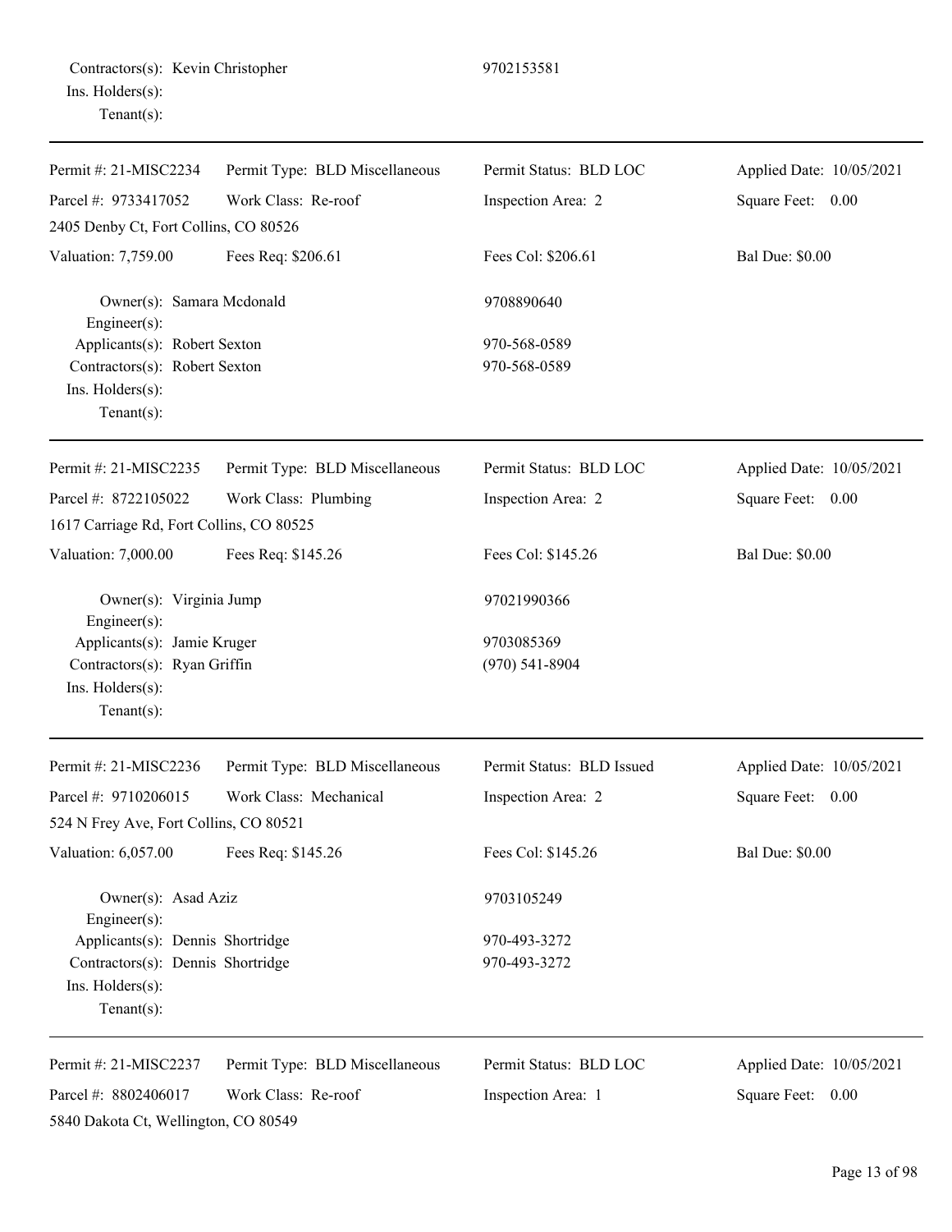Contractors(s): Kevin Christopher 9702153581
Ins. Holders(s):
Tenant(s):

---

| Permit #: 21-MISC2234 | Permit Type: BLD Miscellaneous | Permit Status: BLD LOC | Applied Date: 10/05/2021 |
|---|---|---|---|
| Parcel #: 9733417052 | Work Class: Re-roof | Inspection Area: 2 | Square Feet: 0.00 |
| 2405 Denby Ct, Fort Collins, CO 80526 | | | |
| Valuation: 7,759.00 | Fees Req: $206.61 | Fees Col: $206.61 | Bal Due: $0.00 |

Owner(s): Samara Mcdonald 9708890640
Engineer(s):
Applicants(s): Robert Sexton 970-568-0589
Contractors(s): Robert Sexton 970-568-0589
Ins. Holders(s):
Tenant(s):

---

| Permit #: 21-MISC2235 | Permit Type: BLD Miscellaneous | Permit Status: BLD LOC | Applied Date: 10/05/2021 |
|---|---|---|---|
| Parcel #: 8722105022 | Work Class: Plumbing | Inspection Area: 2 | Square Feet: 0.00 |
| 1617 Carriage Rd, Fort Collins, CO 80525 | | | |
| Valuation: 7,000.00 | Fees Req: $145.26 | Fees Col: $145.26 | Bal Due: $0.00 |

Owner(s): Virginia Jump 97021990366
Engineer(s):
Applicants(s): Jamie Kruger 9703085369
Contractors(s): Ryan Griffin (970) 541-8904
Ins. Holders(s):
Tenant(s):

---

| Permit #: 21-MISC2236 | Permit Type: BLD Miscellaneous | Permit Status: BLD Issued | Applied Date: 10/05/2021 |
|---|---|---|---|
| Parcel #: 9710206015 | Work Class: Mechanical | Inspection Area: 2 | Square Feet: 0.00 |
| 524 N Frey Ave, Fort Collins, CO 80521 | | | |
| Valuation: 6,057.00 | Fees Req: $145.26 | Fees Col: $145.26 | Bal Due: $0.00 |

Owner(s): Asad Aziz 9703105249
Engineer(s):
Applicants(s): Dennis Shortridge 970-493-3272
Contractors(s): Dennis Shortridge 970-493-3272
Ins. Holders(s):
Tenant(s):

---

| Permit #: 21-MISC2237 | Permit Type: BLD Miscellaneous | Permit Status: BLD LOC | Applied Date: 10/05/2021 |
|---|---|---|---|
| Parcel #: 8802406017 | Work Class: Re-roof | Inspection Area: 1 | Square Feet: 0.00 |
| 5840 Dakota Ct, Wellington, CO 80549 | | | |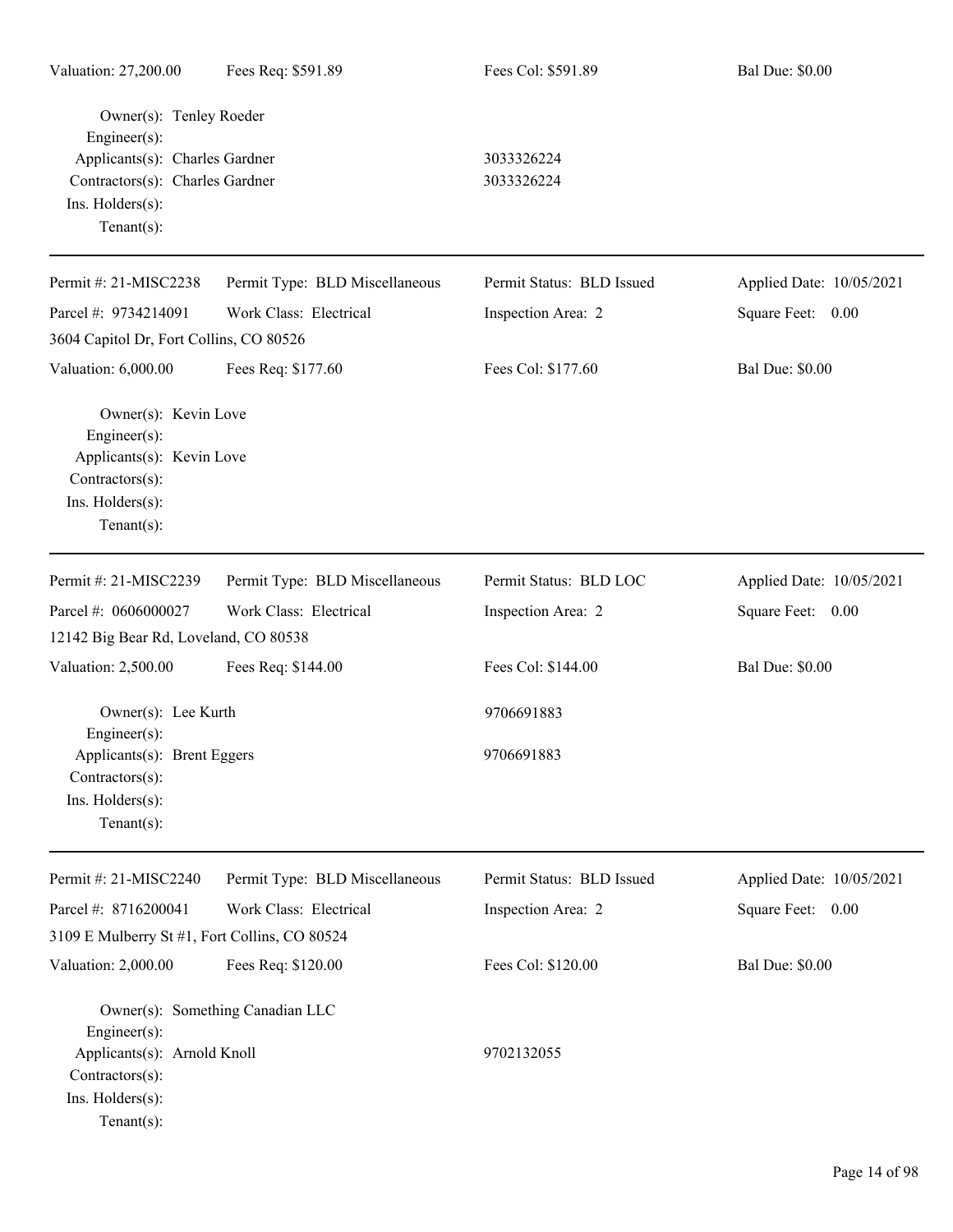| Valuation: 27,200.00 | Fees Req: $591.89 | Fees Col: $591.89 | Bal Due: $0.00 |
|---|---|---|---|

Owner(s): Tenley Roeder
Engineer(s):
Applicants(s): Charles Gardner — 3033326224
Contractors(s): Charles Gardner — 3033326224
Ins. Holders(s):
Tenant(s):

---

| Permit #: 21-MISC2238 | Permit Type: BLD Miscellaneous | Permit Status: BLD Issued | Applied Date: 10/05/2021 |
|---|---|---|---|
| Parcel #: 9734214091 | Work Class: Electrical | Inspection Area: 2 | Square Feet: 0.00 |
| 3604 Capitol Dr, Fort Collins, CO 80526 | | | |
| Valuation: 6,000.00 | Fees Req: $177.60 | Fees Col: $177.60 | Bal Due: $0.00 |

Owner(s): Kevin Love
Engineer(s):
Applicants(s): Kevin Love
Contractors(s):
Ins. Holders(s):
Tenant(s):

---

| Permit #: 21-MISC2239 | Permit Type: BLD Miscellaneous | Permit Status: BLD LOC | Applied Date: 10/05/2021 |
|---|---|---|---|
| Parcel #: 0606000027 | Work Class: Electrical | Inspection Area: 2 | Square Feet: 0.00 |
| 12142 Big Bear Rd, Loveland, CO 80538 | | | |
| Valuation: 2,500.00 | Fees Req: $144.00 | Fees Col: $144.00 | Bal Due: $0.00 |

Owner(s): Lee Kurth — 9706691883
Engineer(s):
Applicants(s): Brent Eggers — 9706691883
Contractors(s):
Ins. Holders(s):
Tenant(s):

---

| Permit #: 21-MISC2240 | Permit Type: BLD Miscellaneous | Permit Status: BLD Issued | Applied Date: 10/05/2021 |
|---|---|---|---|
| Parcel #: 8716200041 | Work Class: Electrical | Inspection Area: 2 | Square Feet: 0.00 |
| 3109 E Mulberry St #1, Fort Collins, CO 80524 | | | |
| Valuation: 2,000.00 | Fees Req: $120.00 | Fees Col: $120.00 | Bal Due: $0.00 |

Owner(s): Something Canadian LLC
Engineer(s):
Applicants(s): Arnold Knoll — 9702132055
Contractors(s):
Ins. Holders(s):
Tenant(s):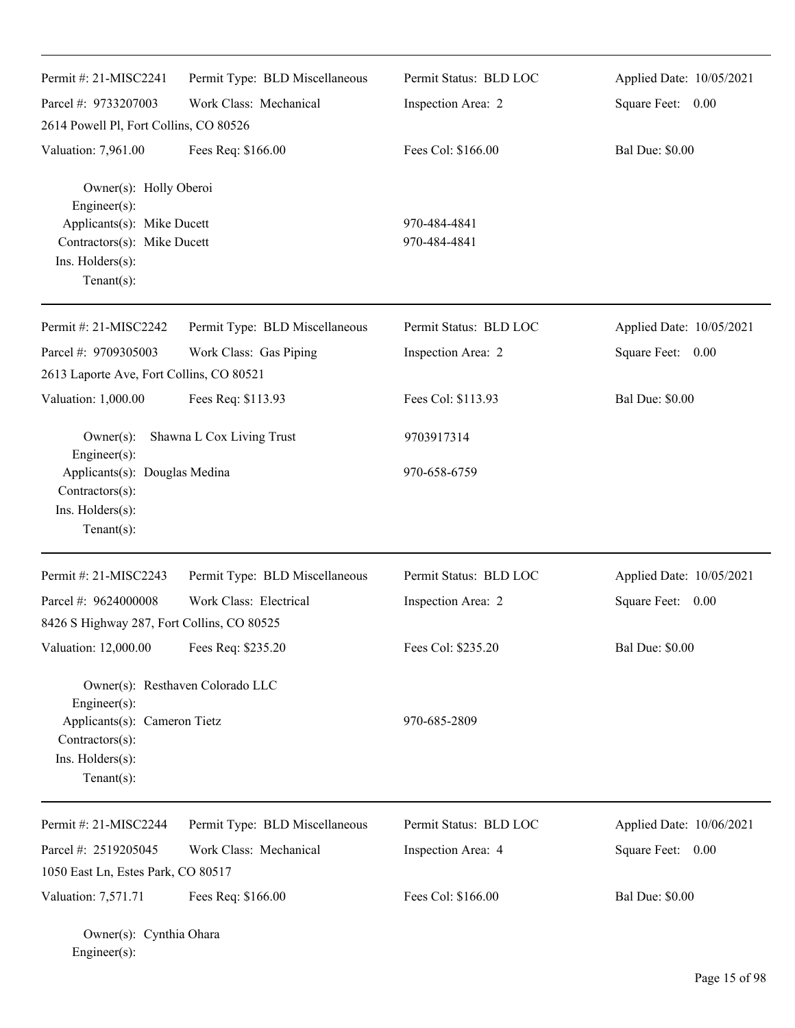Permit #: 21-MISC2241 | Permit Type: BLD Miscellaneous | Permit Status: BLD LOC | Applied Date: 10/05/2021
Parcel #: 9733207003 | Work Class: Mechanical | Inspection Area: 2 | Square Feet: 0.00
2614 Powell Pl, Fort Collins, CO 80526
Valuation: 7,961.00 | Fees Req: $166.00 | Fees Col: $166.00 | Bal Due: $0.00

Owner(s): Holly Oberoi
Engineer(s):
Applicants(s): Mike Ducett 970-484-4841
Contractors(s): Mike Ducett 970-484-4841
Ins. Holders(s):
Tenant(s):

---

Permit #: 21-MISC2242 | Permit Type: BLD Miscellaneous | Permit Status: BLD LOC | Applied Date: 10/05/2021
Parcel #: 9709305003 | Work Class: Gas Piping | Inspection Area: 2 | Square Feet: 0.00
2613 Laporte Ave, Fort Collins, CO 80521
Valuation: 1,000.00 | Fees Req: $113.93 | Fees Col: $113.93 | Bal Due: $0.00

Owner(s): Shawna L Cox Living Trust 9703917314
Engineer(s):
Applicants(s): Douglas Medina 970-658-6759
Contractors(s):
Ins. Holders(s):
Tenant(s):

---

Permit #: 21-MISC2243 | Permit Type: BLD Miscellaneous | Permit Status: BLD LOC | Applied Date: 10/05/2021
Parcel #: 9624000008 | Work Class: Electrical | Inspection Area: 2 | Square Feet: 0.00
8426 S Highway 287, Fort Collins, CO 80525
Valuation: 12,000.00 | Fees Req: $235.20 | Fees Col: $235.20 | Bal Due: $0.00

Owner(s): Resthaven Colorado LLC
Engineer(s):
Applicants(s): Cameron Tietz 970-685-2809
Contractors(s):
Ins. Holders(s):
Tenant(s):

---

Permit #: 21-MISC2244 | Permit Type: BLD Miscellaneous | Permit Status: BLD LOC | Applied Date: 10/06/2021
Parcel #: 2519205045 | Work Class: Mechanical | Inspection Area: 4 | Square Feet: 0.00
1050 East Ln, Estes Park, CO 80517
Valuation: 7,571.71 | Fees Req: $166.00 | Fees Col: $166.00 | Bal Due: $0.00

Owner(s): Cynthia Ohara
Engineer(s):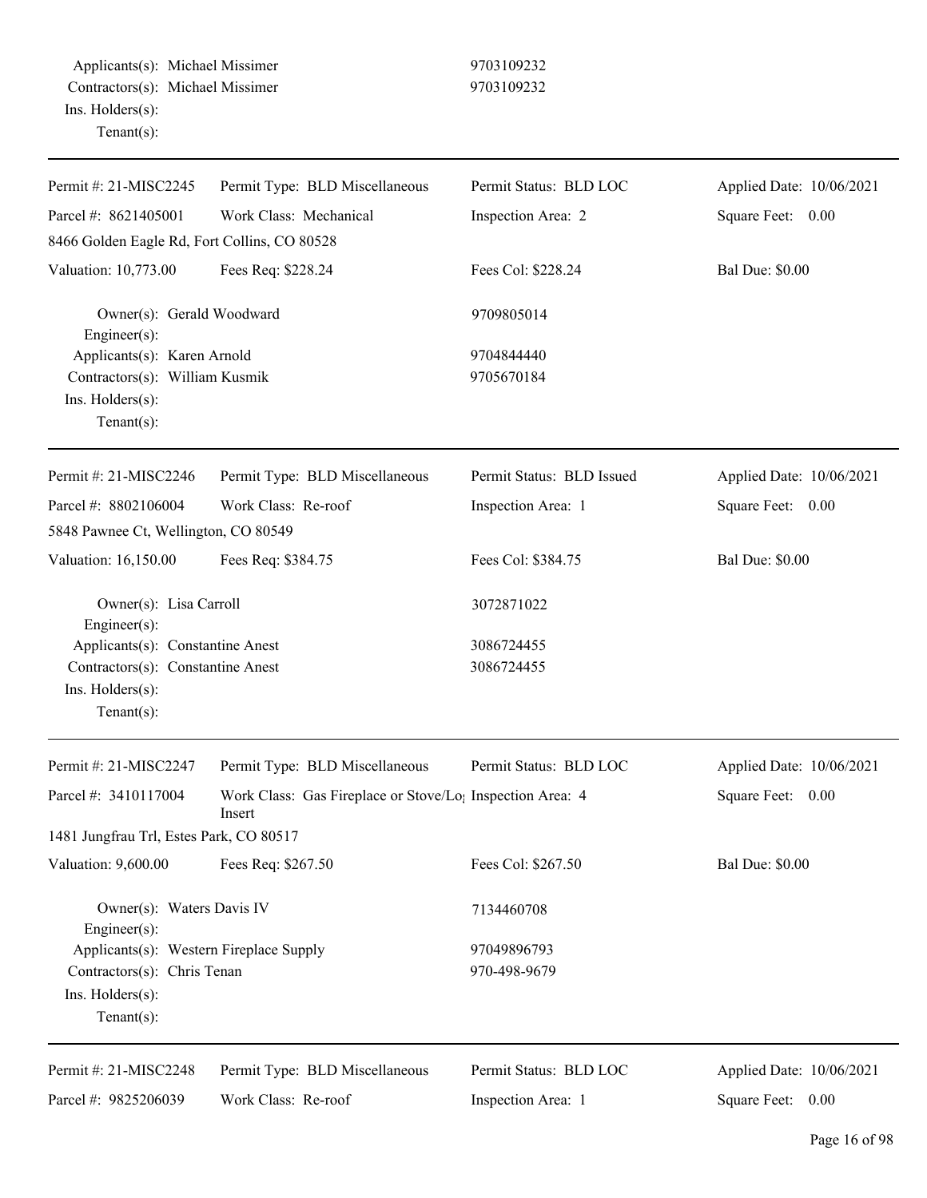Applicants(s): Michael Missimer 9703109232
Contractors(s): Michael Missimer 9703109232
Ins. Holders(s):
Tenant(s):

---

| Permit #: 21-MISC2245 | Permit Type: BLD Miscellaneous | Permit Status: BLD LOC | Applied Date: 10/06/2021 |
|---|---|---|---|
| Parcel #: 8621405001 | Work Class: Mechanical | Inspection Area: 2 | Square Feet: 0.00 |
| 8466 Golden Eagle Rd, Fort Collins, CO 80528 | | | |
| Valuation: 10,773.00 | Fees Req: $228.24 | Fees Col: $228.24 | Bal Due: $0.00 |

Owner(s): Gerald Woodward 9709805014
Engineer(s):
Applicants(s): Karen Arnold 9704844440
Contractors(s): William Kusmik 9705670184
Ins. Holders(s):
Tenant(s):

---

| Permit #: 21-MISC2246 | Permit Type: BLD Miscellaneous | Permit Status: BLD Issued | Applied Date: 10/06/2021 |
|---|---|---|---|
| Parcel #: 8802106004 | Work Class: Re-roof | Inspection Area: 1 | Square Feet: 0.00 |
| 5848 Pawnee Ct, Wellington, CO 80549 | | | |
| Valuation: 16,150.00 | Fees Req: $384.75 | Fees Col: $384.75 | Bal Due: $0.00 |

Owner(s): Lisa Carroll 3072871022
Engineer(s):
Applicants(s): Constantine Anest 3086724455
Contractors(s): Constantine Anest 3086724455
Ins. Holders(s):
Tenant(s):

---

| Permit #: 21-MISC2247 | Permit Type: BLD Miscellaneous | Permit Status: BLD LOC | Applied Date: 10/06/2021 |
|---|---|---|---|
| Parcel #: 3410117004 | Work Class: Gas Fireplace or Stove/Log Insert | Inspection Area: 4 | Square Feet: 0.00 |
| 1481 Jungfrau Trl, Estes Park, CO 80517 | | | |
| Valuation: 9,600.00 | Fees Req: $267.50 | Fees Col: $267.50 | Bal Due: $0.00 |

Owner(s): Waters Davis IV 7134460708
Engineer(s):
Applicants(s): Western Fireplace Supply 97049896793
Contractors(s): Chris Tenan 970-498-9679
Ins. Holders(s):
Tenant(s):

---

| Permit #: 21-MISC2248 | Permit Type: BLD Miscellaneous | Permit Status: BLD LOC | Applied Date: 10/06/2021 |
|---|---|---|---|
| Parcel #: 9825206039 | Work Class: Re-roof | Inspection Area: 1 | Square Feet: 0.00 |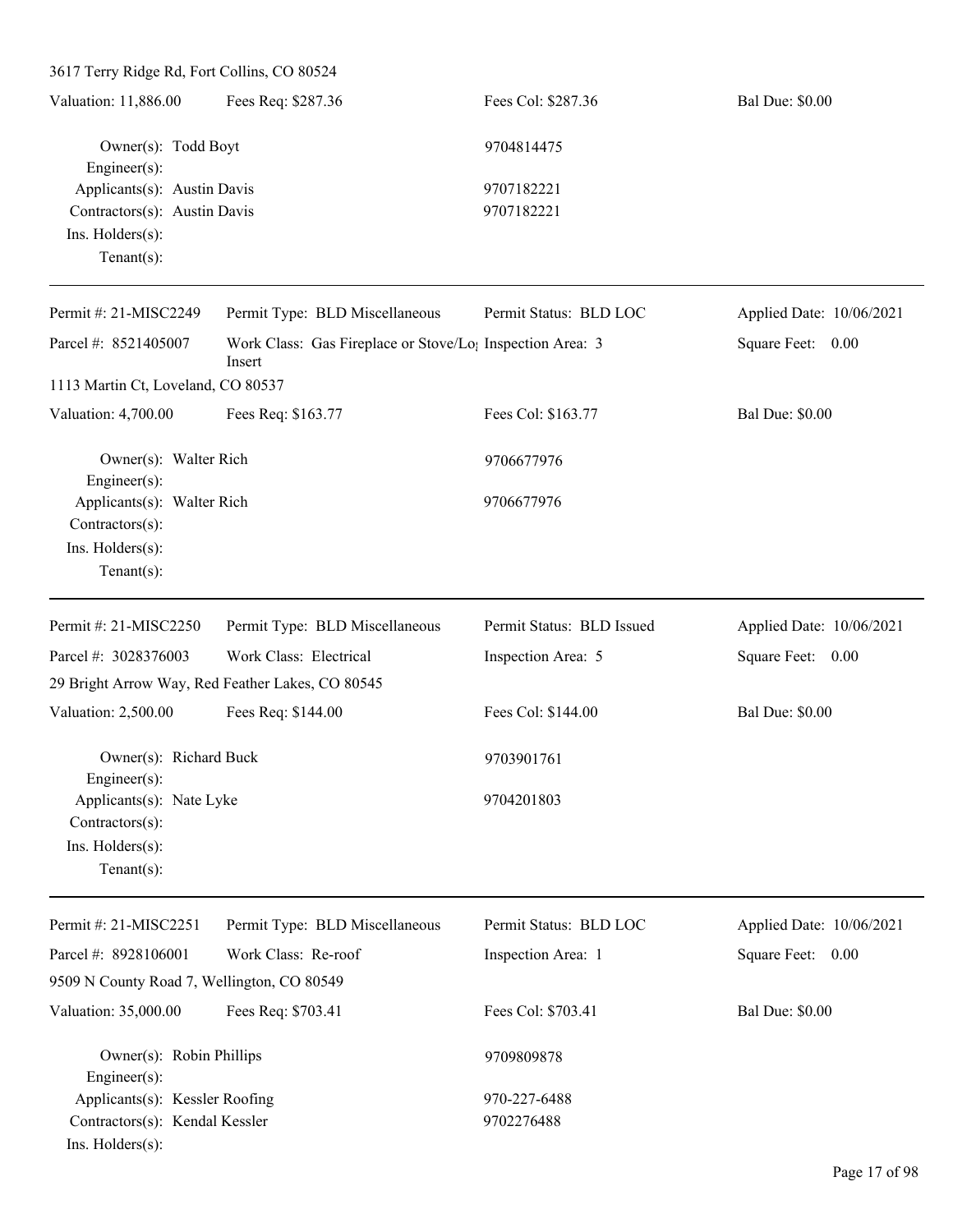3617 Terry Ridge Rd, Fort Collins, CO 80524

| Valuation: 11,886.00 | Fees Req: $287.36 | Fees Col: $287.36 | Bal Due: $0.00 |
|---|---|---|---|

Owner(s): Todd Boyt 9704814475
Engineer(s):
Applicants(s): Austin Davis 9707182221
Contractors(s): Austin Davis 9707182221
Ins. Holders(s):
Tenant(s):

---

| Permit #: 21-MISC2249 | Permit Type: BLD Miscellaneous | Permit Status: BLD LOC | Applied Date: 10/06/2021 |
|---|---|---|---|
| Parcel #: 8521405007 | Work Class: Gas Fireplace or Stove/Log Insert | Inspection Area: 3 | Square Feet: 0.00 |

1113 Martin Ct, Loveland, CO 80537

| Valuation: 4,700.00 | Fees Req: $163.77 | Fees Col: $163.77 | Bal Due: $0.00 |
|---|---|---|---|

Owner(s): Walter Rich 9706677976
Engineer(s):
Applicants(s): Walter Rich 9706677976
Contractors(s):
Ins. Holders(s):
Tenant(s):

---

| Permit #: 21-MISC2250 | Permit Type: BLD Miscellaneous | Permit Status: BLD Issued | Applied Date: 10/06/2021 |
|---|---|---|---|
| Parcel #: 3028376003 | Work Class: Electrical | Inspection Area: 5 | Square Feet: 0.00 |

29 Bright Arrow Way, Red Feather Lakes, CO 80545

| Valuation: 2,500.00 | Fees Req: $144.00 | Fees Col: $144.00 | Bal Due: $0.00 |
|---|---|---|---|

Owner(s): Richard Buck 9703901761
Engineer(s):
Applicants(s): Nate Lyke 9704201803
Contractors(s):
Ins. Holders(s):
Tenant(s):

---

| Permit #: 21-MISC2251 | Permit Type: BLD Miscellaneous | Permit Status: BLD LOC | Applied Date: 10/06/2021 |
|---|---|---|---|
| Parcel #: 8928106001 | Work Class: Re-roof | Inspection Area: 1 | Square Feet: 0.00 |

9509 N County Road 7, Wellington, CO 80549

| Valuation: 35,000.00 | Fees Req: $703.41 | Fees Col: $703.41 | Bal Due: $0.00 |
|---|---|---|---|

Owner(s): Robin Phillips 9709809878
Engineer(s):
Applicants(s): Kessler Roofing 970-227-6488
Contractors(s): Kendal Kessler 9702276488
Ins. Holders(s):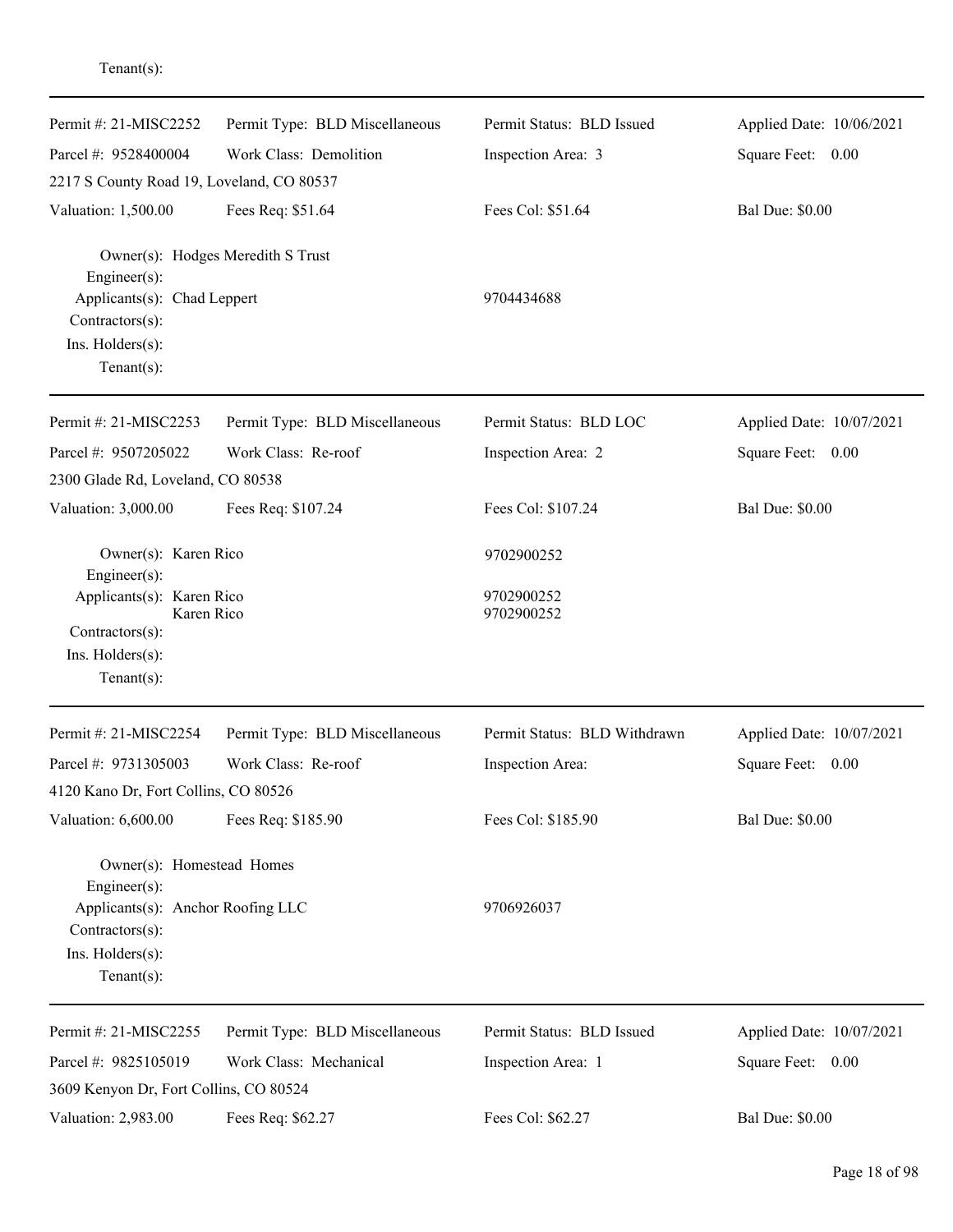Tenant(s):

---

| Permit #: 21-MISC2252 | Permit Type: BLD Miscellaneous | Permit Status: BLD Issued | Applied Date: 10/06/2021 |
|---|---|---|---|
| Parcel #: 9528400004 | Work Class: Demolition | Inspection Area: 3 | Square Feet: 0.00 |
| 2217 S County Road 19, Loveland, CO 80537 | | | |
| Valuation: 1,500.00 | Fees Req: $51.64 | Fees Col: $51.64 | Bal Due: $0.00 |

Owner(s): Hodges Meredith S Trust
Engineer(s):
Applicants(s): Chad Leppert 9704434688
Contractors(s):
Ins. Holders(s):
Tenant(s):

---

| Permit #: 21-MISC2253 | Permit Type: BLD Miscellaneous | Permit Status: BLD LOC | Applied Date: 10/07/2021 |
|---|---|---|---|
| Parcel #: 9507205022 | Work Class: Re-roof | Inspection Area: 2 | Square Feet: 0.00 |
| 2300 Glade Rd, Loveland, CO 80538 | | | |
| Valuation: 3,000.00 | Fees Req: $107.24 | Fees Col: $107.24 | Bal Due: $0.00 |

Owner(s): Karen Rico 9702900252
Engineer(s):
Applicants(s): Karen Rico 9702900252
Karen Rico 9702900252
Contractors(s):
Ins. Holders(s):
Tenant(s):

---

| Permit #: 21-MISC2254 | Permit Type: BLD Miscellaneous | Permit Status: BLD Withdrawn | Applied Date: 10/07/2021 |
|---|---|---|---|
| Parcel #: 9731305003 | Work Class: Re-roof | Inspection Area: | Square Feet: 0.00 |
| 4120 Kano Dr, Fort Collins, CO 80526 | | | |
| Valuation: 6,600.00 | Fees Req: $185.90 | Fees Col: $185.90 | Bal Due: $0.00 |

Owner(s): Homestead Homes
Engineer(s):
Applicants(s): Anchor Roofing LLC 9706926037
Contractors(s):
Ins. Holders(s):
Tenant(s):

---

| Permit #: 21-MISC2255 | Permit Type: BLD Miscellaneous | Permit Status: BLD Issued | Applied Date: 10/07/2021 |
|---|---|---|---|
| Parcel #: 9825105019 | Work Class: Mechanical | Inspection Area: 1 | Square Feet: 0.00 |
| 3609 Kenyon Dr, Fort Collins, CO 80524 | | | |
| Valuation: 2,983.00 | Fees Req: $62.27 | Fees Col: $62.27 | Bal Due: $0.00 |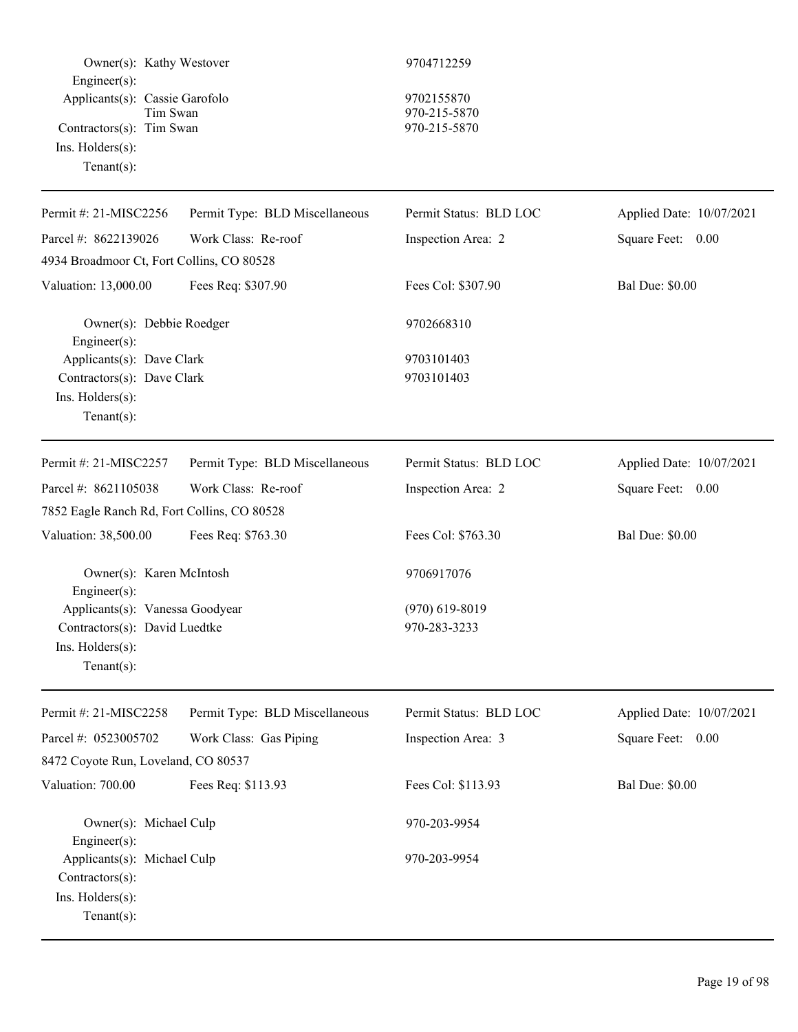Owner(s): Kathy Westover 9704712259
Engineer(s):
Applicants(s): Cassie Garofolo 9702155870
Tim Swan 970-215-5870
Contractors(s): Tim Swan 970-215-5870
Ins. Holders(s):
Tenant(s):

---

| Permit #: 21-MISC2256 | Permit Type: BLD Miscellaneous | Permit Status: BLD LOC | Applied Date: 10/07/2021 |
|---|---|---|---|
| Parcel #: 8622139026 | Work Class: Re-roof | Inspection Area: 2 | Square Feet: 0.00 |
| 4934 Broadmoor Ct, Fort Collins, CO 80528 | | | |
| Valuation: 13,000.00 | Fees Req: $307.90 | Fees Col: $307.90 | Bal Due: $0.00 |

Owner(s): Debbie Roedger 9702668310
Engineer(s):
Applicants(s): Dave Clark 9703101403
Contractors(s): Dave Clark 9703101403
Ins. Holders(s):
Tenant(s):

---

| Permit #: 21-MISC2257 | Permit Type: BLD Miscellaneous | Permit Status: BLD LOC | Applied Date: 10/07/2021 |
|---|---|---|---|
| Parcel #: 8621105038 | Work Class: Re-roof | Inspection Area: 2 | Square Feet: 0.00 |
| 7852 Eagle Ranch Rd, Fort Collins, CO 80528 | | | |
| Valuation: 38,500.00 | Fees Req: $763.30 | Fees Col: $763.30 | Bal Due: $0.00 |

Owner(s): Karen McIntosh 9706917076
Engineer(s):
Applicants(s): Vanessa Goodyear (970) 619-8019
Contractors(s): David Luedtke 970-283-3233
Ins. Holders(s):
Tenant(s):

---

| Permit #: 21-MISC2258 | Permit Type: BLD Miscellaneous | Permit Status: BLD LOC | Applied Date: 10/07/2021 |
|---|---|---|---|
| Parcel #: 0523005702 | Work Class: Gas Piping | Inspection Area: 3 | Square Feet: 0.00 |
| 8472 Coyote Run, Loveland, CO 80537 | | | |
| Valuation: 700.00 | Fees Req: $113.93 | Fees Col: $113.93 | Bal Due: $0.00 |

Owner(s): Michael Culp 970-203-9954
Engineer(s):
Applicants(s): Michael Culp 970-203-9954
Contractors(s):
Ins. Holders(s):
Tenant(s):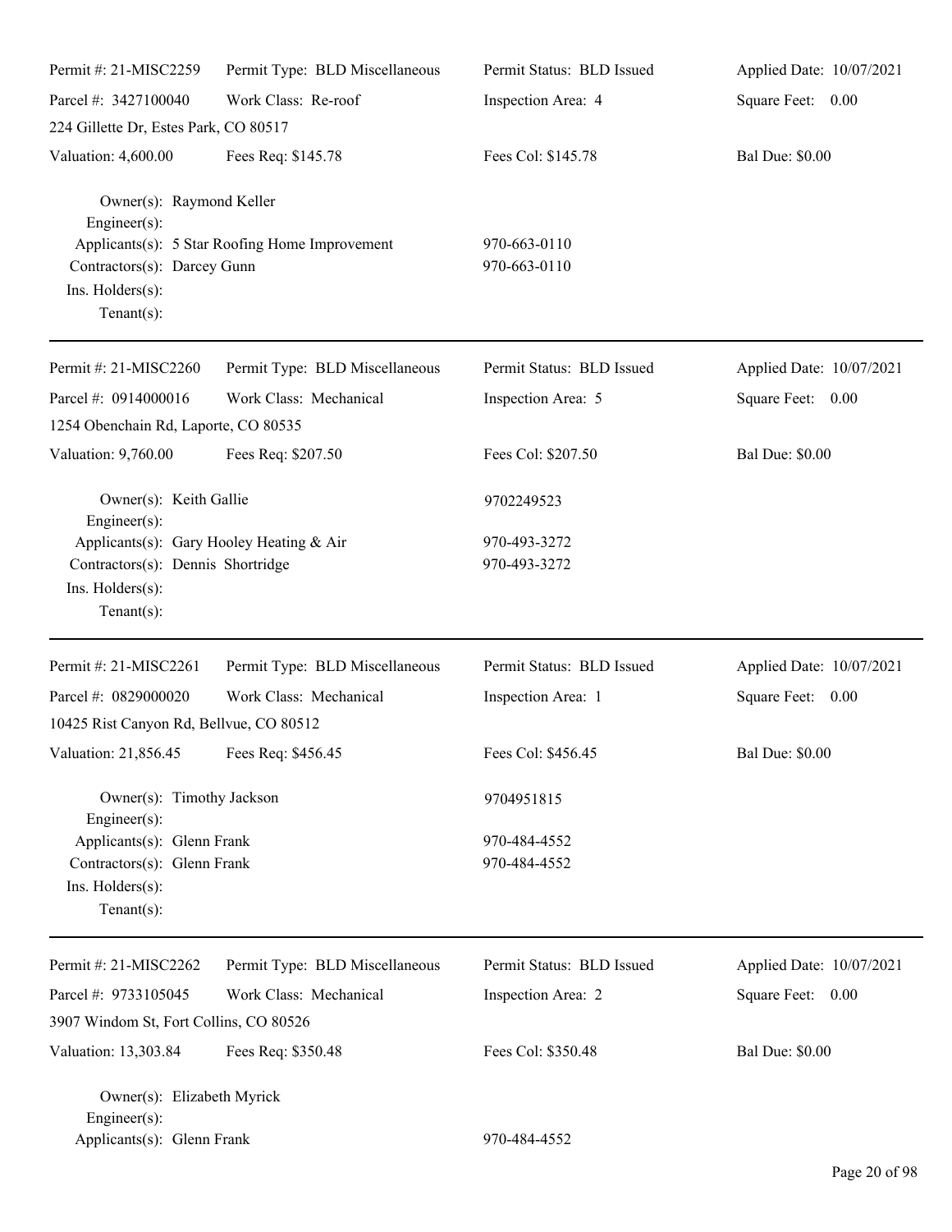Permit #: 21-MISC2259 Permit Type: BLD Miscellaneous Permit Status: BLD Issued Applied Date: 10/07/2021
Parcel #: 3427100040 Work Class: Re-roof Inspection Area: 4 Square Feet: 0.00
224 Gillette Dr, Estes Park, CO 80517
Valuation: 4,600.00 Fees Req: $145.78 Fees Col: $145.78 Bal Due: $0.00

Owner(s): Raymond Keller
Engineer(s):
Applicants(s): 5 Star Roofing Home Improvement 970-663-0110
Contractors(s): Darcey Gunn 970-663-0110
Ins. Holders(s):
Tenant(s):

---

Permit #: 21-MISC2260 Permit Type: BLD Miscellaneous Permit Status: BLD Issued Applied Date: 10/07/2021
Parcel #: 0914000016 Work Class: Mechanical Inspection Area: 5 Square Feet: 0.00
1254 Obenchain Rd, Laporte, CO 80535
Valuation: 9,760.00 Fees Req: $207.50 Fees Col: $207.50 Bal Due: $0.00

Owner(s): Keith Gallie 9702249523
Engineer(s):
Applicants(s): Gary Hooley Heating & Air 970-493-3272
Contractors(s): Dennis Shortridge 970-493-3272
Ins. Holders(s):
Tenant(s):

---

Permit #: 21-MISC2261 Permit Type: BLD Miscellaneous Permit Status: BLD Issued Applied Date: 10/07/2021
Parcel #: 0829000020 Work Class: Mechanical Inspection Area: 1 Square Feet: 0.00
10425 Rist Canyon Rd, Bellvue, CO 80512
Valuation: 21,856.45 Fees Req: $456.45 Fees Col: $456.45 Bal Due: $0.00

Owner(s): Timothy Jackson 9704951815
Engineer(s):
Applicants(s): Glenn Frank 970-484-4552
Contractors(s): Glenn Frank 970-484-4552
Ins. Holders(s):
Tenant(s):

---

Permit #: 21-MISC2262 Permit Type: BLD Miscellaneous Permit Status: BLD Issued Applied Date: 10/07/2021
Parcel #: 9733105045 Work Class: Mechanical Inspection Area: 2 Square Feet: 0.00
3907 Windom St, Fort Collins, CO 80526
Valuation: 13,303.84 Fees Req: $350.48 Fees Col: $350.48 Bal Due: $0.00

Owner(s): Elizabeth Myrick
Engineer(s):
Applicants(s): Glenn Frank 970-484-4552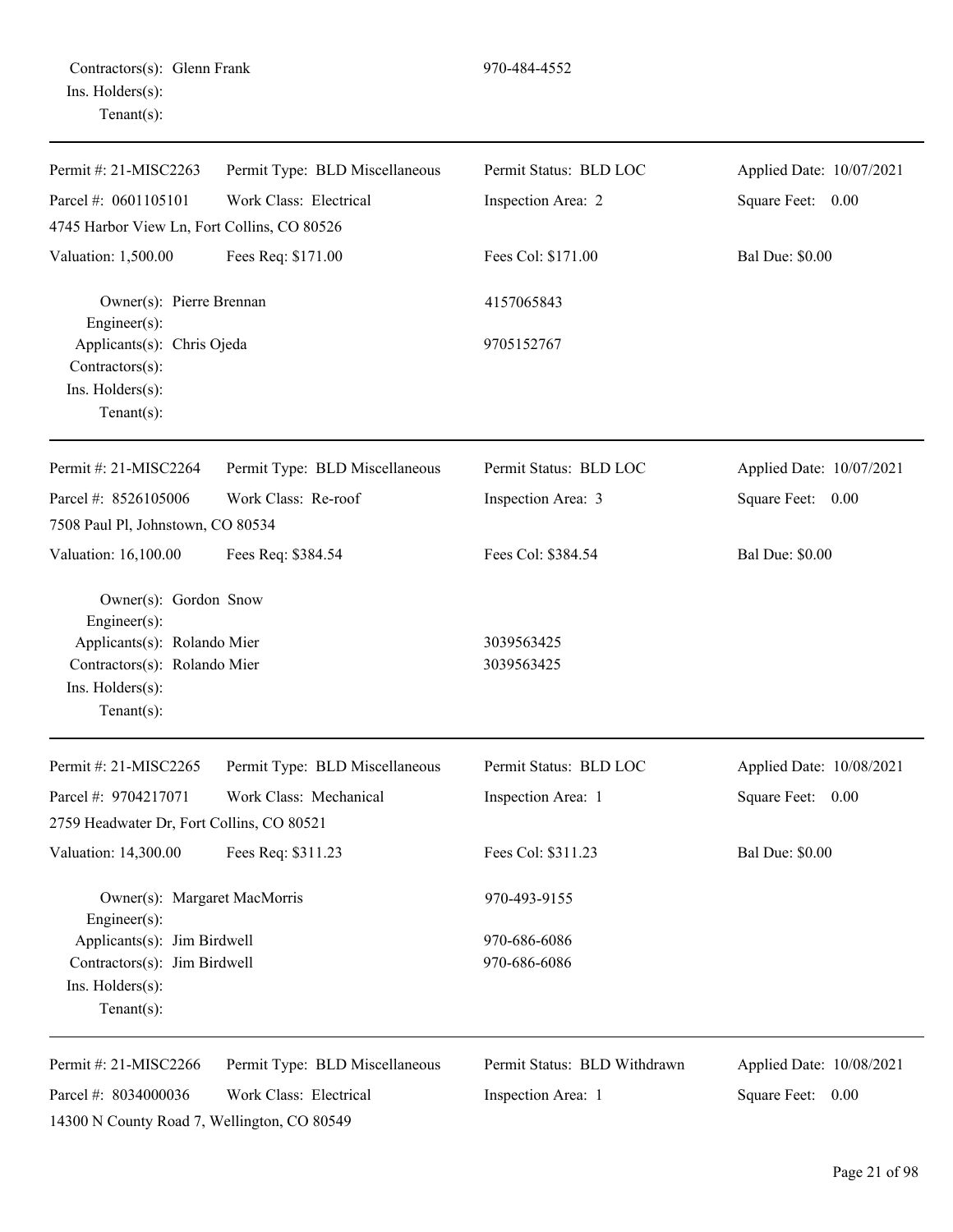Contractors(s): Glenn Frank 970-484-4552
Ins. Holders(s):
Tenant(s):

---

| Permit #: 21-MISC2263 | Permit Type: BLD Miscellaneous | Permit Status: BLD LOC | Applied Date: 10/07/2021 |
|---|---|---|---|
| Parcel #: 0601105101 | Work Class: Electrical | Inspection Area: 2 | Square Feet: 0.00 |
| 4745 Harbor View Ln, Fort Collins, CO 80526 | | | |
| Valuation: 1,500.00 | Fees Req: $171.00 | Fees Col: $171.00 | Bal Due: $0.00 |

Owner(s): Pierre Brennan 4157065843
Engineer(s):
Applicants(s): Chris Ojeda 9705152767
Contractors(s):
Ins. Holders(s):
Tenant(s):

---

| Permit #: 21-MISC2264 | Permit Type: BLD Miscellaneous | Permit Status: BLD LOC | Applied Date: 10/07/2021 |
|---|---|---|---|
| Parcel #: 8526105006 | Work Class: Re-roof | Inspection Area: 3 | Square Feet: 0.00 |
| 7508 Paul Pl, Johnstown, CO 80534 | | | |
| Valuation: 16,100.00 | Fees Req: $384.54 | Fees Col: $384.54 | Bal Due: $0.00 |

Owner(s): Gordon Snow
Engineer(s):
Applicants(s): Rolando Mier 3039563425
Contractors(s): Rolando Mier 3039563425
Ins. Holders(s):
Tenant(s):

---

| Permit #: 21-MISC2265 | Permit Type: BLD Miscellaneous | Permit Status: BLD LOC | Applied Date: 10/08/2021 |
|---|---|---|---|
| Parcel #: 9704217071 | Work Class: Mechanical | Inspection Area: 1 | Square Feet: 0.00 |
| 2759 Headwater Dr, Fort Collins, CO 80521 | | | |
| Valuation: 14,300.00 | Fees Req: $311.23 | Fees Col: $311.23 | Bal Due: $0.00 |

Owner(s): Margaret MacMorris 970-493-9155
Engineer(s):
Applicants(s): Jim Birdwell 970-686-6086
Contractors(s): Jim Birdwell 970-686-6086
Ins. Holders(s):
Tenant(s):

---

| Permit #: 21-MISC2266 | Permit Type: BLD Miscellaneous | Permit Status: BLD Withdrawn | Applied Date: 10/08/2021 |
|---|---|---|---|
| Parcel #: 8034000036 | Work Class: Electrical | Inspection Area: 1 | Square Feet: 0.00 |
| 14300 N County Road 7, Wellington, CO 80549 | | | |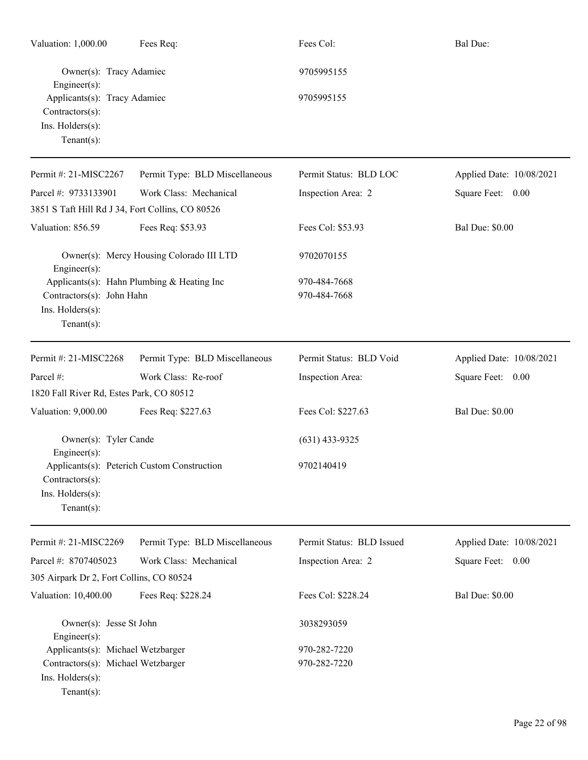| | | | |
|---|---|---|---|
| Valuation: 1,000.00 | Fees Req: | Fees Col: | Bal Due: |

Owner(s): Tracy Adamiec — 9705995155
Engineer(s):
Applicants(s): Tracy Adamiec — 9705995155
Contractors(s):
Ins. Holders(s):
Tenant(s):

---

| | | | |
|---|---|---|---|
| Permit #: 21-MISC2267 | Permit Type: BLD Miscellaneous | Permit Status: BLD LOC | Applied Date: 10/08/2021 |
| Parcel #: 9733133901 | Work Class: Mechanical | Inspection Area: 2 | Square Feet: 0.00 |
| 3851 S Taft Hill Rd J 34, Fort Collins, CO 80526 | | | |
| Valuation: 856.59 | Fees Req: $53.93 | Fees Col: $53.93 | Bal Due: $0.00 |

Owner(s): Mercy Housing Colorado III LTD — 9702070155
Engineer(s):
Applicants(s): Hahn Plumbing & Heating Inc — 970-484-7668
Contractors(s): John Hahn — 970-484-7668
Ins. Holders(s):
Tenant(s):

---

| | | | |
|---|---|---|---|
| Permit #: 21-MISC2268 | Permit Type: BLD Miscellaneous | Permit Status: BLD Void | Applied Date: 10/08/2021 |
| Parcel #: | Work Class: Re-roof | Inspection Area: | Square Feet: 0.00 |
| 1820 Fall River Rd, Estes Park, CO 80512 | | | |
| Valuation: 9,000.00 | Fees Req: $227.63 | Fees Col: $227.63 | Bal Due: $0.00 |

Owner(s): Tyler Cande — (631) 433-9325
Engineer(s):
Applicants(s): Peterich Custom Construction — 9702140419
Contractors(s):
Ins. Holders(s):
Tenant(s):

---

| | | | |
|---|---|---|---|
| Permit #: 21-MISC2269 | Permit Type: BLD Miscellaneous | Permit Status: BLD Issued | Applied Date: 10/08/2021 |
| Parcel #: 8707405023 | Work Class: Mechanical | Inspection Area: 2 | Square Feet: 0.00 |
| 305 Airpark Dr 2, Fort Collins, CO 80524 | | | |
| Valuation: 10,400.00 | Fees Req: $228.24 | Fees Col: $228.24 | Bal Due: $0.00 |

Owner(s): Jesse St John — 3038293059
Engineer(s):
Applicants(s): Michael Wetzbarger — 970-282-7220
Contractors(s): Michael Wetzbarger — 970-282-7220
Ins. Holders(s):
Tenant(s):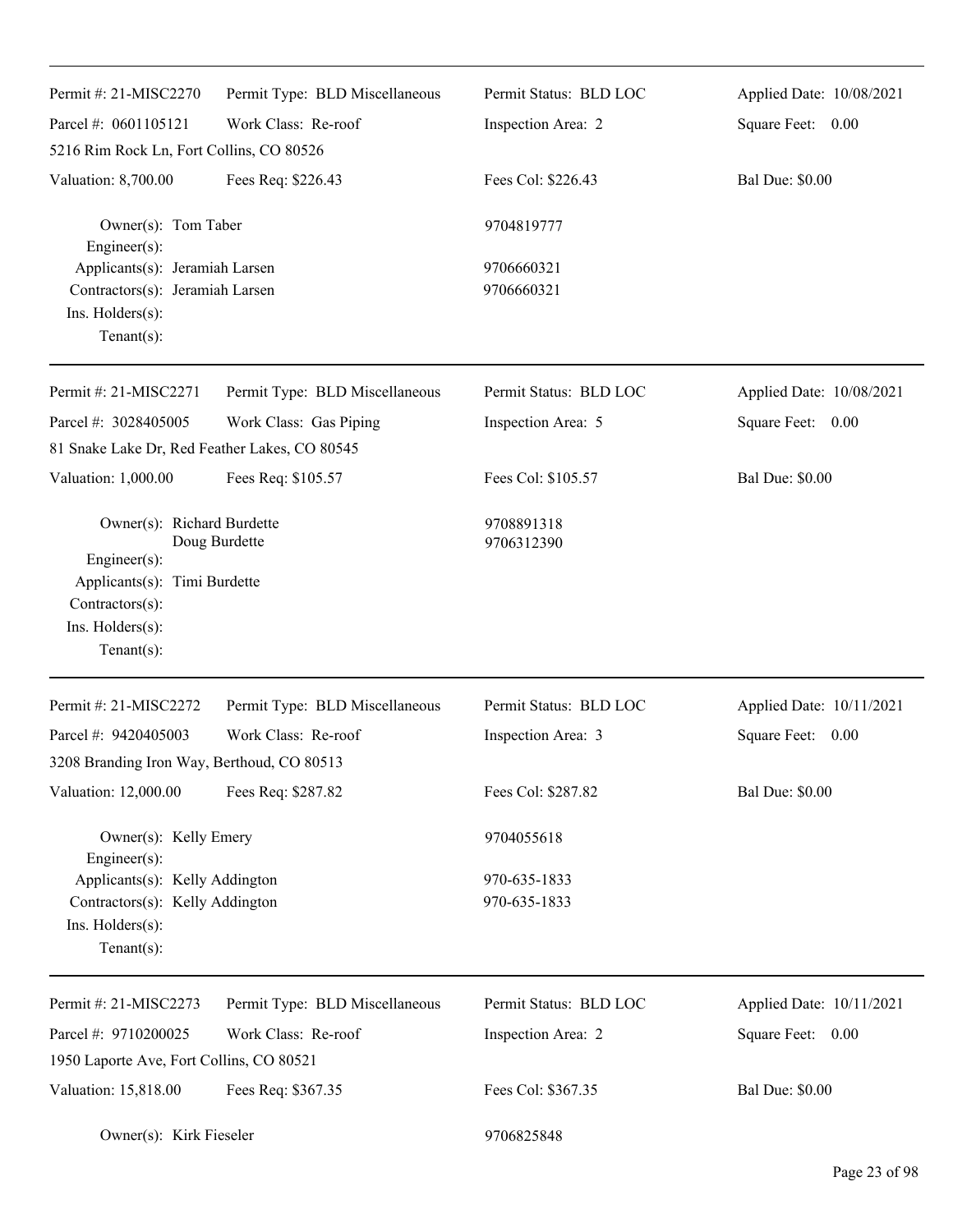| Permit #: 21-MISC2270 | Permit Type: BLD Miscellaneous | Permit Status: BLD LOC | Applied Date: 10/08/2021 |
|---|---|---|---|
| Parcel #: 0601105121 | Work Class: Re-roof | Inspection Area: 2 | Square Feet: 0.00 |
| 5216 Rim Rock Ln, Fort Collins, CO 80526 | | | |
| Valuation: 8,700.00 | Fees Req: $226.43 | Fees Col: $226.43 | Bal Due: $0.00 |

Owner(s): Tom Taber 9704819777
Engineer(s):
Applicants(s): Jeramiah Larsen 9706660321
Contractors(s): Jeramiah Larsen 9706660321
Ins. Holders(s):
Tenant(s):

---

| Permit #: 21-MISC2271 | Permit Type: BLD Miscellaneous | Permit Status: BLD LOC | Applied Date: 10/08/2021 |
|---|---|---|---|
| Parcel #: 3028405005 | Work Class: Gas Piping | Inspection Area: 5 | Square Feet: 0.00 |
| 81 Snake Lake Dr, Red Feather Lakes, CO 80545 | | | |
| Valuation: 1,000.00 | Fees Req: $105.57 | Fees Col: $105.57 | Bal Due: $0.00 |

Owner(s): Richard Burdette 9708891318
Doug Burdette 9706312390
Engineer(s):
Applicants(s): Timi Burdette
Contractors(s):
Ins. Holders(s):
Tenant(s):

---

| Permit #: 21-MISC2272 | Permit Type: BLD Miscellaneous | Permit Status: BLD LOC | Applied Date: 10/11/2021 |
|---|---|---|---|
| Parcel #: 9420405003 | Work Class: Re-roof | Inspection Area: 3 | Square Feet: 0.00 |
| 3208 Branding Iron Way, Berthoud, CO 80513 | | | |
| Valuation: 12,000.00 | Fees Req: $287.82 | Fees Col: $287.82 | Bal Due: $0.00 |

Owner(s): Kelly Emery 9704055618
Engineer(s):
Applicants(s): Kelly Addington 970-635-1833
Contractors(s): Kelly Addington 970-635-1833
Ins. Holders(s):
Tenant(s):

---

| Permit #: 21-MISC2273 | Permit Type: BLD Miscellaneous | Permit Status: BLD LOC | Applied Date: 10/11/2021 |
|---|---|---|---|
| Parcel #: 9710200025 | Work Class: Re-roof | Inspection Area: 2 | Square Feet: 0.00 |
| 1950 Laporte Ave, Fort Collins, CO 80521 | | | |
| Valuation: 15,818.00 | Fees Req: $367.35 | Fees Col: $367.35 | Bal Due: $0.00 |

Owner(s): Kirk Fieseler 9706825848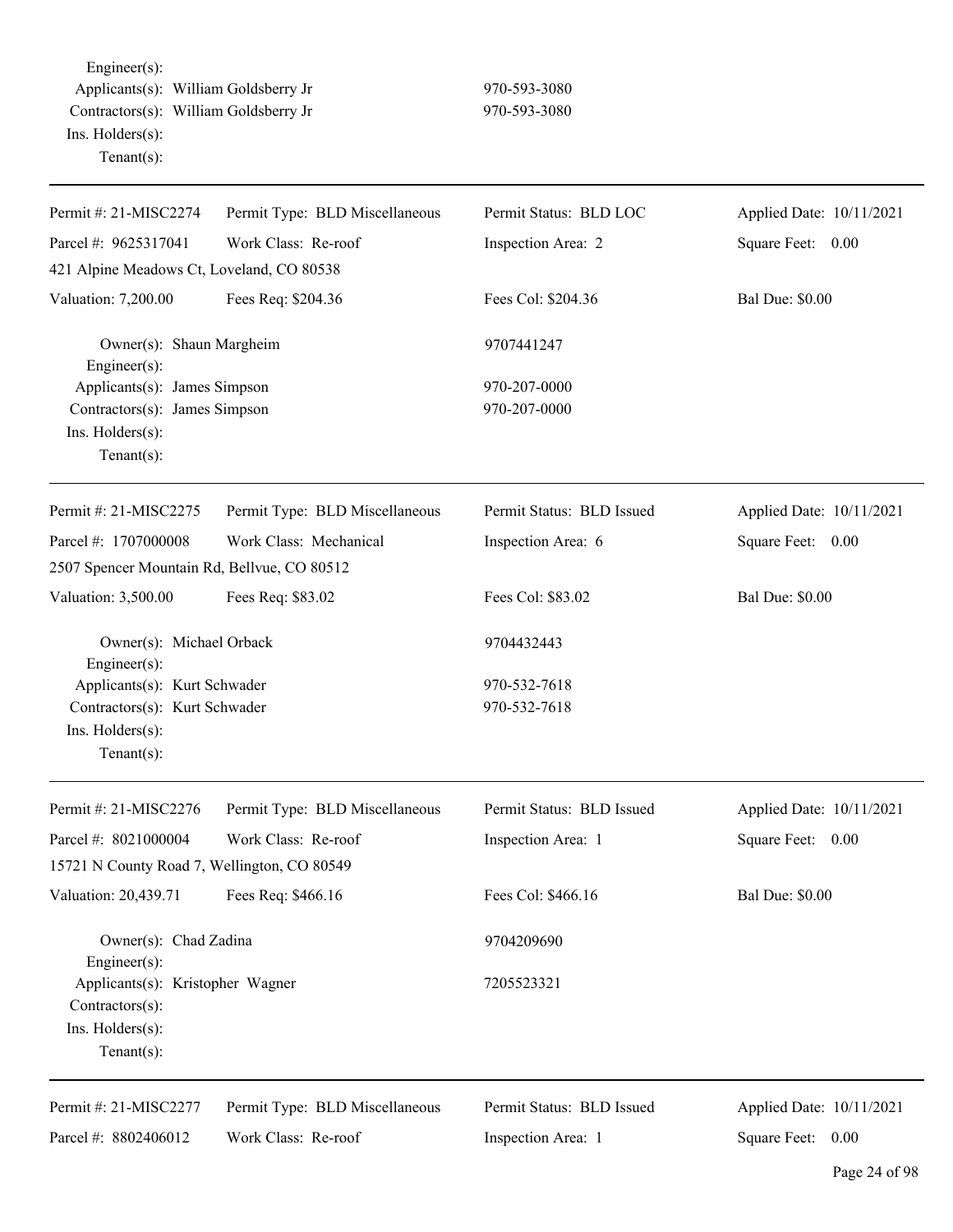Engineer(s):
Applicants(s): William Goldsberry Jr 970-593-3080
Contractors(s): William Goldsberry Jr 970-593-3080
Ins. Holders(s):
Tenant(s):

---

| Permit #: 21-MISC2274 | Permit Type: BLD Miscellaneous | Permit Status: BLD LOC | Applied Date: 10/11/2021 |
|---|---|---|---|
| Parcel #: 9625317041 | Work Class: Re-roof | Inspection Area: 2 | Square Feet: 0.00 |
| 421 Alpine Meadows Ct, Loveland, CO 80538 | | | |
| Valuation: 7,200.00 | Fees Req: $204.36 | Fees Col: $204.36 | Bal Due: $0.00 |

Owner(s): Shaun Margheim 9707441247
Engineer(s):
Applicants(s): James Simpson 970-207-0000
Contractors(s): James Simpson 970-207-0000
Ins. Holders(s):
Tenant(s):

---

| Permit #: 21-MISC2275 | Permit Type: BLD Miscellaneous | Permit Status: BLD Issued | Applied Date: 10/11/2021 |
|---|---|---|---|
| Parcel #: 1707000008 | Work Class: Mechanical | Inspection Area: 6 | Square Feet: 0.00 |
| 2507 Spencer Mountain Rd, Bellvue, CO 80512 | | | |
| Valuation: 3,500.00 | Fees Req: $83.02 | Fees Col: $83.02 | Bal Due: $0.00 |

Owner(s): Michael Orback 9704432443
Engineer(s):
Applicants(s): Kurt Schwader 970-532-7618
Contractors(s): Kurt Schwader 970-532-7618
Ins. Holders(s):
Tenant(s):

---

| Permit #: 21-MISC2276 | Permit Type: BLD Miscellaneous | Permit Status: BLD Issued | Applied Date: 10/11/2021 |
|---|---|---|---|
| Parcel #: 8021000004 | Work Class: Re-roof | Inspection Area: 1 | Square Feet: 0.00 |
| 15721 N County Road 7, Wellington, CO 80549 | | | |
| Valuation: 20,439.71 | Fees Req: $466.16 | Fees Col: $466.16 | Bal Due: $0.00 |

Owner(s): Chad Zadina 9704209690
Engineer(s):
Applicants(s): Kristopher Wagner 7205523321
Contractors(s):
Ins. Holders(s):
Tenant(s):

---

| Permit #: 21-MISC2277 | Permit Type: BLD Miscellaneous | Permit Status: BLD Issued | Applied Date: 10/11/2021 |
|---|---|---|---|
| Parcel #: 8802406012 | Work Class: Re-roof | Inspection Area: 1 | Square Feet: 0.00 |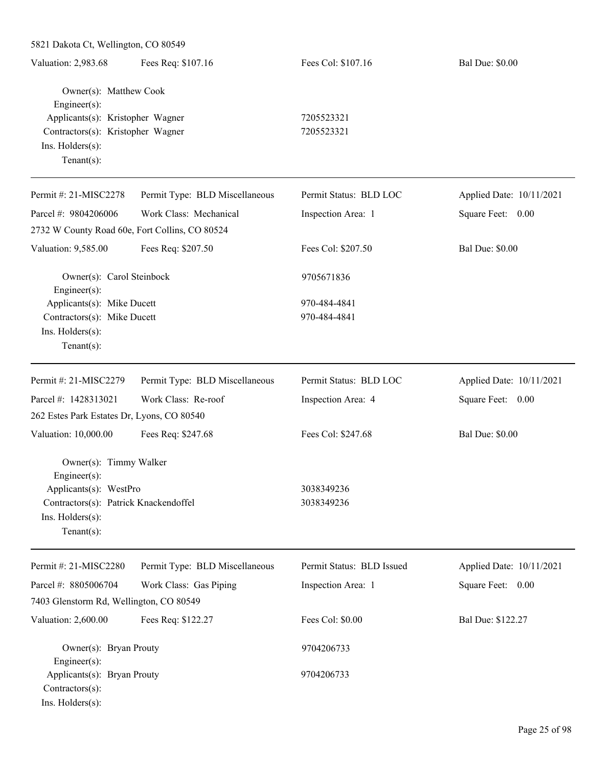5821 Dakota Ct, Wellington, CO 80549

| Valuation: 2,983.68 | Fees Req: $107.16 | Fees Col: $107.16 | Bal Due: $0.00 |
|---|---|---|---|

Owner(s): Matthew Cook
Engineer(s):
Applicants(s): Kristopher Wagner — 7205523321
Contractors(s): Kristopher Wagner — 7205523321
Ins. Holders(s):
Tenant(s):

---

| Permit #: 21-MISC2278 | Permit Type: BLD Miscellaneous | Permit Status: BLD LOC | Applied Date: 10/11/2021 |
|---|---|---|---|
| Parcel #: 9804206006 | Work Class: Mechanical | Inspection Area: 1 | Square Feet: 0.00 |

2732 W County Road 60e, Fort Collins, CO 80524

| Valuation: 9,585.00 | Fees Req: $207.50 | Fees Col: $207.50 | Bal Due: $0.00 |
|---|---|---|---|

Owner(s): Carol Steinbock — 9705671836
Engineer(s):
Applicants(s): Mike Ducett — 970-484-4841
Contractors(s): Mike Ducett — 970-484-4841
Ins. Holders(s):
Tenant(s):

---

| Permit #: 21-MISC2279 | Permit Type: BLD Miscellaneous | Permit Status: BLD LOC | Applied Date: 10/11/2021 |
|---|---|---|---|
| Parcel #: 1428313021 | Work Class: Re-roof | Inspection Area: 4 | Square Feet: 0.00 |

262 Estes Park Estates Dr, Lyons, CO 80540

| Valuation: 10,000.00 | Fees Req: $247.68 | Fees Col: $247.68 | Bal Due: $0.00 |
|---|---|---|---|

Owner(s): Timmy Walker
Engineer(s):
Applicants(s): WestPro — 3038349236
Contractors(s): Patrick Knackendoffel — 3038349236
Ins. Holders(s):
Tenant(s):

---

| Permit #: 21-MISC2280 | Permit Type: BLD Miscellaneous | Permit Status: BLD Issued | Applied Date: 10/11/2021 |
|---|---|---|---|
| Parcel #: 8805006704 | Work Class: Gas Piping | Inspection Area: 1 | Square Feet: 0.00 |

7403 Glenstorm Rd, Wellington, CO 80549

| Valuation: 2,600.00 | Fees Req: $122.27 | Fees Col: $0.00 | Bal Due: $122.27 |
|---|---|---|---|

Owner(s): Bryan Prouty — 9704206733
Engineer(s):
Applicants(s): Bryan Prouty — 9704206733
Contractors(s):
Ins. Holders(s):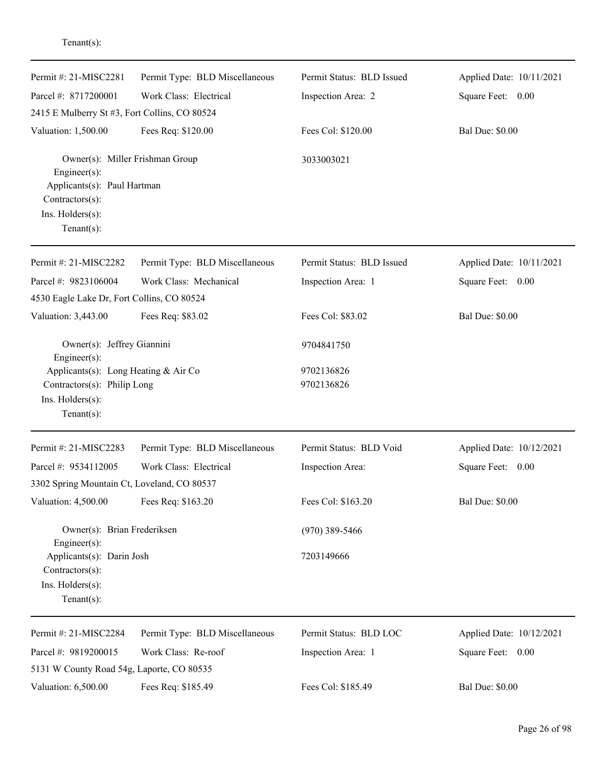Tenant(s):

---

Permit #: 21-MISC2281 | Permit Type: BLD Miscellaneous | Permit Status: BLD Issued | Applied Date: 10/11/2021
Parcel #: 8717200001 | Work Class: Electrical | Inspection Area: 2 | Square Feet: 0.00
2415 E Mulberry St #3, Fort Collins, CO 80524
Valuation: 1,500.00 | Fees Req: $120.00 | Fees Col: $120.00 | Bal Due: $0.00

Owner(s): Miller Frishman Group — 3033003021
Engineer(s):
Applicants(s): Paul Hartman
Contractors(s):
Ins. Holders(s):
Tenant(s):

---

Permit #: 21-MISC2282 | Permit Type: BLD Miscellaneous | Permit Status: BLD Issued | Applied Date: 10/11/2021
Parcel #: 9823106004 | Work Class: Mechanical | Inspection Area: 1 | Square Feet: 0.00
4530 Eagle Lake Dr, Fort Collins, CO 80524
Valuation: 3,443.00 | Fees Req: $83.02 | Fees Col: $83.02 | Bal Due: $0.00

Owner(s): Jeffrey Giannini — 9704841750
Engineer(s):
Applicants(s): Long Heating & Air Co — 9702136826
Contractors(s): Philip Long — 9702136826
Ins. Holders(s):
Tenant(s):

---

Permit #: 21-MISC2283 | Permit Type: BLD Miscellaneous | Permit Status: BLD Void | Applied Date: 10/12/2021
Parcel #: 9534112005 | Work Class: Electrical | Inspection Area: | Square Feet: 0.00
3302 Spring Mountain Ct, Loveland, CO 80537
Valuation: 4,500.00 | Fees Req: $163.20 | Fees Col: $163.20 | Bal Due: $0.00

Owner(s): Brian Frederiksen — (970) 389-5466
Engineer(s):
Applicants(s): Darin Josh — 7203149666
Contractors(s):
Ins. Holders(s):
Tenant(s):

---

Permit #: 21-MISC2284 | Permit Type: BLD Miscellaneous | Permit Status: BLD LOC | Applied Date: 10/12/2021
Parcel #: 9819200015 | Work Class: Re-roof | Inspection Area: 1 | Square Feet: 0.00
5131 W County Road 54g, Laporte, CO 80535
Valuation: 6,500.00 | Fees Req: $185.49 | Fees Col: $185.49 | Bal Due: $0.00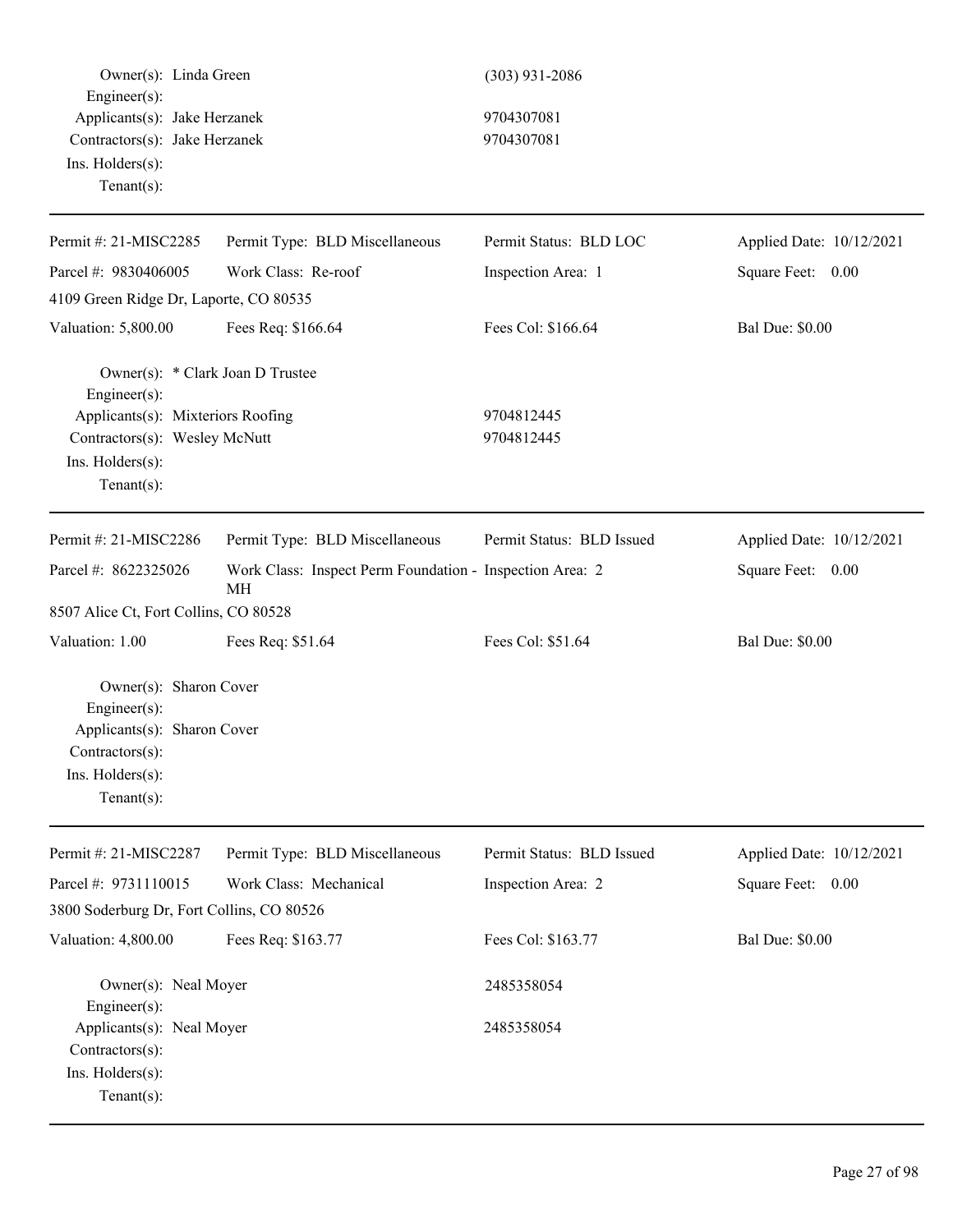Owner(s): Linda Green (303) 931-2086
Engineer(s):
Applicants(s): Jake Herzanek 9704307081
Contractors(s): Jake Herzanek 9704307081
Ins. Holders(s):
Tenant(s):

---

| Permit #: 21-MISC2285 | Permit Type: BLD Miscellaneous | Permit Status: BLD LOC | Applied Date: 10/12/2021 |
|---|---|---|---|
| Parcel #: 9830406005 | Work Class: Re-roof | Inspection Area: 1 | Square Feet: 0.00 |
| 4109 Green Ridge Dr, Laporte, CO 80535 | | | |
| Valuation: 5,800.00 | Fees Req: $166.64 | Fees Col: $166.64 | Bal Due: $0.00 |

Owner(s): * Clark Joan D Trustee
Engineer(s):
Applicants(s): Mixteriors Roofing 9704812445
Contractors(s): Wesley McNutt 9704812445
Ins. Holders(s):
Tenant(s):

---

| Permit #: 21-MISC2286 | Permit Type: BLD Miscellaneous | Permit Status: BLD Issued | Applied Date: 10/12/2021 |
|---|---|---|---|
| Parcel #: 8622325026 | Work Class: Inspect Perm Foundation - MH | Inspection Area: 2 | Square Feet: 0.00 |
| 8507 Alice Ct, Fort Collins, CO 80528 | | | |
| Valuation: 1.00 | Fees Req: $51.64 | Fees Col: $51.64 | Bal Due: $0.00 |

Owner(s): Sharon Cover
Engineer(s):
Applicants(s): Sharon Cover
Contractors(s):
Ins. Holders(s):
Tenant(s):

---

| Permit #: 21-MISC2287 | Permit Type: BLD Miscellaneous | Permit Status: BLD Issued | Applied Date: 10/12/2021 |
|---|---|---|---|
| Parcel #: 9731110015 | Work Class: Mechanical | Inspection Area: 2 | Square Feet: 0.00 |
| 3800 Soderburg Dr, Fort Collins, CO 80526 | | | |
| Valuation: 4,800.00 | Fees Req: $163.77 | Fees Col: $163.77 | Bal Due: $0.00 |

Owner(s): Neal Moyer 2485358054
Engineer(s):
Applicants(s): Neal Moyer 2485358054
Contractors(s):
Ins. Holders(s):
Tenant(s):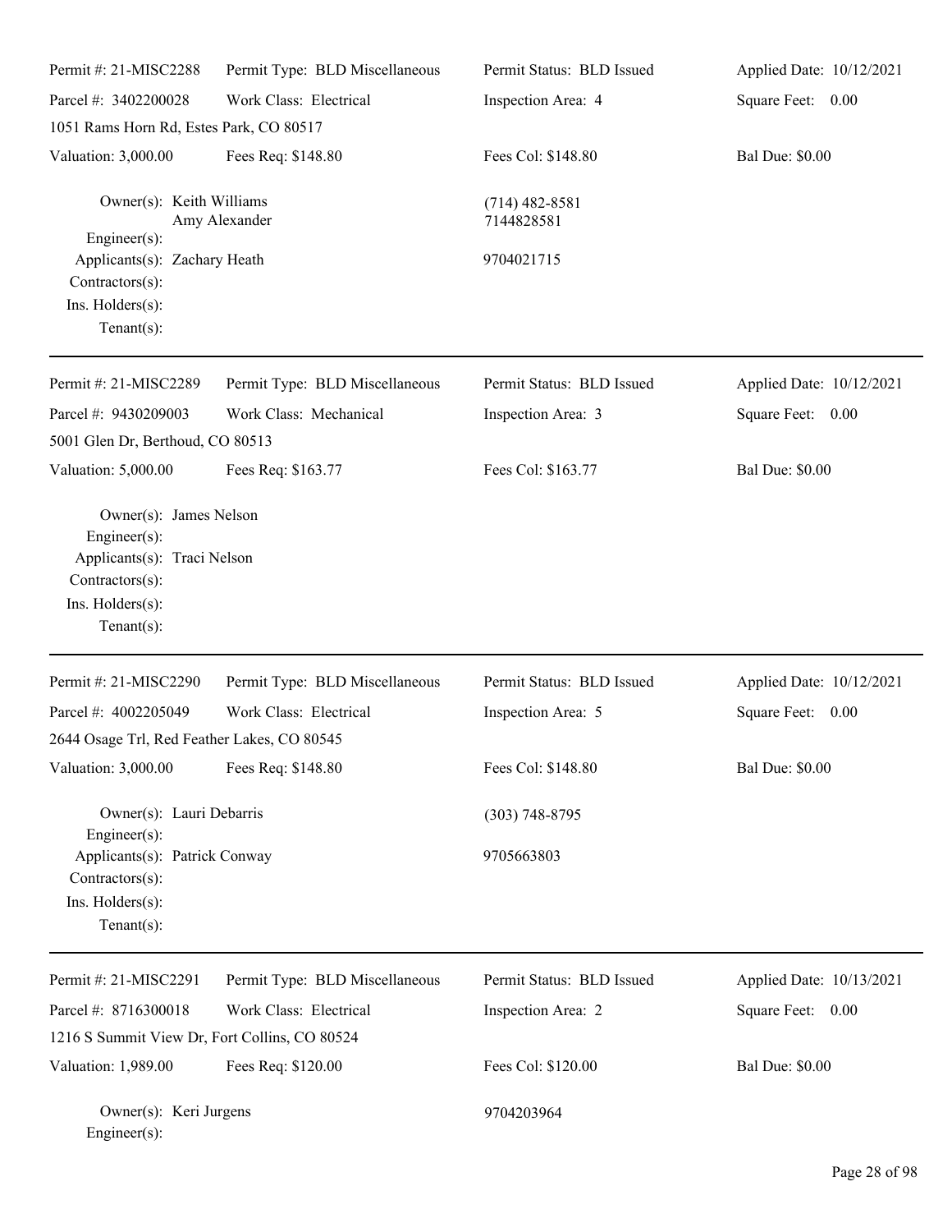| Permit #: 21-MISC2288 | Permit Type: BLD Miscellaneous | Permit Status: BLD Issued | Applied Date: 10/12/2021 |
|---|---|---|---|
| Parcel #: 3402200028 | Work Class: Electrical | Inspection Area: 4 | Square Feet: 0.00 |
| 1051 Rams Horn Rd, Estes Park, CO 80517 | | | |
| Valuation: 3,000.00 | Fees Req: $148.80 | Fees Col: $148.80 | Bal Due: $0.00 |

Owner(s): Keith Williams, Amy Alexander — (714) 482-8581, 7144828581
Engineer(s):
Applicants(s): Zachary Heath — 9704021715
Contractors(s):
Ins. Holders(s):
Tenant(s):

---

| Permit #: 21-MISC2289 | Permit Type: BLD Miscellaneous | Permit Status: BLD Issued | Applied Date: 10/12/2021 |
|---|---|---|---|
| Parcel #: 9430209003 | Work Class: Mechanical | Inspection Area: 3 | Square Feet: 0.00 |
| 5001 Glen Dr, Berthoud, CO 80513 | | | |
| Valuation: 5,000.00 | Fees Req: $163.77 | Fees Col: $163.77 | Bal Due: $0.00 |

Owner(s): James Nelson
Engineer(s):
Applicants(s): Traci Nelson
Contractors(s):
Ins. Holders(s):
Tenant(s):

---

| Permit #: 21-MISC2290 | Permit Type: BLD Miscellaneous | Permit Status: BLD Issued | Applied Date: 10/12/2021 |
|---|---|---|---|
| Parcel #: 4002205049 | Work Class: Electrical | Inspection Area: 5 | Square Feet: 0.00 |
| 2644 Osage Trl, Red Feather Lakes, CO 80545 | | | |
| Valuation: 3,000.00 | Fees Req: $148.80 | Fees Col: $148.80 | Bal Due: $0.00 |

Owner(s): Lauri Debarris — (303) 748-8795
Engineer(s):
Applicants(s): Patrick Conway — 9705663803
Contractors(s):
Ins. Holders(s):
Tenant(s):

---

| Permit #: 21-MISC2291 | Permit Type: BLD Miscellaneous | Permit Status: BLD Issued | Applied Date: 10/13/2021 |
|---|---|---|---|
| Parcel #: 8716300018 | Work Class: Electrical | Inspection Area: 2 | Square Feet: 0.00 |
| 1216 S Summit View Dr, Fort Collins, CO 80524 | | | |
| Valuation: 1,989.00 | Fees Req: $120.00 | Fees Col: $120.00 | Bal Due: $0.00 |

Owner(s): Keri Jurgens — 9704203964
Engineer(s):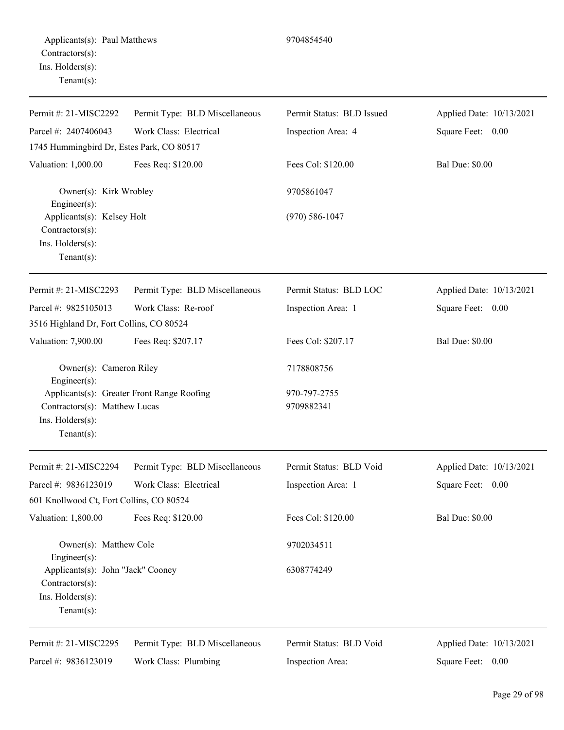Applicants(s): Paul Matthews 9704854540
Contractors(s):
Ins. Holders(s):
Tenant(s):

---

| Permit #: 21-MISC2292 | Permit Type: BLD Miscellaneous | Permit Status: BLD Issued | Applied Date: 10/13/2021 |
|---|---|---|---|
| Parcel #: 2407406043 | Work Class: Electrical | Inspection Area: 4 | Square Feet: 0.00 |
| 1745 Hummingbird Dr, Estes Park, CO 80517 | | | |
| Valuation: 1,000.00 | Fees Req: $120.00 | Fees Col: $120.00 | Bal Due: $0.00 |

Owner(s): Kirk Wrobley 9705861047
Engineer(s):
Applicants(s): Kelsey Holt (970) 586-1047
Contractors(s):
Ins. Holders(s):
Tenant(s):

---

| Permit #: 21-MISC2293 | Permit Type: BLD Miscellaneous | Permit Status: BLD LOC | Applied Date: 10/13/2021 |
|---|---|---|---|
| Parcel #: 9825105013 | Work Class: Re-roof | Inspection Area: 1 | Square Feet: 0.00 |
| 3516 Highland Dr, Fort Collins, CO 80524 | | | |
| Valuation: 7,900.00 | Fees Req: $207.17 | Fees Col: $207.17 | Bal Due: $0.00 |

Owner(s): Cameron Riley 7178808756
Engineer(s):
Applicants(s): Greater Front Range Roofing 970-797-2755
Contractors(s): Matthew Lucas 9709882341
Ins. Holders(s):
Tenant(s):

---

| Permit #: 21-MISC2294 | Permit Type: BLD Miscellaneous | Permit Status: BLD Void | Applied Date: 10/13/2021 |
|---|---|---|---|
| Parcel #: 9836123019 | Work Class: Electrical | Inspection Area: 1 | Square Feet: 0.00 |
| 601 Knollwood Ct, Fort Collins, CO 80524 | | | |
| Valuation: 1,800.00 | Fees Req: $120.00 | Fees Col: $120.00 | Bal Due: $0.00 |

Owner(s): Matthew Cole 9702034511
Engineer(s):
Applicants(s): John "Jack" Cooney 6308774249
Contractors(s):
Ins. Holders(s):
Tenant(s):

---

| Permit #: 21-MISC2295 | Permit Type: BLD Miscellaneous | Permit Status: BLD Void | Applied Date: 10/13/2021 |
|---|---|---|---|
| Parcel #: 9836123019 | Work Class: Plumbing | Inspection Area: | Square Feet: 0.00 |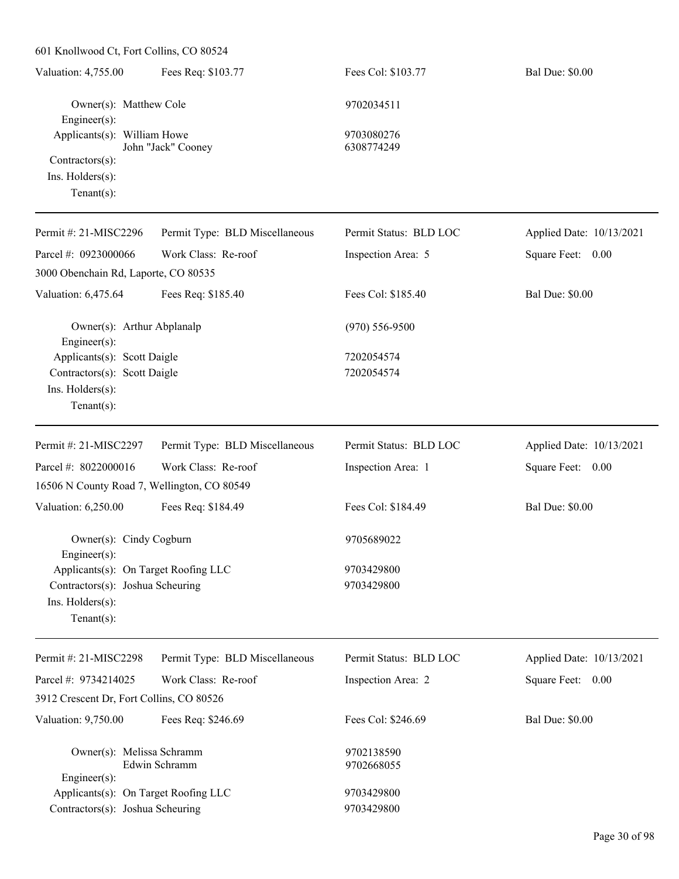601 Knollwood Ct, Fort Collins, CO 80524

Valuation: 4,755.00 | Fees Req: $103.77 | Fees Col: $103.77 | Bal Due: $0.00

Owner(s): Matthew Cole — 9702034511
Engineer(s):
Applicants(s): William Howe — 9703080276
John "Jack" Cooney — 6308774249
Contractors(s):
Ins. Holders(s):
Tenant(s):

---

Permit #: 21-MISC2296 | Permit Type: BLD Miscellaneous | Permit Status: BLD LOC | Applied Date: 10/13/2021
Parcel #: 0923000066 | Work Class: Re-roof | Inspection Area: 5 | Square Feet: 0.00
3000 Obenchain Rd, Laporte, CO 80535

Valuation: 6,475.64 | Fees Req: $185.40 | Fees Col: $185.40 | Bal Due: $0.00

Owner(s): Arthur Abplanalp — (970) 556-9500
Engineer(s):
Applicants(s): Scott Daigle — 7202054574
Contractors(s): Scott Daigle — 7202054574
Ins. Holders(s):
Tenant(s):

---

Permit #: 21-MISC2297 | Permit Type: BLD Miscellaneous | Permit Status: BLD LOC | Applied Date: 10/13/2021
Parcel #: 8022000016 | Work Class: Re-roof | Inspection Area: 1 | Square Feet: 0.00
16506 N County Road 7, Wellington, CO 80549

Valuation: 6,250.00 | Fees Req: $184.49 | Fees Col: $184.49 | Bal Due: $0.00

Owner(s): Cindy Cogburn — 9705689022
Engineer(s):
Applicants(s): On Target Roofing LLC — 9703429800
Contractors(s): Joshua Scheuring — 9703429800
Ins. Holders(s):
Tenant(s):

---

Permit #: 21-MISC2298 | Permit Type: BLD Miscellaneous | Permit Status: BLD LOC | Applied Date: 10/13/2021
Parcel #: 9734214025 | Work Class: Re-roof | Inspection Area: 2 | Square Feet: 0.00
3912 Crescent Dr, Fort Collins, CO 80526

Valuation: 9,750.00 | Fees Req: $246.69 | Fees Col: $246.69 | Bal Due: $0.00

Owner(s): Melissa Schramm — 9702138590
Edwin Schramm — 9702668055
Engineer(s):
Applicants(s): On Target Roofing LLC — 9703429800
Contractors(s): Joshua Scheuring — 9703429800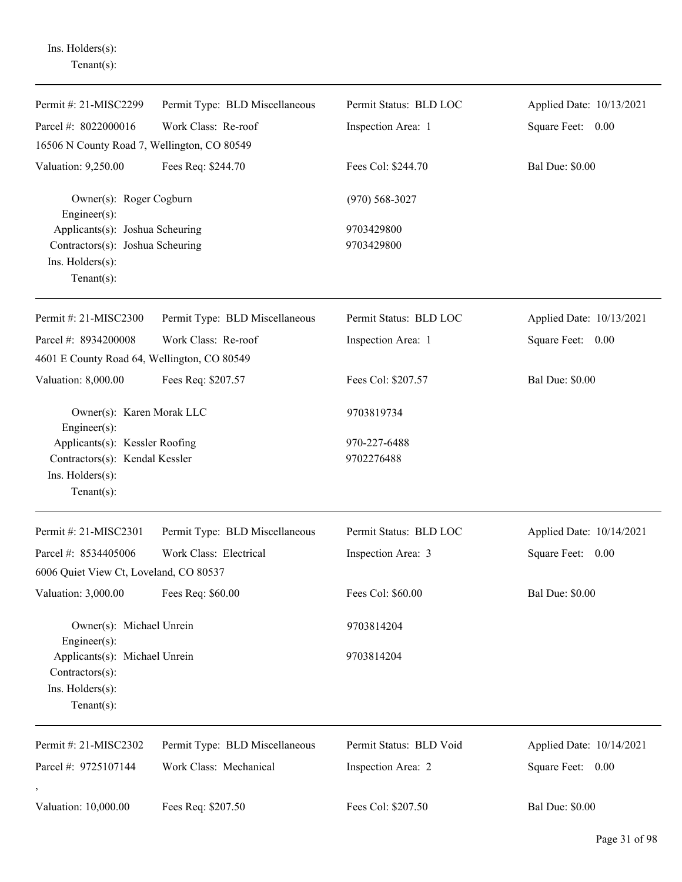Ins. Holders(s):
Tenant(s):

---

| Permit #: 21-MISC2299 | Permit Type: BLD Miscellaneous | Permit Status: BLD LOC | Applied Date: 10/13/2021 |
|---|---|---|---|
| Parcel #: 8022000016 | Work Class: Re-roof | Inspection Area: 1 | Square Feet: 0.00 |
| 16506 N County Road 7, Wellington, CO 80549 | | | |
| Valuation: 9,250.00 | Fees Req: $244.70 | Fees Col: $244.70 | Bal Due: $0.00 |

Owner(s): Roger Cogburn (970) 568-3027
Engineer(s):
Applicants(s): Joshua Scheuring 9703429800
Contractors(s): Joshua Scheuring 9703429800
Ins. Holders(s):
Tenant(s):

---

| Permit #: 21-MISC2300 | Permit Type: BLD Miscellaneous | Permit Status: BLD LOC | Applied Date: 10/13/2021 |
|---|---|---|---|
| Parcel #: 8934200008 | Work Class: Re-roof | Inspection Area: 1 | Square Feet: 0.00 |
| 4601 E County Road 64, Wellington, CO 80549 | | | |
| Valuation: 8,000.00 | Fees Req: $207.57 | Fees Col: $207.57 | Bal Due: $0.00 |

Owner(s): Karen Morak LLC 9703819734
Engineer(s):
Applicants(s): Kessler Roofing 970-227-6488
Contractors(s): Kendal Kessler 9702276488
Ins. Holders(s):
Tenant(s):

---

| Permit #: 21-MISC2301 | Permit Type: BLD Miscellaneous | Permit Status: BLD LOC | Applied Date: 10/14/2021 |
|---|---|---|---|
| Parcel #: 8534405006 | Work Class: Electrical | Inspection Area: 3 | Square Feet: 0.00 |
| 6006 Quiet View Ct, Loveland, CO 80537 | | | |
| Valuation: 3,000.00 | Fees Req: $60.00 | Fees Col: $60.00 | Bal Due: $0.00 |

Owner(s): Michael Unrein 9703814204
Engineer(s):
Applicants(s): Michael Unrein 9703814204
Contractors(s):
Ins. Holders(s):
Tenant(s):

---

| Permit #: 21-MISC2302 | Permit Type: BLD Miscellaneous | Permit Status: BLD Void | Applied Date: 10/14/2021 |
|---|---|---|---|
| Parcel #: 9725107144 | Work Class: Mechanical | Inspection Area: 2 | Square Feet: 0.00 |
| , | | | |
| Valuation: 10,000.00 | Fees Req: $207.50 | Fees Col: $207.50 | Bal Due: $0.00 |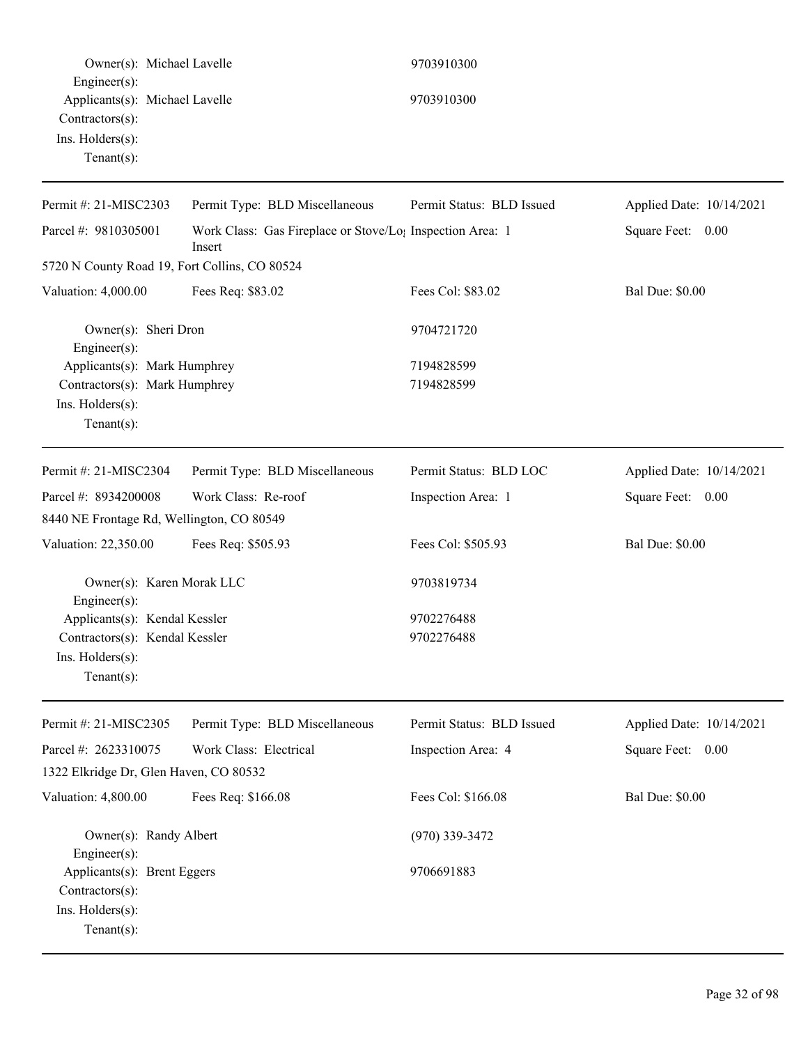Owner(s): Michael Lavelle 9703910300
Engineer(s):
Applicants(s): Michael Lavelle 9703910300
Contractors(s):
Ins. Holders(s):
Tenant(s):

---

| Permit #: 21-MISC2303 | Permit Type: BLD Miscellaneous | Permit Status: BLD Issued | Applied Date: 10/14/2021 |
|---|---|---|---|
| Parcel #: 9810305001 | Work Class: Gas Fireplace or Stove/Log Insert | Inspection Area: 1 | Square Feet: 0.00 |
| 5720 N County Road 19, Fort Collins, CO 80524 | | | |
| Valuation: 4,000.00 | Fees Req: $83.02 | Fees Col: $83.02 | Bal Due: $0.00 |

Owner(s): Sheri Dron 9704721720
Engineer(s):
Applicants(s): Mark Humphrey 7194828599
Contractors(s): Mark Humphrey 7194828599
Ins. Holders(s):
Tenant(s):

---

| Permit #: 21-MISC2304 | Permit Type: BLD Miscellaneous | Permit Status: BLD LOC | Applied Date: 10/14/2021 |
|---|---|---|---|
| Parcel #: 8934200008 | Work Class: Re-roof | Inspection Area: 1 | Square Feet: 0.00 |
| 8440 NE Frontage Rd, Wellington, CO 80549 | | | |
| Valuation: 22,350.00 | Fees Req: $505.93 | Fees Col: $505.93 | Bal Due: $0.00 |

Owner(s): Karen Morak LLC 9703819734
Engineer(s):
Applicants(s): Kendal Kessler 9702276488
Contractors(s): Kendal Kessler 9702276488
Ins. Holders(s):
Tenant(s):

---

| Permit #: 21-MISC2305 | Permit Type: BLD Miscellaneous | Permit Status: BLD Issued | Applied Date: 10/14/2021 |
|---|---|---|---|
| Parcel #: 2623310075 | Work Class: Electrical | Inspection Area: 4 | Square Feet: 0.00 |
| 1322 Elkridge Dr, Glen Haven, CO 80532 | | | |
| Valuation: 4,800.00 | Fees Req: $166.08 | Fees Col: $166.08 | Bal Due: $0.00 |

Owner(s): Randy Albert (970) 339-3472
Engineer(s):
Applicants(s): Brent Eggers 9706691883
Contractors(s):
Ins. Holders(s):
Tenant(s):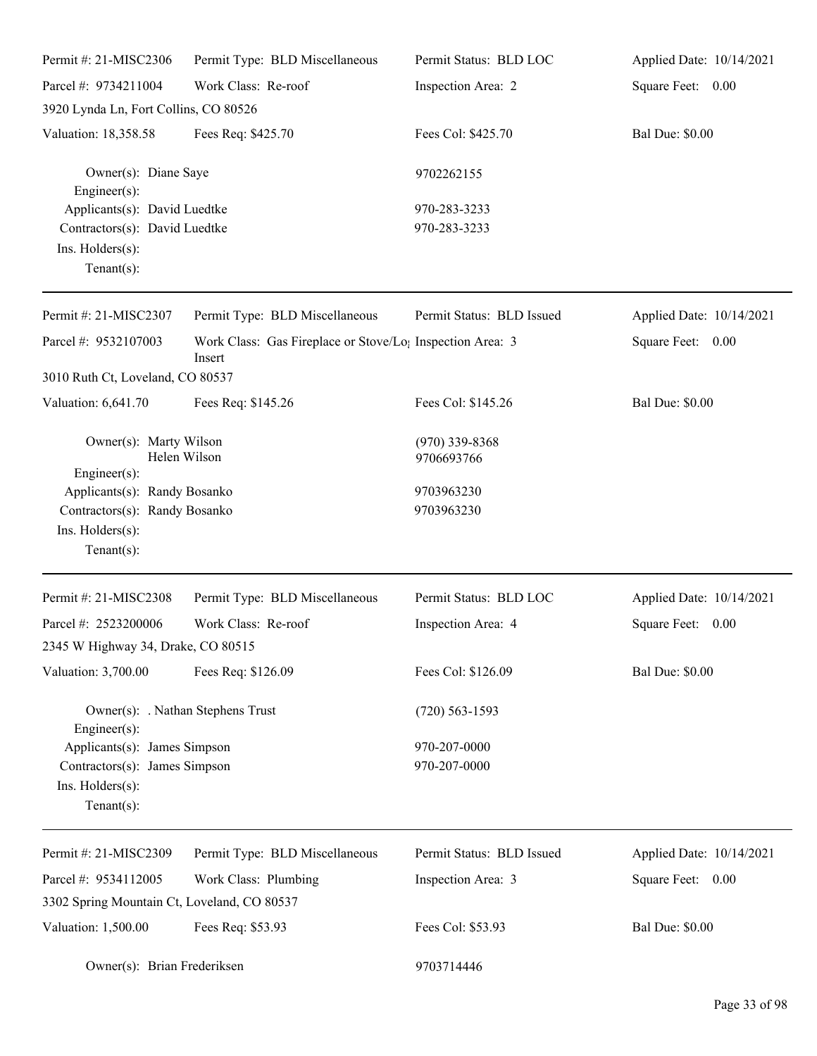| Permit #: 21-MISC2306 | Permit Type: BLD Miscellaneous | Permit Status: BLD LOC | Applied Date: 10/14/2021 |
|---|---|---|---|
| Parcel #: 9734211004 | Work Class: Re-roof | Inspection Area: 2 | Square Feet: 0.00 |
| 3920 Lynda Ln, Fort Collins, CO 80526 | | | |
| Valuation: 18,358.58 | Fees Req: $425.70 | Fees Col: $425.70 | Bal Due: $0.00 |

Owner(s): Diane Saye — 9702262155
Engineer(s):
Applicants(s): David Luedtke — 970-283-3233
Contractors(s): David Luedtke — 970-283-3233
Ins. Holders(s):
Tenant(s):

---

| Permit #: 21-MISC2307 | Permit Type: BLD Miscellaneous | Permit Status: BLD Issued | Applied Date: 10/14/2021 |
|---|---|---|---|
| Parcel #: 9532107003 | Work Class: Gas Fireplace or Stove/Log Insert | Inspection Area: 3 | Square Feet: 0.00 |
| 3010 Ruth Ct, Loveland, CO 80537 | | | |
| Valuation: 6,641.70 | Fees Req: $145.26 | Fees Col: $145.26 | Bal Due: $0.00 |

Owner(s): Marty Wilson — (970) 339-8368
Helen Wilson — 9706693766
Engineer(s):
Applicants(s): Randy Bosanko — 9703963230
Contractors(s): Randy Bosanko — 9703963230
Ins. Holders(s):
Tenant(s):

---

| Permit #: 21-MISC2308 | Permit Type: BLD Miscellaneous | Permit Status: BLD LOC | Applied Date: 10/14/2021 |
|---|---|---|---|
| Parcel #: 2523200006 | Work Class: Re-roof | Inspection Area: 4 | Square Feet: 0.00 |
| 2345 W Highway 34, Drake, CO 80515 | | | |
| Valuation: 3,700.00 | Fees Req: $126.09 | Fees Col: $126.09 | Bal Due: $0.00 |

Owner(s): . Nathan Stephens Trust — (720) 563-1593
Engineer(s):
Applicants(s): James Simpson — 970-207-0000
Contractors(s): James Simpson — 970-207-0000
Ins. Holders(s):
Tenant(s):

---

| Permit #: 21-MISC2309 | Permit Type: BLD Miscellaneous | Permit Status: BLD Issued | Applied Date: 10/14/2021 |
|---|---|---|---|
| Parcel #: 9534112005 | Work Class: Plumbing | Inspection Area: 3 | Square Feet: 0.00 |
| 3302 Spring Mountain Ct, Loveland, CO 80537 | | | |
| Valuation: 1,500.00 | Fees Req: $53.93 | Fees Col: $53.93 | Bal Due: $0.00 |

Owner(s): Brian Frederiksen — 9703714446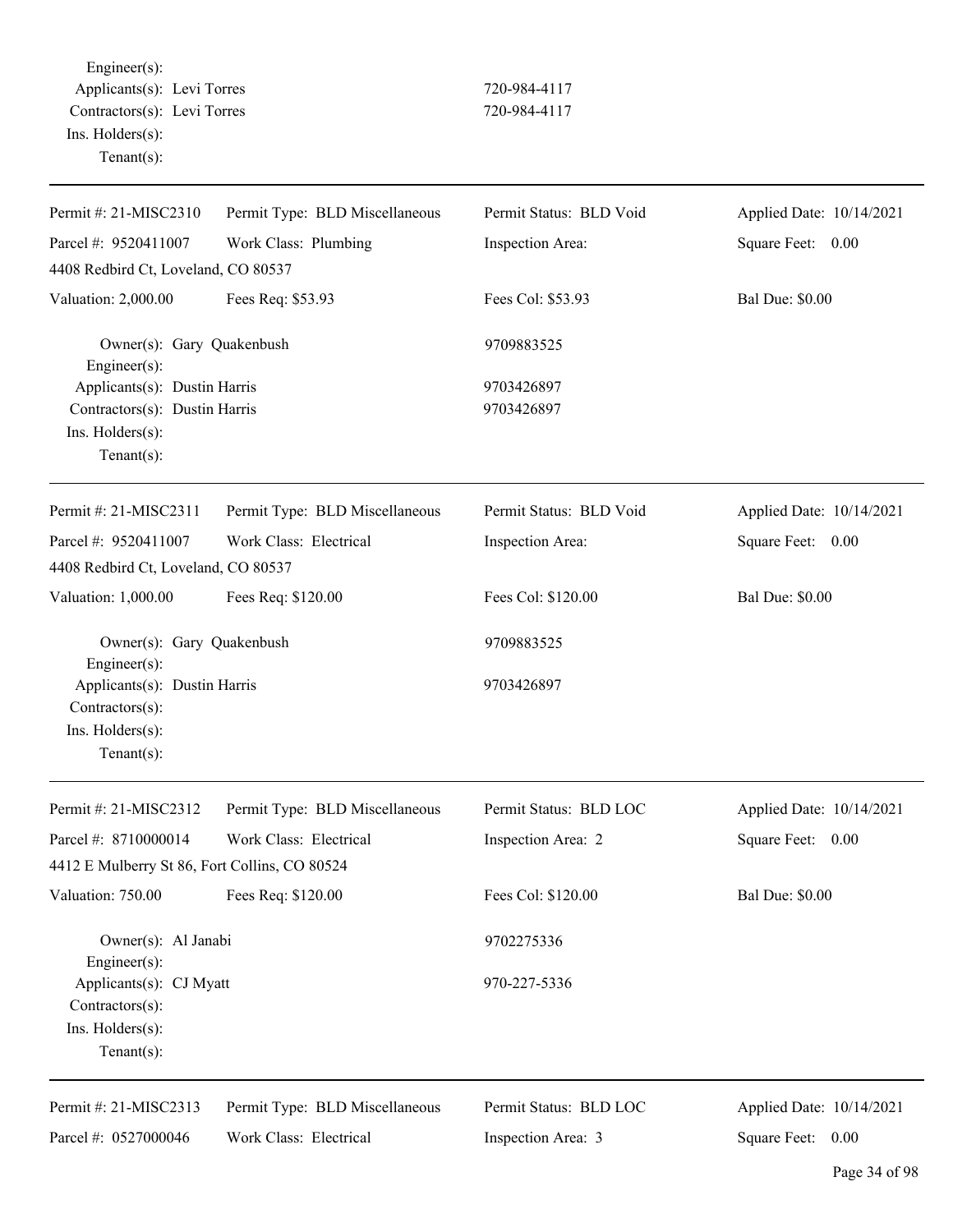Engineer(s):
Applicants(s): Levi Torres 720-984-4117
Contractors(s): Levi Torres 720-984-4117
Ins. Holders(s):
Tenant(s):

---

| Permit #: 21-MISC2310 | Permit Type: BLD Miscellaneous | Permit Status: BLD Void | Applied Date: 10/14/2021 |
|---|---|---|---|
| Parcel #: 9520411007 | Work Class: Plumbing | Inspection Area: | Square Feet: 0.00 |
| 4408 Redbird Ct, Loveland, CO 80537 | | | |
| Valuation: 2,000.00 | Fees Req: $53.93 | Fees Col: $53.93 | Bal Due: $0.00 |

Owner(s): Gary Quakenbush 9709883525
Engineer(s):
Applicants(s): Dustin Harris 9703426897
Contractors(s): Dustin Harris 9703426897
Ins. Holders(s):
Tenant(s):

---

| Permit #: 21-MISC2311 | Permit Type: BLD Miscellaneous | Permit Status: BLD Void | Applied Date: 10/14/2021 |
|---|---|---|---|
| Parcel #: 9520411007 | Work Class: Electrical | Inspection Area: | Square Feet: 0.00 |
| 4408 Redbird Ct, Loveland, CO 80537 | | | |
| Valuation: 1,000.00 | Fees Req: $120.00 | Fees Col: $120.00 | Bal Due: $0.00 |

Owner(s): Gary Quakenbush 9709883525
Engineer(s):
Applicants(s): Dustin Harris 9703426897
Contractors(s):
Ins. Holders(s):
Tenant(s):

---

| Permit #: 21-MISC2312 | Permit Type: BLD Miscellaneous | Permit Status: BLD LOC | Applied Date: 10/14/2021 |
|---|---|---|---|
| Parcel #: 8710000014 | Work Class: Electrical | Inspection Area: 2 | Square Feet: 0.00 |
| 4412 E Mulberry St 86, Fort Collins, CO 80524 | | | |
| Valuation: 750.00 | Fees Req: $120.00 | Fees Col: $120.00 | Bal Due: $0.00 |

Owner(s): Al Janabi 9702275336
Engineer(s):
Applicants(s): CJ Myatt 970-227-5336
Contractors(s):
Ins. Holders(s):
Tenant(s):

---

| Permit #: 21-MISC2313 | Permit Type: BLD Miscellaneous | Permit Status: BLD LOC | Applied Date: 10/14/2021 |
|---|---|---|---|
| Parcel #: 0527000046 | Work Class: Electrical | Inspection Area: 3 | Square Feet: 0.00 |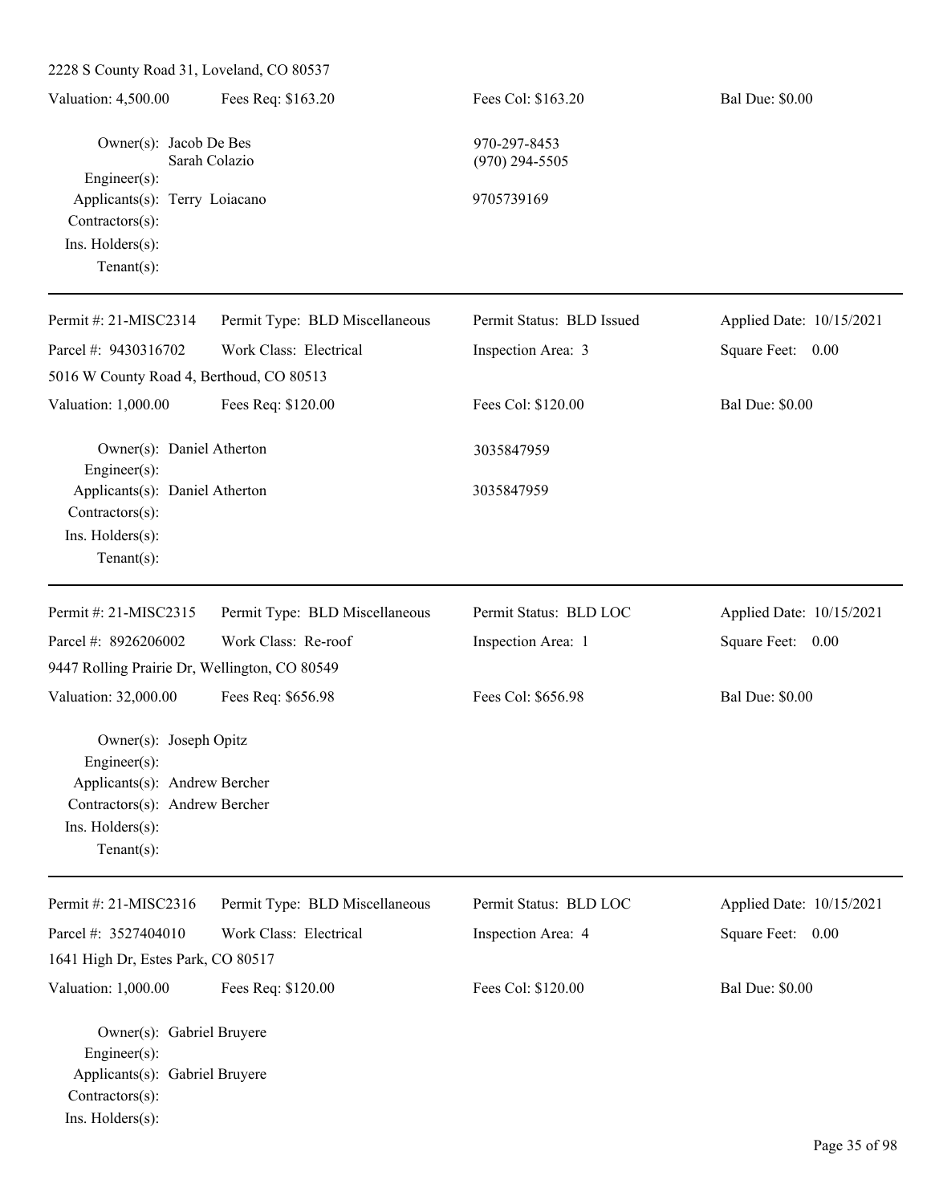2228 S County Road 31, Loveland, CO 80537

Valuation: 4,500.00 | Fees Req: $163.20 | Fees Col: $163.20 | Bal Due: $0.00

Owner(s): Jacob De Bes — 970-297-8453
Sarah Colazio — (970) 294-5505
Engineer(s):
Applicants(s): Terry Loiacano — 9705739169
Contractors(s):
Ins. Holders(s):
Tenant(s):

---

Permit #: 21-MISC2314 | Permit Type: BLD Miscellaneous | Permit Status: BLD Issued | Applied Date: 10/15/2021
Parcel #: 9430316702 | Work Class: Electrical | Inspection Area: 3 | Square Feet: 0.00

5016 W County Road 4, Berthoud, CO 80513

Valuation: 1,000.00 | Fees Req: $120.00 | Fees Col: $120.00 | Bal Due: $0.00

Owner(s): Daniel Atherton — 3035847959
Engineer(s):
Applicants(s): Daniel Atherton — 3035847959
Contractors(s):
Ins. Holders(s):
Tenant(s):

---

Permit #: 21-MISC2315 | Permit Type: BLD Miscellaneous | Permit Status: BLD LOC | Applied Date: 10/15/2021
Parcel #: 8926206002 | Work Class: Re-roof | Inspection Area: 1 | Square Feet: 0.00

9447 Rolling Prairie Dr, Wellington, CO 80549

Valuation: 32,000.00 | Fees Req: $656.98 | Fees Col: $656.98 | Bal Due: $0.00

Owner(s): Joseph Opitz
Engineer(s):
Applicants(s): Andrew Bercher
Contractors(s): Andrew Bercher
Ins. Holders(s):
Tenant(s):

---

Permit #: 21-MISC2316 | Permit Type: BLD Miscellaneous | Permit Status: BLD LOC | Applied Date: 10/15/2021
Parcel #: 3527404010 | Work Class: Electrical | Inspection Area: 4 | Square Feet: 0.00

1641 High Dr, Estes Park, CO 80517

Valuation: 1,000.00 | Fees Req: $120.00 | Fees Col: $120.00 | Bal Due: $0.00

Owner(s): Gabriel Bruyere
Engineer(s):
Applicants(s): Gabriel Bruyere
Contractors(s):
Ins. Holders(s):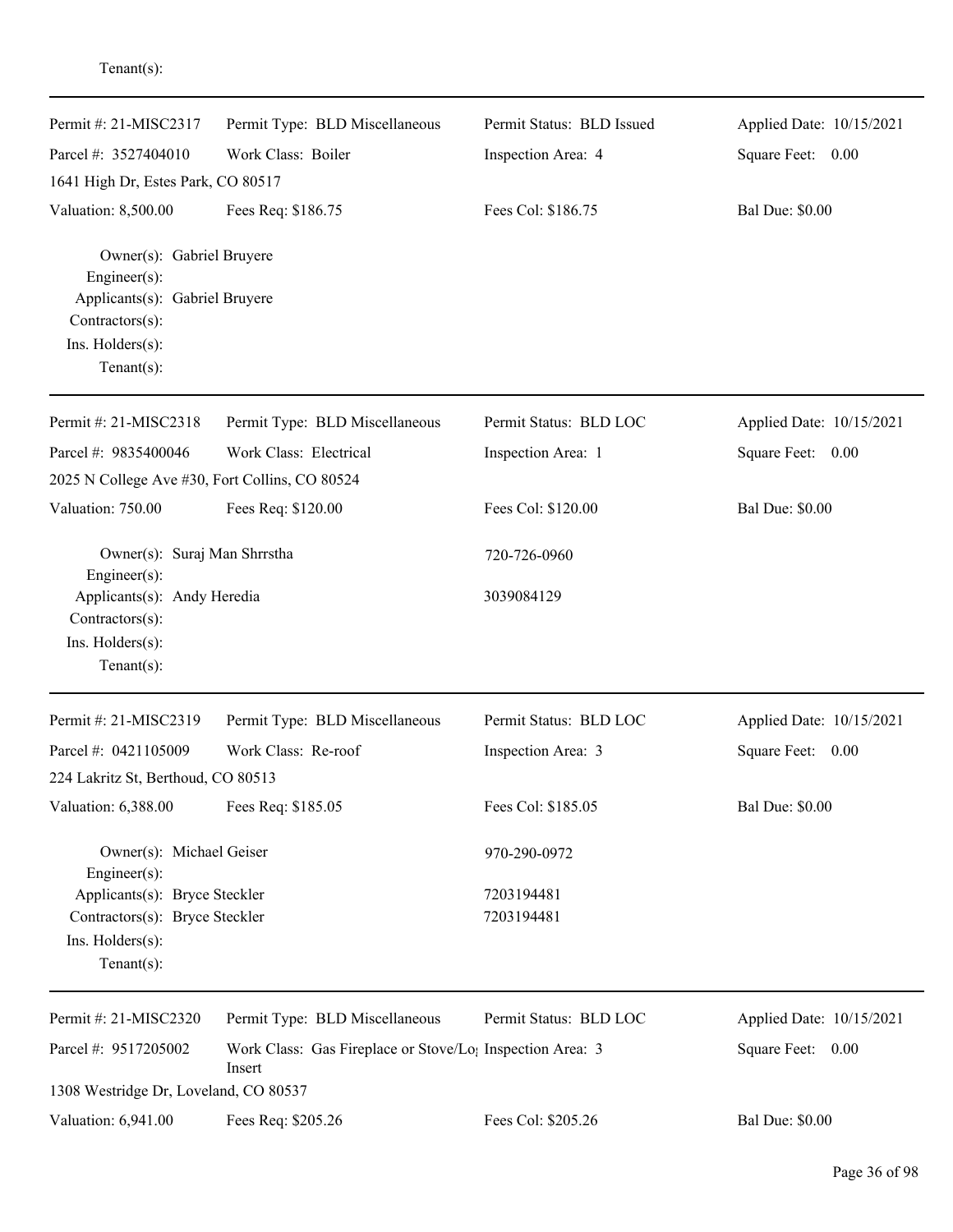Tenant(s):

---

| Permit #: 21-MISC2317 | Permit Type: BLD Miscellaneous | Permit Status: BLD Issued | Applied Date: 10/15/2021 |
|---|---|---|---|
| Parcel #: 3527404010 | Work Class: Boiler | Inspection Area: 4 | Square Feet: 0.00 |
| 1641 High Dr, Estes Park, CO 80517 | | | |
| Valuation: 8,500.00 | Fees Req: $186.75 | Fees Col: $186.75 | Bal Due: $0.00 |

Owner(s): Gabriel Bruyere
Engineer(s):
Applicants(s): Gabriel Bruyere
Contractors(s):
Ins. Holders(s):
Tenant(s):

---

| Permit #: 21-MISC2318 | Permit Type: BLD Miscellaneous | Permit Status: BLD LOC | Applied Date: 10/15/2021 |
|---|---|---|---|
| Parcel #: 9835400046 | Work Class: Electrical | Inspection Area: 1 | Square Feet: 0.00 |
| 2025 N College Ave #30, Fort Collins, CO 80524 | | | |
| Valuation: 750.00 | Fees Req: $120.00 | Fees Col: $120.00 | Bal Due: $0.00 |

Owner(s): Suraj Man Shrrstha 720-726-0960
Engineer(s):
Applicants(s): Andy Heredia 3039084129
Contractors(s):
Ins. Holders(s):
Tenant(s):

---

| Permit #: 21-MISC2319 | Permit Type: BLD Miscellaneous | Permit Status: BLD LOC | Applied Date: 10/15/2021 |
|---|---|---|---|
| Parcel #: 0421105009 | Work Class: Re-roof | Inspection Area: 3 | Square Feet: 0.00 |
| 224 Lakritz St, Berthoud, CO 80513 | | | |
| Valuation: 6,388.00 | Fees Req: $185.05 | Fees Col: $185.05 | Bal Due: $0.00 |

Owner(s): Michael Geiser 970-290-0972
Engineer(s):
Applicants(s): Bryce Steckler 7203194481
Contractors(s): Bryce Steckler 7203194481
Ins. Holders(s):
Tenant(s):

---

| Permit #: 21-MISC2320 | Permit Type: BLD Miscellaneous | Permit Status: BLD LOC | Applied Date: 10/15/2021 |
|---|---|---|---|
| Parcel #: 9517205002 | Work Class: Gas Fireplace or Stove/Log Insert | Inspection Area: 3 | Square Feet: 0.00 |
| 1308 Westridge Dr, Loveland, CO 80537 | | | |
| Valuation: 6,941.00 | Fees Req: $205.26 | Fees Col: $205.26 | Bal Due: $0.00 |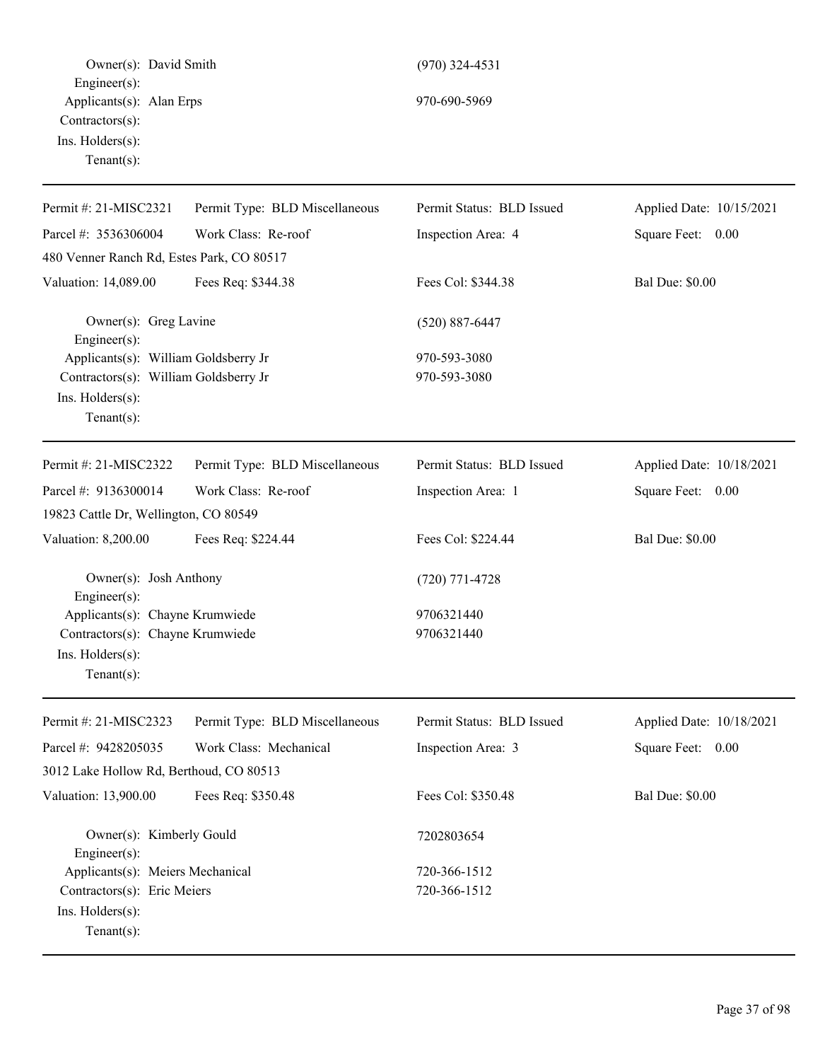| | |
|---|---|
| Owner(s): David Smith | (970) 324-4531 |
| Engineer(s): | |
| Applicants(s): Alan Erps | 970-690-5969 |
| Contractors(s): | |
| Ins. Holders(s): | |
| Tenant(s): | |

---

| | | | |
|---|---|---|---|
| Permit #: 21-MISC2321 | Permit Type: BLD Miscellaneous | Permit Status: BLD Issued | Applied Date: 10/15/2021 |
| Parcel #: 3536306004 | Work Class: Re-roof | Inspection Area: 4 | Square Feet: 0.00 |
| 480 Venner Ranch Rd, Estes Park, CO 80517 | | | |
| Valuation: 14,089.00 | Fees Req: $344.38 | Fees Col: $344.38 | Bal Due: $0.00 |

| | |
|---|---|
| Owner(s): Greg Lavine | (520) 887-6447 |
| Engineer(s): | |
| Applicants(s): William Goldsberry Jr | 970-593-3080 |
| Contractors(s): William Goldsberry Jr | 970-593-3080 |
| Ins. Holders(s): | |
| Tenant(s): | |

---

| | | | |
|---|---|---|---|
| Permit #: 21-MISC2322 | Permit Type: BLD Miscellaneous | Permit Status: BLD Issued | Applied Date: 10/18/2021 |
| Parcel #: 9136300014 | Work Class: Re-roof | Inspection Area: 1 | Square Feet: 0.00 |
| 19823 Cattle Dr, Wellington, CO 80549 | | | |
| Valuation: 8,200.00 | Fees Req: $224.44 | Fees Col: $224.44 | Bal Due: $0.00 |

| | |
|---|---|
| Owner(s): Josh Anthony | (720) 771-4728 |
| Engineer(s): | |
| Applicants(s): Chayne Krumwiede | 9706321440 |
| Contractors(s): Chayne Krumwiede | 9706321440 |
| Ins. Holders(s): | |
| Tenant(s): | |

---

| | | | |
|---|---|---|---|
| Permit #: 21-MISC2323 | Permit Type: BLD Miscellaneous | Permit Status: BLD Issued | Applied Date: 10/18/2021 |
| Parcel #: 9428205035 | Work Class: Mechanical | Inspection Area: 3 | Square Feet: 0.00 |
| 3012 Lake Hollow Rd, Berthoud, CO 80513 | | | |
| Valuation: 13,900.00 | Fees Req: $350.48 | Fees Col: $350.48 | Bal Due: $0.00 |

| | |
|---|---|
| Owner(s): Kimberly Gould | 7202803654 |
| Engineer(s): | |
| Applicants(s): Meiers Mechanical | 720-366-1512 |
| Contractors(s): Eric Meiers | 720-366-1512 |
| Ins. Holders(s): | |
| Tenant(s): | |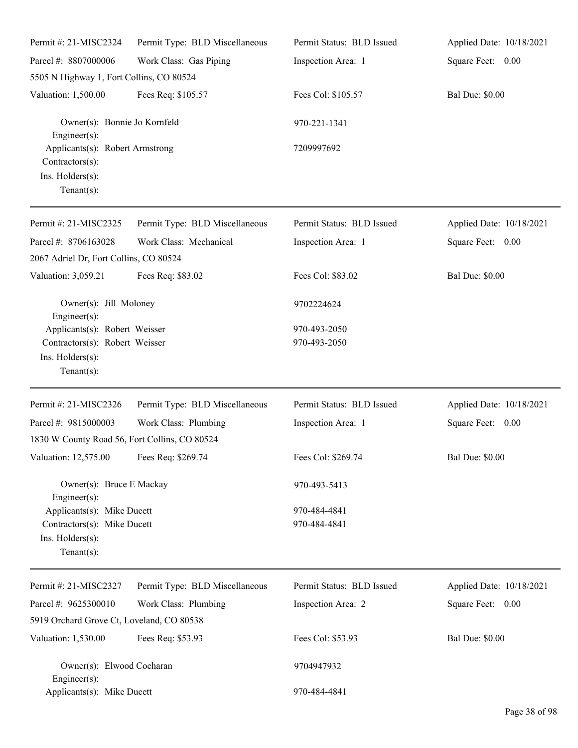| Permit #: 21-MISC2324 | Permit Type: BLD Miscellaneous | Permit Status: BLD Issued | Applied Date: 10/18/2021 |
|---|---|---|---|
| Parcel #: 8807000006 | Work Class: Gas Piping | Inspection Area: 1 | Square Feet: 0.00 |
| 5505 N Highway 1, Fort Collins, CO 80524 | | | |
| Valuation: 1,500.00 | Fees Req: $105.57 | Fees Col: $105.57 | Bal Due: $0.00 |

Owner(s): Bonnie Jo Kornfeld — 970-221-1341
Engineer(s):
Applicants(s): Robert Armstrong — 7209997692
Contractors(s):
Ins. Holders(s):
Tenant(s):

---

| Permit #: 21-MISC2325 | Permit Type: BLD Miscellaneous | Permit Status: BLD Issued | Applied Date: 10/18/2021 |
|---|---|---|---|
| Parcel #: 8706163028 | Work Class: Mechanical | Inspection Area: 1 | Square Feet: 0.00 |
| 2067 Adriel Dr, Fort Collins, CO 80524 | | | |
| Valuation: 3,059.21 | Fees Req: $83.02 | Fees Col: $83.02 | Bal Due: $0.00 |

Owner(s): Jill Moloney — 9702224624
Engineer(s):
Applicants(s): Robert Weisser — 970-493-2050
Contractors(s): Robert Weisser — 970-493-2050
Ins. Holders(s):
Tenant(s):

---

| Permit #: 21-MISC2326 | Permit Type: BLD Miscellaneous | Permit Status: BLD Issued | Applied Date: 10/18/2021 |
|---|---|---|---|
| Parcel #: 9815000003 | Work Class: Plumbing | Inspection Area: 1 | Square Feet: 0.00 |
| 1830 W County Road 56, Fort Collins, CO 80524 | | | |
| Valuation: 12,575.00 | Fees Req: $269.74 | Fees Col: $269.74 | Bal Due: $0.00 |

Owner(s): Bruce E Mackay — 970-493-5413
Engineer(s):
Applicants(s): Mike Ducett — 970-484-4841
Contractors(s): Mike Ducett — 970-484-4841
Ins. Holders(s):
Tenant(s):

---

| Permit #: 21-MISC2327 | Permit Type: BLD Miscellaneous | Permit Status: BLD Issued | Applied Date: 10/18/2021 |
|---|---|---|---|
| Parcel #: 9625300010 | Work Class: Plumbing | Inspection Area: 2 | Square Feet: 0.00 |
| 5919 Orchard Grove Ct, Loveland, CO 80538 | | | |
| Valuation: 1,530.00 | Fees Req: $53.93 | Fees Col: $53.93 | Bal Due: $0.00 |

Owner(s): Elwood Cocharan — 9704947932
Engineer(s):
Applicants(s): Mike Ducett — 970-484-4841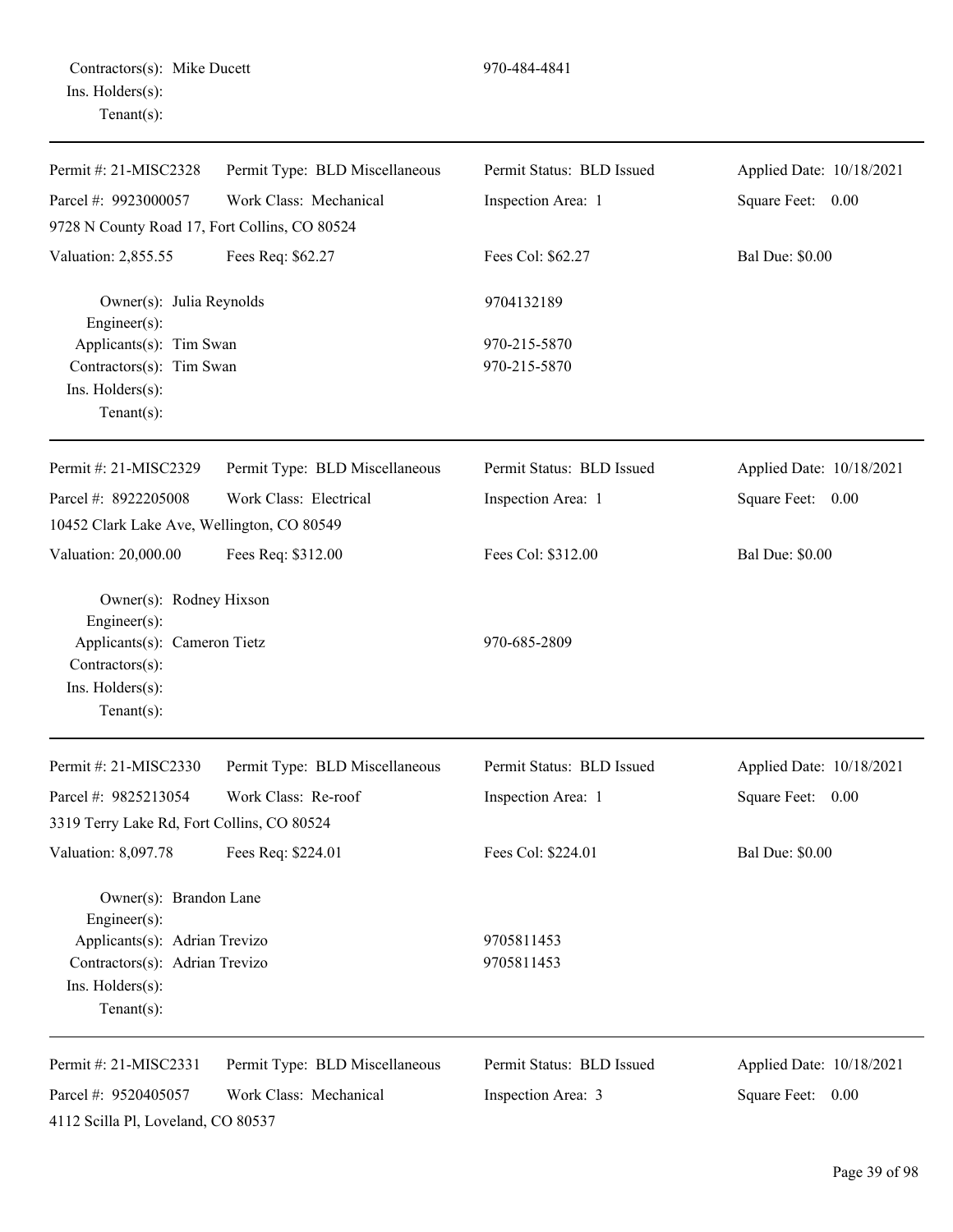Contractors(s): Mike Ducett 970-484-4841
Ins. Holders(s):
Tenant(s):

---

| Permit #: 21-MISC2328 | Permit Type: BLD Miscellaneous | Permit Status: BLD Issued | Applied Date: 10/18/2021 |
|---|---|---|---|
| Parcel #: 9923000057 | Work Class: Mechanical | Inspection Area: 1 | Square Feet: 0.00 |
| 9728 N County Road 17, Fort Collins, CO 80524 | | | |
| Valuation: 2,855.55 | Fees Req: $62.27 | Fees Col: $62.27 | Bal Due: $0.00 |

Owner(s): Julia Reynolds 9704132189
Engineer(s):
Applicants(s): Tim Swan 970-215-5870
Contractors(s): Tim Swan 970-215-5870
Ins. Holders(s):
Tenant(s):

---

| Permit #: 21-MISC2329 | Permit Type: BLD Miscellaneous | Permit Status: BLD Issued | Applied Date: 10/18/2021 |
|---|---|---|---|
| Parcel #: 8922205008 | Work Class: Electrical | Inspection Area: 1 | Square Feet: 0.00 |
| 10452 Clark Lake Ave, Wellington, CO 80549 | | | |
| Valuation: 20,000.00 | Fees Req: $312.00 | Fees Col: $312.00 | Bal Due: $0.00 |

Owner(s): Rodney Hixson
Engineer(s):
Applicants(s): Cameron Tietz 970-685-2809
Contractors(s):
Ins. Holders(s):
Tenant(s):

---

| Permit #: 21-MISC2330 | Permit Type: BLD Miscellaneous | Permit Status: BLD Issued | Applied Date: 10/18/2021 |
|---|---|---|---|
| Parcel #: 9825213054 | Work Class: Re-roof | Inspection Area: 1 | Square Feet: 0.00 |
| 3319 Terry Lake Rd, Fort Collins, CO 80524 | | | |
| Valuation: 8,097.78 | Fees Req: $224.01 | Fees Col: $224.01 | Bal Due: $0.00 |

Owner(s): Brandon Lane
Engineer(s):
Applicants(s): Adrian Trevizo 9705811453
Contractors(s): Adrian Trevizo 9705811453
Ins. Holders(s):
Tenant(s):

---

| Permit #: 21-MISC2331 | Permit Type: BLD Miscellaneous | Permit Status: BLD Issued | Applied Date: 10/18/2021 |
|---|---|---|---|
| Parcel #: 9520405057 | Work Class: Mechanical | Inspection Area: 3 | Square Feet: 0.00 |
| 4112 Scilla Pl, Loveland, CO 80537 | | | |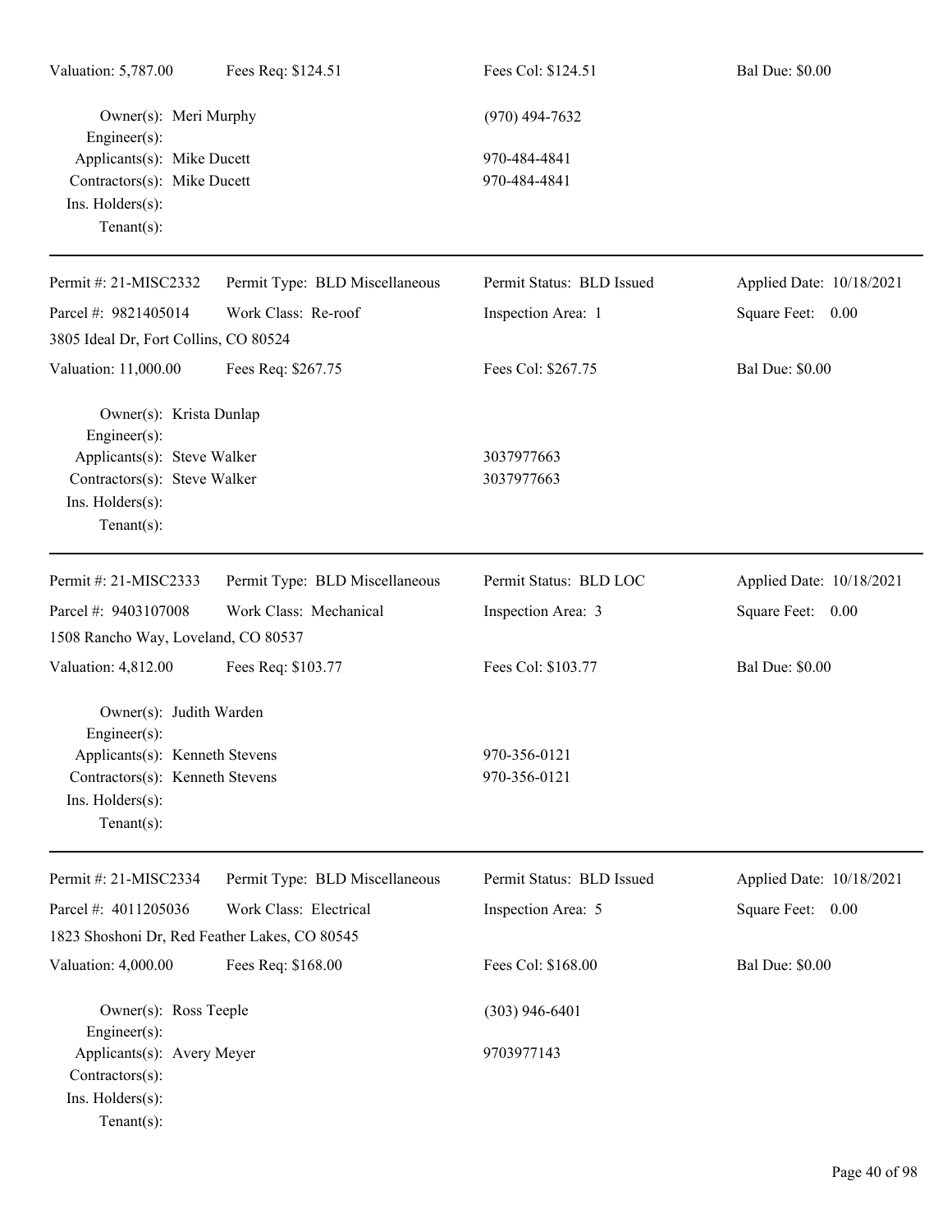Valuation: 5,787.00 Fees Req: $124.51 Fees Col: $124.51 Bal Due: $0.00

Owner(s): Meri Murphy (970) 494-7632
Engineer(s):
Applicants(s): Mike Ducett 970-484-4841
Contractors(s): Mike Ducett 970-484-4841
Ins. Holders(s):
Tenant(s):

---

Permit #: 21-MISC2332 Permit Type: BLD Miscellaneous Permit Status: BLD Issued Applied Date: 10/18/2021
Parcel #: 9821405014 Work Class: Re-roof Inspection Area: 1 Square Feet: 0.00
3805 Ideal Dr, Fort Collins, CO 80524
Valuation: 11,000.00 Fees Req: $267.75 Fees Col: $267.75 Bal Due: $0.00

Owner(s): Krista Dunlap
Engineer(s):
Applicants(s): Steve Walker 3037977663
Contractors(s): Steve Walker 3037977663
Ins. Holders(s):
Tenant(s):

---

Permit #: 21-MISC2333 Permit Type: BLD Miscellaneous Permit Status: BLD LOC Applied Date: 10/18/2021
Parcel #: 9403107008 Work Class: Mechanical Inspection Area: 3 Square Feet: 0.00
1508 Rancho Way, Loveland, CO 80537
Valuation: 4,812.00 Fees Req: $103.77 Fees Col: $103.77 Bal Due: $0.00

Owner(s): Judith Warden
Engineer(s):
Applicants(s): Kenneth Stevens 970-356-0121
Contractors(s): Kenneth Stevens 970-356-0121
Ins. Holders(s):
Tenant(s):

---

Permit #: 21-MISC2334 Permit Type: BLD Miscellaneous Permit Status: BLD Issued Applied Date: 10/18/2021
Parcel #: 4011205036 Work Class: Electrical Inspection Area: 5 Square Feet: 0.00
1823 Shoshoni Dr, Red Feather Lakes, CO 80545
Valuation: 4,000.00 Fees Req: $168.00 Fees Col: $168.00 Bal Due: $0.00

Owner(s): Ross Teeple (303) 946-6401
Engineer(s):
Applicants(s): Avery Meyer 9703977143
Contractors(s):
Ins. Holders(s):
Tenant(s):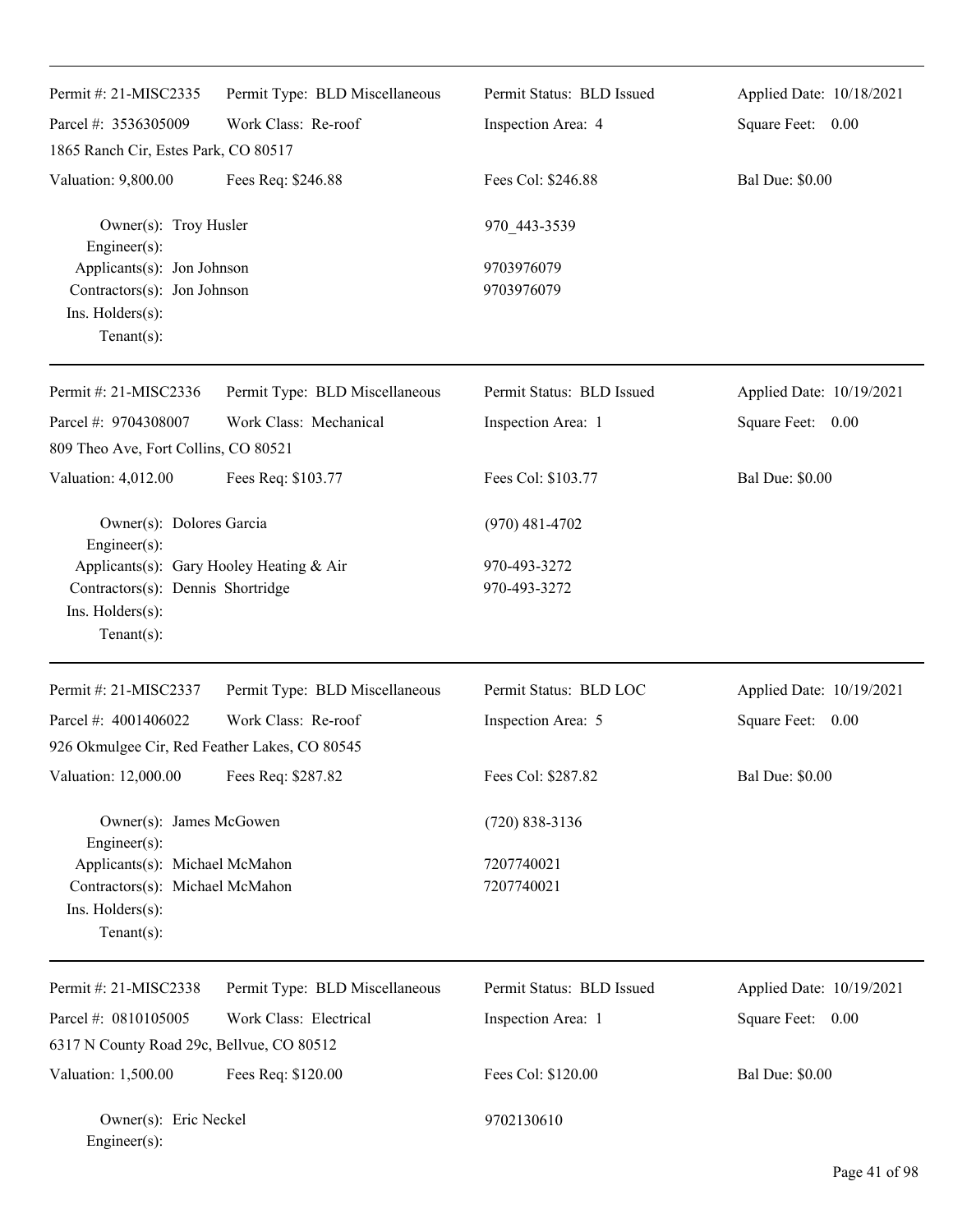| Permit #: 21-MISC2335 | Permit Type: BLD Miscellaneous | Permit Status: BLD Issued | Applied Date: 10/18/2021 |
|---|---|---|---|
| Parcel #: 3536305009 | Work Class: Re-roof | Inspection Area: 4 | Square Feet: 0.00 |
| 1865 Ranch Cir, Estes Park, CO 80517 | | | |
| Valuation: 9,800.00 | Fees Req: $246.88 | Fees Col: $246.88 | Bal Due: $0.00 |

Owner(s): Troy Husler — 970_443-3539
Engineer(s):
Applicants(s): Jon Johnson — 9703976079
Contractors(s): Jon Johnson — 9703976079
Ins. Holders(s):
Tenant(s):

| Permit #: 21-MISC2336 | Permit Type: BLD Miscellaneous | Permit Status: BLD Issued | Applied Date: 10/19/2021 |
|---|---|---|---|
| Parcel #: 9704308007 | Work Class: Mechanical | Inspection Area: 1 | Square Feet: 0.00 |
| 809 Theo Ave, Fort Collins, CO 80521 | | | |
| Valuation: 4,012.00 | Fees Req: $103.77 | Fees Col: $103.77 | Bal Due: $0.00 |

Owner(s): Dolores Garcia — (970) 481-4702
Engineer(s):
Applicants(s): Gary Hooley Heating & Air — 970-493-3272
Contractors(s): Dennis Shortridge — 970-493-3272
Ins. Holders(s):
Tenant(s):

| Permit #: 21-MISC2337 | Permit Type: BLD Miscellaneous | Permit Status: BLD LOC | Applied Date: 10/19/2021 |
|---|---|---|---|
| Parcel #: 4001406022 | Work Class: Re-roof | Inspection Area: 5 | Square Feet: 0.00 |
| 926 Okmulgee Cir, Red Feather Lakes, CO 80545 | | | |
| Valuation: 12,000.00 | Fees Req: $287.82 | Fees Col: $287.82 | Bal Due: $0.00 |

Owner(s): James McGowen — (720) 838-3136
Engineer(s):
Applicants(s): Michael McMahon — 7207740021
Contractors(s): Michael McMahon — 7207740021
Ins. Holders(s):
Tenant(s):

| Permit #: 21-MISC2338 | Permit Type: BLD Miscellaneous | Permit Status: BLD Issued | Applied Date: 10/19/2021 |
|---|---|---|---|
| Parcel #: 0810105005 | Work Class: Electrical | Inspection Area: 1 | Square Feet: 0.00 |
| 6317 N County Road 29c, Bellvue, CO 80512 | | | |
| Valuation: 1,500.00 | Fees Req: $120.00 | Fees Col: $120.00 | Bal Due: $0.00 |

Owner(s): Eric Neckel — 9702130610
Engineer(s):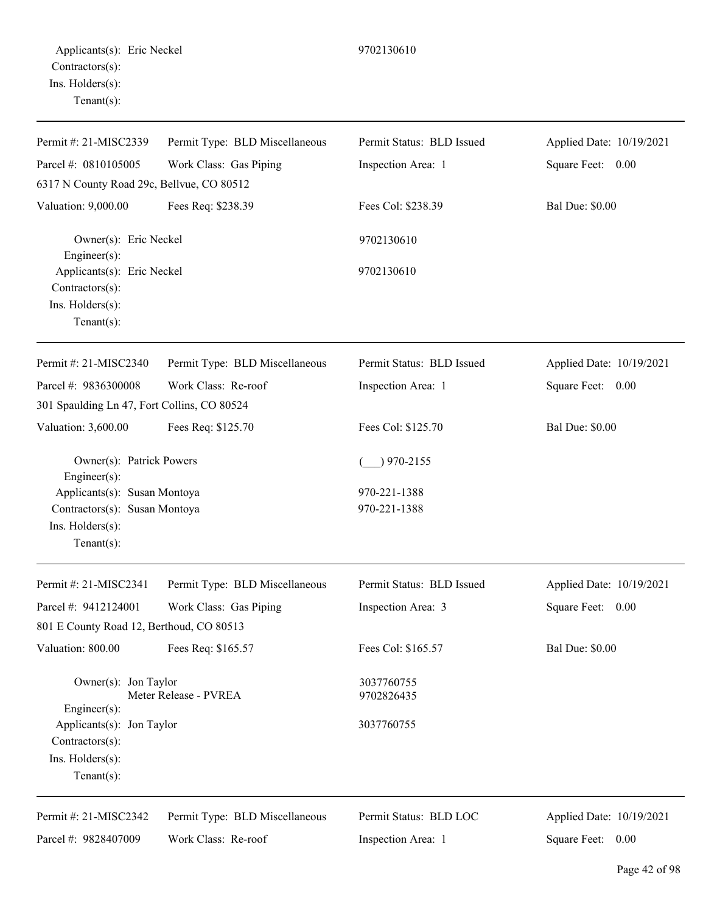Applicants(s): Eric Neckel 9702130610
Contractors(s):
Ins. Holders(s):
Tenant(s):

---

| Permit #: 21-MISC2339 | Permit Type: BLD Miscellaneous | Permit Status: BLD Issued | Applied Date: 10/19/2021 |
|---|---|---|---|
| Parcel #: 0810105005 | Work Class: Gas Piping | Inspection Area: 1 | Square Feet: 0.00 |
| 6317 N County Road 29c, Bellvue, CO 80512 | | | |
| Valuation: 9,000.00 | Fees Req: $238.39 | Fees Col: $238.39 | Bal Due: $0.00 |

Owner(s): Eric Neckel 9702130610
Engineer(s):
Applicants(s): Eric Neckel 9702130610
Contractors(s):
Ins. Holders(s):
Tenant(s):

---

| Permit #: 21-MISC2340 | Permit Type: BLD Miscellaneous | Permit Status: BLD Issued | Applied Date: 10/19/2021 |
|---|---|---|---|
| Parcel #: 9836300008 | Work Class: Re-roof | Inspection Area: 1 | Square Feet: 0.00 |
| 301 Spaulding Ln 47, Fort Collins, CO 80524 | | | |
| Valuation: 3,600.00 | Fees Req: $125.70 | Fees Col: $125.70 | Bal Due: $0.00 |

Owner(s): Patrick Powers (___) 970-2155
Engineer(s):
Applicants(s): Susan Montoya 970-221-1388
Contractors(s): Susan Montoya 970-221-1388
Ins. Holders(s):
Tenant(s):

---

| Permit #: 21-MISC2341 | Permit Type: BLD Miscellaneous | Permit Status: BLD Issued | Applied Date: 10/19/2021 |
|---|---|---|---|
| Parcel #: 9412124001 | Work Class: Gas Piping | Inspection Area: 3 | Square Feet: 0.00 |
| 801 E County Road 12, Berthoud, CO 80513 | | | |
| Valuation: 800.00 | Fees Req: $165.57 | Fees Col: $165.57 | Bal Due: $0.00 |

Owner(s): Jon Taylor 3037760755
Meter Release - PVREA 9702826435
Engineer(s):
Applicants(s): Jon Taylor 3037760755
Contractors(s):
Ins. Holders(s):
Tenant(s):

---

| Permit #: 21-MISC2342 | Permit Type: BLD Miscellaneous | Permit Status: BLD LOC | Applied Date: 10/19/2021 |
|---|---|---|---|
| Parcel #: 9828407009 | Work Class: Re-roof | Inspection Area: 1 | Square Feet: 0.00 |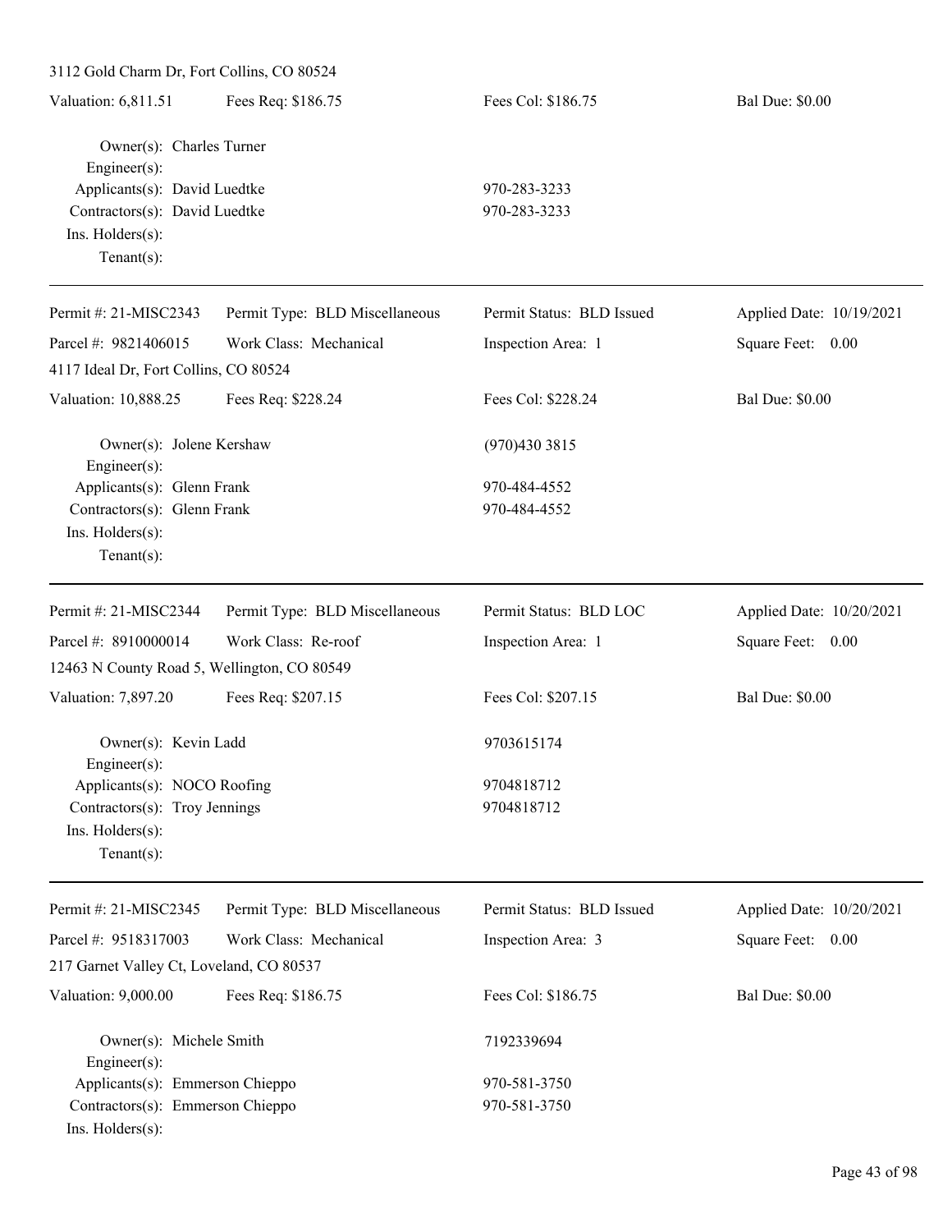3112 Gold Charm Dr, Fort Collins, CO 80524

Valuation: 6,811.51 | Fees Req: $186.75 | Fees Col: $186.75 | Bal Due: $0.00

Owner(s): Charles Turner
Engineer(s):
Applicants(s): David Luedtke — 970-283-3233
Contractors(s): David Luedtke — 970-283-3233
Ins. Holders(s):
Tenant(s):

---

Permit #: 21-MISC2343 | Permit Type: BLD Miscellaneous | Permit Status: BLD Issued | Applied Date: 10/19/2021
Parcel #: 9821406015 | Work Class: Mechanical | Inspection Area: 1 | Square Feet: 0.00
4117 Ideal Dr, Fort Collins, CO 80524
Valuation: 10,888.25 | Fees Req: $228.24 | Fees Col: $228.24 | Bal Due: $0.00

Owner(s): Jolene Kershaw — (970)430 3815
Engineer(s):
Applicants(s): Glenn Frank — 970-484-4552
Contractors(s): Glenn Frank — 970-484-4552
Ins. Holders(s):
Tenant(s):

---

Permit #: 21-MISC2344 | Permit Type: BLD Miscellaneous | Permit Status: BLD LOC | Applied Date: 10/20/2021
Parcel #: 8910000014 | Work Class: Re-roof | Inspection Area: 1 | Square Feet: 0.00
12463 N County Road 5, Wellington, CO 80549
Valuation: 7,897.20 | Fees Req: $207.15 | Fees Col: $207.15 | Bal Due: $0.00

Owner(s): Kevin Ladd — 9703615174
Engineer(s):
Applicants(s): NOCO Roofing — 9704818712
Contractors(s): Troy Jennings — 9704818712
Ins. Holders(s):
Tenant(s):

---

Permit #: 21-MISC2345 | Permit Type: BLD Miscellaneous | Permit Status: BLD Issued | Applied Date: 10/20/2021
Parcel #: 9518317003 | Work Class: Mechanical | Inspection Area: 3 | Square Feet: 0.00
217 Garnet Valley Ct, Loveland, CO 80537
Valuation: 9,000.00 | Fees Req: $186.75 | Fees Col: $186.75 | Bal Due: $0.00

Owner(s): Michele Smith — 7192339694
Engineer(s):
Applicants(s): Emmerson Chieppo — 970-581-3750
Contractors(s): Emmerson Chieppo — 970-581-3750
Ins. Holders(s):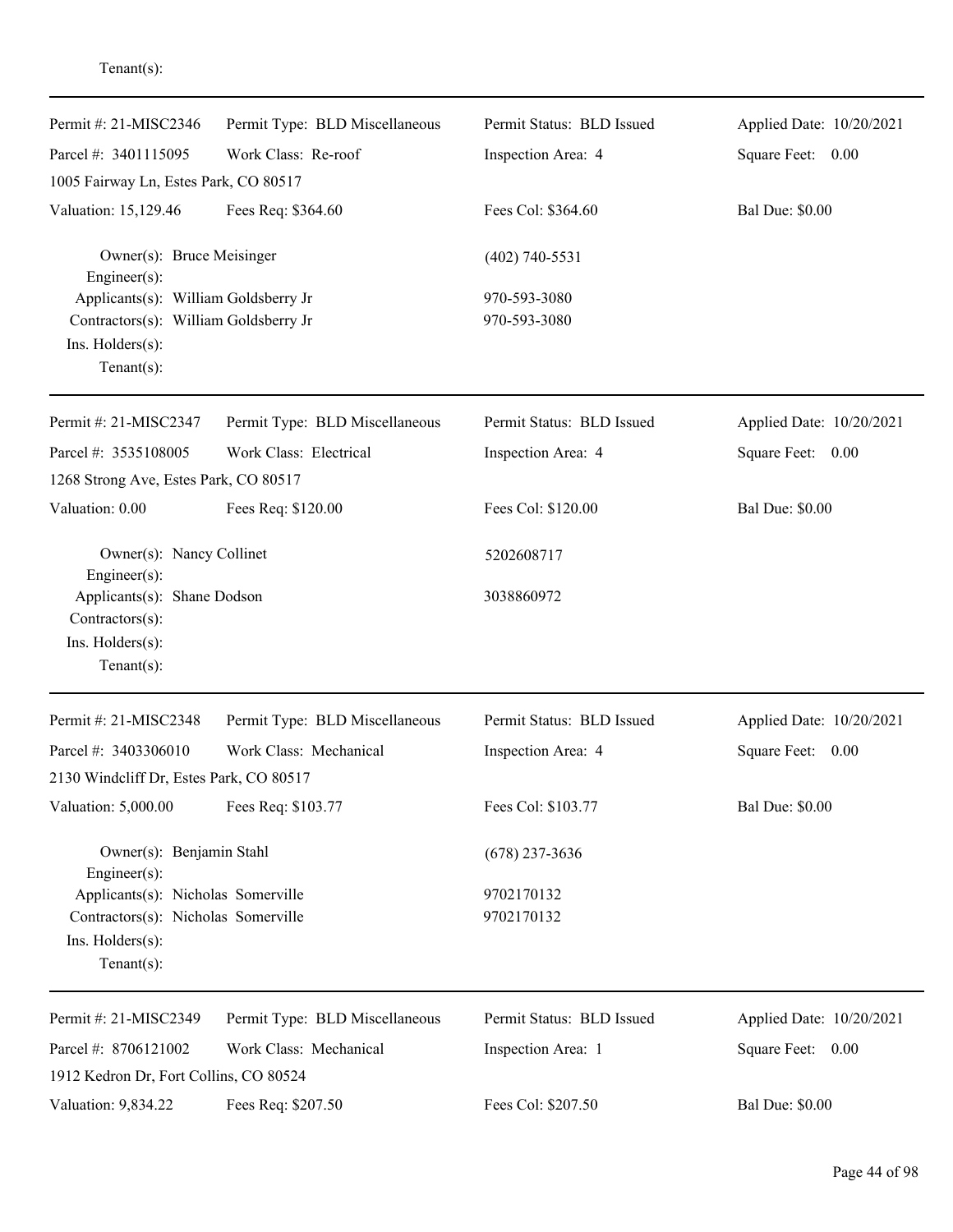Tenant(s):

---

| Permit #: 21-MISC2346 | Permit Type: BLD Miscellaneous | Permit Status: BLD Issued | Applied Date: 10/20/2021 |
|---|---|---|---|
| Parcel #: 3401115095 | Work Class: Re-roof | Inspection Area: 4 | Square Feet: 0.00 |
| 1005 Fairway Ln, Estes Park, CO 80517 | | | |
| Valuation: 15,129.46 | Fees Req: $364.60 | Fees Col: $364.60 | Bal Due: $0.00 |

Owner(s): Bruce Meisinger (402) 740-5531
Engineer(s):
Applicants(s): William Goldsberry Jr 970-593-3080
Contractors(s): William Goldsberry Jr 970-593-3080
Ins. Holders(s):
Tenant(s):

---

| Permit #: 21-MISC2347 | Permit Type: BLD Miscellaneous | Permit Status: BLD Issued | Applied Date: 10/20/2021 |
|---|---|---|---|
| Parcel #: 3535108005 | Work Class: Electrical | Inspection Area: 4 | Square Feet: 0.00 |
| 1268 Strong Ave, Estes Park, CO 80517 | | | |
| Valuation: 0.00 | Fees Req: $120.00 | Fees Col: $120.00 | Bal Due: $0.00 |

Owner(s): Nancy Collinet 5202608717
Engineer(s):
Applicants(s): Shane Dodson 3038860972
Contractors(s):
Ins. Holders(s):
Tenant(s):

---

| Permit #: 21-MISC2348 | Permit Type: BLD Miscellaneous | Permit Status: BLD Issued | Applied Date: 10/20/2021 |
|---|---|---|---|
| Parcel #: 3403306010 | Work Class: Mechanical | Inspection Area: 4 | Square Feet: 0.00 |
| 2130 Windcliff Dr, Estes Park, CO 80517 | | | |
| Valuation: 5,000.00 | Fees Req: $103.77 | Fees Col: $103.77 | Bal Due: $0.00 |

Owner(s): Benjamin Stahl (678) 237-3636
Engineer(s):
Applicants(s): Nicholas Somerville 9702170132
Contractors(s): Nicholas Somerville 9702170132
Ins. Holders(s):
Tenant(s):

---

| Permit #: 21-MISC2349 | Permit Type: BLD Miscellaneous | Permit Status: BLD Issued | Applied Date: 10/20/2021 |
|---|---|---|---|
| Parcel #: 8706121002 | Work Class: Mechanical | Inspection Area: 1 | Square Feet: 0.00 |
| 1912 Kedron Dr, Fort Collins, CO 80524 | | | |
| Valuation: 9,834.22 | Fees Req: $207.50 | Fees Col: $207.50 | Bal Due: $0.00 |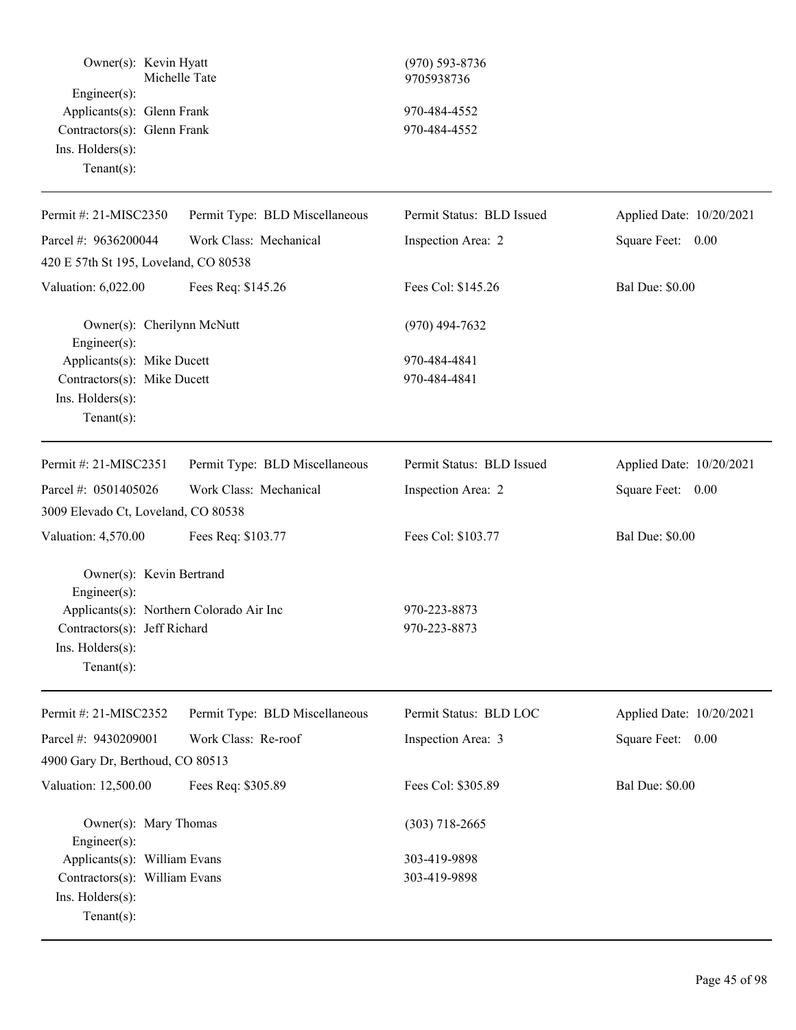| | | |
|---|---|---|
| Owner(s): | Kevin Hyatt<br>Michelle Tate | (970) 593-8736<br>9705938736 |
| Engineer(s): | | |
| Applicants(s): | Glenn Frank | 970-484-4552 |
| Contractors(s): | Glenn Frank | 970-484-4552 |
| Ins. Holders(s): | | |
| Tenant(s): | | |

---

| | | | |
|---|---|---|---|
| Permit #: 21-MISC2350 | Permit Type: BLD Miscellaneous | Permit Status: BLD Issued | Applied Date: 10/20/2021 |
| Parcel #: 9636200044 | Work Class: Mechanical | Inspection Area: 2 | Square Feet: 0.00 |
| 420 E 57th St 195, Loveland, CO 80538 | | | |
| Valuation: 6,022.00 | Fees Req: $145.26 | Fees Col: $145.26 | Bal Due: $0.00 |

| | | |
|---|---|---|
| Owner(s): | Cherilynn McNutt | (970) 494-7632 |
| Engineer(s): | | |
| Applicants(s): | Mike Ducett | 970-484-4841 |
| Contractors(s): | Mike Ducett | 970-484-4841 |
| Ins. Holders(s): | | |
| Tenant(s): | | |

---

| | | | |
|---|---|---|---|
| Permit #: 21-MISC2351 | Permit Type: BLD Miscellaneous | Permit Status: BLD Issued | Applied Date: 10/20/2021 |
| Parcel #: 0501405026 | Work Class: Mechanical | Inspection Area: 2 | Square Feet: 0.00 |
| 3009 Elevado Ct, Loveland, CO 80538 | | | |
| Valuation: 4,570.00 | Fees Req: $103.77 | Fees Col: $103.77 | Bal Due: $0.00 |

| | | |
|---|---|---|
| Owner(s): | Kevin Bertrand | |
| Engineer(s): | | |
| Applicants(s): | Northern Colorado Air Inc | 970-223-8873 |
| Contractors(s): | Jeff Richard | 970-223-8873 |
| Ins. Holders(s): | | |
| Tenant(s): | | |

---

| | | | |
|---|---|---|---|
| Permit #: 21-MISC2352 | Permit Type: BLD Miscellaneous | Permit Status: BLD LOC | Applied Date: 10/20/2021 |
| Parcel #: 9430209001 | Work Class: Re-roof | Inspection Area: 3 | Square Feet: 0.00 |
| 4900 Gary Dr, Berthoud, CO 80513 | | | |
| Valuation: 12,500.00 | Fees Req: $305.89 | Fees Col: $305.89 | Bal Due: $0.00 |

| | | |
|---|---|---|
| Owner(s): | Mary Thomas | (303) 718-2665 |
| Engineer(s): | | |
| Applicants(s): | William Evans | 303-419-9898 |
| Contractors(s): | William Evans | 303-419-9898 |
| Ins. Holders(s): | | |
| Tenant(s): | | |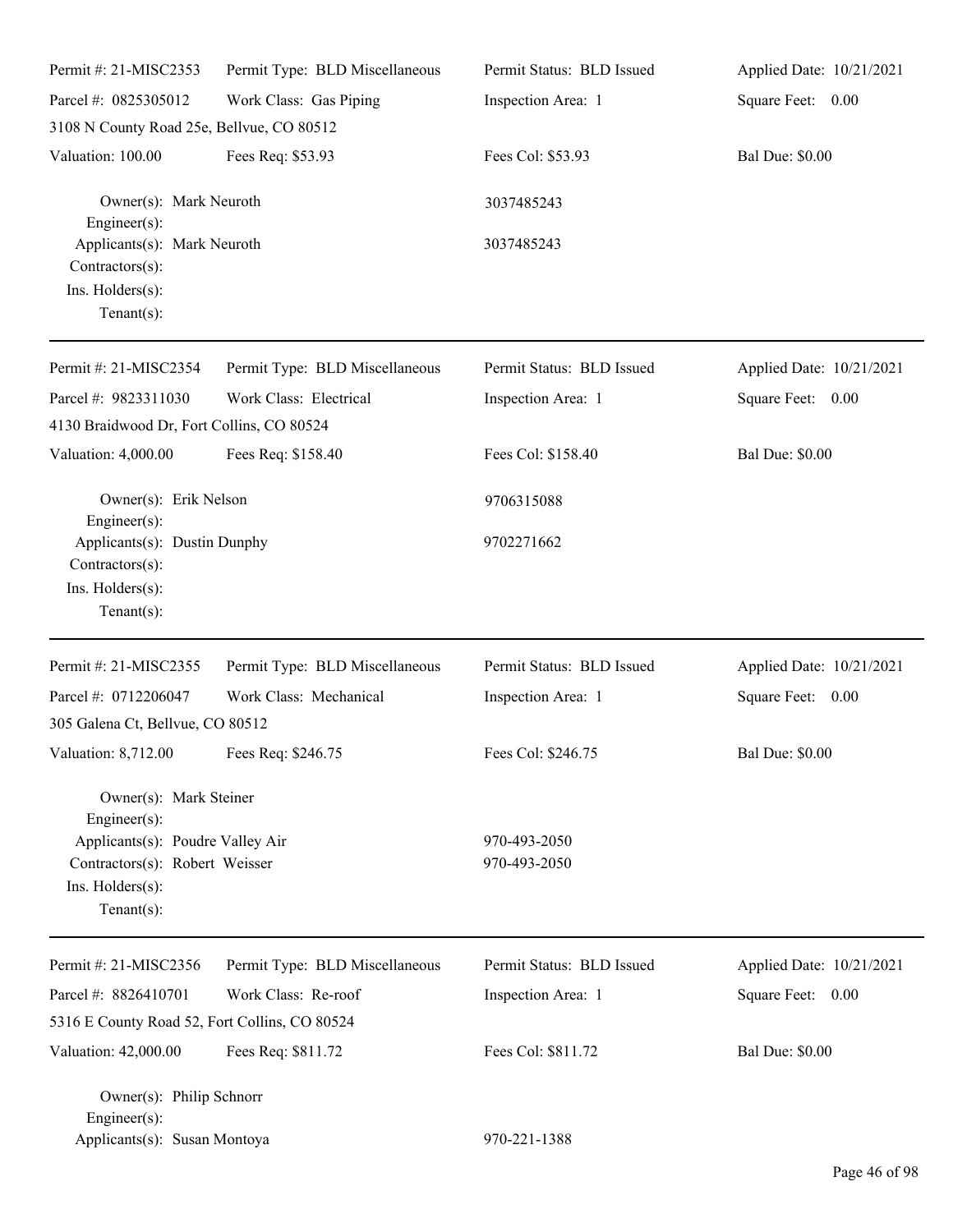Permit #: 21-MISC2353 | Permit Type: BLD Miscellaneous | Permit Status: BLD Issued | Applied Date: 10/21/2021

Parcel #: 0825305012 | Work Class: Gas Piping | Inspection Area: 1 | Square Feet: 0.00

3108 N County Road 25e, Bellvue, CO 80512

Valuation: 100.00 | Fees Req: $53.93 | Fees Col: $53.93 | Bal Due: $0.00

Owner(s): Mark Neuroth 3037485243
Engineer(s):
Applicants(s): Mark Neuroth 3037485243
Contractors(s):
Ins. Holders(s):
Tenant(s):

---

Permit #: 21-MISC2354 | Permit Type: BLD Miscellaneous | Permit Status: BLD Issued | Applied Date: 10/21/2021

Parcel #: 9823311030 | Work Class: Electrical | Inspection Area: 1 | Square Feet: 0.00

4130 Braidwood Dr, Fort Collins, CO 80524

Valuation: 4,000.00 | Fees Req: $158.40 | Fees Col: $158.40 | Bal Due: $0.00

Owner(s): Erik Nelson 9706315088
Engineer(s):
Applicants(s): Dustin Dunphy 9702271662
Contractors(s):
Ins. Holders(s):
Tenant(s):

---

Permit #: 21-MISC2355 | Permit Type: BLD Miscellaneous | Permit Status: BLD Issued | Applied Date: 10/21/2021

Parcel #: 0712206047 | Work Class: Mechanical | Inspection Area: 1 | Square Feet: 0.00

305 Galena Ct, Bellvue, CO 80512

Valuation: 8,712.00 | Fees Req: $246.75 | Fees Col: $246.75 | Bal Due: $0.00

Owner(s): Mark Steiner
Engineer(s):
Applicants(s): Poudre Valley Air 970-493-2050
Contractors(s): Robert Weisser 970-493-2050
Ins. Holders(s):
Tenant(s):

---

Permit #: 21-MISC2356 | Permit Type: BLD Miscellaneous | Permit Status: BLD Issued | Applied Date: 10/21/2021

Parcel #: 8826410701 | Work Class: Re-roof | Inspection Area: 1 | Square Feet: 0.00

5316 E County Road 52, Fort Collins, CO 80524

Valuation: 42,000.00 | Fees Req: $811.72 | Fees Col: $811.72 | Bal Due: $0.00

Owner(s): Philip Schnorr
Engineer(s):
Applicants(s): Susan Montoya 970-221-1388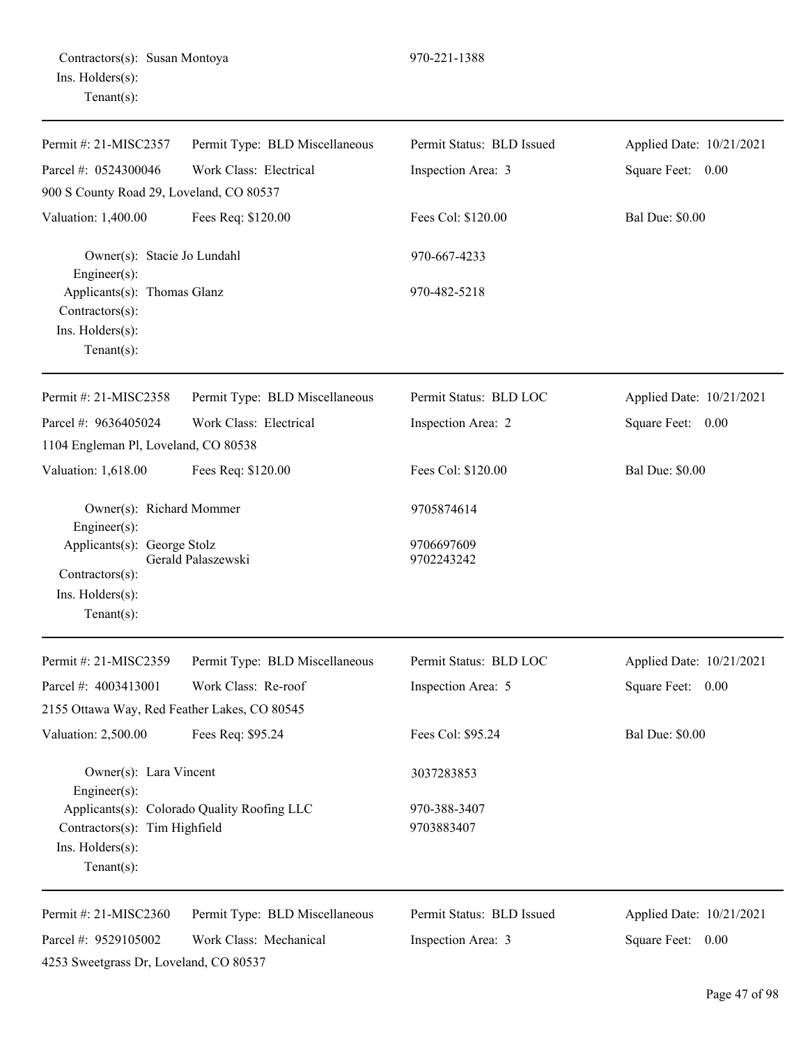Contractors(s): Susan Montoya 970-221-1388
Ins. Holders(s):
Tenant(s):

---

| Permit #: 21-MISC2357 | Permit Type: BLD Miscellaneous | Permit Status: BLD Issued | Applied Date: 10/21/2021 |
|---|---|---|---|
| Parcel #: 0524300046 | Work Class: Electrical | Inspection Area: 3 | Square Feet: 0.00 |
| 900 S County Road 29, Loveland, CO 80537 | | | |
| Valuation: 1,400.00 | Fees Req: $120.00 | Fees Col: $120.00 | Bal Due: $0.00 |

Owner(s): Stacie Jo Lundahl 970-667-4233
Engineer(s):
Applicants(s): Thomas Glanz 970-482-5218
Contractors(s):
Ins. Holders(s):
Tenant(s):

---

| Permit #: 21-MISC2358 | Permit Type: BLD Miscellaneous | Permit Status: BLD LOC | Applied Date: 10/21/2021 |
|---|---|---|---|
| Parcel #: 9636405024 | Work Class: Electrical | Inspection Area: 2 | Square Feet: 0.00 |
| 1104 Engleman Pl, Loveland, CO 80538 | | | |
| Valuation: 1,618.00 | Fees Req: $120.00 | Fees Col: $120.00 | Bal Due: $0.00 |

Owner(s): Richard Mommer 9705874614
Engineer(s):
Applicants(s): George Stolz 9706697609
Gerald Palaszewski 9702243242
Contractors(s):
Ins. Holders(s):
Tenant(s):

---

| Permit #: 21-MISC2359 | Permit Type: BLD Miscellaneous | Permit Status: BLD LOC | Applied Date: 10/21/2021 |
|---|---|---|---|
| Parcel #: 4003413001 | Work Class: Re-roof | Inspection Area: 5 | Square Feet: 0.00 |
| 2155 Ottawa Way, Red Feather Lakes, CO 80545 | | | |
| Valuation: 2,500.00 | Fees Req: $95.24 | Fees Col: $95.24 | Bal Due: $0.00 |

Owner(s): Lara Vincent 3037283853
Engineer(s):
Applicants(s): Colorado Quality Roofing LLC 970-388-3407
Contractors(s): Tim Highfield 9703883407
Ins. Holders(s):
Tenant(s):

---

| Permit #: 21-MISC2360 | Permit Type: BLD Miscellaneous | Permit Status: BLD Issued | Applied Date: 10/21/2021 |
|---|---|---|---|
| Parcel #: 9529105002 | Work Class: Mechanical | Inspection Area: 3 | Square Feet: 0.00 |
| 4253 Sweetgrass Dr, Loveland, CO 80537 | | | |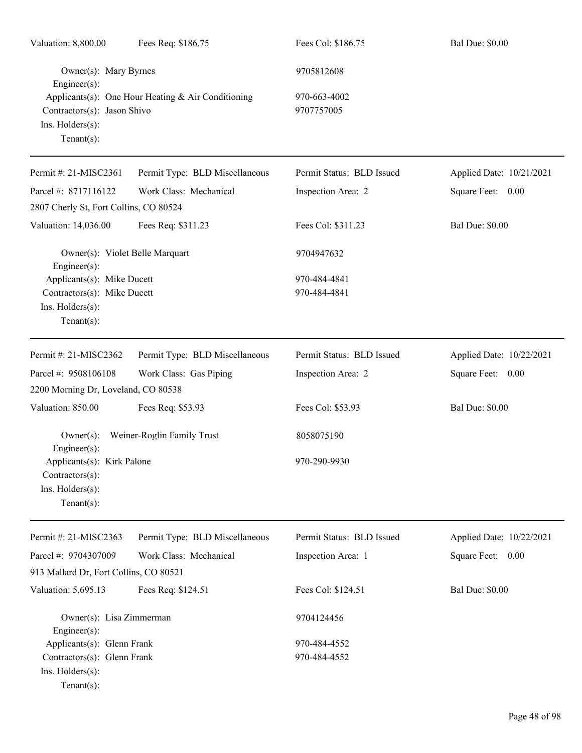Valuation: 8,800.00 Fees Req: $186.75 Fees Col: $186.75 Bal Due: $0.00

Owner(s): Mary Byrnes 9705812608
Engineer(s):
Applicants(s): One Hour Heating & Air Conditioning 970-663-4002
Contractors(s): Jason Shivo 9707757005
Ins. Holders(s):
Tenant(s):

---

Permit #: 21-MISC2361 Permit Type: BLD Miscellaneous Permit Status: BLD Issued Applied Date: 10/21/2021
Parcel #: 8717116122 Work Class: Mechanical Inspection Area: 2 Square Feet: 0.00
2807 Cherly St, Fort Collins, CO 80524
Valuation: 14,036.00 Fees Req: $311.23 Fees Col: $311.23 Bal Due: $0.00

Owner(s): Violet Belle Marquart 9704947632
Engineer(s):
Applicants(s): Mike Ducett 970-484-4841
Contractors(s): Mike Ducett 970-484-4841
Ins. Holders(s):
Tenant(s):

---

Permit #: 21-MISC2362 Permit Type: BLD Miscellaneous Permit Status: BLD Issued Applied Date: 10/22/2021
Parcel #: 9508106108 Work Class: Gas Piping Inspection Area: 2 Square Feet: 0.00
2200 Morning Dr, Loveland, CO 80538
Valuation: 850.00 Fees Req: $53.93 Fees Col: $53.93 Bal Due: $0.00

Owner(s): Weiner-Roglin Family Trust 8058075190
Engineer(s):
Applicants(s): Kirk Palone 970-290-9930
Contractors(s):
Ins. Holders(s):
Tenant(s):

---

Permit #: 21-MISC2363 Permit Type: BLD Miscellaneous Permit Status: BLD Issued Applied Date: 10/22/2021
Parcel #: 9704307009 Work Class: Mechanical Inspection Area: 1 Square Feet: 0.00
913 Mallard Dr, Fort Collins, CO 80521
Valuation: 5,695.13 Fees Req: $124.51 Fees Col: $124.51 Bal Due: $0.00

Owner(s): Lisa Zimmerman 9704124456
Engineer(s):
Applicants(s): Glenn Frank 970-484-4552
Contractors(s): Glenn Frank 970-484-4552
Ins. Holders(s):
Tenant(s):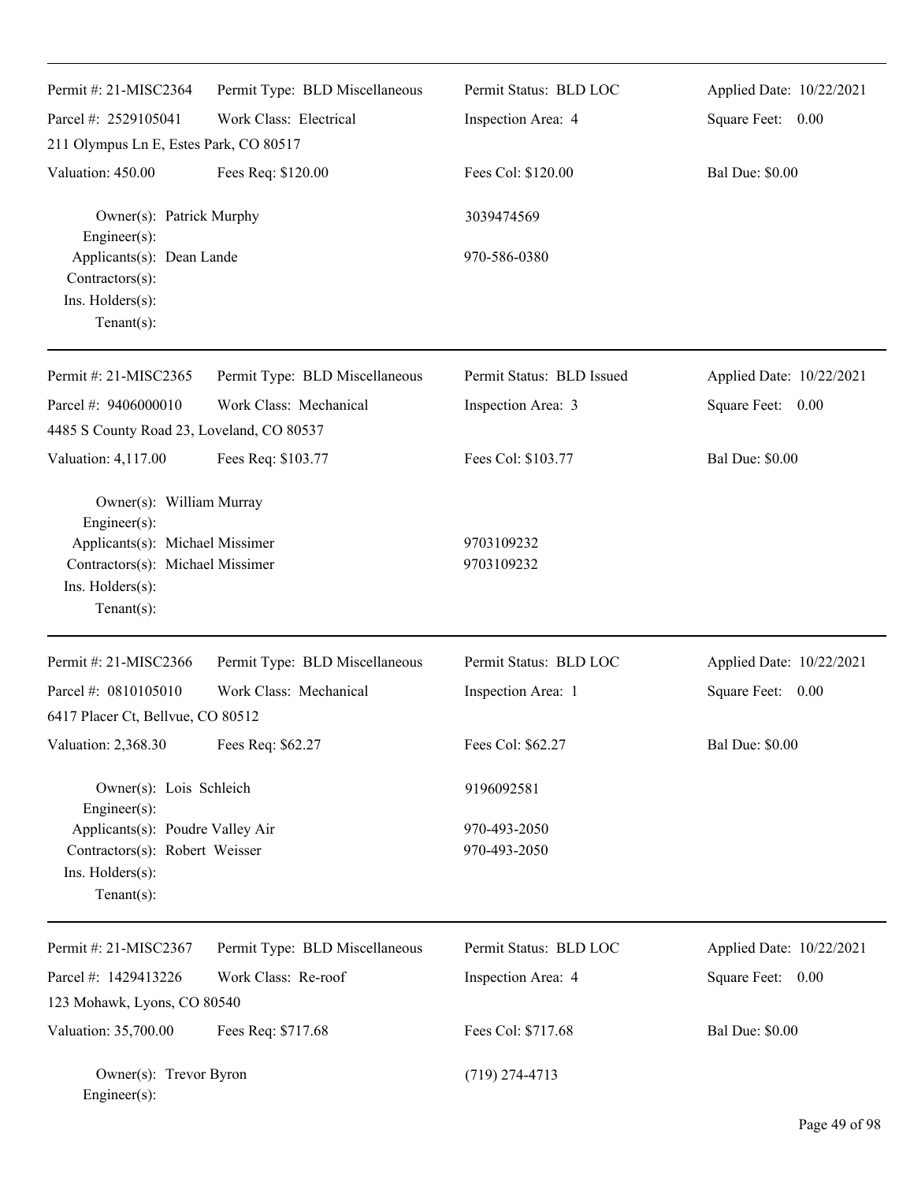| Permit #: 21-MISC2364 | Permit Type: BLD Miscellaneous | Permit Status: BLD LOC | Applied Date: 10/22/2021 |
|---|---|---|---|
| Parcel #: 2529105041 | Work Class: Electrical | Inspection Area: 4 | Square Feet: 0.00 |
| 211 Olympus Ln E, Estes Park, CO 80517 | | | |
| Valuation: 450.00 | Fees Req: $120.00 | Fees Col: $120.00 | Bal Due: $0.00 |

Owner(s): Patrick Murphy — 3039474569
Engineer(s):
Applicants(s): Dean Lande — 970-586-0380
Contractors(s):
Ins. Holders(s):
Tenant(s):

| Permit #: 21-MISC2365 | Permit Type: BLD Miscellaneous | Permit Status: BLD Issued | Applied Date: 10/22/2021 |
|---|---|---|---|
| Parcel #: 9406000010 | Work Class: Mechanical | Inspection Area: 3 | Square Feet: 0.00 |
| 4485 S County Road 23, Loveland, CO 80537 | | | |
| Valuation: 4,117.00 | Fees Req: $103.77 | Fees Col: $103.77 | Bal Due: $0.00 |

Owner(s): William Murray
Engineer(s):
Applicants(s): Michael Missimer — 9703109232
Contractors(s): Michael Missimer — 9703109232
Ins. Holders(s):
Tenant(s):

| Permit #: 21-MISC2366 | Permit Type: BLD Miscellaneous | Permit Status: BLD LOC | Applied Date: 10/22/2021 |
|---|---|---|---|
| Parcel #: 0810105010 | Work Class: Mechanical | Inspection Area: 1 | Square Feet: 0.00 |
| 6417 Placer Ct, Bellvue, CO 80512 | | | |
| Valuation: 2,368.30 | Fees Req: $62.27 | Fees Col: $62.27 | Bal Due: $0.00 |

Owner(s): Lois Schleich — 9196092581
Engineer(s):
Applicants(s): Poudre Valley Air — 970-493-2050
Contractors(s): Robert Weisser — 970-493-2050
Ins. Holders(s):
Tenant(s):

| Permit #: 21-MISC2367 | Permit Type: BLD Miscellaneous | Permit Status: BLD LOC | Applied Date: 10/22/2021 |
|---|---|---|---|
| Parcel #: 1429413226 | Work Class: Re-roof | Inspection Area: 4 | Square Feet: 0.00 |
| 123 Mohawk, Lyons, CO 80540 | | | |
| Valuation: 35,700.00 | Fees Req: $717.68 | Fees Col: $717.68 | Bal Due: $0.00 |

Owner(s): Trevor Byron — (719) 274-4713
Engineer(s):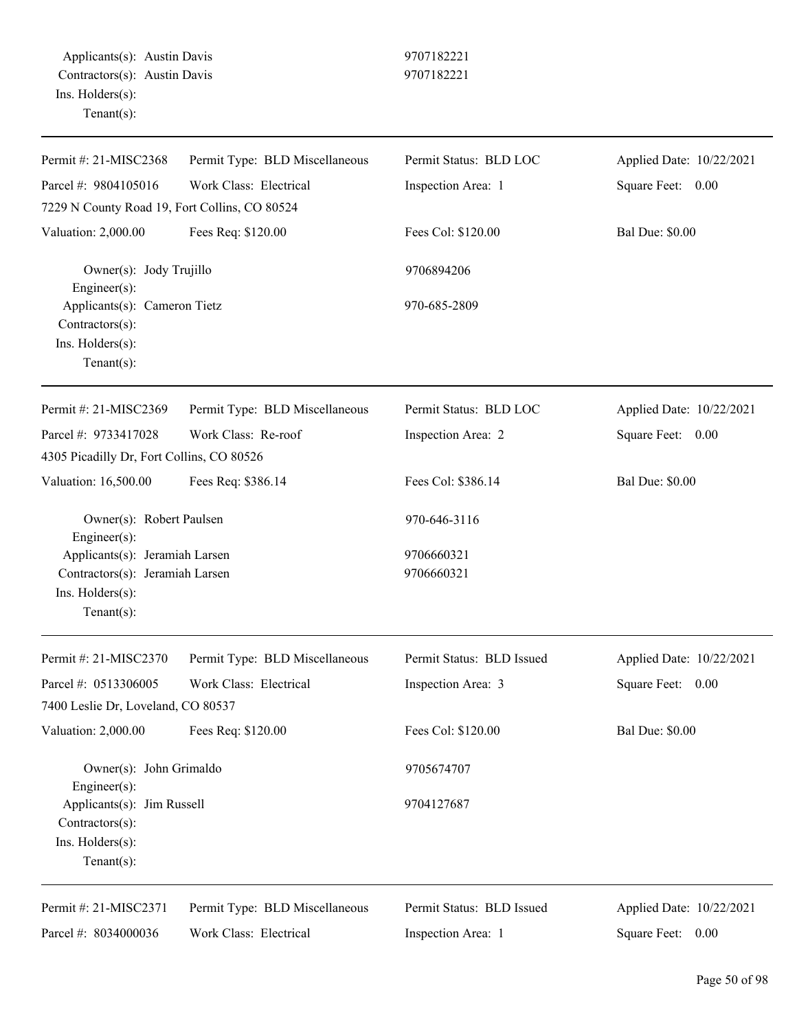Applicants(s): Austin Davis 9707182221
Contractors(s): Austin Davis 9707182221
Ins. Holders(s):
Tenant(s):

---

| Permit #: 21-MISC2368 | Permit Type: BLD Miscellaneous | Permit Status: BLD LOC | Applied Date: 10/22/2021 |
|---|---|---|---|
| Parcel #: 9804105016 | Work Class: Electrical | Inspection Area: 1 | Square Feet: 0.00 |
| 7229 N County Road 19, Fort Collins, CO 80524 | | | |
| Valuation: 2,000.00 | Fees Req: $120.00 | Fees Col: $120.00 | Bal Due: $0.00 |

Owner(s): Jody Trujillo 9706894206
Engineer(s):
Applicants(s): Cameron Tietz 970-685-2809
Contractors(s):
Ins. Holders(s):
Tenant(s):

---

| Permit #: 21-MISC2369 | Permit Type: BLD Miscellaneous | Permit Status: BLD LOC | Applied Date: 10/22/2021 |
|---|---|---|---|
| Parcel #: 9733417028 | Work Class: Re-roof | Inspection Area: 2 | Square Feet: 0.00 |
| 4305 Picadilly Dr, Fort Collins, CO 80526 | | | |
| Valuation: 16,500.00 | Fees Req: $386.14 | Fees Col: $386.14 | Bal Due: $0.00 |

Owner(s): Robert Paulsen 970-646-3116
Engineer(s):
Applicants(s): Jeramiah Larsen 9706660321
Contractors(s): Jeramiah Larsen 9706660321
Ins. Holders(s):
Tenant(s):

---

| Permit #: 21-MISC2370 | Permit Type: BLD Miscellaneous | Permit Status: BLD Issued | Applied Date: 10/22/2021 |
|---|---|---|---|
| Parcel #: 0513306005 | Work Class: Electrical | Inspection Area: 3 | Square Feet: 0.00 |
| 7400 Leslie Dr, Loveland, CO 80537 | | | |
| Valuation: 2,000.00 | Fees Req: $120.00 | Fees Col: $120.00 | Bal Due: $0.00 |

Owner(s): John Grimaldo 9705674707
Engineer(s):
Applicants(s): Jim Russell 9704127687
Contractors(s):
Ins. Holders(s):
Tenant(s):

---

| Permit #: 21-MISC2371 | Permit Type: BLD Miscellaneous | Permit Status: BLD Issued | Applied Date: 10/22/2021 |
|---|---|---|---|
| Parcel #: 8034000036 | Work Class: Electrical | Inspection Area: 1 | Square Feet: 0.00 |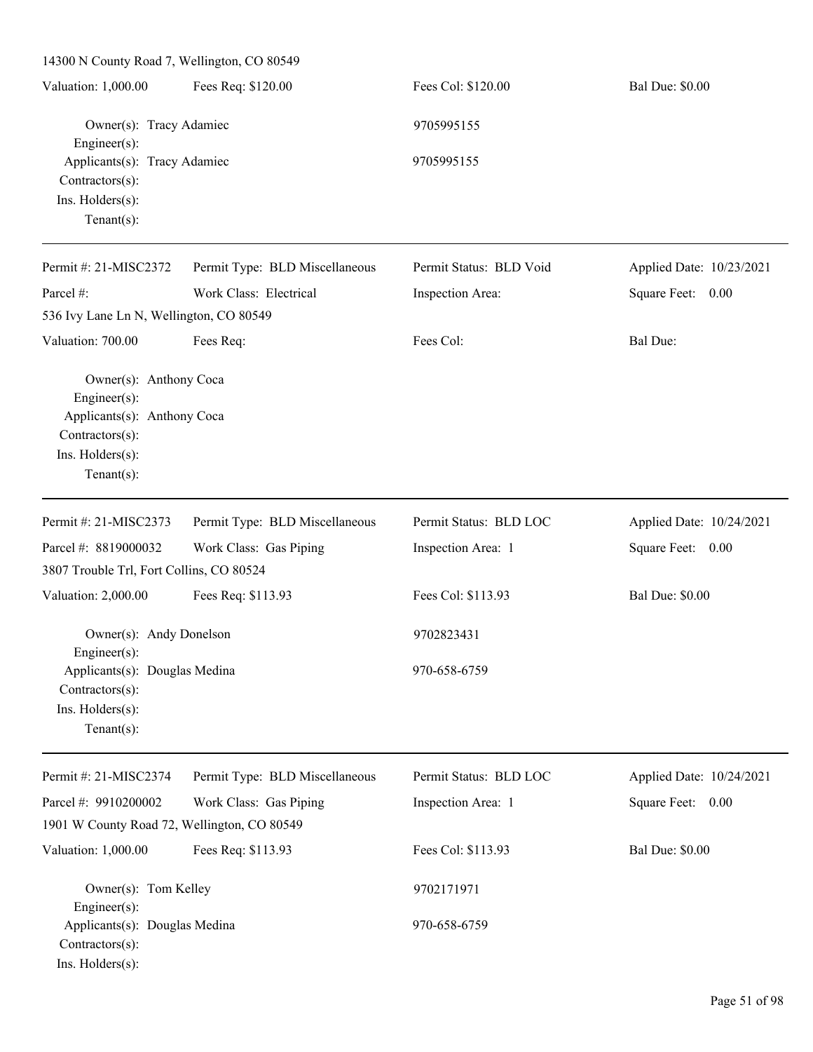14300 N County Road 7, Wellington, CO 80549

| Valuation: 1,000.00 | Fees Req: $120.00 | Fees Col: $120.00 | Bal Due: $0.00 |
|---|---|---|---|

Owner(s): Tracy Adamiec 9705995155
Engineer(s):
Applicants(s): Tracy Adamiec 9705995155
Contractors(s):
Ins. Holders(s):
Tenant(s):

---

| Permit #: 21-MISC2372 | Permit Type: BLD Miscellaneous | Permit Status: BLD Void | Applied Date: 10/23/2021 |
|---|---|---|---|
| Parcel #: | Work Class: Electrical | Inspection Area: | Square Feet: 0.00 |

536 Ivy Lane Ln N, Wellington, CO 80549

| Valuation: 700.00 | Fees Req: | Fees Col: | Bal Due: |
|---|---|---|---|

Owner(s): Anthony Coca
Engineer(s):
Applicants(s): Anthony Coca
Contractors(s):
Ins. Holders(s):
Tenant(s):

---

| Permit #: 21-MISC2373 | Permit Type: BLD Miscellaneous | Permit Status: BLD LOC | Applied Date: 10/24/2021 |
|---|---|---|---|
| Parcel #: 8819000032 | Work Class: Gas Piping | Inspection Area: 1 | Square Feet: 0.00 |

3807 Trouble Trl, Fort Collins, CO 80524

| Valuation: 2,000.00 | Fees Req: $113.93 | Fees Col: $113.93 | Bal Due: $0.00 |
|---|---|---|---|

Owner(s): Andy Donelson 9702823431
Engineer(s):
Applicants(s): Douglas Medina 970-658-6759
Contractors(s):
Ins. Holders(s):
Tenant(s):

---

| Permit #: 21-MISC2374 | Permit Type: BLD Miscellaneous | Permit Status: BLD LOC | Applied Date: 10/24/2021 |
|---|---|---|---|
| Parcel #: 9910200002 | Work Class: Gas Piping | Inspection Area: 1 | Square Feet: 0.00 |

1901 W County Road 72, Wellington, CO 80549

| Valuation: 1,000.00 | Fees Req: $113.93 | Fees Col: $113.93 | Bal Due: $0.00 |
|---|---|---|---|

Owner(s): Tom Kelley 9702171971
Engineer(s):
Applicants(s): Douglas Medina 970-658-6759
Contractors(s):
Ins. Holders(s):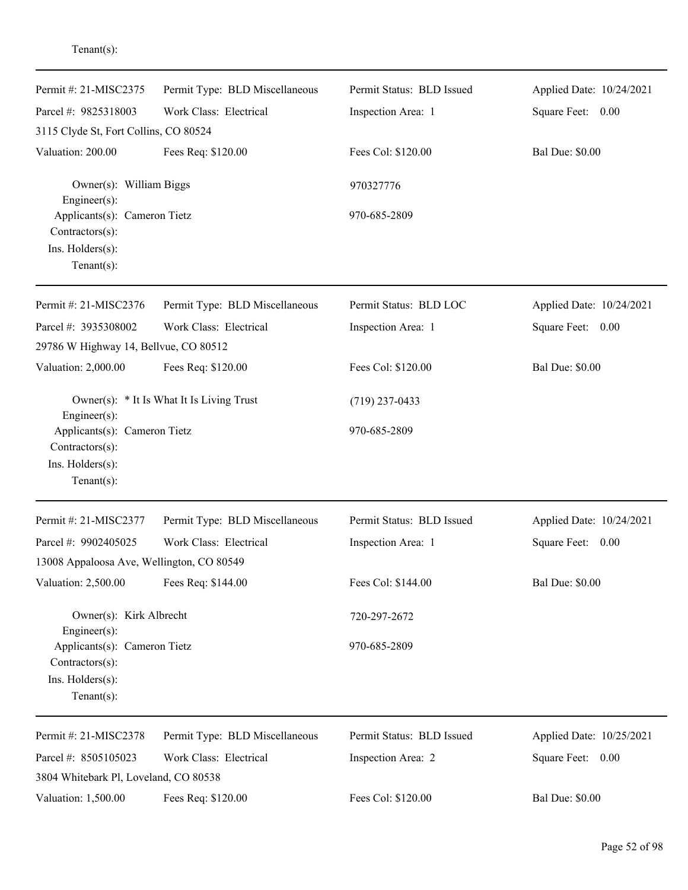Tenant(s):

---

Permit #: 21-MISC2375 | Permit Type: BLD Miscellaneous | Permit Status: BLD Issued | Applied Date: 10/24/2021
Parcel #: 9825318003 | Work Class: Electrical | Inspection Area: 1 | Square Feet: 0.00
3115 Clyde St, Fort Collins, CO 80524
Valuation: 200.00 | Fees Req: $120.00 | Fees Col: $120.00 | Bal Due: $0.00

Owner(s): William Biggs 970327776
Engineer(s):
Applicants(s): Cameron Tietz 970-685-2809
Contractors(s):
Ins. Holders(s):
Tenant(s):

---

Permit #: 21-MISC2376 | Permit Type: BLD Miscellaneous | Permit Status: BLD LOC | Applied Date: 10/24/2021
Parcel #: 3935308002 | Work Class: Electrical | Inspection Area: 1 | Square Feet: 0.00
29786 W Highway 14, Bellvue, CO 80512
Valuation: 2,000.00 | Fees Req: $120.00 | Fees Col: $120.00 | Bal Due: $0.00

Owner(s): * It Is What It Is Living Trust (719) 237-0433
Engineer(s):
Applicants(s): Cameron Tietz 970-685-2809
Contractors(s):
Ins. Holders(s):
Tenant(s):

---

Permit #: 21-MISC2377 | Permit Type: BLD Miscellaneous | Permit Status: BLD Issued | Applied Date: 10/24/2021
Parcel #: 9902405025 | Work Class: Electrical | Inspection Area: 1 | Square Feet: 0.00
13008 Appaloosa Ave, Wellington, CO 80549
Valuation: 2,500.00 | Fees Req: $144.00 | Fees Col: $144.00 | Bal Due: $0.00

Owner(s): Kirk Albrecht 720-297-2672
Engineer(s):
Applicants(s): Cameron Tietz 970-685-2809
Contractors(s):
Ins. Holders(s):
Tenant(s):

---

Permit #: 21-MISC2378 | Permit Type: BLD Miscellaneous | Permit Status: BLD Issued | Applied Date: 10/25/2021
Parcel #: 8505105023 | Work Class: Electrical | Inspection Area: 2 | Square Feet: 0.00
3804 Whitebark Pl, Loveland, CO 80538
Valuation: 1,500.00 | Fees Req: $120.00 | Fees Col: $120.00 | Bal Due: $0.00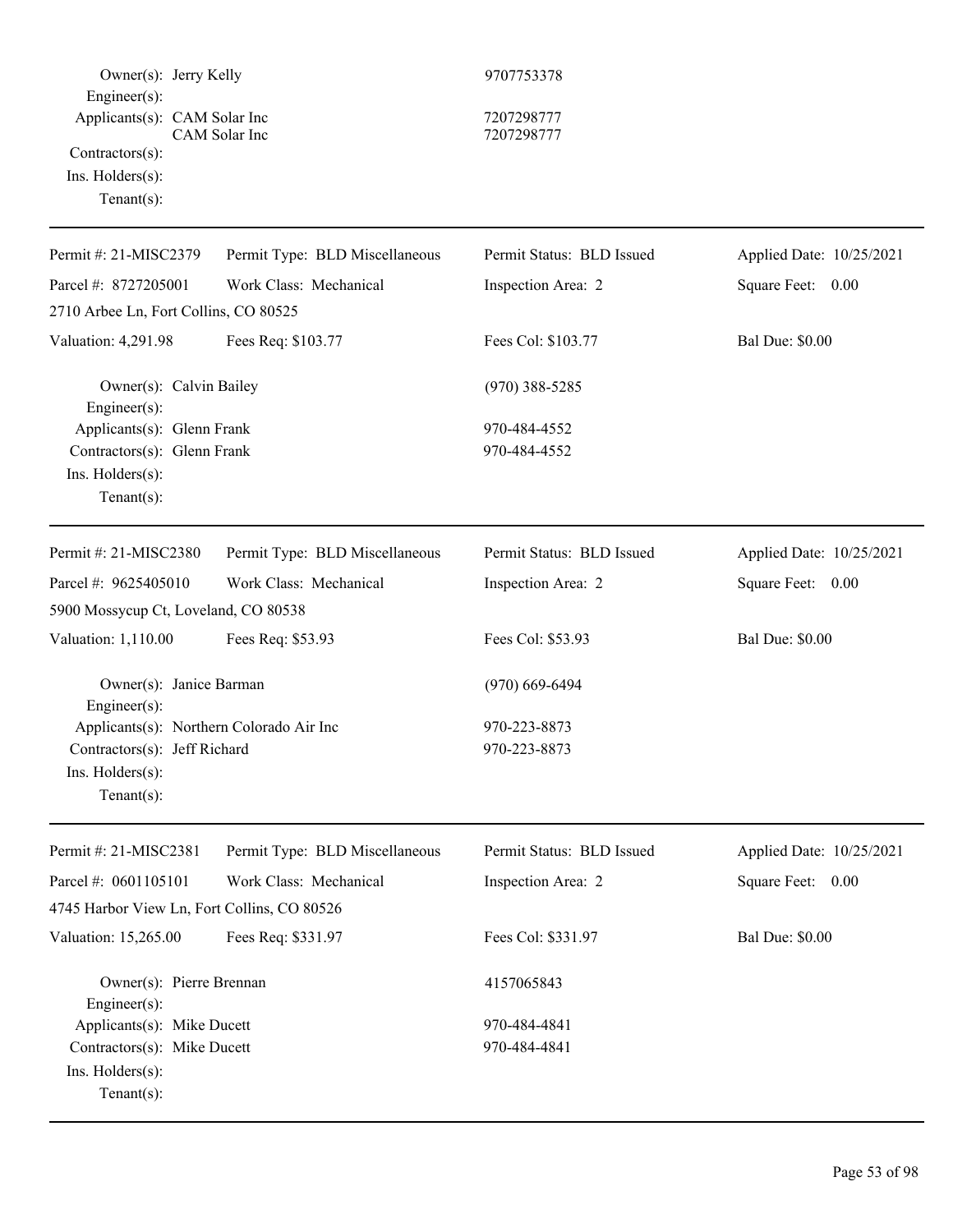Owner(s): Jerry Kelly 9707753378
Engineer(s):
Applicants(s): CAM Solar Inc 7207298777
CAM Solar Inc 7207298777
Contractors(s):
Ins. Holders(s):
Tenant(s):

---

| Permit #: 21-MISC2379 | Permit Type: BLD Miscellaneous | Permit Status: BLD Issued | Applied Date: 10/25/2021 |
|---|---|---|---|
| Parcel #: 8727205001 | Work Class: Mechanical | Inspection Area: 2 | Square Feet: 0.00 |
| 2710 Arbee Ln, Fort Collins, CO 80525 | | | |
| Valuation: 4,291.98 | Fees Req: $103.77 | Fees Col: $103.77 | Bal Due: $0.00 |

Owner(s): Calvin Bailey (970) 388-5285
Engineer(s):
Applicants(s): Glenn Frank 970-484-4552
Contractors(s): Glenn Frank 970-484-4552
Ins. Holders(s):
Tenant(s):

---

| Permit #: 21-MISC2380 | Permit Type: BLD Miscellaneous | Permit Status: BLD Issued | Applied Date: 10/25/2021 |
|---|---|---|---|
| Parcel #: 9625405010 | Work Class: Mechanical | Inspection Area: 2 | Square Feet: 0.00 |
| 5900 Mossycup Ct, Loveland, CO 80538 | | | |
| Valuation: 1,110.00 | Fees Req: $53.93 | Fees Col: $53.93 | Bal Due: $0.00 |

Owner(s): Janice Barman (970) 669-6494
Engineer(s):
Applicants(s): Northern Colorado Air Inc 970-223-8873
Contractors(s): Jeff Richard 970-223-8873
Ins. Holders(s):
Tenant(s):

---

| Permit #: 21-MISC2381 | Permit Type: BLD Miscellaneous | Permit Status: BLD Issued | Applied Date: 10/25/2021 |
|---|---|---|---|
| Parcel #: 0601105101 | Work Class: Mechanical | Inspection Area: 2 | Square Feet: 0.00 |
| 4745 Harbor View Ln, Fort Collins, CO 80526 | | | |
| Valuation: 15,265.00 | Fees Req: $331.97 | Fees Col: $331.97 | Bal Due: $0.00 |

Owner(s): Pierre Brennan 4157065843
Engineer(s):
Applicants(s): Mike Ducett 970-484-4841
Contractors(s): Mike Ducett 970-484-4841
Ins. Holders(s):
Tenant(s):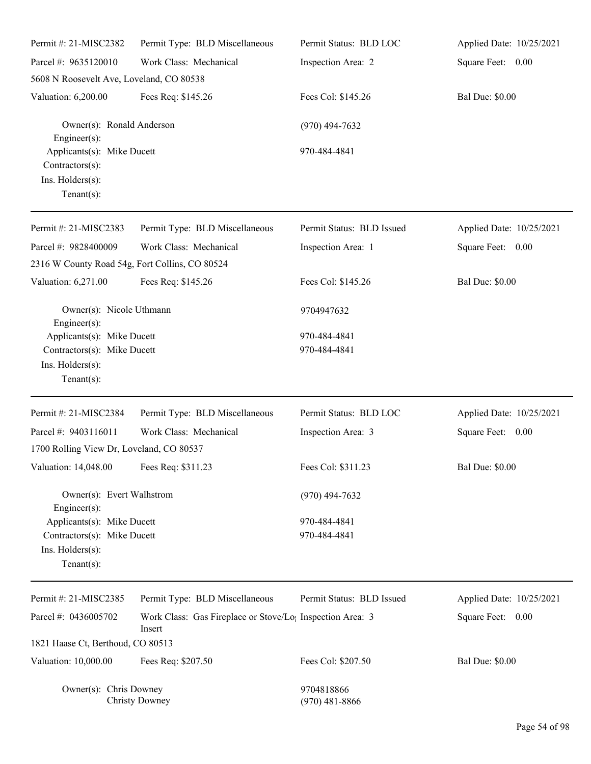Permit #: 21-MISC2382 | Permit Type: BLD Miscellaneous | Permit Status: BLD LOC | Applied Date: 10/25/2021

Parcel #: 9635120010 | Work Class: Mechanical | Inspection Area: 2 | Square Feet: 0.00

5608 N Roosevelt Ave, Loveland, CO 80538

Valuation: 6,200.00 | Fees Req: $145.26 | Fees Col: $145.26 | Bal Due: $0.00

Owner(s): Ronald Anderson (970) 494-7632
Engineer(s):
Applicants(s): Mike Ducett 970-484-4841
Contractors(s):
Ins. Holders(s):
Tenant(s):

---

Permit #: 21-MISC2383 | Permit Type: BLD Miscellaneous | Permit Status: BLD Issued | Applied Date: 10/25/2021

Parcel #: 9828400009 | Work Class: Mechanical | Inspection Area: 1 | Square Feet: 0.00

2316 W County Road 54g, Fort Collins, CO 80524

Valuation: 6,271.00 | Fees Req: $145.26 | Fees Col: $145.26 | Bal Due: $0.00

Owner(s): Nicole Uthmann 9704947632
Engineer(s):
Applicants(s): Mike Ducett 970-484-4841
Contractors(s): Mike Ducett 970-484-4841
Ins. Holders(s):
Tenant(s):

---

Permit #: 21-MISC2384 | Permit Type: BLD Miscellaneous | Permit Status: BLD LOC | Applied Date: 10/25/2021

Parcel #: 9403116011 | Work Class: Mechanical | Inspection Area: 3 | Square Feet: 0.00

1700 Rolling View Dr, Loveland, CO 80537

Valuation: 14,048.00 | Fees Req: $311.23 | Fees Col: $311.23 | Bal Due: $0.00

Owner(s): Evert Walhstrom (970) 494-7632
Engineer(s):
Applicants(s): Mike Ducett 970-484-4841
Contractors(s): Mike Ducett 970-484-4841
Ins. Holders(s):
Tenant(s):

---

Permit #: 21-MISC2385 | Permit Type: BLD Miscellaneous | Permit Status: BLD Issued | Applied Date: 10/25/2021

Parcel #: 0436005702 | Work Class: Gas Fireplace or Stove/Log Insert | Inspection Area: 3 | Square Feet: 0.00

1821 Haase Ct, Berthoud, CO 80513

Valuation: 10,000.00 | Fees Req: $207.50 | Fees Col: $207.50 | Bal Due: $0.00

Owner(s): Chris Downey 9704818866
Christy Downey (970) 481-8866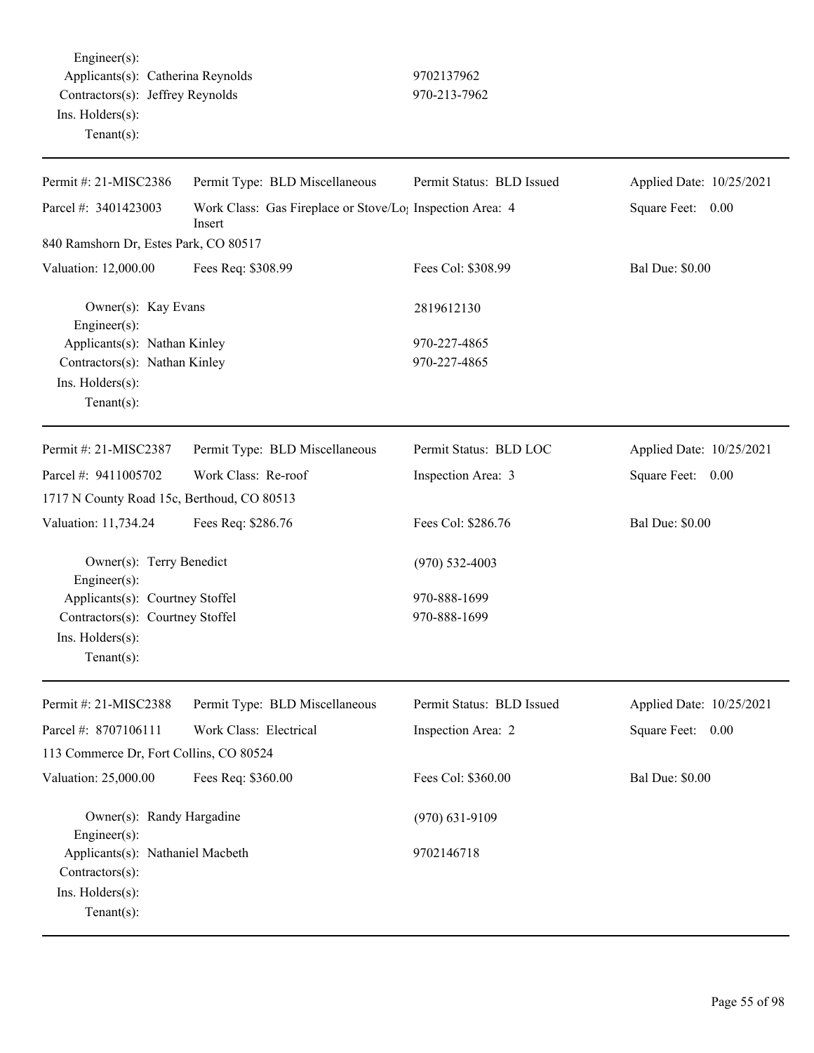Engineer(s):
Applicants(s): Catherina Reynolds 9702137962
Contractors(s): Jeffrey Reynolds 970-213-7962
Ins. Holders(s):
Tenant(s):

---

| Permit #: 21-MISC2386 | Permit Type: BLD Miscellaneous | Permit Status: BLD Issued | Applied Date: 10/25/2021 |
|---|---|---|---|
| Parcel #: 3401423003 | Work Class: Gas Fireplace or Stove/Log Insert | Inspection Area: 4 | Square Feet: 0.00 |
| 840 Ramshorn Dr, Estes Park, CO 80517 | | | |
| Valuation: 12,000.00 | Fees Req: $308.99 | Fees Col: $308.99 | Bal Due: $0.00 |

Owner(s): Kay Evans 2819612130
Engineer(s):
Applicants(s): Nathan Kinley 970-227-4865
Contractors(s): Nathan Kinley 970-227-4865
Ins. Holders(s):
Tenant(s):

---

| Permit #: 21-MISC2387 | Permit Type: BLD Miscellaneous | Permit Status: BLD LOC | Applied Date: 10/25/2021 |
|---|---|---|---|
| Parcel #: 9411005702 | Work Class: Re-roof | Inspection Area: 3 | Square Feet: 0.00 |
| 1717 N County Road 15c, Berthoud, CO 80513 | | | |
| Valuation: 11,734.24 | Fees Req: $286.76 | Fees Col: $286.76 | Bal Due: $0.00 |

Owner(s): Terry Benedict (970) 532-4003
Engineer(s):
Applicants(s): Courtney Stoffel 970-888-1699
Contractors(s): Courtney Stoffel 970-888-1699
Ins. Holders(s):
Tenant(s):

---

| Permit #: 21-MISC2388 | Permit Type: BLD Miscellaneous | Permit Status: BLD Issued | Applied Date: 10/25/2021 |
|---|---|---|---|
| Parcel #: 8707106111 | Work Class: Electrical | Inspection Area: 2 | Square Feet: 0.00 |
| 113 Commerce Dr, Fort Collins, CO 80524 | | | |
| Valuation: 25,000.00 | Fees Req: $360.00 | Fees Col: $360.00 | Bal Due: $0.00 |

Owner(s): Randy Hargadine (970) 631-9109
Engineer(s):
Applicants(s): Nathaniel Macbeth 9702146718
Contractors(s):
Ins. Holders(s):
Tenant(s):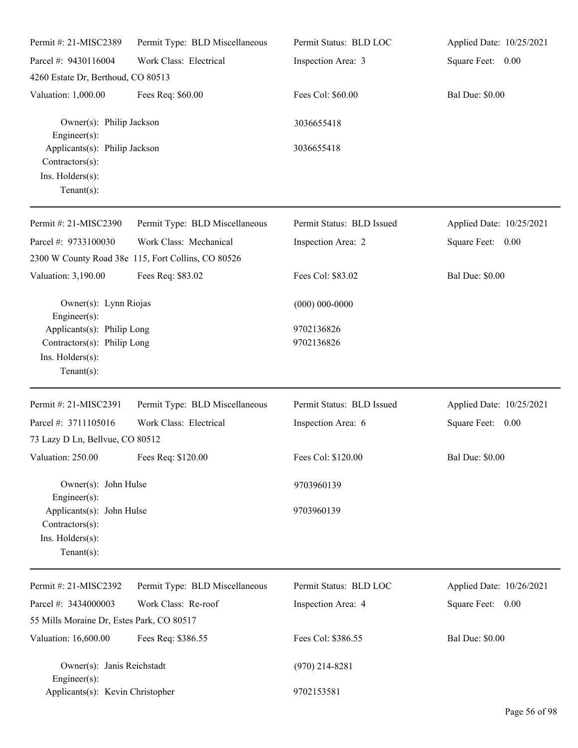| Permit #: 21-MISC2389 | Permit Type: BLD Miscellaneous | Permit Status: BLD LOC | Applied Date: 10/25/2021 |
|---|---|---|---|
| Parcel #: 9430116004 | Work Class: Electrical | Inspection Area: 3 | Square Feet: 0.00 |
| 4260 Estate Dr, Berthoud, CO 80513 | | | |
| Valuation: 1,000.00 | Fees Req: $60.00 | Fees Col: $60.00 | Bal Due: $0.00 |

Owner(s): Philip Jackson — 3036655418
Engineer(s):
Applicants(s): Philip Jackson — 3036655418
Contractors(s):
Ins. Holders(s):
Tenant(s):

---

| Permit #: 21-MISC2390 | Permit Type: BLD Miscellaneous | Permit Status: BLD Issued | Applied Date: 10/25/2021 |
|---|---|---|---|
| Parcel #: 9733100030 | Work Class: Mechanical | Inspection Area: 2 | Square Feet: 0.00 |
| 2300 W County Road 38e 115, Fort Collins, CO 80526 | | | |
| Valuation: 3,190.00 | Fees Req: $83.02 | Fees Col: $83.02 | Bal Due: $0.00 |

Owner(s): Lynn Riojas — (000) 000-0000
Engineer(s):
Applicants(s): Philip Long — 9702136826
Contractors(s): Philip Long — 9702136826
Ins. Holders(s):
Tenant(s):

---

| Permit #: 21-MISC2391 | Permit Type: BLD Miscellaneous | Permit Status: BLD Issued | Applied Date: 10/25/2021 |
|---|---|---|---|
| Parcel #: 3711105016 | Work Class: Electrical | Inspection Area: 6 | Square Feet: 0.00 |
| 73 Lazy D Ln, Bellvue, CO 80512 | | | |
| Valuation: 250.00 | Fees Req: $120.00 | Fees Col: $120.00 | Bal Due: $0.00 |

Owner(s): John Hulse — 9703960139
Engineer(s):
Applicants(s): John Hulse — 9703960139
Contractors(s):
Ins. Holders(s):
Tenant(s):

---

| Permit #: 21-MISC2392 | Permit Type: BLD Miscellaneous | Permit Status: BLD LOC | Applied Date: 10/26/2021 |
|---|---|---|---|
| Parcel #: 3434000003 | Work Class: Re-roof | Inspection Area: 4 | Square Feet: 0.00 |
| 55 Mills Moraine Dr, Estes Park, CO 80517 | | | |
| Valuation: 16,600.00 | Fees Req: $386.55 | Fees Col: $386.55 | Bal Due: $0.00 |

Owner(s): Janis Reichstadt — (970) 214-8281
Engineer(s):
Applicants(s): Kevin Christopher — 9702153581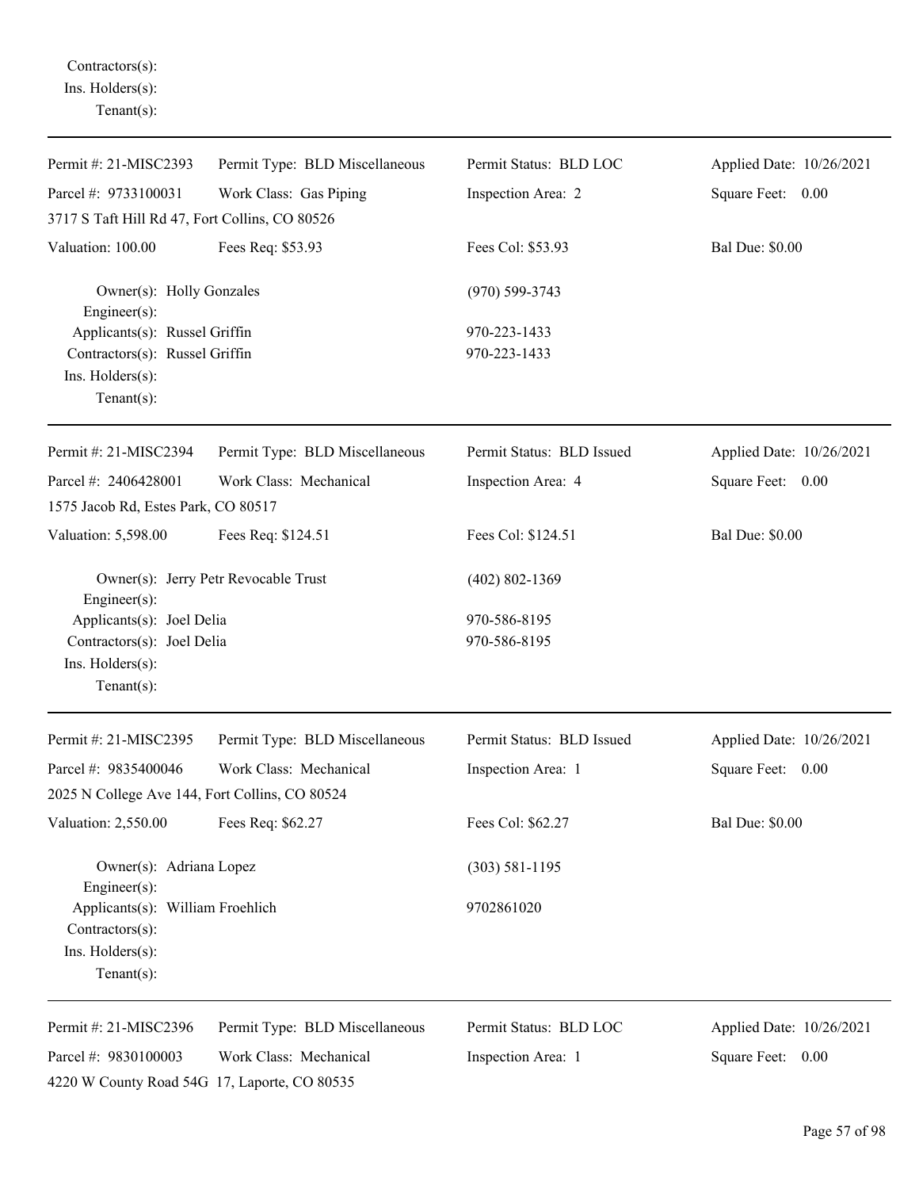Contractors(s):
Ins. Holders(s):
Tenant(s):

---

| Permit #: 21-MISC2393 | Permit Type: BLD Miscellaneous | Permit Status: BLD LOC | Applied Date: 10/26/2021 |
|---|---|---|---|
| Parcel #: 9733100031 | Work Class: Gas Piping | Inspection Area: 2 | Square Feet: 0.00 |
| 3717 S Taft Hill Rd 47, Fort Collins, CO 80526 | | | |
| Valuation: 100.00 | Fees Req: $53.93 | Fees Col: $53.93 | Bal Due: $0.00 |

Owner(s): Holly Gonzales (970) 599-3743
Engineer(s):
Applicants(s): Russel Griffin 970-223-1433
Contractors(s): Russel Griffin 970-223-1433
Ins. Holders(s):
Tenant(s):

---

| Permit #: 21-MISC2394 | Permit Type: BLD Miscellaneous | Permit Status: BLD Issued | Applied Date: 10/26/2021 |
|---|---|---|---|
| Parcel #: 2406428001 | Work Class: Mechanical | Inspection Area: 4 | Square Feet: 0.00 |
| 1575 Jacob Rd, Estes Park, CO 80517 | | | |
| Valuation: 5,598.00 | Fees Req: $124.51 | Fees Col: $124.51 | Bal Due: $0.00 |

Owner(s): Jerry Petr Revocable Trust (402) 802-1369
Engineer(s):
Applicants(s): Joel Delia 970-586-8195
Contractors(s): Joel Delia 970-586-8195
Ins. Holders(s):
Tenant(s):

---

| Permit #: 21-MISC2395 | Permit Type: BLD Miscellaneous | Permit Status: BLD Issued | Applied Date: 10/26/2021 |
|---|---|---|---|
| Parcel #: 9835400046 | Work Class: Mechanical | Inspection Area: 1 | Square Feet: 0.00 |
| 2025 N College Ave 144, Fort Collins, CO 80524 | | | |
| Valuation: 2,550.00 | Fees Req: $62.27 | Fees Col: $62.27 | Bal Due: $0.00 |

Owner(s): Adriana Lopez (303) 581-1195
Engineer(s):
Applicants(s): William Froehlich 9702861020
Contractors(s):
Ins. Holders(s):
Tenant(s):

---

| Permit #: 21-MISC2396 | Permit Type: BLD Miscellaneous | Permit Status: BLD LOC | Applied Date: 10/26/2021 |
|---|---|---|---|
| Parcel #: 9830100003 | Work Class: Mechanical | Inspection Area: 1 | Square Feet: 0.00 |
| 4220 W County Road 54G 17, Laporte, CO 80535 | | | |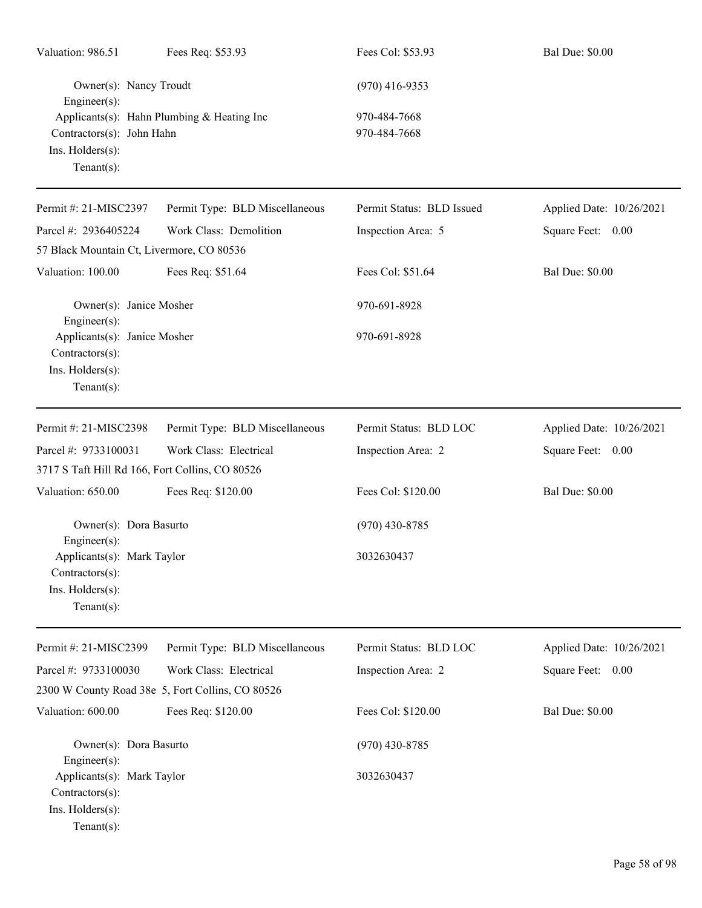Valuation: 986.51 | Fees Req: $53.93 | Fees Col: $53.93 | Bal Due: $0.00

Owner(s): Nancy Troudt (970) 416-9353
Engineer(s):
Applicants(s): Hahn Plumbing & Heating Inc 970-484-7668
Contractors(s): John Hahn 970-484-7668
Ins. Holders(s):
Tenant(s):

---

Permit #: 21-MISC2397 | Permit Type: BLD Miscellaneous | Permit Status: BLD Issued | Applied Date: 10/26/2021
Parcel #: 2936405224 | Work Class: Demolition | Inspection Area: 5 | Square Feet: 0.00
57 Black Mountain Ct, Livermore, CO 80536
Valuation: 100.00 | Fees Req: $51.64 | Fees Col: $51.64 | Bal Due: $0.00

Owner(s): Janice Mosher 970-691-8928
Engineer(s):
Applicants(s): Janice Mosher 970-691-8928
Contractors(s):
Ins. Holders(s):
Tenant(s):

---

Permit #: 21-MISC2398 | Permit Type: BLD Miscellaneous | Permit Status: BLD LOC | Applied Date: 10/26/2021
Parcel #: 9733100031 | Work Class: Electrical | Inspection Area: 2 | Square Feet: 0.00
3717 S Taft Hill Rd 166, Fort Collins, CO 80526
Valuation: 650.00 | Fees Req: $120.00 | Fees Col: $120.00 | Bal Due: $0.00

Owner(s): Dora Basurto (970) 430-8785
Engineer(s):
Applicants(s): Mark Taylor 3032630437
Contractors(s):
Ins. Holders(s):
Tenant(s):

---

Permit #: 21-MISC2399 | Permit Type: BLD Miscellaneous | Permit Status: BLD LOC | Applied Date: 10/26/2021
Parcel #: 9733100030 | Work Class: Electrical | Inspection Area: 2 | Square Feet: 0.00
2300 W County Road 38e 5, Fort Collins, CO 80526
Valuation: 600.00 | Fees Req: $120.00 | Fees Col: $120.00 | Bal Due: $0.00

Owner(s): Dora Basurto (970) 430-8785
Engineer(s):
Applicants(s): Mark Taylor 3032630437
Contractors(s):
Ins. Holders(s):
Tenant(s):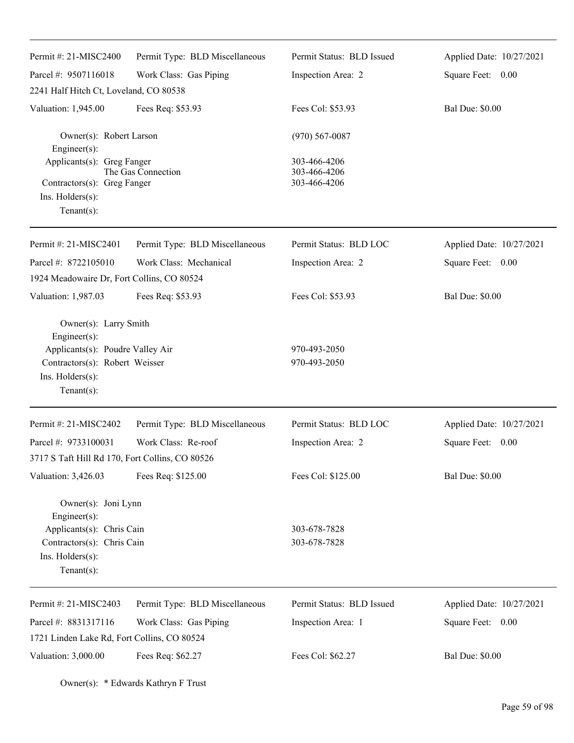| Permit #: 21-MISC2400 | Permit Type: BLD Miscellaneous | Permit Status: BLD Issued | Applied Date: 10/27/2021 |
|---|---|---|---|
| Parcel #: 9507116018 | Work Class: Gas Piping | Inspection Area: 2 | Square Feet: 0.00 |
| 2241 Half Hitch Ct, Loveland, CO 80538 | | | |
| Valuation: 1,945.00 | Fees Req: $53.93 | Fees Col: $53.93 | Bal Due: $0.00 |

Owner(s): Robert Larson — (970) 567-0087
Engineer(s):
Applicants(s): Greg Fanger — 303-466-4206
The Gas Connection — 303-466-4206
Contractors(s): Greg Fanger — 303-466-4206
Ins. Holders(s):
Tenant(s):

---

| Permit #: 21-MISC2401 | Permit Type: BLD Miscellaneous | Permit Status: BLD LOC | Applied Date: 10/27/2021 |
|---|---|---|---|
| Parcel #: 8722105010 | Work Class: Mechanical | Inspection Area: 2 | Square Feet: 0.00 |
| 1924 Meadowaire Dr, Fort Collins, CO 80524 | | | |
| Valuation: 1,987.03 | Fees Req: $53.93 | Fees Col: $53.93 | Bal Due: $0.00 |

Owner(s): Larry Smith
Engineer(s):
Applicants(s): Poudre Valley Air — 970-493-2050
Contractors(s): Robert Weisser — 970-493-2050
Ins. Holders(s):
Tenant(s):

---

| Permit #: 21-MISC2402 | Permit Type: BLD Miscellaneous | Permit Status: BLD LOC | Applied Date: 10/27/2021 |
|---|---|---|---|
| Parcel #: 9733100031 | Work Class: Re-roof | Inspection Area: 2 | Square Feet: 0.00 |
| 3717 S Taft Hill Rd 170, Fort Collins, CO 80526 | | | |
| Valuation: 3,426.03 | Fees Req: $125.00 | Fees Col: $125.00 | Bal Due: $0.00 |

Owner(s): Joni Lynn
Engineer(s):
Applicants(s): Chris Cain — 303-678-7828
Contractors(s): Chris Cain — 303-678-7828
Ins. Holders(s):
Tenant(s):

---

| Permit #: 21-MISC2403 | Permit Type: BLD Miscellaneous | Permit Status: BLD Issued | Applied Date: 10/27/2021 |
|---|---|---|---|
| Parcel #: 8831317116 | Work Class: Gas Piping | Inspection Area: 1 | Square Feet: 0.00 |
| 1721 Linden Lake Rd, Fort Collins, CO 80524 | | | |
| Valuation: 3,000.00 | Fees Req: $62.27 | Fees Col: $62.27 | Bal Due: $0.00 |

Owner(s): * Edwards Kathryn F Trust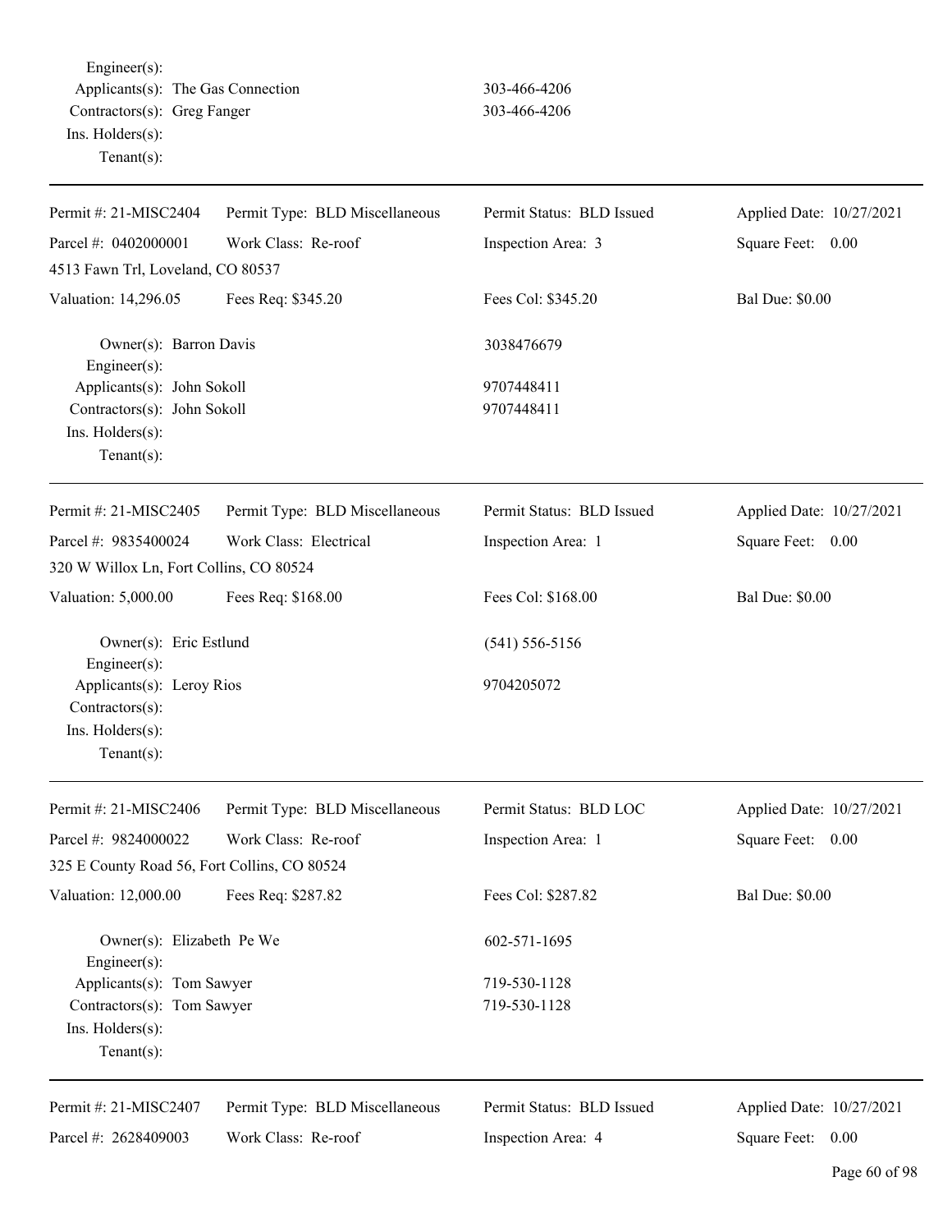Engineer(s):
Applicants(s): The Gas Connection 303-466-4206
Contractors(s): Greg Fanger 303-466-4206
Ins. Holders(s):
Tenant(s):

---

| Permit #: 21-MISC2404 | Permit Type: BLD Miscellaneous | Permit Status: BLD Issued | Applied Date: 10/27/2021 |
|---|---|---|---|
| Parcel #: 0402000001 | Work Class: Re-roof | Inspection Area: 3 | Square Feet: 0.00 |
| 4513 Fawn Trl, Loveland, CO 80537 | | | |
| Valuation: 14,296.05 | Fees Req: $345.20 | Fees Col: $345.20 | Bal Due: $0.00 |

Owner(s): Barron Davis 3038476679
Engineer(s):
Applicants(s): John Sokoll 9707448411
Contractors(s): John Sokoll 9707448411
Ins. Holders(s):
Tenant(s):

---

| Permit #: 21-MISC2405 | Permit Type: BLD Miscellaneous | Permit Status: BLD Issued | Applied Date: 10/27/2021 |
|---|---|---|---|
| Parcel #: 9835400024 | Work Class: Electrical | Inspection Area: 1 | Square Feet: 0.00 |
| 320 W Willox Ln, Fort Collins, CO 80524 | | | |
| Valuation: 5,000.00 | Fees Req: $168.00 | Fees Col: $168.00 | Bal Due: $0.00 |

Owner(s): Eric Estlund (541) 556-5156
Engineer(s):
Applicants(s): Leroy Rios 9704205072
Contractors(s):
Ins. Holders(s):
Tenant(s):

---

| Permit #: 21-MISC2406 | Permit Type: BLD Miscellaneous | Permit Status: BLD LOC | Applied Date: 10/27/2021 |
|---|---|---|---|
| Parcel #: 9824000022 | Work Class: Re-roof | Inspection Area: 1 | Square Feet: 0.00 |
| 325 E County Road 56, Fort Collins, CO 80524 | | | |
| Valuation: 12,000.00 | Fees Req: $287.82 | Fees Col: $287.82 | Bal Due: $0.00 |

Owner(s): Elizabeth Pe We 602-571-1695
Engineer(s):
Applicants(s): Tom Sawyer 719-530-1128
Contractors(s): Tom Sawyer 719-530-1128
Ins. Holders(s):
Tenant(s):

---

| Permit #: 21-MISC2407 | Permit Type: BLD Miscellaneous | Permit Status: BLD Issued | Applied Date: 10/27/2021 |
|---|---|---|---|
| Parcel #: 2628409003 | Work Class: Re-roof | Inspection Area: 4 | Square Feet: 0.00 |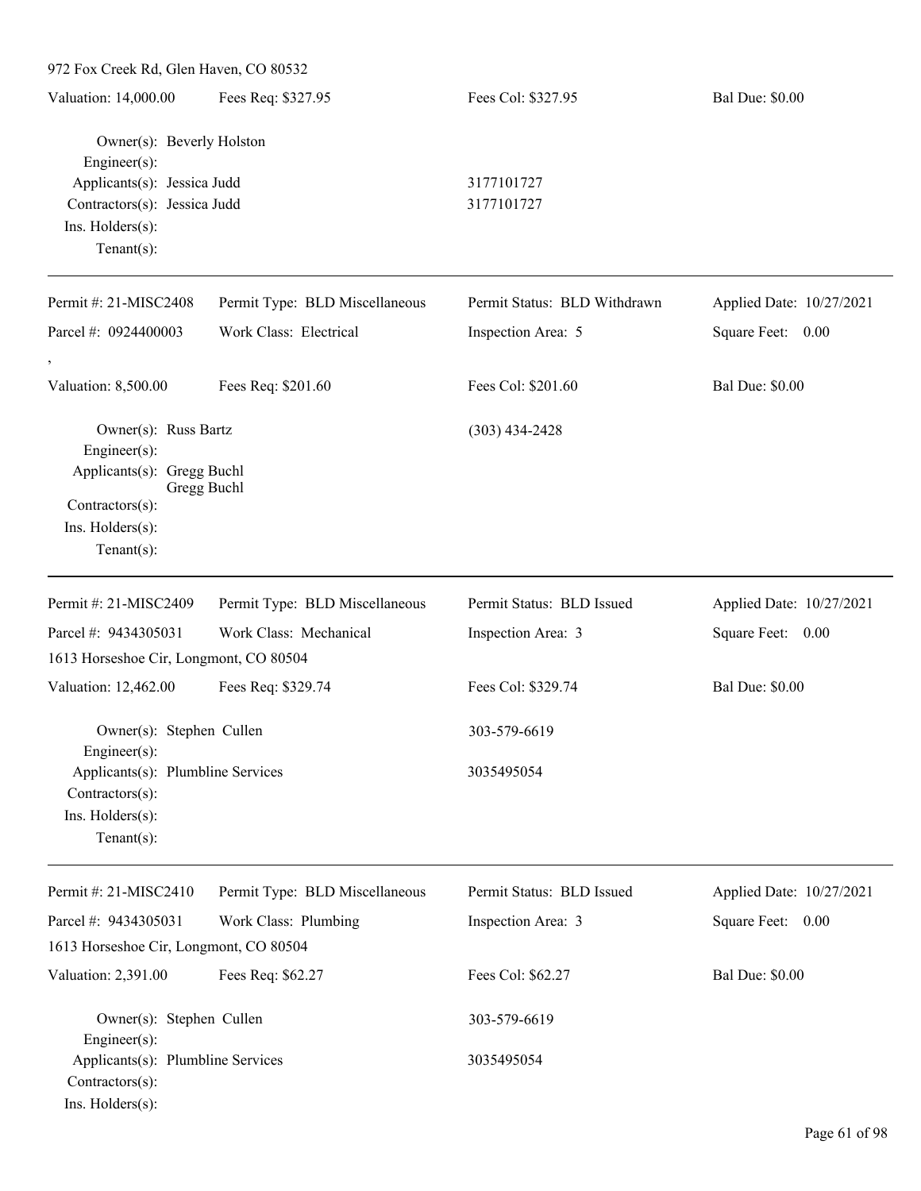972 Fox Creek Rd, Glen Haven, CO 80532

| Valuation: 14,000.00 | Fees Req: $327.95 | Fees Col: $327.95 | Bal Due: $0.00 |
|---|---|---|---|

Owner(s): Beverly Holston
Engineer(s):
Applicants(s): Jessica Judd — 3177101727
Contractors(s): Jessica Judd — 3177101727
Ins. Holders(s):
Tenant(s):

---

| Permit #: 21-MISC2408 | Permit Type: BLD Miscellaneous | Permit Status: BLD Withdrawn | Applied Date: 10/27/2021 |
|---|---|---|---|
| Parcel #: 0924400003 | Work Class: Electrical | Inspection Area: 5 | Square Feet: 0.00 |

,

| Valuation: 8,500.00 | Fees Req: $201.60 | Fees Col: $201.60 | Bal Due: $0.00 |
|---|---|---|---|

Owner(s): Russ Bartz — (303) 434-2428
Engineer(s):
Applicants(s): Gregg Buchl
Gregg Buchl
Contractors(s):
Ins. Holders(s):
Tenant(s):

---

| Permit #: 21-MISC2409 | Permit Type: BLD Miscellaneous | Permit Status: BLD Issued | Applied Date: 10/27/2021 |
|---|---|---|---|
| Parcel #: 9434305031 | Work Class: Mechanical | Inspection Area: 3 | Square Feet: 0.00 |

1613 Horseshoe Cir, Longmont, CO 80504

| Valuation: 12,462.00 | Fees Req: $329.74 | Fees Col: $329.74 | Bal Due: $0.00 |
|---|---|---|---|

Owner(s): Stephen Cullen — 303-579-6619
Engineer(s):
Applicants(s): Plumbline Services — 3035495054
Contractors(s):
Ins. Holders(s):
Tenant(s):

---

| Permit #: 21-MISC2410 | Permit Type: BLD Miscellaneous | Permit Status: BLD Issued | Applied Date: 10/27/2021 |
|---|---|---|---|
| Parcel #: 9434305031 | Work Class: Plumbing | Inspection Area: 3 | Square Feet: 0.00 |

1613 Horseshoe Cir, Longmont, CO 80504

| Valuation: 2,391.00 | Fees Req: $62.27 | Fees Col: $62.27 | Bal Due: $0.00 |
|---|---|---|---|

Owner(s): Stephen Cullen — 303-579-6619
Engineer(s):
Applicants(s): Plumbline Services — 3035495054
Contractors(s):
Ins. Holders(s):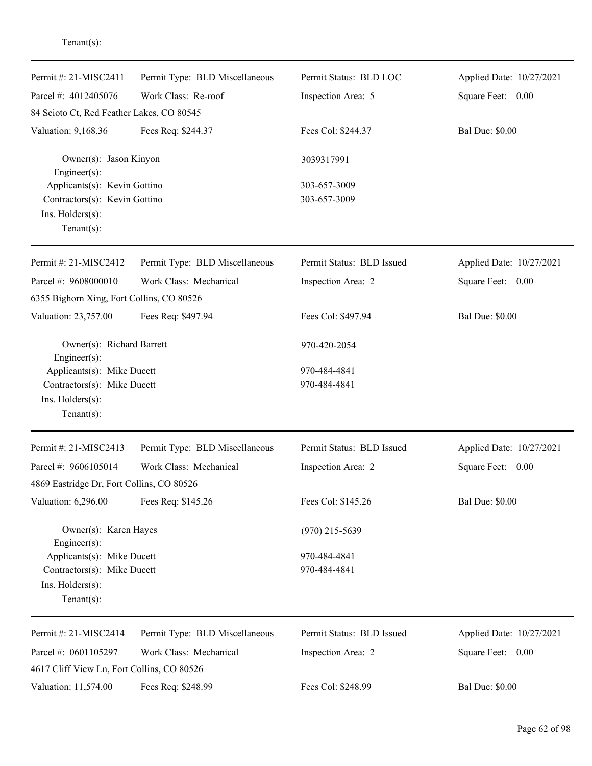Tenant(s):

---

| Permit #: 21-MISC2411 | Permit Type: BLD Miscellaneous | Permit Status: BLD LOC | Applied Date: 10/27/2021 |
|---|---|---|---|
| Parcel #: 4012405076 | Work Class: Re-roof | Inspection Area: 5 | Square Feet: 0.00 |
| 84 Scioto Ct, Red Feather Lakes, CO 80545 | | | |
| Valuation: 9,168.36 | Fees Req: $244.37 | Fees Col: $244.37 | Bal Due: $0.00 |

Owner(s): Jason Kinyon 3039317991
Engineer(s):
Applicants(s): Kevin Gottino 303-657-3009
Contractors(s): Kevin Gottino 303-657-3009
Ins. Holders(s):
Tenant(s):

---

| Permit #: 21-MISC2412 | Permit Type: BLD Miscellaneous | Permit Status: BLD Issued | Applied Date: 10/27/2021 |
|---|---|---|---|
| Parcel #: 9608000010 | Work Class: Mechanical | Inspection Area: 2 | Square Feet: 0.00 |
| 6355 Bighorn Xing, Fort Collins, CO 80526 | | | |
| Valuation: 23,757.00 | Fees Req: $497.94 | Fees Col: $497.94 | Bal Due: $0.00 |

Owner(s): Richard Barrett 970-420-2054
Engineer(s):
Applicants(s): Mike Ducett 970-484-4841
Contractors(s): Mike Ducett 970-484-4841
Ins. Holders(s):
Tenant(s):

---

| Permit #: 21-MISC2413 | Permit Type: BLD Miscellaneous | Permit Status: BLD Issued | Applied Date: 10/27/2021 |
|---|---|---|---|
| Parcel #: 9606105014 | Work Class: Mechanical | Inspection Area: 2 | Square Feet: 0.00 |
| 4869 Eastridge Dr, Fort Collins, CO 80526 | | | |
| Valuation: 6,296.00 | Fees Req: $145.26 | Fees Col: $145.26 | Bal Due: $0.00 |

Owner(s): Karen Hayes (970) 215-5639
Engineer(s):
Applicants(s): Mike Ducett 970-484-4841
Contractors(s): Mike Ducett 970-484-4841
Ins. Holders(s):
Tenant(s):

---

| Permit #: 21-MISC2414 | Permit Type: BLD Miscellaneous | Permit Status: BLD Issued | Applied Date: 10/27/2021 |
|---|---|---|---|
| Parcel #: 0601105297 | Work Class: Mechanical | Inspection Area: 2 | Square Feet: 0.00 |
| 4617 Cliff View Ln, Fort Collins, CO 80526 | | | |
| Valuation: 11,574.00 | Fees Req: $248.99 | Fees Col: $248.99 | Bal Due: $0.00 |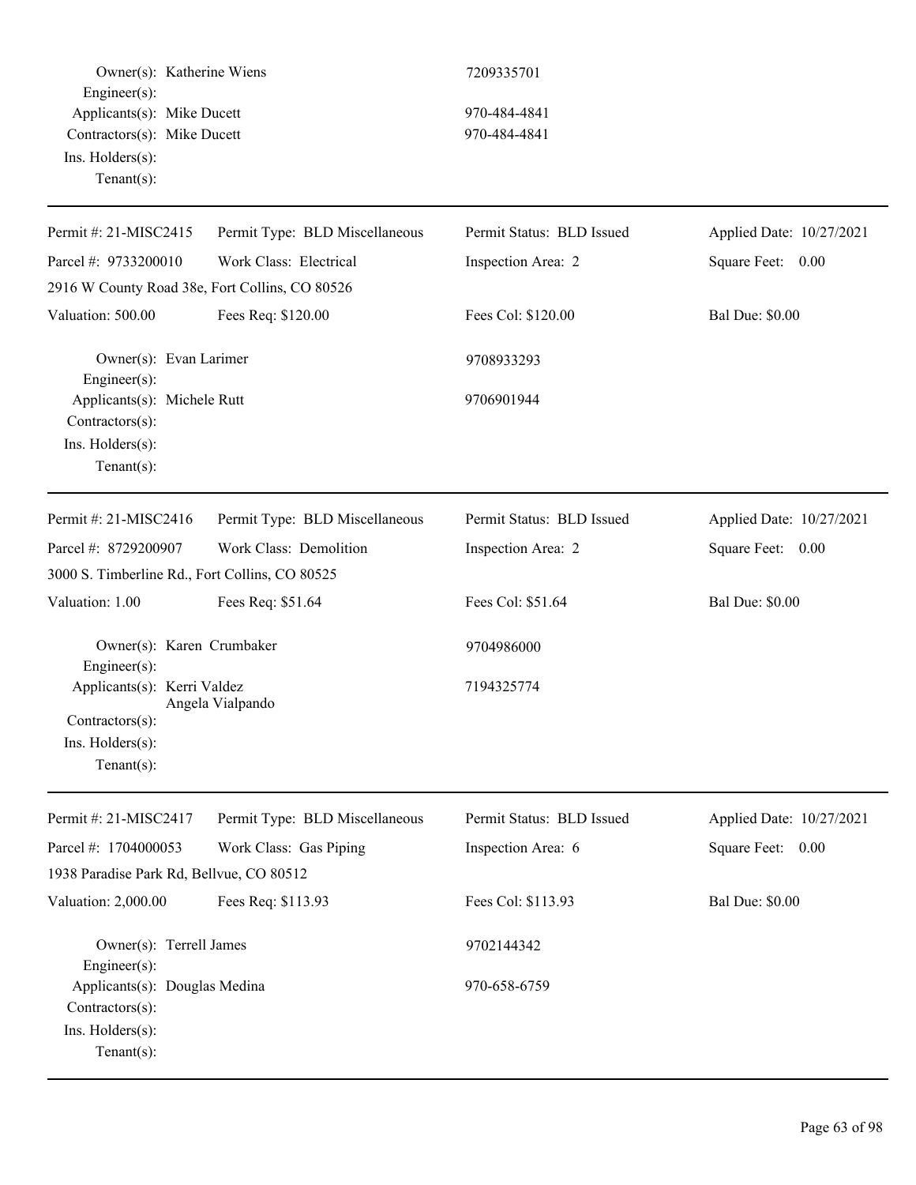Owner(s): Katherine Wiens 7209335701
Engineer(s):
Applicants(s): Mike Ducett 970-484-4841
Contractors(s): Mike Ducett 970-484-4841
Ins. Holders(s):
Tenant(s):

---

| Permit #: 21-MISC2415 | Permit Type: BLD Miscellaneous | Permit Status: BLD Issued | Applied Date: 10/27/2021 |
|---|---|---|---|
| Parcel #: 9733200010 | Work Class: Electrical | Inspection Area: 2 | Square Feet: 0.00 |
| 2916 W County Road 38e, Fort Collins, CO 80526 | | | |
| Valuation: 500.00 | Fees Req: $120.00 | Fees Col: $120.00 | Bal Due: $0.00 |

Owner(s): Evan Larimer 9708933293
Engineer(s):
Applicants(s): Michele Rutt 9706901944
Contractors(s):
Ins. Holders(s):
Tenant(s):

---

| Permit #: 21-MISC2416 | Permit Type: BLD Miscellaneous | Permit Status: BLD Issued | Applied Date: 10/27/2021 |
|---|---|---|---|
| Parcel #: 8729200907 | Work Class: Demolition | Inspection Area: 2 | Square Feet: 0.00 |
| 3000 S. Timberline Rd., Fort Collins, CO 80525 | | | |
| Valuation: 1.00 | Fees Req: $51.64 | Fees Col: $51.64 | Bal Due: $0.00 |

Owner(s): Karen Crumbaker 9704986000
Engineer(s):
Applicants(s): Kerri Valdez 7194325774
Angela Vialpando
Contractors(s):
Ins. Holders(s):
Tenant(s):

---

| Permit #: 21-MISC2417 | Permit Type: BLD Miscellaneous | Permit Status: BLD Issued | Applied Date: 10/27/2021 |
|---|---|---|---|
| Parcel #: 1704000053 | Work Class: Gas Piping | Inspection Area: 6 | Square Feet: 0.00 |
| 1938 Paradise Park Rd, Bellvue, CO 80512 | | | |
| Valuation: 2,000.00 | Fees Req: $113.93 | Fees Col: $113.93 | Bal Due: $0.00 |

Owner(s): Terrell James 9702144342
Engineer(s):
Applicants(s): Douglas Medina 970-658-6759
Contractors(s):
Ins. Holders(s):
Tenant(s):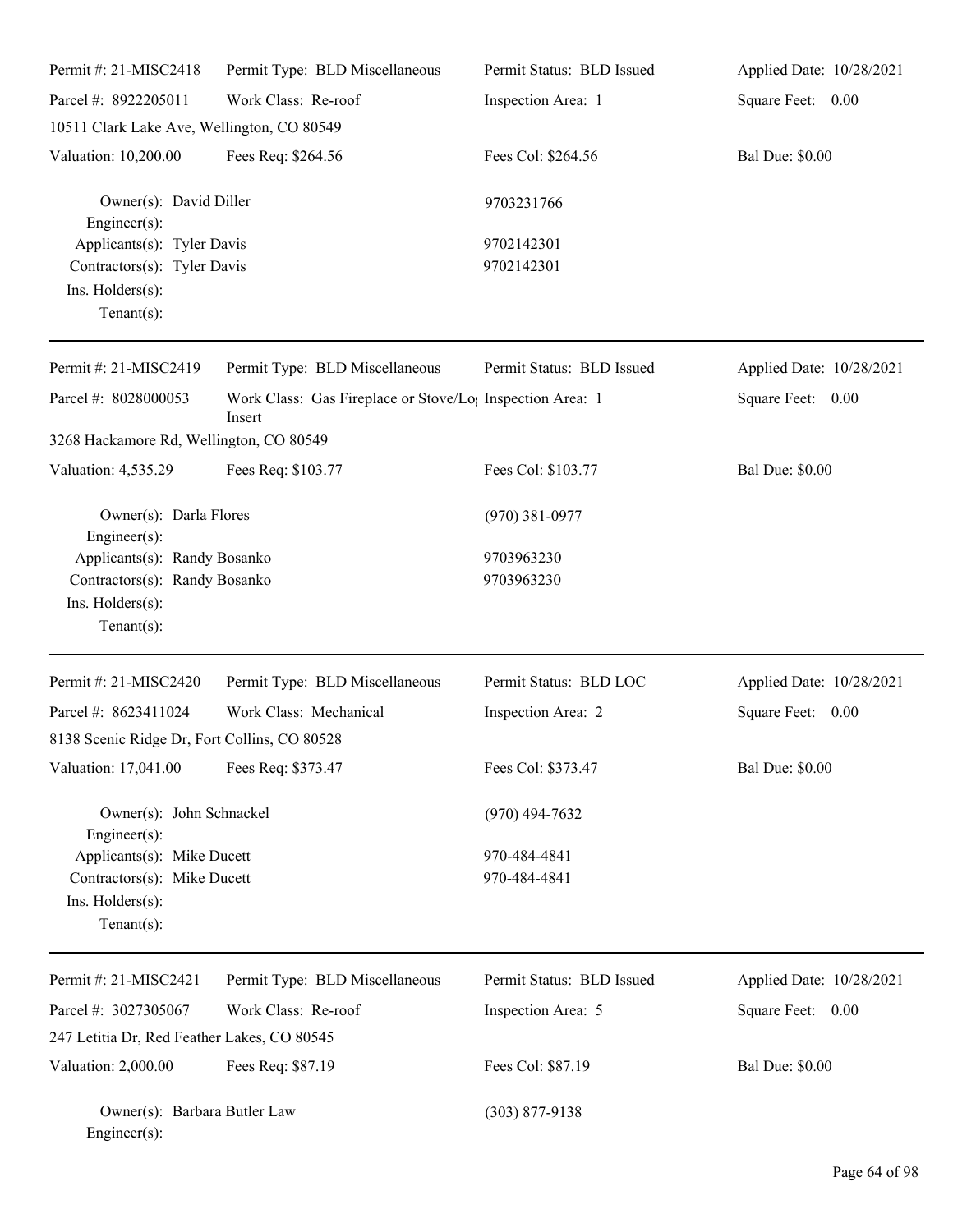| | | | |
|---|---|---|---|
| Permit #: 21-MISC2418 | Permit Type: BLD Miscellaneous | Permit Status: BLD Issued | Applied Date: 10/28/2021 |
| Parcel #: 8922205011 | Work Class: Re-roof | Inspection Area: 1 | Square Feet: 0.00 |
| 10511 Clark Lake Ave, Wellington, CO 80549 | | | |
| Valuation: 10,200.00 | Fees Req: $264.56 | Fees Col: $264.56 | Bal Due: $0.00 |

Owner(s): David Diller — 9703231766
Engineer(s):
Applicants(s): Tyler Davis — 9702142301
Contractors(s): Tyler Davis — 9702142301
Ins. Holders(s):
Tenant(s):

---

| | | | |
|---|---|---|---|
| Permit #: 21-MISC2419 | Permit Type: BLD Miscellaneous | Permit Status: BLD Issued | Applied Date: 10/28/2021 |
| Parcel #: 8028000053 | Work Class: Gas Fireplace or Stove/Log Insert | Inspection Area: 1 | Square Feet: 0.00 |
| 3268 Hackamore Rd, Wellington, CO 80549 | | | |
| Valuation: 4,535.29 | Fees Req: $103.77 | Fees Col: $103.77 | Bal Due: $0.00 |

Owner(s): Darla Flores — (970) 381-0977
Engineer(s):
Applicants(s): Randy Bosanko — 9703963230
Contractors(s): Randy Bosanko — 9703963230
Ins. Holders(s):
Tenant(s):

---

| | | | |
|---|---|---|---|
| Permit #: 21-MISC2420 | Permit Type: BLD Miscellaneous | Permit Status: BLD LOC | Applied Date: 10/28/2021 |
| Parcel #: 8623411024 | Work Class: Mechanical | Inspection Area: 2 | Square Feet: 0.00 |
| 8138 Scenic Ridge Dr, Fort Collins, CO 80528 | | | |
| Valuation: 17,041.00 | Fees Req: $373.47 | Fees Col: $373.47 | Bal Due: $0.00 |

Owner(s): John Schnackel — (970) 494-7632
Engineer(s):
Applicants(s): Mike Ducett — 970-484-4841
Contractors(s): Mike Ducett — 970-484-4841
Ins. Holders(s):
Tenant(s):

---

| | | | |
|---|---|---|---|
| Permit #: 21-MISC2421 | Permit Type: BLD Miscellaneous | Permit Status: BLD Issued | Applied Date: 10/28/2021 |
| Parcel #: 3027305067 | Work Class: Re-roof | Inspection Area: 5 | Square Feet: 0.00 |
| 247 Letitia Dr, Red Feather Lakes, CO 80545 | | | |
| Valuation: 2,000.00 | Fees Req: $87.19 | Fees Col: $87.19 | Bal Due: $0.00 |

Owner(s): Barbara Butler Law — (303) 877-9138
Engineer(s):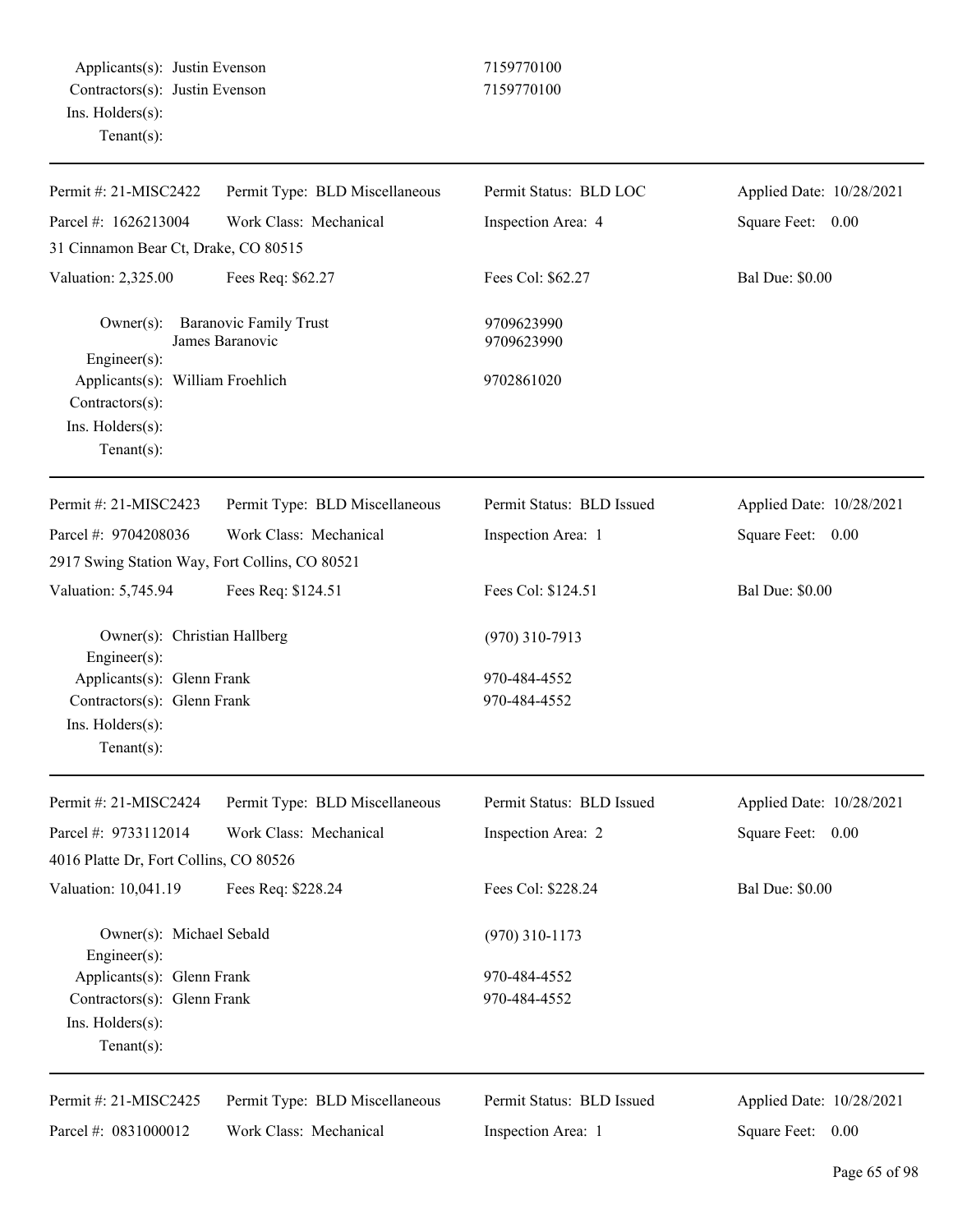Applicants(s): Justin Evenson 7159770100
Contractors(s): Justin Evenson 7159770100
Ins. Holders(s):
Tenant(s):

---

| Permit #: 21-MISC2422 | Permit Type: BLD Miscellaneous | Permit Status: BLD LOC | Applied Date: 10/28/2021 |
|---|---|---|---|
| Parcel #: 1626213004 | Work Class: Mechanical | Inspection Area: 4 | Square Feet: 0.00 |
| 31 Cinnamon Bear Ct, Drake, CO 80515 | | | |
| Valuation: 2,325.00 | Fees Req: $62.27 | Fees Col: $62.27 | Bal Due: $0.00 |

Owner(s): Baranovic Family Trust 9709623990
James Baranovic 9709623990
Engineer(s):
Applicants(s): William Froehlich 9702861020
Contractors(s):
Ins. Holders(s):
Tenant(s):

---

| Permit #: 21-MISC2423 | Permit Type: BLD Miscellaneous | Permit Status: BLD Issued | Applied Date: 10/28/2021 |
|---|---|---|---|
| Parcel #: 9704208036 | Work Class: Mechanical | Inspection Area: 1 | Square Feet: 0.00 |
| 2917 Swing Station Way, Fort Collins, CO 80521 | | | |
| Valuation: 5,745.94 | Fees Req: $124.51 | Fees Col: $124.51 | Bal Due: $0.00 |

Owner(s): Christian Hallberg (970) 310-7913
Engineer(s):
Applicants(s): Glenn Frank 970-484-4552
Contractors(s): Glenn Frank 970-484-4552
Ins. Holders(s):
Tenant(s):

---

| Permit #: 21-MISC2424 | Permit Type: BLD Miscellaneous | Permit Status: BLD Issued | Applied Date: 10/28/2021 |
|---|---|---|---|
| Parcel #: 9733112014 | Work Class: Mechanical | Inspection Area: 2 | Square Feet: 0.00 |
| 4016 Platte Dr, Fort Collins, CO 80526 | | | |
| Valuation: 10,041.19 | Fees Req: $228.24 | Fees Col: $228.24 | Bal Due: $0.00 |

Owner(s): Michael Sebald (970) 310-1173
Engineer(s):
Applicants(s): Glenn Frank 970-484-4552
Contractors(s): Glenn Frank 970-484-4552
Ins. Holders(s):
Tenant(s):

---

| Permit #: 21-MISC2425 | Permit Type: BLD Miscellaneous | Permit Status: BLD Issued | Applied Date: 10/28/2021 |
|---|---|---|---|
| Parcel #: 0831000012 | Work Class: Mechanical | Inspection Area: 1 | Square Feet: 0.00 |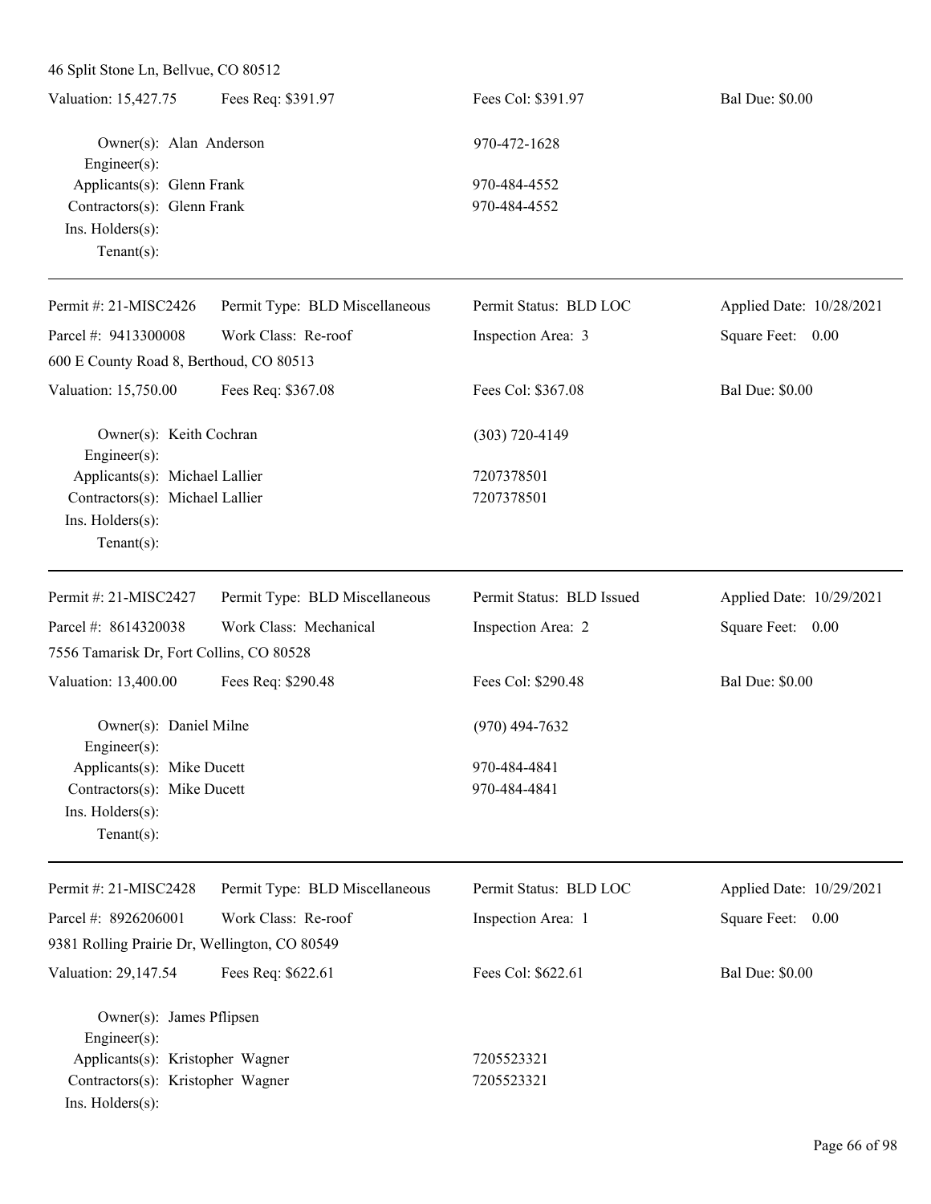46 Split Stone Ln, Bellvue, CO 80512

Valuation: 15,427.75 | Fees Req: $391.97 | Fees Col: $391.97 | Bal Due: $0.00

Owner(s): Alan Anderson 970-472-1628
Engineer(s):
Applicants(s): Glenn Frank 970-484-4552
Contractors(s): Glenn Frank 970-484-4552
Ins. Holders(s):
Tenant(s):

---

Permit #: 21-MISC2426 | Permit Type: BLD Miscellaneous | Permit Status: BLD LOC | Applied Date: 10/28/2021
Parcel #: 9413300008 | Work Class: Re-roof | Inspection Area: 3 | Square Feet: 0.00
600 E County Road 8, Berthoud, CO 80513
Valuation: 15,750.00 | Fees Req: $367.08 | Fees Col: $367.08 | Bal Due: $0.00

Owner(s): Keith Cochran (303) 720-4149
Engineer(s):
Applicants(s): Michael Lallier 7207378501
Contractors(s): Michael Lallier 7207378501
Ins. Holders(s):
Tenant(s):

---

Permit #: 21-MISC2427 | Permit Type: BLD Miscellaneous | Permit Status: BLD Issued | Applied Date: 10/29/2021
Parcel #: 8614320038 | Work Class: Mechanical | Inspection Area: 2 | Square Feet: 0.00
7556 Tamarisk Dr, Fort Collins, CO 80528
Valuation: 13,400.00 | Fees Req: $290.48 | Fees Col: $290.48 | Bal Due: $0.00

Owner(s): Daniel Milne (970) 494-7632
Engineer(s):
Applicants(s): Mike Ducett 970-484-4841
Contractors(s): Mike Ducett 970-484-4841
Ins. Holders(s):
Tenant(s):

---

Permit #: 21-MISC2428 | Permit Type: BLD Miscellaneous | Permit Status: BLD LOC | Applied Date: 10/29/2021
Parcel #: 8926206001 | Work Class: Re-roof | Inspection Area: 1 | Square Feet: 0.00
9381 Rolling Prairie Dr, Wellington, CO 80549
Valuation: 29,147.54 | Fees Req: $622.61 | Fees Col: $622.61 | Bal Due: $0.00

Owner(s): James Pflipsen
Engineer(s):
Applicants(s): Kristopher Wagner 7205523321
Contractors(s): Kristopher Wagner 7205523321
Ins. Holders(s):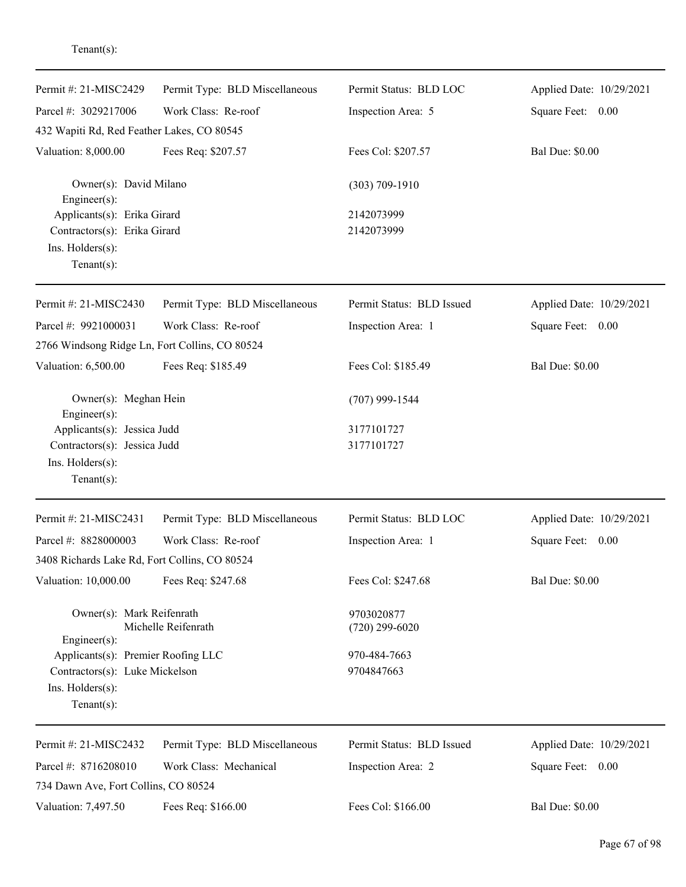Tenant(s):

---

| Permit #: 21-MISC2429 | Permit Type: BLD Miscellaneous | Permit Status: BLD LOC | Applied Date: 10/29/2021 |
|---|---|---|---|
| Parcel #: 3029217006 | Work Class: Re-roof | Inspection Area: 5 | Square Feet: 0.00 |
| 432 Wapiti Rd, Red Feather Lakes, CO 80545 | | | |
| Valuation: 8,000.00 | Fees Req: $207.57 | Fees Col: $207.57 | Bal Due: $0.00 |

Owner(s): David Milano — (303) 709-1910
Engineer(s):
Applicants(s): Erika Girard — 2142073999
Contractors(s): Erika Girard — 2142073999
Ins. Holders(s):
Tenant(s):

---

| Permit #: 21-MISC2430 | Permit Type: BLD Miscellaneous | Permit Status: BLD Issued | Applied Date: 10/29/2021 |
|---|---|---|---|
| Parcel #: 9921000031 | Work Class: Re-roof | Inspection Area: 1 | Square Feet: 0.00 |
| 2766 Windsong Ridge Ln, Fort Collins, CO 80524 | | | |
| Valuation: 6,500.00 | Fees Req: $185.49 | Fees Col: $185.49 | Bal Due: $0.00 |

Owner(s): Meghan Hein — (707) 999-1544
Engineer(s):
Applicants(s): Jessica Judd — 3177101727
Contractors(s): Jessica Judd — 3177101727
Ins. Holders(s):
Tenant(s):

---

| Permit #: 21-MISC2431 | Permit Type: BLD Miscellaneous | Permit Status: BLD LOC | Applied Date: 10/29/2021 |
|---|---|---|---|
| Parcel #: 8828000003 | Work Class: Re-roof | Inspection Area: 1 | Square Feet: 0.00 |
| 3408 Richards Lake Rd, Fort Collins, CO 80524 | | | |
| Valuation: 10,000.00 | Fees Req: $247.68 | Fees Col: $247.68 | Bal Due: $0.00 |

Owner(s): Mark Reifenrath — 9703020877
Michelle Reifenrath — (720) 299-6020
Engineer(s):
Applicants(s): Premier Roofing LLC — 970-484-7663
Contractors(s): Luke Mickelson — 9704847663
Ins. Holders(s):
Tenant(s):

---

| Permit #: 21-MISC2432 | Permit Type: BLD Miscellaneous | Permit Status: BLD Issued | Applied Date: 10/29/2021 |
|---|---|---|---|
| Parcel #: 8716208010 | Work Class: Mechanical | Inspection Area: 2 | Square Feet: 0.00 |
| 734 Dawn Ave, Fort Collins, CO 80524 | | | |
| Valuation: 7,497.50 | Fees Req: $166.00 | Fees Col: $166.00 | Bal Due: $0.00 |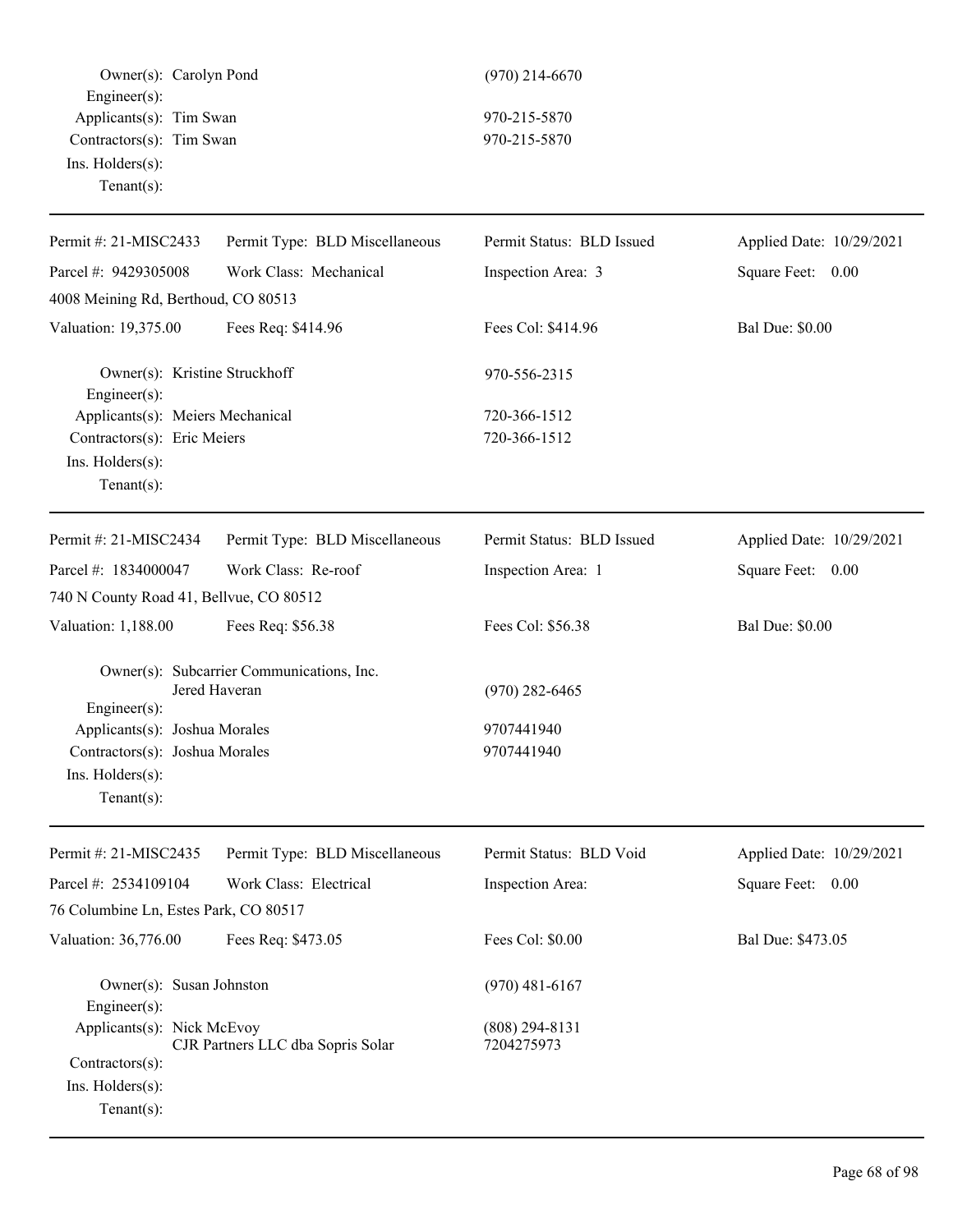Owner(s): Carolyn Pond (970) 214-6670
Engineer(s):
Applicants(s): Tim Swan 970-215-5870
Contractors(s): Tim Swan 970-215-5870
Ins. Holders(s):
Tenant(s):

---

| Permit #: 21-MISC2433 | Permit Type: BLD Miscellaneous | Permit Status: BLD Issued | Applied Date: 10/29/2021 |
|---|---|---|---|
| Parcel #: 9429305008 | Work Class: Mechanical | Inspection Area: 3 | Square Feet: 0.00 |
| 4008 Meining Rd, Berthoud, CO 80513 | | | |
| Valuation: 19,375.00 | Fees Req: $414.96 | Fees Col: $414.96 | Bal Due: $0.00 |

Owner(s): Kristine Struckhoff 970-556-2315
Engineer(s):
Applicants(s): Meiers Mechanical 720-366-1512
Contractors(s): Eric Meiers 720-366-1512
Ins. Holders(s):
Tenant(s):

---

| Permit #: 21-MISC2434 | Permit Type: BLD Miscellaneous | Permit Status: BLD Issued | Applied Date: 10/29/2021 |
|---|---|---|---|
| Parcel #: 1834000047 | Work Class: Re-roof | Inspection Area: 1 | Square Feet: 0.00 |
| 740 N County Road 41, Bellvue, CO 80512 | | | |
| Valuation: 1,188.00 | Fees Req: $56.38 | Fees Col: $56.38 | Bal Due: $0.00 |

Owner(s): Subcarrier Communications, Inc.
Jered Haveran (970) 282-6465
Engineer(s):
Applicants(s): Joshua Morales 9707441940
Contractors(s): Joshua Morales 9707441940
Ins. Holders(s):
Tenant(s):

---

| Permit #: 21-MISC2435 | Permit Type: BLD Miscellaneous | Permit Status: BLD Void | Applied Date: 10/29/2021 |
|---|---|---|---|
| Parcel #: 2534109104 | Work Class: Electrical | Inspection Area: | Square Feet: 0.00 |
| 76 Columbine Ln, Estes Park, CO 80517 | | | |
| Valuation: 36,776.00 | Fees Req: $473.05 | Fees Col: $0.00 | Bal Due: $473.05 |

Owner(s): Susan Johnston (970) 481-6167
Engineer(s):
Applicants(s): Nick McEvoy (808) 294-8131
CJR Partners LLC dba Sopris Solar 7204275973
Contractors(s):
Ins. Holders(s):
Tenant(s):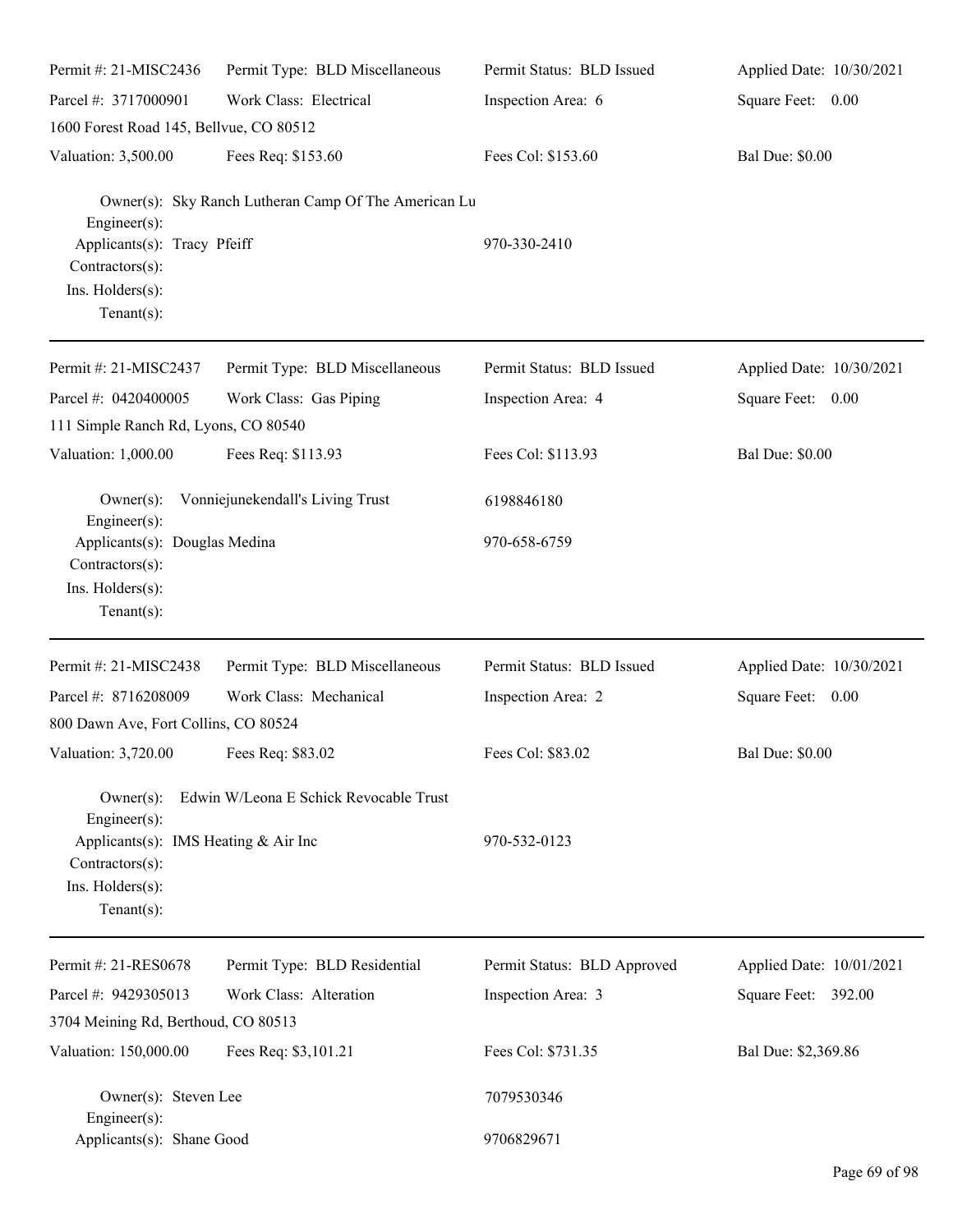| Permit #: 21-MISC2436 | Permit Type: BLD Miscellaneous | Permit Status: BLD Issued | Applied Date: 10/30/2021 |
|---|---|---|---|
| Parcel #: 3717000901 | Work Class: Electrical | Inspection Area: 6 | Square Feet: 0.00 |
| 1600 Forest Road 145, Bellvue, CO 80512 | | | |
| Valuation: 3,500.00 | Fees Req: $153.60 | Fees Col: $153.60 | Bal Due: $0.00 |

Owner(s): Sky Ranch Lutheran Camp Of The American Lu
Engineer(s):
Applicants(s): Tracy Pfeiff 970-330-2410
Contractors(s):
Ins. Holders(s):
Tenant(s):

---

| Permit #: 21-MISC2437 | Permit Type: BLD Miscellaneous | Permit Status: BLD Issued | Applied Date: 10/30/2021 |
|---|---|---|---|
| Parcel #: 0420400005 | Work Class: Gas Piping | Inspection Area: 4 | Square Feet: 0.00 |
| 111 Simple Ranch Rd, Lyons, CO 80540 | | | |
| Valuation: 1,000.00 | Fees Req: $113.93 | Fees Col: $113.93 | Bal Due: $0.00 |

Owner(s): Vonniejunekendall's Living Trust 6198846180
Engineer(s):
Applicants(s): Douglas Medina 970-658-6759
Contractors(s):
Ins. Holders(s):
Tenant(s):

---

| Permit #: 21-MISC2438 | Permit Type: BLD Miscellaneous | Permit Status: BLD Issued | Applied Date: 10/30/2021 |
|---|---|---|---|
| Parcel #: 8716208009 | Work Class: Mechanical | Inspection Area: 2 | Square Feet: 0.00 |
| 800 Dawn Ave, Fort Collins, CO 80524 | | | |
| Valuation: 3,720.00 | Fees Req: $83.02 | Fees Col: $83.02 | Bal Due: $0.00 |

Owner(s): Edwin W/Leona E Schick Revocable Trust
Engineer(s):
Applicants(s): IMS Heating & Air Inc 970-532-0123
Contractors(s):
Ins. Holders(s):
Tenant(s):

---

| Permit #: 21-RES0678 | Permit Type: BLD Residential | Permit Status: BLD Approved | Applied Date: 10/01/2021 |
|---|---|---|---|
| Parcel #: 9429305013 | Work Class: Alteration | Inspection Area: 3 | Square Feet: 392.00 |
| 3704 Meining Rd, Berthoud, CO 80513 | | | |
| Valuation: 150,000.00 | Fees Req: $3,101.21 | Fees Col: $731.35 | Bal Due: $2,369.86 |

Owner(s): Steven Lee 7079530346
Engineer(s):
Applicants(s): Shane Good 9706829671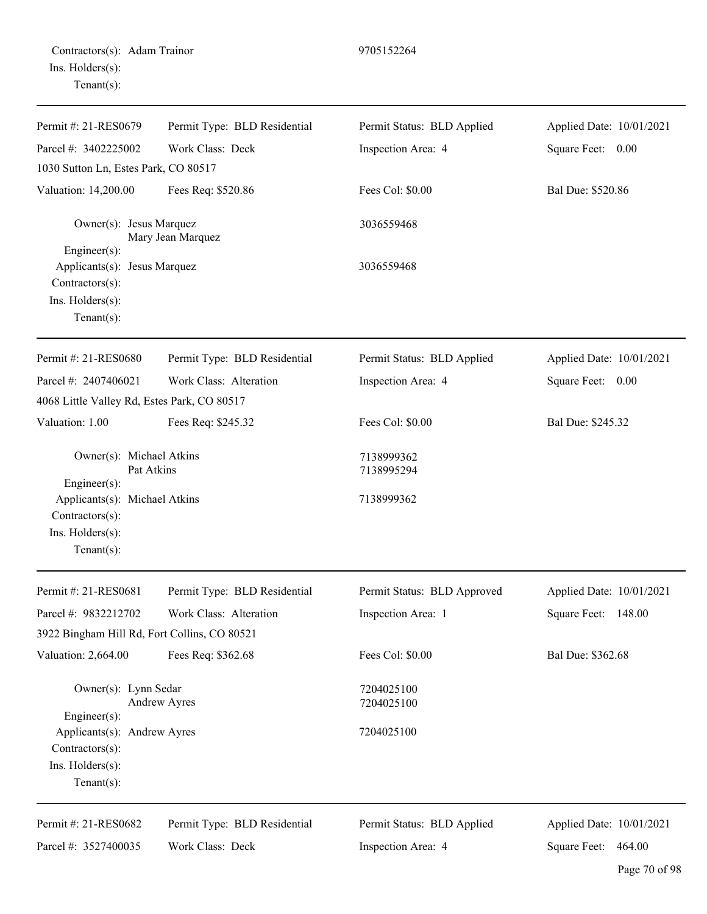Contractors(s): Adam Trainor 9705152264
Ins. Holders(s):
Tenant(s):

---

| Permit #: 21-RES0679 | Permit Type: BLD Residential | Permit Status: BLD Applied | Applied Date: 10/01/2021 |
|---|---|---|---|
| Parcel #: 3402225002 | Work Class: Deck | Inspection Area: 4 | Square Feet: 0.00 |
| 1030 Sutton Ln, Estes Park, CO 80517 | | | |
| Valuation: 14,200.00 | Fees Req: $520.86 | Fees Col: $0.00 | Bal Due: $520.86 |

Owner(s): Jesus Marquez 3036559468
Mary Jean Marquez
Engineer(s):
Applicants(s): Jesus Marquez 3036559468
Contractors(s):
Ins. Holders(s):
Tenant(s):

---

| Permit #: 21-RES0680 | Permit Type: BLD Residential | Permit Status: BLD Applied | Applied Date: 10/01/2021 |
|---|---|---|---|
| Parcel #: 2407406021 | Work Class: Alteration | Inspection Area: 4 | Square Feet: 0.00 |
| 4068 Little Valley Rd, Estes Park, CO 80517 | | | |
| Valuation: 1.00 | Fees Req: $245.32 | Fees Col: $0.00 | Bal Due: $245.32 |

Owner(s): Michael Atkins 7138999362
Pat Atkins 7138995294
Engineer(s):
Applicants(s): Michael Atkins 7138999362
Contractors(s):
Ins. Holders(s):
Tenant(s):

---

| Permit #: 21-RES0681 | Permit Type: BLD Residential | Permit Status: BLD Approved | Applied Date: 10/01/2021 |
|---|---|---|---|
| Parcel #: 9832212702 | Work Class: Alteration | Inspection Area: 1 | Square Feet: 148.00 |
| 3922 Bingham Hill Rd, Fort Collins, CO 80521 | | | |
| Valuation: 2,664.00 | Fees Req: $362.68 | Fees Col: $0.00 | Bal Due: $362.68 |

Owner(s): Lynn Sedar 7204025100
Andrew Ayres 7204025100
Engineer(s):
Applicants(s): Andrew Ayres 7204025100
Contractors(s):
Ins. Holders(s):
Tenant(s):

---

| Permit #: 21-RES0682 | Permit Type: BLD Residential | Permit Status: BLD Applied | Applied Date: 10/01/2021 |
|---|---|---|---|
| Parcel #: 3527400035 | Work Class: Deck | Inspection Area: 4 | Square Feet: 464.00 |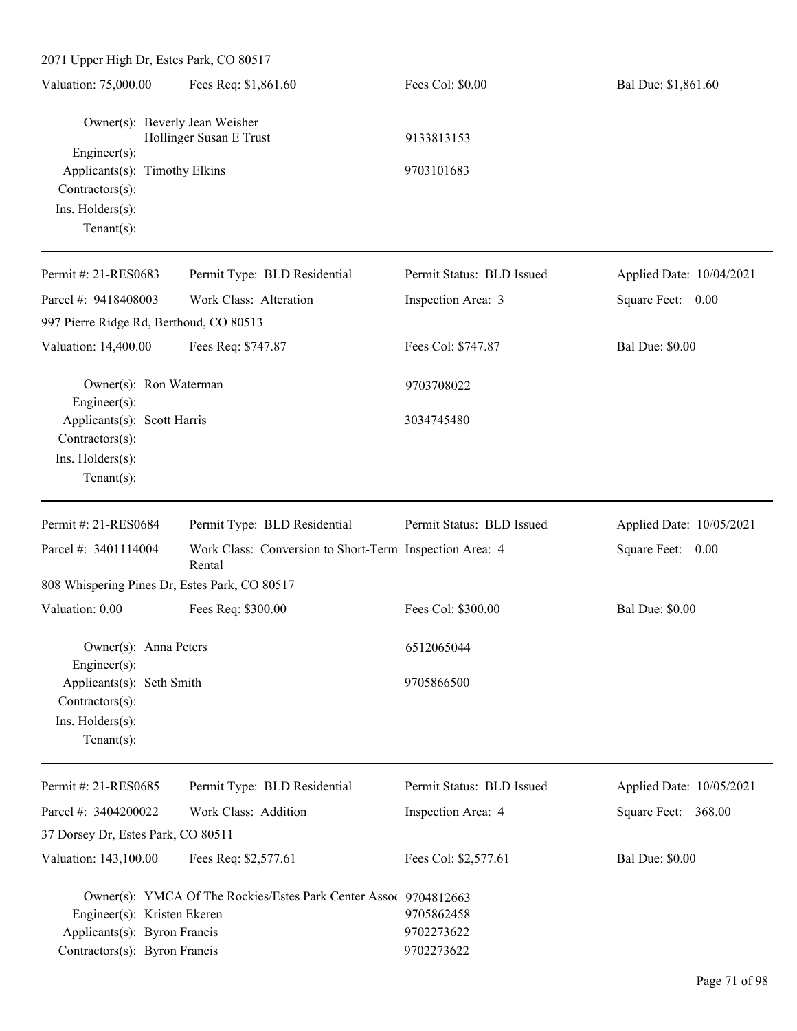2071 Upper High Dr, Estes Park, CO 80517

| Valuation: 75,000.00 | Fees Req: $1,861.60 | Fees Col: $0.00 | Bal Due: $1,861.60 |
|---|---|---|---|

Owner(s): Beverly Jean Weisher
Hollinger Susan E Trust — 9133813153
Engineer(s):
Applicants(s): Timothy Elkins — 9703101683
Contractors(s):
Ins. Holders(s):
Tenant(s):

---

| Permit #: 21-RES0683 | Permit Type: BLD Residential | Permit Status: BLD Issued | Applied Date: 10/04/2021 |
|---|---|---|---|
| Parcel #: 9418408003 | Work Class: Alteration | Inspection Area: 3 | Square Feet: 0.00 |
| 997 Pierre Ridge Rd, Berthoud, CO 80513 | | | |
| Valuation: 14,400.00 | Fees Req: $747.87 | Fees Col: $747.87 | Bal Due: $0.00 |

Owner(s): Ron Waterman — 9703708022
Engineer(s):
Applicants(s): Scott Harris — 3034745480
Contractors(s):
Ins. Holders(s):
Tenant(s):

---

| Permit #: 21-RES0684 | Permit Type: BLD Residential | Permit Status: BLD Issued | Applied Date: 10/05/2021 |
|---|---|---|---|
| Parcel #: 3401114004 | Work Class: Conversion to Short-Term Rental | Inspection Area: 4 | Square Feet: 0.00 |
| 808 Whispering Pines Dr, Estes Park, CO 80517 | | | |
| Valuation: 0.00 | Fees Req: $300.00 | Fees Col: $300.00 | Bal Due: $0.00 |

Owner(s): Anna Peters — 6512065044
Engineer(s):
Applicants(s): Seth Smith — 9705866500
Contractors(s):
Ins. Holders(s):
Tenant(s):

---

| Permit #: 21-RES0685 | Permit Type: BLD Residential | Permit Status: BLD Issued | Applied Date: 10/05/2021 |
|---|---|---|---|
| Parcel #: 3404200022 | Work Class: Addition | Inspection Area: 4 | Square Feet: 368.00 |
| 37 Dorsey Dr, Estes Park, CO 80511 | | | |
| Valuation: 143,100.00 | Fees Req: $2,577.61 | Fees Col: $2,577.61 | Bal Due: $0.00 |

Owner(s): YMCA Of The Rockies/Estes Park Center Assoc — 9704812663
Engineer(s): Kristen Ekeren — 9705862458
Applicants(s): Byron Francis — 9702273622
Contractors(s): Byron Francis — 9702273622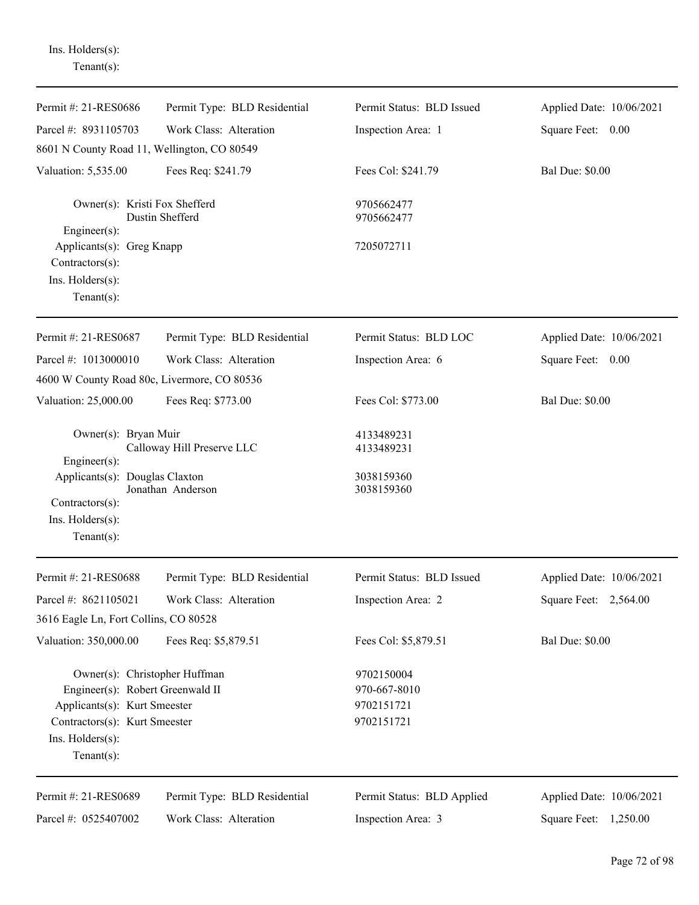Ins. Holders(s):
Tenant(s):

---

| Permit #: 21-RES0686 | Permit Type: BLD Residential | Permit Status: BLD Issued | Applied Date: 10/06/2021 |
|---|---|---|---|
| Parcel #: 8931105703 | Work Class: Alteration | Inspection Area: 1 | Square Feet: 0.00 |
| 8601 N County Road 11, Wellington, CO 80549 | | | |
| Valuation: 5,535.00 | Fees Req: $241.79 | Fees Col: $241.79 | Bal Due: $0.00 |

Owner(s): Kristi Fox Shefferd — 9705662477
Dustin Shefferd — 9705662477
Engineer(s):
Applicants(s): Greg Knapp — 7205072711
Contractors(s):
Ins. Holders(s):
Tenant(s):

---

| Permit #: 21-RES0687 | Permit Type: BLD Residential | Permit Status: BLD LOC | Applied Date: 10/06/2021 |
|---|---|---|---|
| Parcel #: 1013000010 | Work Class: Alteration | Inspection Area: 6 | Square Feet: 0.00 |
| 4600 W County Road 80c, Livermore, CO 80536 | | | |
| Valuation: 25,000.00 | Fees Req: $773.00 | Fees Col: $773.00 | Bal Due: $0.00 |

Owner(s): Bryan Muir — 4133489231
Calloway Hill Preserve LLC — 4133489231
Engineer(s):
Applicants(s): Douglas Claxton — 3038159360
Jonathan Anderson — 3038159360
Contractors(s):
Ins. Holders(s):
Tenant(s):

---

| Permit #: 21-RES0688 | Permit Type: BLD Residential | Permit Status: BLD Issued | Applied Date: 10/06/2021 |
|---|---|---|---|
| Parcel #: 8621105021 | Work Class: Alteration | Inspection Area: 2 | Square Feet: 2,564.00 |
| 3616 Eagle Ln, Fort Collins, CO 80528 | | | |
| Valuation: 350,000.00 | Fees Req: $5,879.51 | Fees Col: $5,879.51 | Bal Due: $0.00 |

Owner(s): Christopher Huffman — 9702150004
Engineer(s): Robert Greenwald II — 970-667-8010
Applicants(s): Kurt Smeester — 9702151721
Contractors(s): Kurt Smeester — 9702151721
Ins. Holders(s):
Tenant(s):

---

| Permit #: 21-RES0689 | Permit Type: BLD Residential | Permit Status: BLD Applied | Applied Date: 10/06/2021 |
|---|---|---|---|
| Parcel #: 0525407002 | Work Class: Alteration | Inspection Area: 3 | Square Feet: 1,250.00 |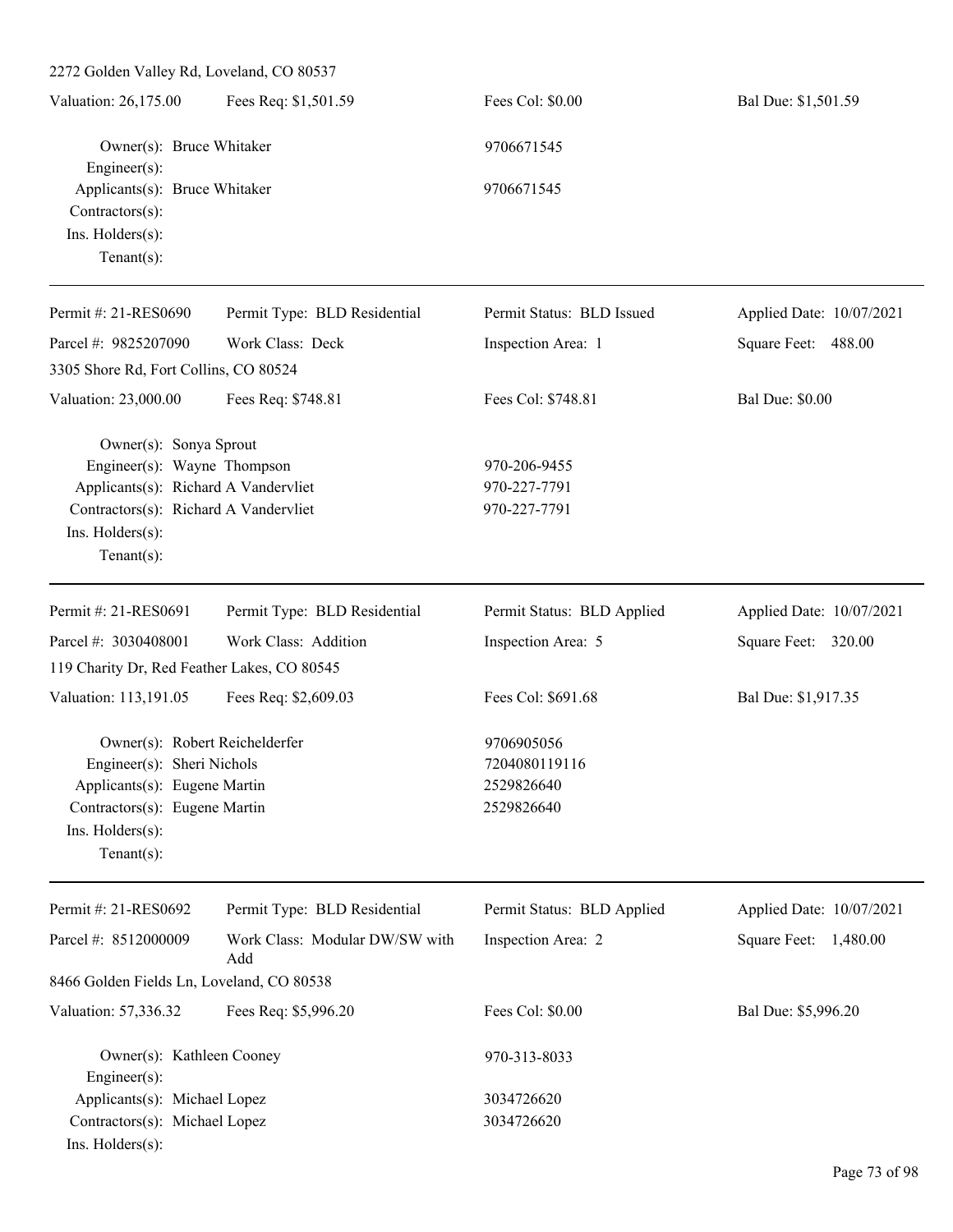2272 Golden Valley Rd, Loveland, CO 80537

| Valuation: 26,175.00 | Fees Req: $1,501.59 | Fees Col: $0.00 | Bal Due: $1,501.59 |
|---|---|---|---|

Owner(s): Bruce Whitaker 9706671545
Engineer(s):
Applicants(s): Bruce Whitaker 9706671545
Contractors(s):
Ins. Holders(s):
Tenant(s):

---

| Permit #: 21-RES0690 | Permit Type: BLD Residential | Permit Status: BLD Issued | Applied Date: 10/07/2021 |
|---|---|---|---|
| Parcel #: 9825207090 | Work Class: Deck | Inspection Area: 1 | Square Feet: 488.00 |

3305 Shore Rd, Fort Collins, CO 80524

| Valuation: 23,000.00 | Fees Req: $748.81 | Fees Col: $748.81 | Bal Due: $0.00 |
|---|---|---|---|

Owner(s): Sonya Sprout
Engineer(s): Wayne Thompson 970-206-9455
Applicants(s): Richard A Vandervliet 970-227-7791
Contractors(s): Richard A Vandervliet 970-227-7791
Ins. Holders(s):
Tenant(s):

---

| Permit #: 21-RES0691 | Permit Type: BLD Residential | Permit Status: BLD Applied | Applied Date: 10/07/2021 |
|---|---|---|---|
| Parcel #: 3030408001 | Work Class: Addition | Inspection Area: 5 | Square Feet: 320.00 |

119 Charity Dr, Red Feather Lakes, CO 80545

| Valuation: 113,191.05 | Fees Req: $2,609.03 | Fees Col: $691.68 | Bal Due: $1,917.35 |
|---|---|---|---|

Owner(s): Robert Reichelderfer 9706905056
Engineer(s): Sheri Nichols 7204080119116
Applicants(s): Eugene Martin 2529826640
Contractors(s): Eugene Martin 2529826640
Ins. Holders(s):
Tenant(s):

---

| Permit #: 21-RES0692 | Permit Type: BLD Residential | Permit Status: BLD Applied | Applied Date: 10/07/2021 |
|---|---|---|---|
| Parcel #: 8512000009 | Work Class: Modular DW/SW with Add | Inspection Area: 2 | Square Feet: 1,480.00 |

8466 Golden Fields Ln, Loveland, CO 80538

| Valuation: 57,336.32 | Fees Req: $5,996.20 | Fees Col: $0.00 | Bal Due: $5,996.20 |
|---|---|---|---|

Owner(s): Kathleen Cooney 970-313-8033
Engineer(s):
Applicants(s): Michael Lopez 3034726620
Contractors(s): Michael Lopez 3034726620
Ins. Holders(s):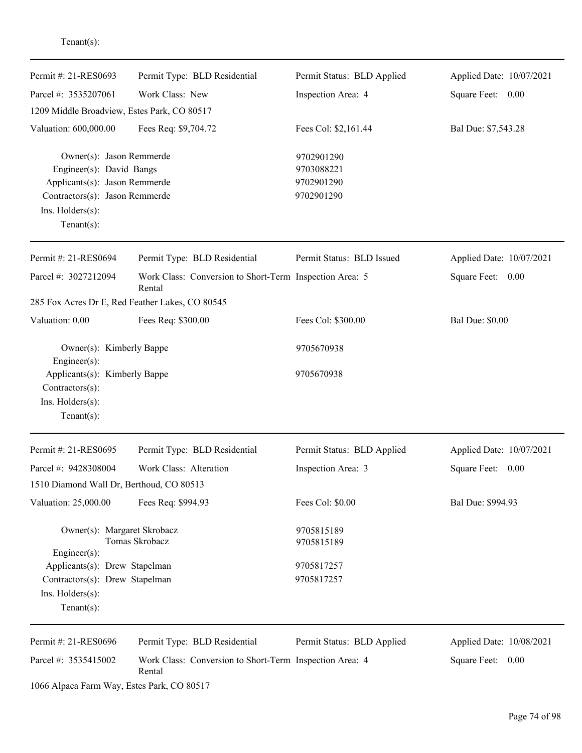Tenant(s):

---

| Permit #: 21-RES0693 | Permit Type: BLD Residential | Permit Status: BLD Applied | Applied Date: 10/07/2021 |
|---|---|---|---|
| Parcel #: 3535207061 | Work Class: New | Inspection Area: 4 | Square Feet: 0.00 |
| 1209 Middle Broadview, Estes Park, CO 80517 | | | |
| Valuation: 600,000.00 | Fees Req: $9,704.72 | Fees Col: $2,161.44 | Bal Due: $7,543.28 |

Owner(s): Jason Remmerde — 9702901290
Engineer(s): David Bangs — 9703088221
Applicants(s): Jason Remmerde — 9702901290
Contractors(s): Jason Remmerde — 9702901290
Ins. Holders(s):
Tenant(s):

---

| Permit #: 21-RES0694 | Permit Type: BLD Residential | Permit Status: BLD Issued | Applied Date: 10/07/2021 |
|---|---|---|---|
| Parcel #: 3027212094 | Work Class: Conversion to Short-Term Rental | Inspection Area: 5 | Square Feet: 0.00 |
| 285 Fox Acres Dr E, Red Feather Lakes, CO 80545 | | | |
| Valuation: 0.00 | Fees Req: $300.00 | Fees Col: $300.00 | Bal Due: $0.00 |

Owner(s): Kimberly Bappe — 9705670938
Engineer(s):
Applicants(s): Kimberly Bappe — 9705670938
Contractors(s):
Ins. Holders(s):
Tenant(s):

---

| Permit #: 21-RES0695 | Permit Type: BLD Residential | Permit Status: BLD Applied | Applied Date: 10/07/2021 |
|---|---|---|---|
| Parcel #: 9428308004 | Work Class: Alteration | Inspection Area: 3 | Square Feet: 0.00 |
| 1510 Diamond Wall Dr, Berthoud, CO 80513 | | | |
| Valuation: 25,000.00 | Fees Req: $994.93 | Fees Col: $0.00 | Bal Due: $994.93 |

Owner(s): Margaret Skrobacz — 9705815189
Tomas Skrobacz — 9705815189
Engineer(s):
Applicants(s): Drew Stapelman — 9705817257
Contractors(s): Drew Stapelman — 9705817257
Ins. Holders(s):
Tenant(s):

---

| Permit #: 21-RES0696 | Permit Type: BLD Residential | Permit Status: BLD Applied | Applied Date: 10/08/2021 |
|---|---|---|---|
| Parcel #: 3535415002 | Work Class: Conversion to Short-Term Rental | Inspection Area: 4 | Square Feet: 0.00 |
| 1066 Alpaca Farm Way, Estes Park, CO 80517 | | | |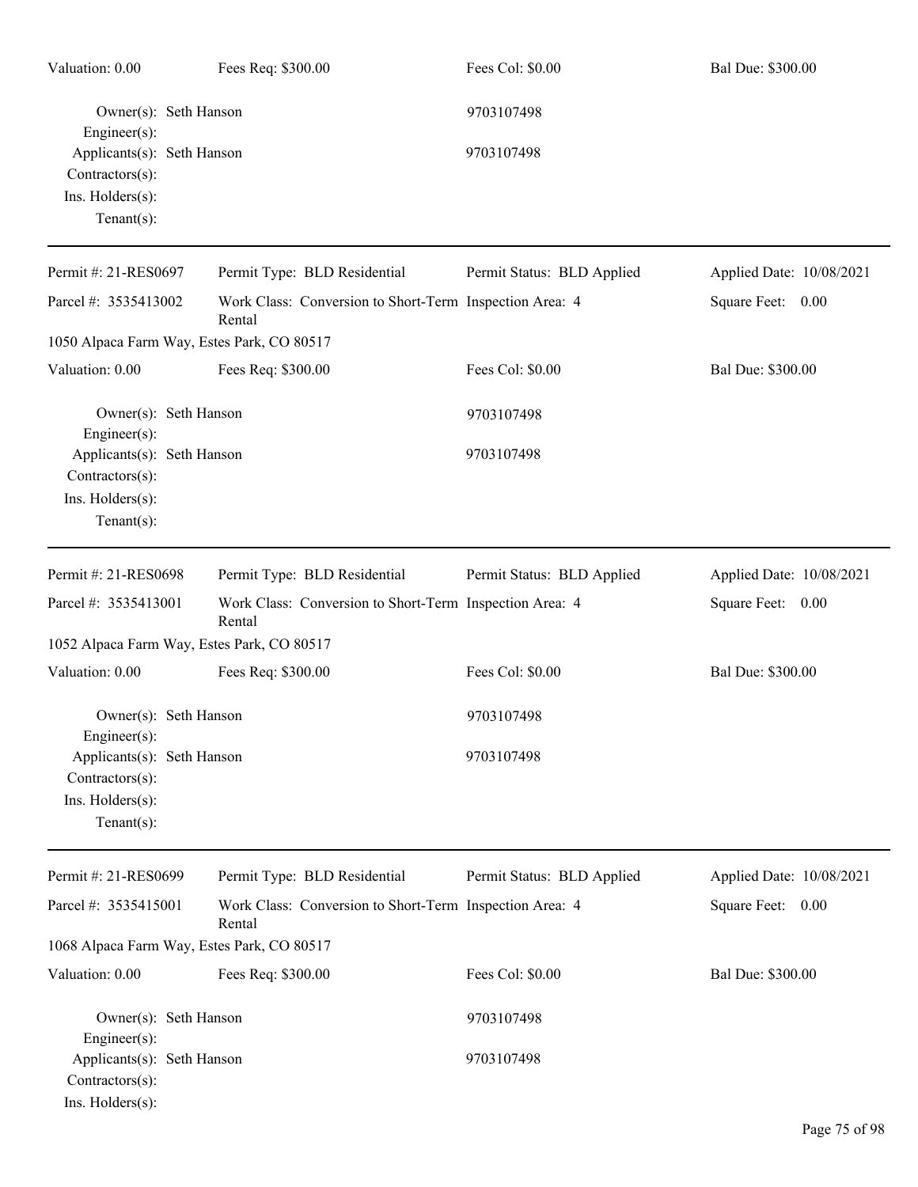| Valuation: 0.00 | Fees Req: $300.00 | Fees Col: $0.00 | Bal Due: $300.00 |
|---|---|---|---|

Owner(s): Seth Hanson — 9703107498
Engineer(s):
Applicants(s): Seth Hanson — 9703107498
Contractors(s):
Ins. Holders(s):
Tenant(s):

---

| Permit #: 21-RES0697 | Permit Type: BLD Residential | Permit Status: BLD Applied | Applied Date: 10/08/2021 |
|---|---|---|---|
| Parcel #: 3535413002 | Work Class: Conversion to Short-Term Rental | Inspection Area: 4 | Square Feet: 0.00 |
| 1050 Alpaca Farm Way, Estes Park, CO 80517 | | | |
| Valuation: 0.00 | Fees Req: $300.00 | Fees Col: $0.00 | Bal Due: $300.00 |

Owner(s): Seth Hanson — 9703107498
Engineer(s):
Applicants(s): Seth Hanson — 9703107498
Contractors(s):
Ins. Holders(s):
Tenant(s):

---

| Permit #: 21-RES0698 | Permit Type: BLD Residential | Permit Status: BLD Applied | Applied Date: 10/08/2021 |
|---|---|---|---|
| Parcel #: 3535413001 | Work Class: Conversion to Short-Term Rental | Inspection Area: 4 | Square Feet: 0.00 |
| 1052 Alpaca Farm Way, Estes Park, CO 80517 | | | |
| Valuation: 0.00 | Fees Req: $300.00 | Fees Col: $0.00 | Bal Due: $300.00 |

Owner(s): Seth Hanson — 9703107498
Engineer(s):
Applicants(s): Seth Hanson — 9703107498
Contractors(s):
Ins. Holders(s):
Tenant(s):

---

| Permit #: 21-RES0699 | Permit Type: BLD Residential | Permit Status: BLD Applied | Applied Date: 10/08/2021 |
|---|---|---|---|
| Parcel #: 3535415001 | Work Class: Conversion to Short-Term Rental | Inspection Area: 4 | Square Feet: 0.00 |
| 1068 Alpaca Farm Way, Estes Park, CO 80517 | | | |
| Valuation: 0.00 | Fees Req: $300.00 | Fees Col: $0.00 | Bal Due: $300.00 |

Owner(s): Seth Hanson — 9703107498
Engineer(s):
Applicants(s): Seth Hanson — 9703107498
Contractors(s):
Ins. Holders(s):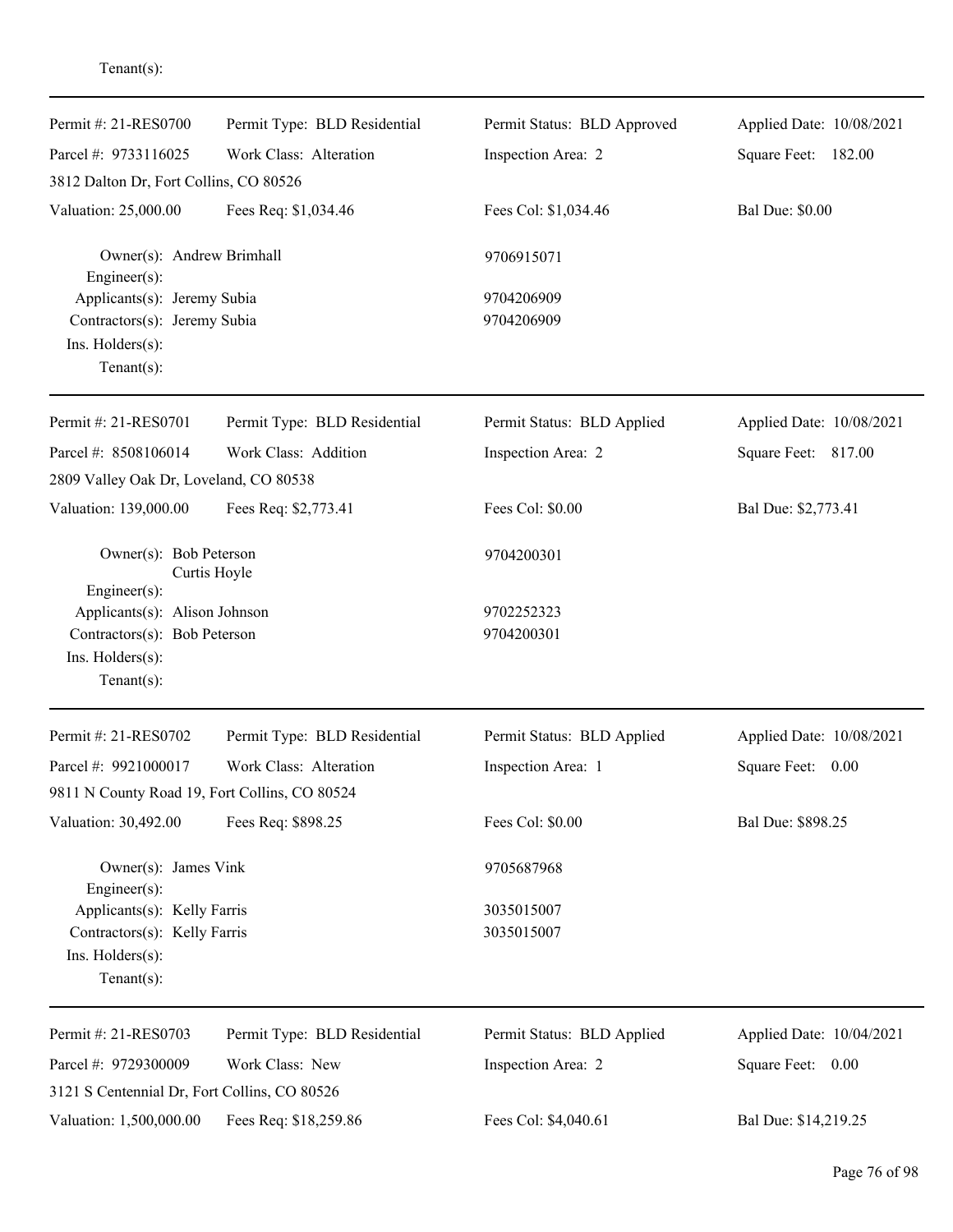Tenant(s):

---

| Permit #: 21-RES0700 | Permit Type: BLD Residential | Permit Status: BLD Approved | Applied Date: 10/08/2021 |
|---|---|---|---|
| Parcel #: 9733116025 | Work Class: Alteration | Inspection Area: 2 | Square Feet: 182.00 |
| 3812 Dalton Dr, Fort Collins, CO 80526 | | | |
| Valuation: 25,000.00 | Fees Req: $1,034.46 | Fees Col: $1,034.46 | Bal Due: $0.00 |

Owner(s): Andrew Brimhall — 9706915071
Engineer(s):
Applicants(s): Jeremy Subia — 9704206909
Contractors(s): Jeremy Subia — 9704206909
Ins. Holders(s):
Tenant(s):

---

| Permit #: 21-RES0701 | Permit Type: BLD Residential | Permit Status: BLD Applied | Applied Date: 10/08/2021 |
|---|---|---|---|
| Parcel #: 8508106014 | Work Class: Addition | Inspection Area: 2 | Square Feet: 817.00 |
| 2809 Valley Oak Dr, Loveland, CO 80538 | | | |
| Valuation: 139,000.00 | Fees Req: $2,773.41 | Fees Col: $0.00 | Bal Due: $2,773.41 |

Owner(s): Bob Peterson — 9704200301
Curtis Hoyle
Engineer(s):
Applicants(s): Alison Johnson — 9702252323
Contractors(s): Bob Peterson — 9704200301
Ins. Holders(s):
Tenant(s):

---

| Permit #: 21-RES0702 | Permit Type: BLD Residential | Permit Status: BLD Applied | Applied Date: 10/08/2021 |
|---|---|---|---|
| Parcel #: 9921000017 | Work Class: Alteration | Inspection Area: 1 | Square Feet: 0.00 |
| 9811 N County Road 19, Fort Collins, CO 80524 | | | |
| Valuation: 30,492.00 | Fees Req: $898.25 | Fees Col: $0.00 | Bal Due: $898.25 |

Owner(s): James Vink — 9705687968
Engineer(s):
Applicants(s): Kelly Farris — 3035015007
Contractors(s): Kelly Farris — 3035015007
Ins. Holders(s):
Tenant(s):

---

| Permit #: 21-RES0703 | Permit Type: BLD Residential | Permit Status: BLD Applied | Applied Date: 10/04/2021 |
|---|---|---|---|
| Parcel #: 9729300009 | Work Class: New | Inspection Area: 2 | Square Feet: 0.00 |
| 3121 S Centennial Dr, Fort Collins, CO 80526 | | | |
| Valuation: 1,500,000.00 | Fees Req: $18,259.86 | Fees Col: $4,040.61 | Bal Due: $14,219.25 |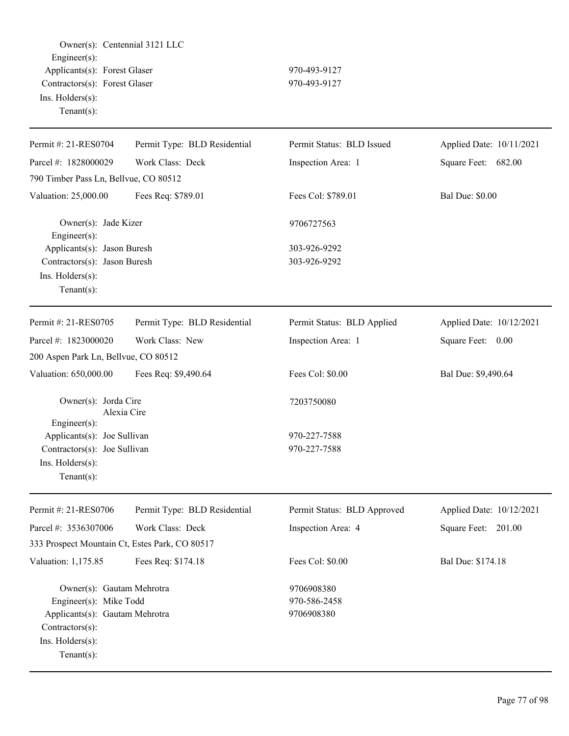Owner(s): Centennial 3121 LLC
Engineer(s):
Applicants(s): Forest Glaser 970-493-9127
Contractors(s): Forest Glaser 970-493-9127
Ins. Holders(s):
Tenant(s):

---

| Permit #: 21-RES0704 | Permit Type: BLD Residential | Permit Status: BLD Issued | Applied Date: 10/11/2021 |
|---|---|---|---|
| Parcel #: 1828000029 | Work Class: Deck | Inspection Area: 1 | Square Feet: 682.00 |
| 790 Timber Pass Ln, Bellvue, CO 80512 | | | |
| Valuation: 25,000.00 | Fees Req: $789.01 | Fees Col: $789.01 | Bal Due: $0.00 |

Owner(s): Jade Kizer 9706727563
Engineer(s):
Applicants(s): Jason Buresh 303-926-9292
Contractors(s): Jason Buresh 303-926-9292
Ins. Holders(s):
Tenant(s):

---

| Permit #: 21-RES0705 | Permit Type: BLD Residential | Permit Status: BLD Applied | Applied Date: 10/12/2021 |
|---|---|---|---|
| Parcel #: 1823000020 | Work Class: New | Inspection Area: 1 | Square Feet: 0.00 |
| 200 Aspen Park Ln, Bellvue, CO 80512 | | | |
| Valuation: 650,000.00 | Fees Req: $9,490.64 | Fees Col: $0.00 | Bal Due: $9,490.64 |

Owner(s): Jorda Cire 7203750080
Alexia Cire
Engineer(s):
Applicants(s): Joe Sullivan 970-227-7588
Contractors(s): Joe Sullivan 970-227-7588
Ins. Holders(s):
Tenant(s):

---

| Permit #: 21-RES0706 | Permit Type: BLD Residential | Permit Status: BLD Approved | Applied Date: 10/12/2021 |
|---|---|---|---|
| Parcel #: 3536307006 | Work Class: Deck | Inspection Area: 4 | Square Feet: 201.00 |
| 333 Prospect Mountain Ct, Estes Park, CO 80517 | | | |
| Valuation: 1,175.85 | Fees Req: $174.18 | Fees Col: $0.00 | Bal Due: $174.18 |

Owner(s): Gautam Mehrotra 9706908380
Engineer(s): Mike Todd 970-586-2458
Applicants(s): Gautam Mehrotra 9706908380
Contractors(s):
Ins. Holders(s):
Tenant(s):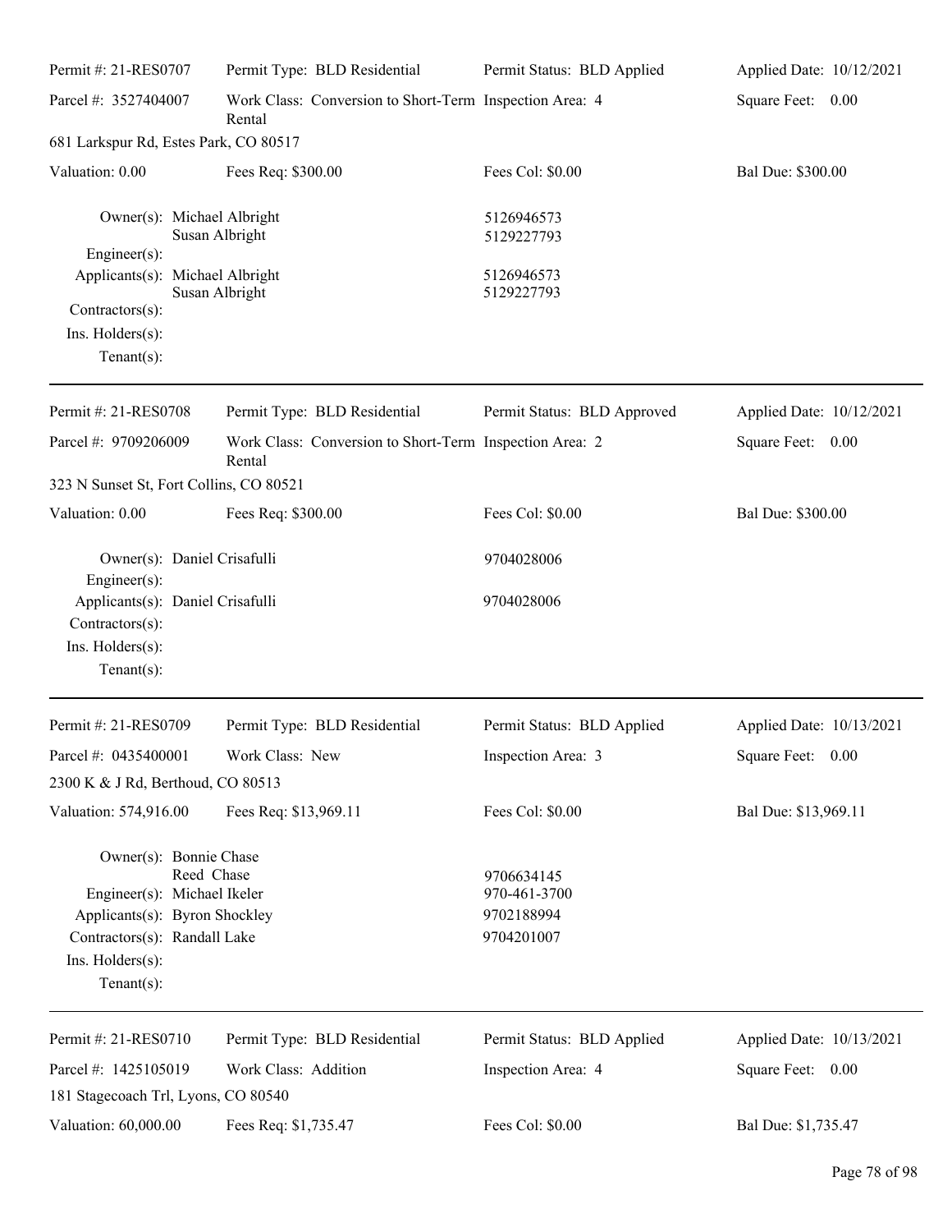Permit #: 21-RES0707 | Permit Type: BLD Residential | Permit Status: BLD Applied | Applied Date: 10/12/2021

Parcel #: 3527404007 | Work Class: Conversion to Short-Term Rental | Inspection Area: 4 | Square Feet: 0.00

681 Larkspur Rd, Estes Park, CO 80517

Valuation: 0.00 | Fees Req: $300.00 | Fees Col: $0.00 | Bal Due: $300.00

Owner(s): Michael Albright 5126946573
Susan Albright 5129227793
Engineer(s):
Applicants(s): Michael Albright 5126946573
Susan Albright 5129227793
Contractors(s):
Ins. Holders(s):
Tenant(s):

---

Permit #: 21-RES0708 | Permit Type: BLD Residential | Permit Status: BLD Approved | Applied Date: 10/12/2021

Parcel #: 9709206009 | Work Class: Conversion to Short-Term Rental | Inspection Area: 2 | Square Feet: 0.00

323 N Sunset St, Fort Collins, CO 80521

Valuation: 0.00 | Fees Req: $300.00 | Fees Col: $0.00 | Bal Due: $300.00

Owner(s): Daniel Crisafulli 9704028006
Engineer(s):
Applicants(s): Daniel Crisafulli 9704028006
Contractors(s):
Ins. Holders(s):
Tenant(s):

---

Permit #: 21-RES0709 | Permit Type: BLD Residential | Permit Status: BLD Applied | Applied Date: 10/13/2021

Parcel #: 0435400001 | Work Class: New | Inspection Area: 3 | Square Feet: 0.00

2300 K & J Rd, Berthoud, CO 80513

Valuation: 574,916.00 | Fees Req: $13,969.11 | Fees Col: $0.00 | Bal Due: $13,969.11

Owner(s): Bonnie Chase
Reed Chase 9706634145
Engineer(s): Michael Ikeler 970-461-3700
Applicants(s): Byron Shockley 9702188994
Contractors(s): Randall Lake 9704201007
Ins. Holders(s):
Tenant(s):

---

Permit #: 21-RES0710 | Permit Type: BLD Residential | Permit Status: BLD Applied | Applied Date: 10/13/2021

Parcel #: 1425105019 | Work Class: Addition | Inspection Area: 4 | Square Feet: 0.00

181 Stagecoach Trl, Lyons, CO 80540

Valuation: 60,000.00 | Fees Req: $1,735.47 | Fees Col: $0.00 | Bal Due: $1,735.47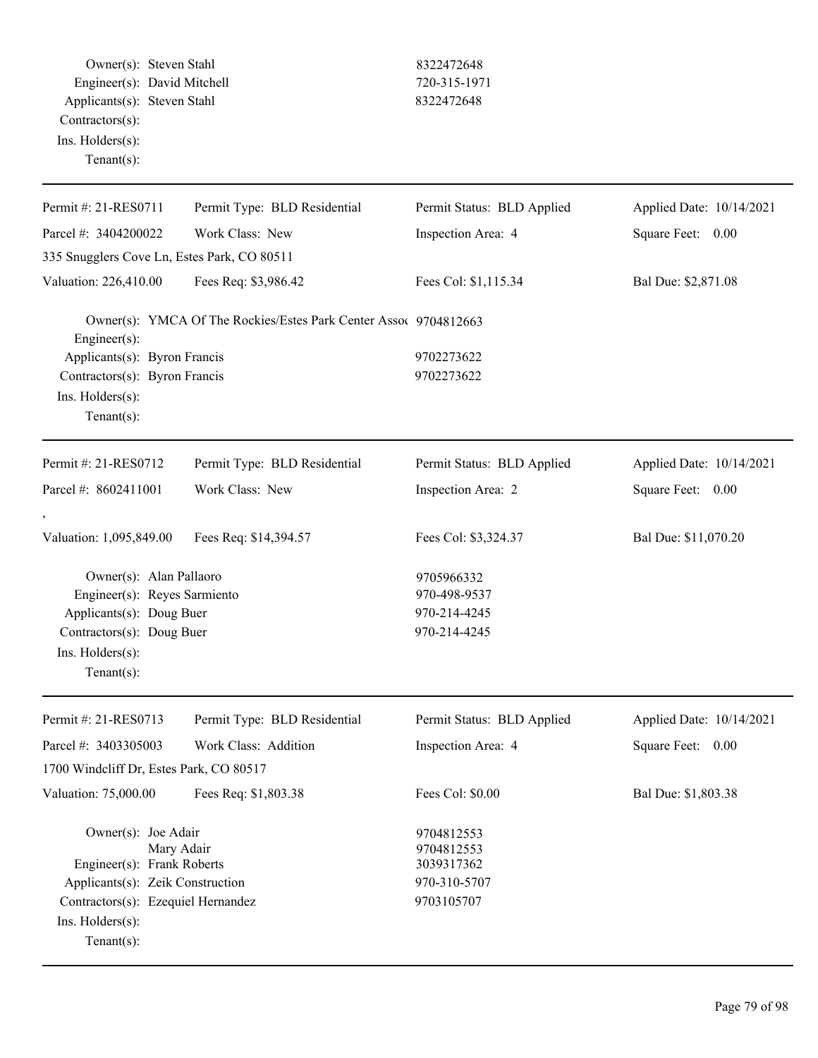Owner(s): Steven Stahl 8322472648
Engineer(s): David Mitchell 720-315-1971
Applicants(s): Steven Stahl 8322472648
Contractors(s):
Ins. Holders(s):
Tenant(s):

---

| Permit #: 21-RES0711 | Permit Type: BLD Residential | Permit Status: BLD Applied | Applied Date: 10/14/2021 |
|---|---|---|---|
| Parcel #: 3404200022 | Work Class: New | Inspection Area: 4 | Square Feet: 0.00 |
| 335 Snugglers Cove Ln, Estes Park, CO 80511 | | | |
| Valuation: 226,410.00 | Fees Req: $3,986.42 | Fees Col: $1,115.34 | Bal Due: $2,871.08 |

Owner(s): YMCA Of The Rockies/Estes Park Center Assoc 9704812663
Engineer(s):
Applicants(s): Byron Francis 9702273622
Contractors(s): Byron Francis 9702273622
Ins. Holders(s):
Tenant(s):

---

| Permit #: 21-RES0712 | Permit Type: BLD Residential | Permit Status: BLD Applied | Applied Date: 10/14/2021 |
|---|---|---|---|
| Parcel #: 8602411001 | Work Class: New | Inspection Area: 2 | Square Feet: 0.00 |
| , | | | |
| Valuation: 1,095,849.00 | Fees Req: $14,394.57 | Fees Col: $3,324.37 | Bal Due: $11,070.20 |

Owner(s): Alan Pallaoro 9705966332
Engineer(s): Reyes Sarmiento 970-498-9537
Applicants(s): Doug Buer 970-214-4245
Contractors(s): Doug Buer 970-214-4245
Ins. Holders(s):
Tenant(s):

---

| Permit #: 21-RES0713 | Permit Type: BLD Residential | Permit Status: BLD Applied | Applied Date: 10/14/2021 |
|---|---|---|---|
| Parcel #: 3403305003 | Work Class: Addition | Inspection Area: 4 | Square Feet: 0.00 |
| 1700 Windcliff Dr, Estes Park, CO 80517 | | | |
| Valuation: 75,000.00 | Fees Req: $1,803.38 | Fees Col: $0.00 | Bal Due: $1,803.38 |

Owner(s): Joe Adair 9704812553
Mary Adair 9704812553
Engineer(s): Frank Roberts 3039317362
Applicants(s): Zeik Construction 970-310-5707
Contractors(s): Ezequiel Hernandez 9703105707
Ins. Holders(s):
Tenant(s):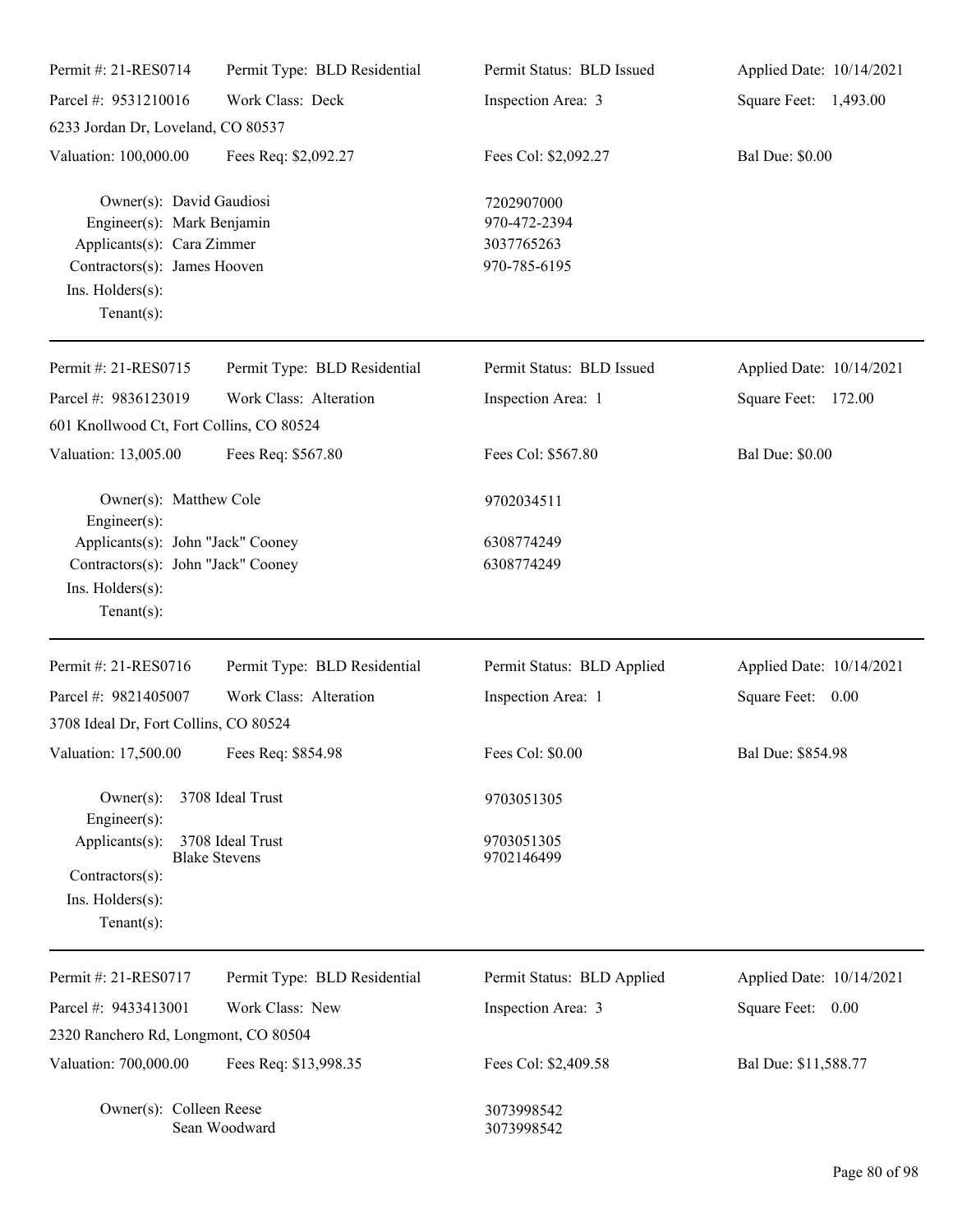Permit #: 21-RES0714 | Permit Type: BLD Residential | Permit Status: BLD Issued | Applied Date: 10/14/2021
Parcel #: 9531210016 | Work Class: Deck | Inspection Area: 3 | Square Feet: 1,493.00
6233 Jordan Dr, Loveland, CO 80537
Valuation: 100,000.00 | Fees Req: $2,092.27 | Fees Col: $2,092.27 | Bal Due: $0.00

Owner(s): David Gaudiosi — 7202907000
Engineer(s): Mark Benjamin — 970-472-2394
Applicants(s): Cara Zimmer — 3037765263
Contractors(s): James Hooven — 970-785-6195
Ins. Holders(s):
Tenant(s):

---

Permit #: 21-RES0715 | Permit Type: BLD Residential | Permit Status: BLD Issued | Applied Date: 10/14/2021
Parcel #: 9836123019 | Work Class: Alteration | Inspection Area: 1 | Square Feet: 172.00
601 Knollwood Ct, Fort Collins, CO 80524
Valuation: 13,005.00 | Fees Req: $567.80 | Fees Col: $567.80 | Bal Due: $0.00

Owner(s): Matthew Cole — 9702034511
Engineer(s):
Applicants(s): John "Jack" Cooney — 6308774249
Contractors(s): John "Jack" Cooney — 6308774249
Ins. Holders(s):
Tenant(s):

---

Permit #: 21-RES0716 | Permit Type: BLD Residential | Permit Status: BLD Applied | Applied Date: 10/14/2021
Parcel #: 9821405007 | Work Class: Alteration | Inspection Area: 1 | Square Feet: 0.00
3708 Ideal Dr, Fort Collins, CO 80524
Valuation: 17,500.00 | Fees Req: $854.98 | Fees Col: $0.00 | Bal Due: $854.98

Owner(s): 3708 Ideal Trust — 9703051305
Engineer(s):
Applicants(s): 3708 Ideal Trust — 9703051305
Blake Stevens — 9702146499
Contractors(s):
Ins. Holders(s):
Tenant(s):

---

Permit #: 21-RES0717 | Permit Type: BLD Residential | Permit Status: BLD Applied | Applied Date: 10/14/2021
Parcel #: 9433413001 | Work Class: New | Inspection Area: 3 | Square Feet: 0.00
2320 Ranchero Rd, Longmont, CO 80504
Valuation: 700,000.00 | Fees Req: $13,998.35 | Fees Col: $2,409.58 | Bal Due: $11,588.77

Owner(s): Colleen Reese — 3073998542
Sean Woodward — 3073998542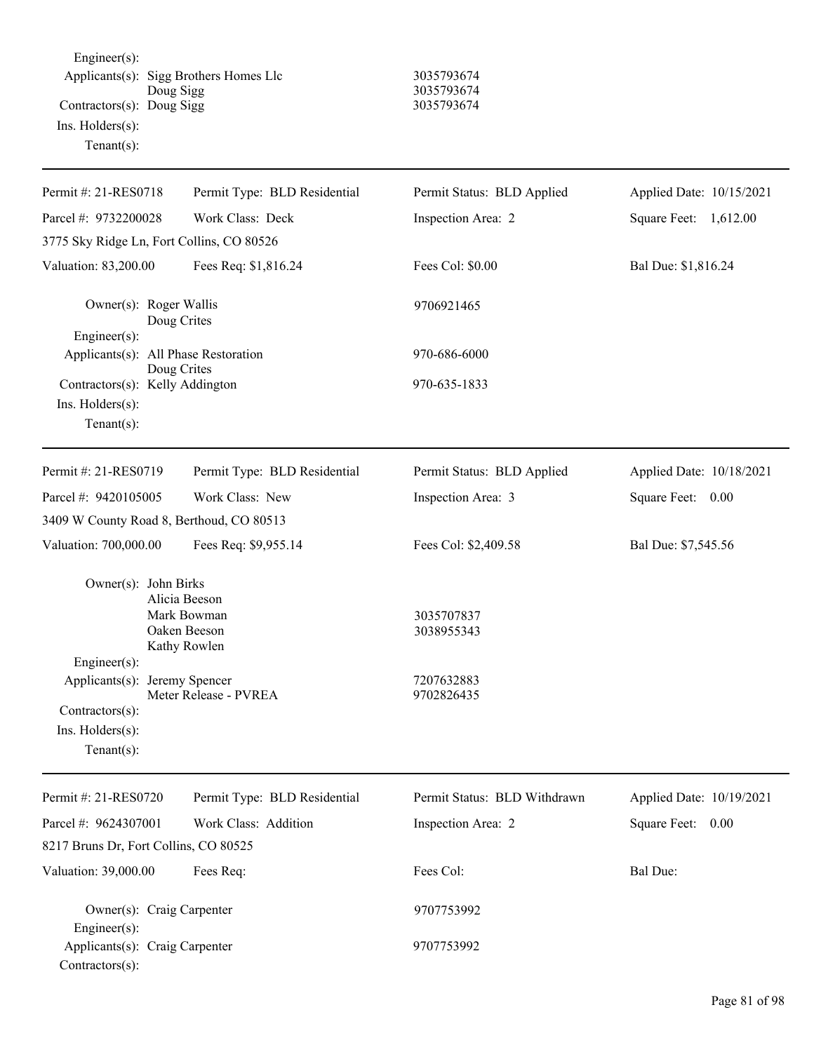Engineer(s):

Applicants(s): Sigg Brothers Homes Llc — 3035793674
Doug Sigg — 3035793674

Contractors(s): Doug Sigg — 3035793674

Ins. Holders(s):

Tenant(s):

---

| Permit #: 21-RES0718 | Permit Type: BLD Residential | Permit Status: BLD Applied | Applied Date: 10/15/2021 |
|---|---|---|---|
| Parcel #: 9732200028 | Work Class: Deck | Inspection Area: 2 | Square Feet: 1,612.00 |
| 3775 Sky Ridge Ln, Fort Collins, CO 80526 | | | |
| Valuation: 83,200.00 | Fees Req: $1,816.24 | Fees Col: $0.00 | Bal Due: $1,816.24 |

Owner(s): Roger Wallis — 9706921465
Doug Crites

Engineer(s):

Applicants(s): All Phase Restoration — 970-686-6000
Doug Crites

Contractors(s): Kelly Addington — 970-635-1833

Ins. Holders(s):

Tenant(s):

---

| Permit #: 21-RES0719 | Permit Type: BLD Residential | Permit Status: BLD Applied | Applied Date: 10/18/2021 |
|---|---|---|---|
| Parcel #: 9420105005 | Work Class: New | Inspection Area: 3 | Square Feet: 0.00 |
| 3409 W County Road 8, Berthoud, CO 80513 | | | |
| Valuation: 700,000.00 | Fees Req: $9,955.14 | Fees Col: $2,409.58 | Bal Due: $7,545.56 |

Owner(s): John Birks
Alicia Beeson
Mark Bowman — 3035707837
Oaken Beeson — 3038955343
Kathy Rowlen

Engineer(s):

Applicants(s): Jeremy Spencer — 7207632883
Meter Release - PVREA — 9702826435

Contractors(s):

Ins. Holders(s):

Tenant(s):

---

| Permit #: 21-RES0720 | Permit Type: BLD Residential | Permit Status: BLD Withdrawn | Applied Date: 10/19/2021 |
|---|---|---|---|
| Parcel #: 9624307001 | Work Class: Addition | Inspection Area: 2 | Square Feet: 0.00 |
| 8217 Bruns Dr, Fort Collins, CO 80525 | | | |
| Valuation: 39,000.00 | Fees Req: | Fees Col: | Bal Due: |

Owner(s): Craig Carpenter — 9707753992

Engineer(s):

Applicants(s): Craig Carpenter — 9707753992

Contractors(s):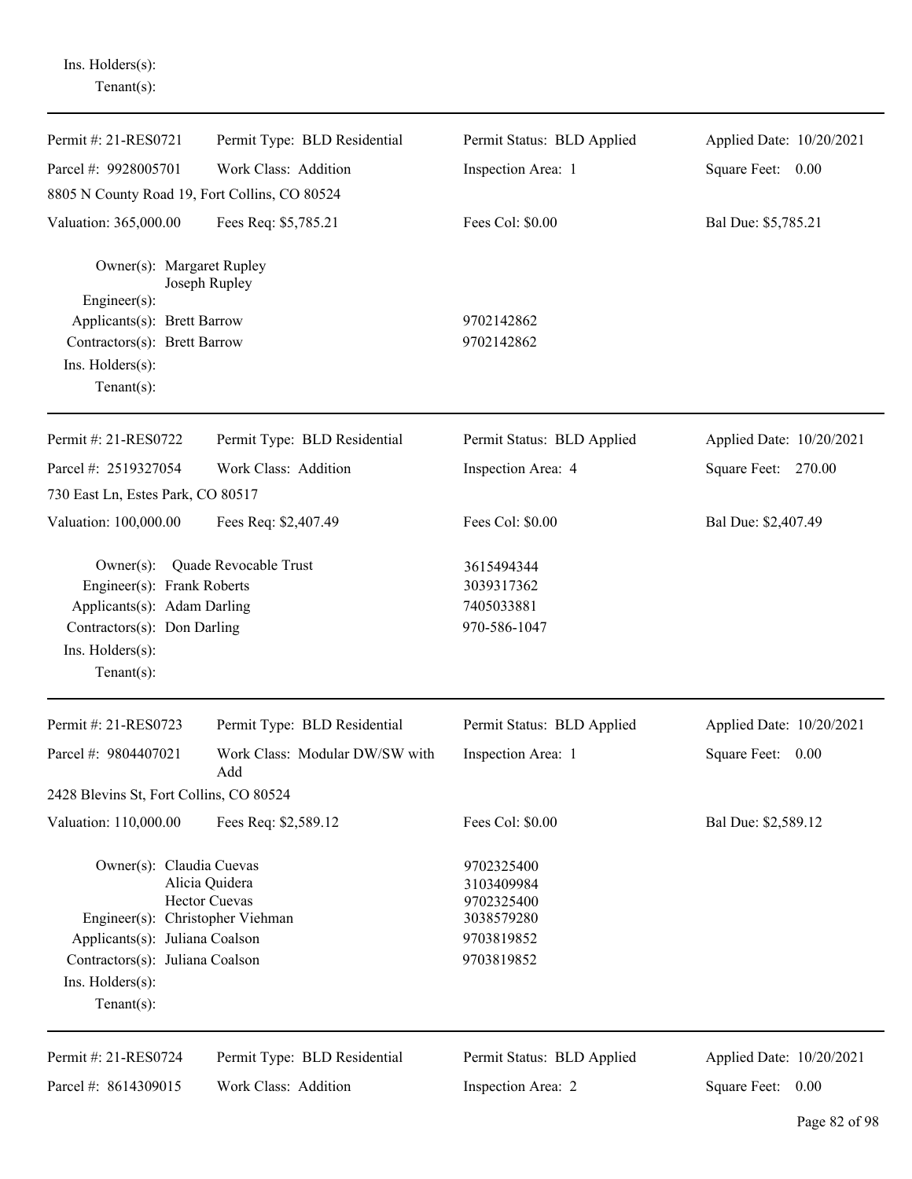Ins. Holders(s):
Tenant(s):

---

| Permit #: 21-RES0721 | Permit Type: BLD Residential | Permit Status: BLD Applied | Applied Date: 10/20/2021 |
|---|---|---|---|
| Parcel #: 9928005701 | Work Class: Addition | Inspection Area: 1 | Square Feet: 0.00 |
| 8805 N County Road 19, Fort Collins, CO 80524 | | | |
| Valuation: 365,000.00 | Fees Req: $5,785.21 | Fees Col: $0.00 | Bal Due: $5,785.21 |

Owner(s): Margaret Rupley
Joseph Rupley
Engineer(s):
Applicants(s): Brett Barrow 9702142862
Contractors(s): Brett Barrow 9702142862
Ins. Holders(s):
Tenant(s):

---

| Permit #: 21-RES0722 | Permit Type: BLD Residential | Permit Status: BLD Applied | Applied Date: 10/20/2021 |
|---|---|---|---|
| Parcel #: 2519327054 | Work Class: Addition | Inspection Area: 4 | Square Feet: 270.00 |
| 730 East Ln, Estes Park, CO 80517 | | | |
| Valuation: 100,000.00 | Fees Req: $2,407.49 | Fees Col: $0.00 | Bal Due: $2,407.49 |

Owner(s): Quade Revocable Trust 3615494344
Engineer(s): Frank Roberts 3039317362
Applicants(s): Adam Darling 7405033881
Contractors(s): Don Darling 970-586-1047
Ins. Holders(s):
Tenant(s):

---

| Permit #: 21-RES0723 | Permit Type: BLD Residential | Permit Status: BLD Applied | Applied Date: 10/20/2021 |
|---|---|---|---|
| Parcel #: 9804407021 | Work Class: Modular DW/SW with Add | Inspection Area: 1 | Square Feet: 0.00 |
| 2428 Blevins St, Fort Collins, CO 80524 | | | |
| Valuation: 110,000.00 | Fees Req: $2,589.12 | Fees Col: $0.00 | Bal Due: $2,589.12 |

Owner(s): Claudia Cuevas 9702325400
Alicia Quidera 3103409984
Hector Cuevas 9702325400
Engineer(s): Christopher Viehman 3038579280
Applicants(s): Juliana Coalson 9703819852
Contractors(s): Juliana Coalson 9703819852
Ins. Holders(s):
Tenant(s):

---

| Permit #: 21-RES0724 | Permit Type: BLD Residential | Permit Status: BLD Applied | Applied Date: 10/20/2021 |
|---|---|---|---|
| Parcel #: 8614309015 | Work Class: Addition | Inspection Area: 2 | Square Feet: 0.00 |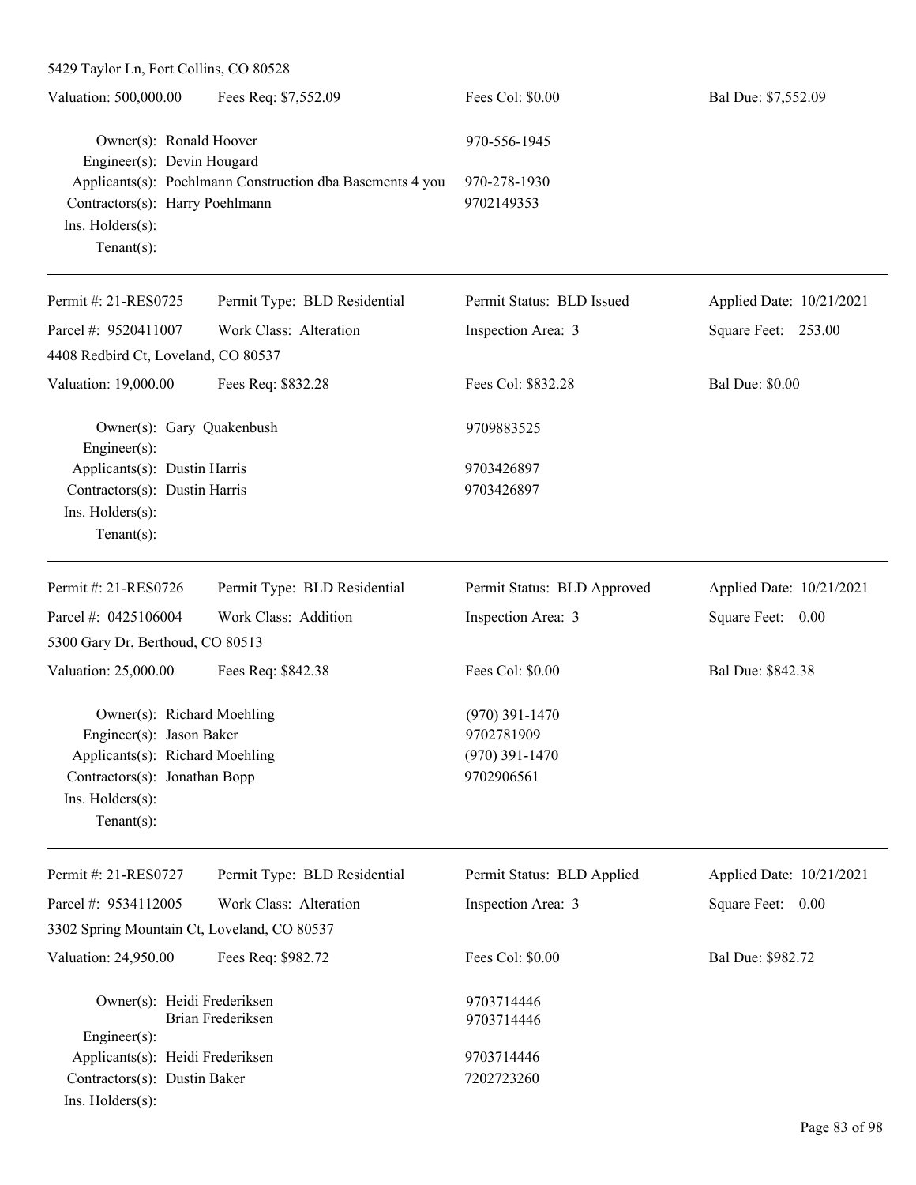5429 Taylor Ln, Fort Collins, CO 80528

Valuation: 500,000.00 | Fees Req: $7,552.09 | Fees Col: $0.00 | Bal Due: $7,552.09

Owner(s): Ronald Hoover 970-556-1945
Engineer(s): Devin Hougard
Applicants(s): Poehlmann Construction dba Basements 4 you 970-278-1930
Contractors(s): Harry Poehlmann 9702149353
Ins. Holders(s):
Tenant(s):

---

Permit #: 21-RES0725 | Permit Type: BLD Residential | Permit Status: BLD Issued | Applied Date: 10/21/2021
Parcel #: 9520411007 | Work Class: Alteration | Inspection Area: 3 | Square Feet: 253.00
4408 Redbird Ct, Loveland, CO 80537

Valuation: 19,000.00 | Fees Req: $832.28 | Fees Col: $832.28 | Bal Due: $0.00

Owner(s): Gary Quakenbush 9709883525
Engineer(s):
Applicants(s): Dustin Harris 9703426897
Contractors(s): Dustin Harris 9703426897
Ins. Holders(s):
Tenant(s):

---

Permit #: 21-RES0726 | Permit Type: BLD Residential | Permit Status: BLD Approved | Applied Date: 10/21/2021
Parcel #: 0425106004 | Work Class: Addition | Inspection Area: 3 | Square Feet: 0.00
5300 Gary Dr, Berthoud, CO 80513

Valuation: 25,000.00 | Fees Req: $842.38 | Fees Col: $0.00 | Bal Due: $842.38

Owner(s): Richard Moehling (970) 391-1470
Engineer(s): Jason Baker 9702781909
Applicants(s): Richard Moehling (970) 391-1470
Contractors(s): Jonathan Bopp 9702906561
Ins. Holders(s):
Tenant(s):

---

Permit #: 21-RES0727 | Permit Type: BLD Residential | Permit Status: BLD Applied | Applied Date: 10/21/2021
Parcel #: 9534112005 | Work Class: Alteration | Inspection Area: 3 | Square Feet: 0.00
3302 Spring Mountain Ct, Loveland, CO 80537

Valuation: 24,950.00 | Fees Req: $982.72 | Fees Col: $0.00 | Bal Due: $982.72

Owner(s): Heidi Frederiksen 9703714446
Brian Frederiksen 9703714446
Engineer(s):
Applicants(s): Heidi Frederiksen 9703714446
Contractors(s): Dustin Baker 7202723260
Ins. Holders(s):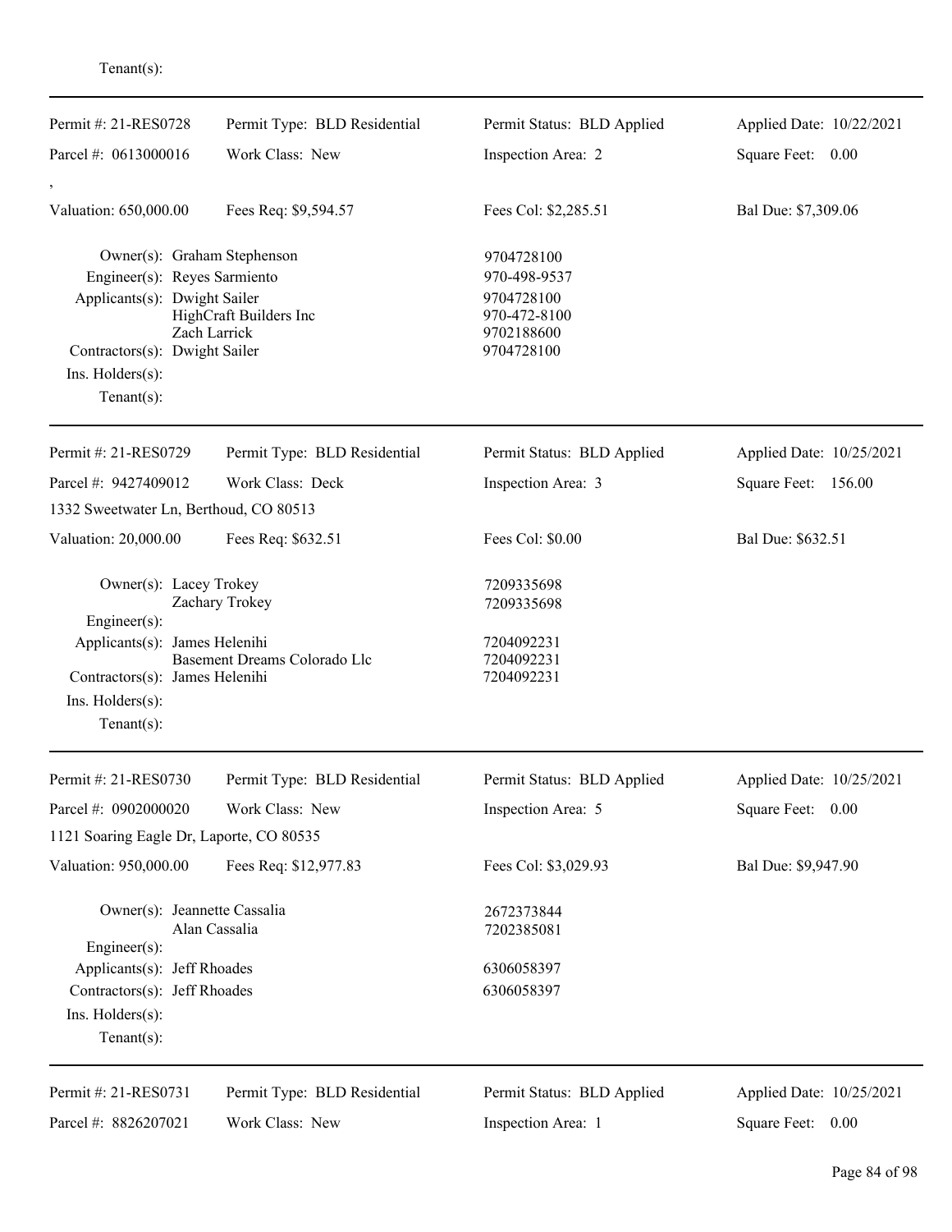Tenant(s):

---

| Permit #: 21-RES0728 | Permit Type: BLD Residential | Permit Status: BLD Applied | Applied Date: 10/22/2021 |
|---|---|---|---|
| Parcel #: 0613000016 | Work Class: New | Inspection Area: 2 | Square Feet: 0.00 |
| , | | | |
| Valuation: 650,000.00 | Fees Req: $9,594.57 | Fees Col: $2,285.51 | Bal Due: $7,309.06 |

Owner(s): Graham Stephenson — 9704728100
Engineer(s): Reyes Sarmiento — 970-498-9537
Applicants(s): Dwight Sailer — 9704728100
HighCraft Builders Inc — 970-472-8100
Zach Larrick — 9702188600
Contractors(s): Dwight Sailer — 9704728100
Ins. Holders(s):
Tenant(s):

---

| Permit #: 21-RES0729 | Permit Type: BLD Residential | Permit Status: BLD Applied | Applied Date: 10/25/2021 |
|---|---|---|---|
| Parcel #: 9427409012 | Work Class: Deck | Inspection Area: 3 | Square Feet: 156.00 |
| 1332 Sweetwater Ln, Berthoud, CO 80513 | | | |
| Valuation: 20,000.00 | Fees Req: $632.51 | Fees Col: $0.00 | Bal Due: $632.51 |

Owner(s): Lacey Trokey — 7209335698
Zachary Trokey — 7209335698
Engineer(s):
Applicants(s): James Helenihi — 7204092231
Basement Dreams Colorado Llc — 7204092231
Contractors(s): James Helenihi — 7204092231
Ins. Holders(s):
Tenant(s):

---

| Permit #: 21-RES0730 | Permit Type: BLD Residential | Permit Status: BLD Applied | Applied Date: 10/25/2021 |
|---|---|---|---|
| Parcel #: 0902000020 | Work Class: New | Inspection Area: 5 | Square Feet: 0.00 |
| 1121 Soaring Eagle Dr, Laporte, CO 80535 | | | |
| Valuation: 950,000.00 | Fees Req: $12,977.83 | Fees Col: $3,029.93 | Bal Due: $9,947.90 |

Owner(s): Jeannette Cassalia — 2672373844
Alan Cassalia — 7202385081
Engineer(s):
Applicants(s): Jeff Rhoades — 6306058397
Contractors(s): Jeff Rhoades — 6306058397
Ins. Holders(s):
Tenant(s):

---

| Permit #: 21-RES0731 | Permit Type: BLD Residential | Permit Status: BLD Applied | Applied Date: 10/25/2021 |
|---|---|---|---|
| Parcel #: 8826207021 | Work Class: New | Inspection Area: 1 | Square Feet: 0.00 |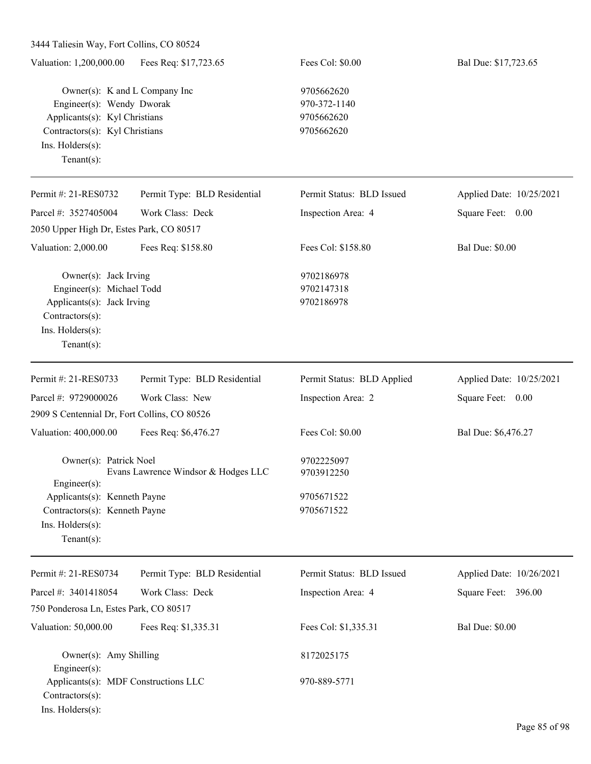3444 Taliesin Way, Fort Collins, CO 80524

| Valuation: 1,200,000.00 | Fees Req: $17,723.65 | Fees Col: $0.00 | Bal Due: $17,723.65 |
|---|---|---|---|

Owner(s): K and L Company Inc — 9705662620
Engineer(s): Wendy Dworak — 970-372-1140
Applicants(s): Kyl Christians — 9705662620
Contractors(s): Kyl Christians — 9705662620
Ins. Holders(s):
Tenant(s):

---

| Permit #: 21-RES0732 | Permit Type: BLD Residential | Permit Status: BLD Issued | Applied Date: 10/25/2021 |
|---|---|---|---|
| Parcel #: 3527405004 | Work Class: Deck | Inspection Area: 4 | Square Feet: 0.00 |
| 2050 Upper High Dr, Estes Park, CO 80517 | | | |
| Valuation: 2,000.00 | Fees Req: $158.80 | Fees Col: $158.80 | Bal Due: $0.00 |

Owner(s): Jack Irving — 9702186978
Engineer(s): Michael Todd — 9702147318
Applicants(s): Jack Irving — 9702186978
Contractors(s):
Ins. Holders(s):
Tenant(s):

---

| Permit #: 21-RES0733 | Permit Type: BLD Residential | Permit Status: BLD Applied | Applied Date: 10/25/2021 |
|---|---|---|---|
| Parcel #: 9729000026 | Work Class: New | Inspection Area: 2 | Square Feet: 0.00 |
| 2909 S Centennial Dr, Fort Collins, CO 80526 | | | |
| Valuation: 400,000.00 | Fees Req: $6,476.27 | Fees Col: $0.00 | Bal Due: $6,476.27 |

Owner(s): Patrick Noel — 9702225097
Evans Lawrence Windsor & Hodges LLC — 9703912250
Engineer(s):
Applicants(s): Kenneth Payne — 9705671522
Contractors(s): Kenneth Payne — 9705671522
Ins. Holders(s):
Tenant(s):

---

| Permit #: 21-RES0734 | Permit Type: BLD Residential | Permit Status: BLD Issued | Applied Date: 10/26/2021 |
|---|---|---|---|
| Parcel #: 3401418054 | Work Class: Deck | Inspection Area: 4 | Square Feet: 396.00 |
| 750 Ponderosa Ln, Estes Park, CO 80517 | | | |
| Valuation: 50,000.00 | Fees Req: $1,335.31 | Fees Col: $1,335.31 | Bal Due: $0.00 |

Owner(s): Amy Shilling — 8172025175
Engineer(s):
Applicants(s): MDF Constructions LLC — 970-889-5771
Contractors(s):
Ins. Holders(s):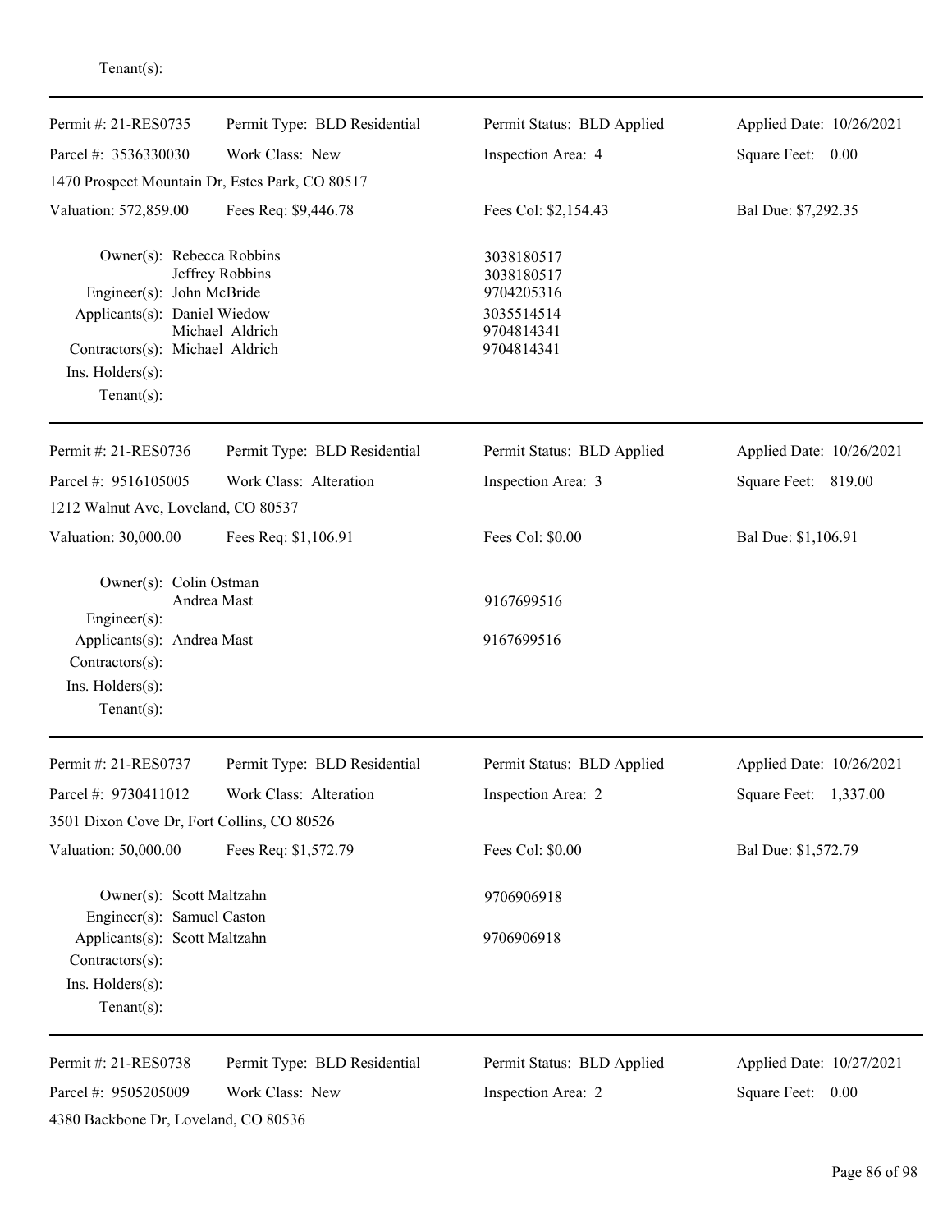Tenant(s):

---

| Permit #: 21-RES0735 | Permit Type: BLD Residential | Permit Status: BLD Applied | Applied Date: 10/26/2021 |
|---|---|---|---|
| Parcel #: 3536330030 | Work Class: New | Inspection Area: 4 | Square Feet: 0.00 |
| 1470 Prospect Mountain Dr, Estes Park, CO 80517 | | | |
| Valuation: 572,859.00 | Fees Req: $9,446.78 | Fees Col: $2,154.43 | Bal Due: $7,292.35 |

Owner(s): Rebecca Robbins 3038180517
Jeffrey Robbins 3038180517
Engineer(s): John McBride 9704205316
Applicants(s): Daniel Wiedow 3035514514
Michael Aldrich 9704814341
Contractors(s): Michael Aldrich 9704814341
Ins. Holders(s):
Tenant(s):

---

| Permit #: 21-RES0736 | Permit Type: BLD Residential | Permit Status: BLD Applied | Applied Date: 10/26/2021 |
|---|---|---|---|
| Parcel #: 9516105005 | Work Class: Alteration | Inspection Area: 3 | Square Feet: 819.00 |
| 1212 Walnut Ave, Loveland, CO 80537 | | | |
| Valuation: 30,000.00 | Fees Req: $1,106.91 | Fees Col: $0.00 | Bal Due: $1,106.91 |

Owner(s): Colin Ostman
Andrea Mast 9167699516
Engineer(s):
Applicants(s): Andrea Mast 9167699516
Contractors(s):
Ins. Holders(s):
Tenant(s):

---

| Permit #: 21-RES0737 | Permit Type: BLD Residential | Permit Status: BLD Applied | Applied Date: 10/26/2021 |
|---|---|---|---|
| Parcel #: 9730411012 | Work Class: Alteration | Inspection Area: 2 | Square Feet: 1,337.00 |
| 3501 Dixon Cove Dr, Fort Collins, CO 80526 | | | |
| Valuation: 50,000.00 | Fees Req: $1,572.79 | Fees Col: $0.00 | Bal Due: $1,572.79 |

Owner(s): Scott Maltzahn 9706906918
Engineer(s): Samuel Caston
Applicants(s): Scott Maltzahn 9706906918
Contractors(s):
Ins. Holders(s):
Tenant(s):

---

| Permit #: 21-RES0738 | Permit Type: BLD Residential | Permit Status: BLD Applied | Applied Date: 10/27/2021 |
|---|---|---|---|
| Parcel #: 9505205009 | Work Class: New | Inspection Area: 2 | Square Feet: 0.00 |
| 4380 Backbone Dr, Loveland, CO 80536 | | | |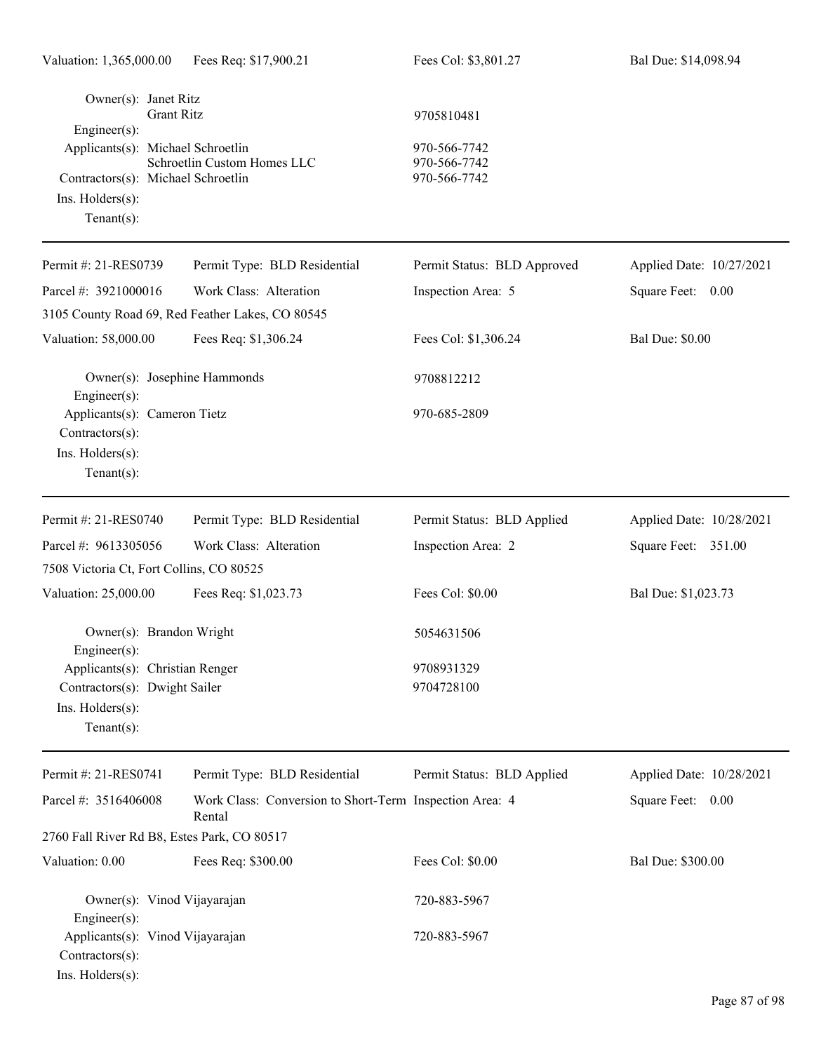Valuation: 1,365,000.00 Fees Req: $17,900.21 Fees Col: $3,801.27 Bal Due: $14,098.94

Owner(s): Janet Ritz
Grant Ritz 9705810481
Engineer(s):
Applicants(s): Michael Schroetlin 970-566-7742
Schroetlin Custom Homes LLC 970-566-7742
Contractors(s): Michael Schroetlin 970-566-7742
Ins. Holders(s):
Tenant(s):

---

Permit #: 21-RES0739 Permit Type: BLD Residential Permit Status: BLD Approved Applied Date: 10/27/2021
Parcel #: 3921000016 Work Class: Alteration Inspection Area: 5 Square Feet: 0.00
3105 County Road 69, Red Feather Lakes, CO 80545
Valuation: 58,000.00 Fees Req: $1,306.24 Fees Col: $1,306.24 Bal Due: $0.00

Owner(s): Josephine Hammonds 9708812212
Engineer(s):
Applicants(s): Cameron Tietz 970-685-2809
Contractors(s):
Ins. Holders(s):
Tenant(s):

---

Permit #: 21-RES0740 Permit Type: BLD Residential Permit Status: BLD Applied Applied Date: 10/28/2021
Parcel #: 9613305056 Work Class: Alteration Inspection Area: 2 Square Feet: 351.00
7508 Victoria Ct, Fort Collins, CO 80525
Valuation: 25,000.00 Fees Req: $1,023.73 Fees Col: $0.00 Bal Due: $1,023.73

Owner(s): Brandon Wright 5054631506
Engineer(s):
Applicants(s): Christian Renger 9708931329
Contractors(s): Dwight Sailer 9704728100
Ins. Holders(s):
Tenant(s):

---

Permit #: 21-RES0741 Permit Type: BLD Residential Permit Status: BLD Applied Applied Date: 10/28/2021
Parcel #: 3516406008 Work Class: Conversion to Short-Term Rental Inspection Area: 4 Square Feet: 0.00
2760 Fall River Rd B8, Estes Park, CO 80517
Valuation: 0.00 Fees Req: $300.00 Fees Col: $0.00 Bal Due: $300.00

Owner(s): Vinod Vijayarajan 720-883-5967
Engineer(s):
Applicants(s): Vinod Vijayarajan 720-883-5967
Contractors(s):
Ins. Holders(s):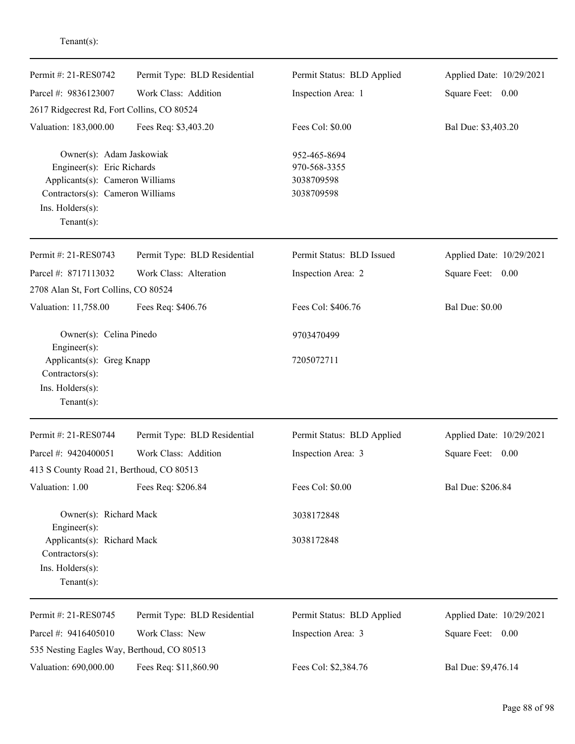Tenant(s):

---

| Permit #: 21-RES0742 | Permit Type: BLD Residential | Permit Status: BLD Applied | Applied Date: 10/29/2021 |
|---|---|---|---|
| Parcel #: 9836123007 | Work Class: Addition | Inspection Area: 1 | Square Feet: 0.00 |
| 2617 Ridgecrest Rd, Fort Collins, CO 80524 | | | |
| Valuation: 183,000.00 | Fees Req: $3,403.20 | Fees Col: $0.00 | Bal Due: $3,403.20 |

Owner(s): Adam Jaskowiak — 952-465-8694
Engineer(s): Eric Richards — 970-568-3355
Applicants(s): Cameron Williams — 3038709598
Contractors(s): Cameron Williams — 3038709598
Ins. Holders(s):
Tenant(s):

---

| Permit #: 21-RES0743 | Permit Type: BLD Residential | Permit Status: BLD Issued | Applied Date: 10/29/2021 |
|---|---|---|---|
| Parcel #: 8717113032 | Work Class: Alteration | Inspection Area: 2 | Square Feet: 0.00 |
| 2708 Alan St, Fort Collins, CO 80524 | | | |
| Valuation: 11,758.00 | Fees Req: $406.76 | Fees Col: $406.76 | Bal Due: $0.00 |

Owner(s): Celina Pinedo — 9703470499
Engineer(s):
Applicants(s): Greg Knapp — 7205072711
Contractors(s):
Ins. Holders(s):
Tenant(s):

---

| Permit #: 21-RES0744 | Permit Type: BLD Residential | Permit Status: BLD Applied | Applied Date: 10/29/2021 |
|---|---|---|---|
| Parcel #: 9420400051 | Work Class: Addition | Inspection Area: 3 | Square Feet: 0.00 |
| 413 S County Road 21, Berthoud, CO 80513 | | | |
| Valuation: 1.00 | Fees Req: $206.84 | Fees Col: $0.00 | Bal Due: $206.84 |

Owner(s): Richard Mack — 3038172848
Engineer(s):
Applicants(s): Richard Mack — 3038172848
Contractors(s):
Ins. Holders(s):
Tenant(s):

---

| Permit #: 21-RES0745 | Permit Type: BLD Residential | Permit Status: BLD Applied | Applied Date: 10/29/2021 |
|---|---|---|---|
| Parcel #: 9416405010 | Work Class: New | Inspection Area: 3 | Square Feet: 0.00 |
| 535 Nesting Eagles Way, Berthoud, CO 80513 | | | |
| Valuation: 690,000.00 | Fees Req: $11,860.90 | Fees Col: $2,384.76 | Bal Due: $9,476.14 |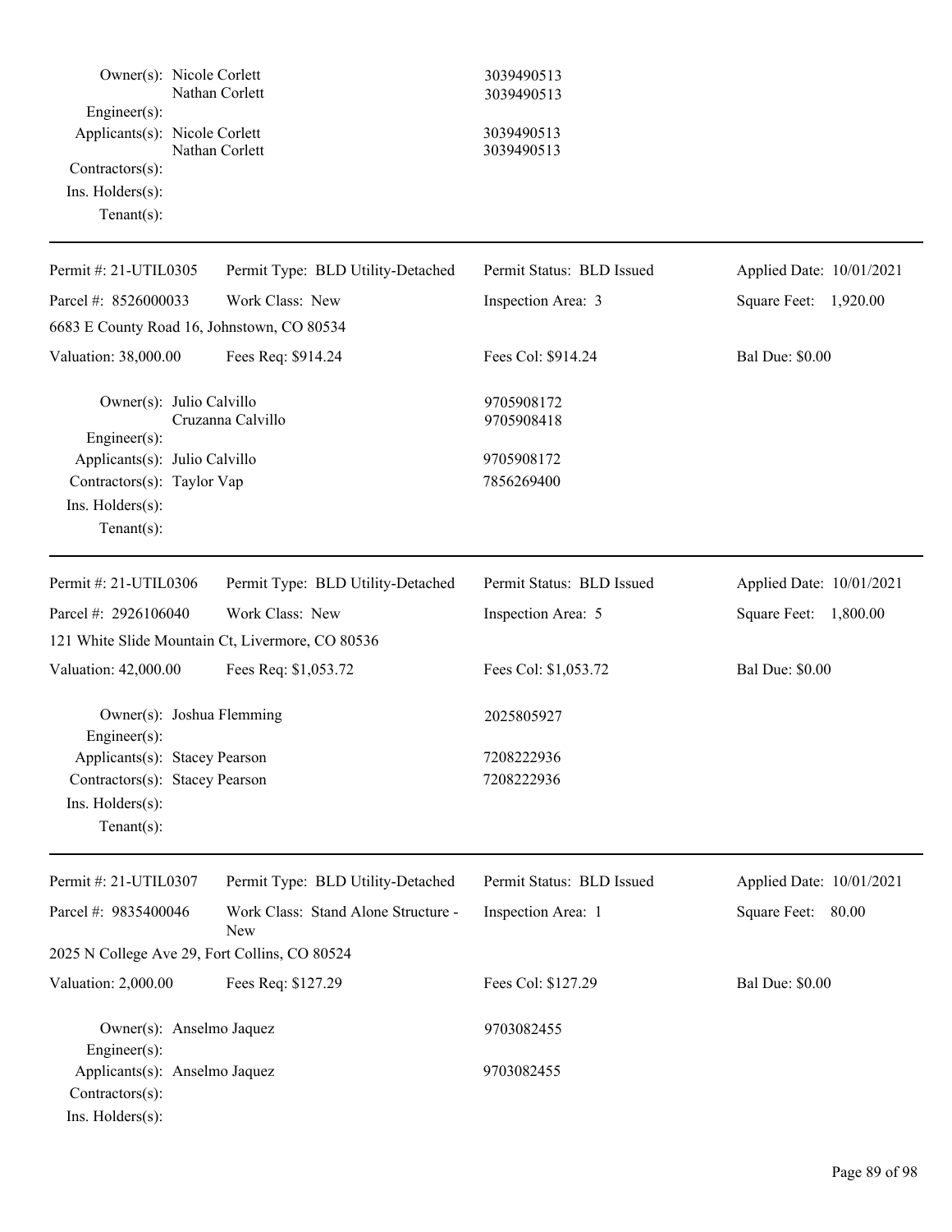Owner(s): Nicole Corlett 3039490513
Nathan Corlett 3039490513
Engineer(s):
Applicants(s): Nicole Corlett 3039490513
Nathan Corlett 3039490513
Contractors(s):
Ins. Holders(s):
Tenant(s):

---

| Permit #: 21-UTIL0305 | Permit Type: BLD Utility-Detached | Permit Status: BLD Issued | Applied Date: 10/01/2021 |
|---|---|---|---|
| Parcel #: 8526000033 | Work Class: New | Inspection Area: 3 | Square Feet: 1,920.00 |
| 6683 E County Road 16, Johnstown, CO 80534 | | | |
| Valuation: 38,000.00 | Fees Req: $914.24 | Fees Col: $914.24 | Bal Due: $0.00 |

Owner(s): Julio Calvillo 9705908172
Cruzanna Calvillo 9705908418
Engineer(s):
Applicants(s): Julio Calvillo 9705908172
Contractors(s): Taylor Vap 7856269400
Ins. Holders(s):
Tenant(s):

---

| Permit #: 21-UTIL0306 | Permit Type: BLD Utility-Detached | Permit Status: BLD Issued | Applied Date: 10/01/2021 |
|---|---|---|---|
| Parcel #: 2926106040 | Work Class: New | Inspection Area: 5 | Square Feet: 1,800.00 |
| 121 White Slide Mountain Ct, Livermore, CO 80536 | | | |
| Valuation: 42,000.00 | Fees Req: $1,053.72 | Fees Col: $1,053.72 | Bal Due: $0.00 |

Owner(s): Joshua Flemming 2025805927
Engineer(s):
Applicants(s): Stacey Pearson 7208222936
Contractors(s): Stacey Pearson 7208222936
Ins. Holders(s):
Tenant(s):

---

| Permit #: 21-UTIL0307 | Permit Type: BLD Utility-Detached | Permit Status: BLD Issued | Applied Date: 10/01/2021 |
|---|---|---|---|
| Parcel #: 9835400046 | Work Class: Stand Alone Structure - New | Inspection Area: 1 | Square Feet: 80.00 |
| 2025 N College Ave 29, Fort Collins, CO 80524 | | | |
| Valuation: 2,000.00 | Fees Req: $127.29 | Fees Col: $127.29 | Bal Due: $0.00 |

Owner(s): Anselmo Jaquez 9703082455
Engineer(s):
Applicants(s): Anselmo Jaquez 9703082455
Contractors(s):
Ins. Holders(s):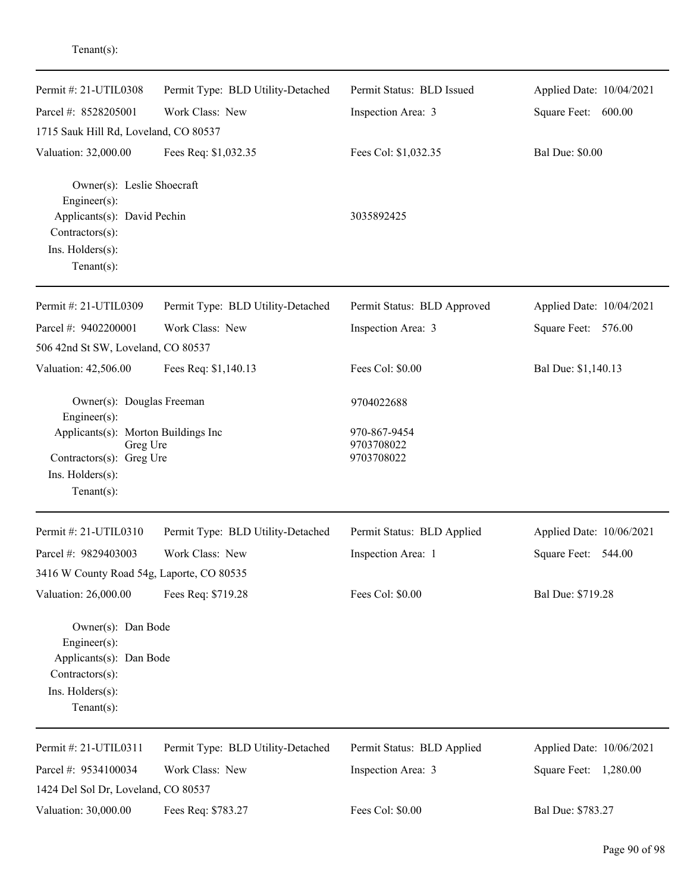Tenant(s):

---

| Permit #: 21-UTIL0308 | Permit Type: BLD Utility-Detached | Permit Status: BLD Issued | Applied Date: 10/04/2021 |
|---|---|---|---|
| Parcel #: 8528205001 | Work Class: New | Inspection Area: 3 | Square Feet: 600.00 |
| 1715 Sauk Hill Rd, Loveland, CO 80537 | | | |
| Valuation: 32,000.00 | Fees Req: $1,032.35 | Fees Col: $1,032.35 | Bal Due: $0.00 |

Owner(s): Leslie Shoecraft
Engineer(s):
Applicants(s): David Pechin 3035892425
Contractors(s):
Ins. Holders(s):
Tenant(s):

---

| Permit #: 21-UTIL0309 | Permit Type: BLD Utility-Detached | Permit Status: BLD Approved | Applied Date: 10/04/2021 |
|---|---|---|---|
| Parcel #: 9402200001 | Work Class: New | Inspection Area: 3 | Square Feet: 576.00 |
| 506 42nd St SW, Loveland, CO 80537 | | | |
| Valuation: 42,506.00 | Fees Req: $1,140.13 | Fees Col: $0.00 | Bal Due: $1,140.13 |

Owner(s): Douglas Freeman 9704022688
Engineer(s):
Applicants(s): Morton Buildings Inc 970-867-9454
Greg Ure 9703708022
Contractors(s): Greg Ure 9703708022
Ins. Holders(s):
Tenant(s):

---

| Permit #: 21-UTIL0310 | Permit Type: BLD Utility-Detached | Permit Status: BLD Applied | Applied Date: 10/06/2021 |
|---|---|---|---|
| Parcel #: 9829403003 | Work Class: New | Inspection Area: 1 | Square Feet: 544.00 |
| 3416 W County Road 54g, Laporte, CO 80535 | | | |
| Valuation: 26,000.00 | Fees Req: $719.28 | Fees Col: $0.00 | Bal Due: $719.28 |

Owner(s): Dan Bode
Engineer(s):
Applicants(s): Dan Bode
Contractors(s):
Ins. Holders(s):
Tenant(s):

---

| Permit #: 21-UTIL0311 | Permit Type: BLD Utility-Detached | Permit Status: BLD Applied | Applied Date: 10/06/2021 |
|---|---|---|---|
| Parcel #: 9534100034 | Work Class: New | Inspection Area: 3 | Square Feet: 1,280.00 |
| 1424 Del Sol Dr, Loveland, CO 80537 | | | |
| Valuation: 30,000.00 | Fees Req: $783.27 | Fees Col: $0.00 | Bal Due: $783.27 |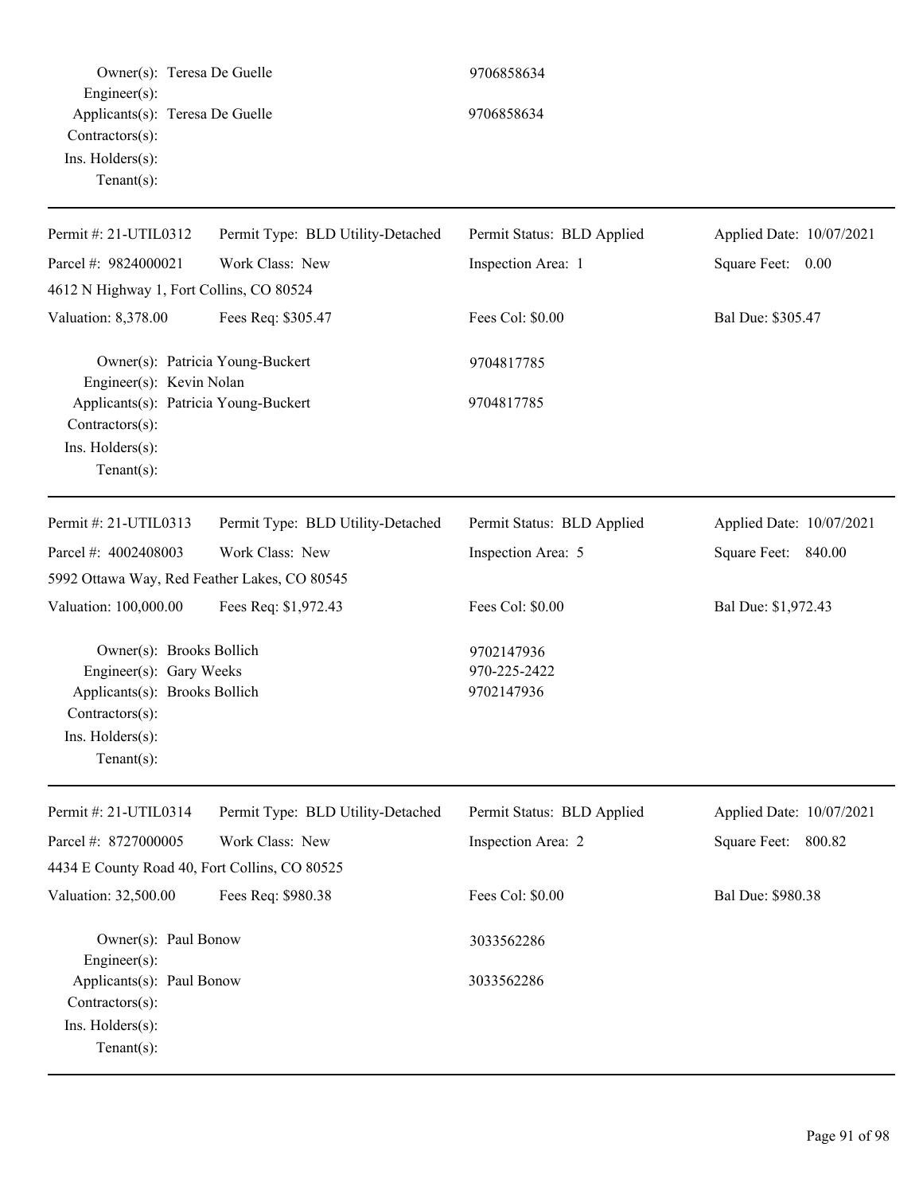Owner(s): Teresa De Guelle 9706858634
Engineer(s):
Applicants(s): Teresa De Guelle 9706858634
Contractors(s):
Ins. Holders(s):
Tenant(s):

---

| Permit #: 21-UTIL0312 | Permit Type: BLD Utility-Detached | Permit Status: BLD Applied | Applied Date: 10/07/2021 |
|---|---|---|---|
| Parcel #: 9824000021 | Work Class: New | Inspection Area: 1 | Square Feet: 0.00 |
| 4612 N Highway 1, Fort Collins, CO 80524 | | | |
| Valuation: 8,378.00 | Fees Req: $305.47 | Fees Col: $0.00 | Bal Due: $305.47 |

Owner(s): Patricia Young-Buckert 9704817785
Engineer(s): Kevin Nolan
Applicants(s): Patricia Young-Buckert 9704817785
Contractors(s):
Ins. Holders(s):
Tenant(s):

---

| Permit #: 21-UTIL0313 | Permit Type: BLD Utility-Detached | Permit Status: BLD Applied | Applied Date: 10/07/2021 |
|---|---|---|---|
| Parcel #: 4002408003 | Work Class: New | Inspection Area: 5 | Square Feet: 840.00 |
| 5992 Ottawa Way, Red Feather Lakes, CO 80545 | | | |
| Valuation: 100,000.00 | Fees Req: $1,972.43 | Fees Col: $0.00 | Bal Due: $1,972.43 |

Owner(s): Brooks Bollich 9702147936
Engineer(s): Gary Weeks 970-225-2422
Applicants(s): Brooks Bollich 9702147936
Contractors(s):
Ins. Holders(s):
Tenant(s):

---

| Permit #: 21-UTIL0314 | Permit Type: BLD Utility-Detached | Permit Status: BLD Applied | Applied Date: 10/07/2021 |
|---|---|---|---|
| Parcel #: 8727000005 | Work Class: New | Inspection Area: 2 | Square Feet: 800.82 |
| 4434 E County Road 40, Fort Collins, CO 80525 | | | |
| Valuation: 32,500.00 | Fees Req: $980.38 | Fees Col: $0.00 | Bal Due: $980.38 |

Owner(s): Paul Bonow 3033562286
Engineer(s):
Applicants(s): Paul Bonow 3033562286
Contractors(s):
Ins. Holders(s):
Tenant(s):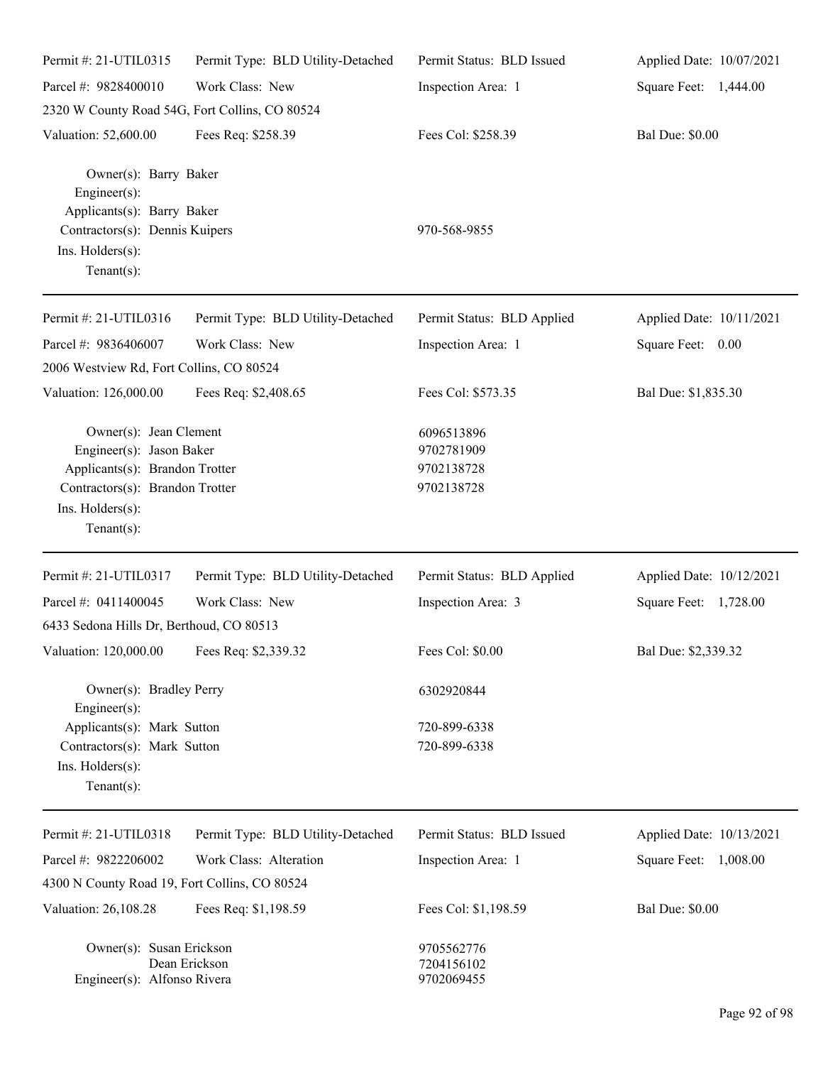Permit #: 21-UTIL0315 | Permit Type: BLD Utility-Detached | Permit Status: BLD Issued | Applied Date: 10/07/2021

Parcel #: 9828400010 | Work Class: New | Inspection Area: 1 | Square Feet: 1,444.00

2320 W County Road 54G, Fort Collins, CO 80524

Valuation: 52,600.00 | Fees Req: $258.39 | Fees Col: $258.39 | Bal Due: $0.00

Owner(s): Barry Baker
Engineer(s):
Applicants(s): Barry Baker
Contractors(s): Dennis Kuipers 970-568-9855
Ins. Holders(s):
Tenant(s):

---

Permit #: 21-UTIL0316 | Permit Type: BLD Utility-Detached | Permit Status: BLD Applied | Applied Date: 10/11/2021

Parcel #: 9836406007 | Work Class: New | Inspection Area: 1 | Square Feet: 0.00

2006 Westview Rd, Fort Collins, CO 80524

Valuation: 126,000.00 | Fees Req: $2,408.65 | Fees Col: $573.35 | Bal Due: $1,835.30

Owner(s): Jean Clement 6096513896
Engineer(s): Jason Baker 9702781909
Applicants(s): Brandon Trotter 9702138728
Contractors(s): Brandon Trotter 9702138728
Ins. Holders(s):
Tenant(s):

---

Permit #: 21-UTIL0317 | Permit Type: BLD Utility-Detached | Permit Status: BLD Applied | Applied Date: 10/12/2021

Parcel #: 0411400045 | Work Class: New | Inspection Area: 3 | Square Feet: 1,728.00

6433 Sedona Hills Dr, Berthoud, CO 80513

Valuation: 120,000.00 | Fees Req: $2,339.32 | Fees Col: $0.00 | Bal Due: $2,339.32

Owner(s): Bradley Perry 6302920844
Engineer(s):
Applicants(s): Mark Sutton 720-899-6338
Contractors(s): Mark Sutton 720-899-6338
Ins. Holders(s):
Tenant(s):

---

Permit #: 21-UTIL0318 | Permit Type: BLD Utility-Detached | Permit Status: BLD Issued | Applied Date: 10/13/2021

Parcel #: 9822206002 | Work Class: Alteration | Inspection Area: 1 | Square Feet: 1,008.00

4300 N County Road 19, Fort Collins, CO 80524

Valuation: 26,108.28 | Fees Req: $1,198.59 | Fees Col: $1,198.59 | Bal Due: $0.00

Owner(s): Susan Erickson 9705562776
Dean Erickson 7204156102
Engineer(s): Alfonso Rivera 9702069455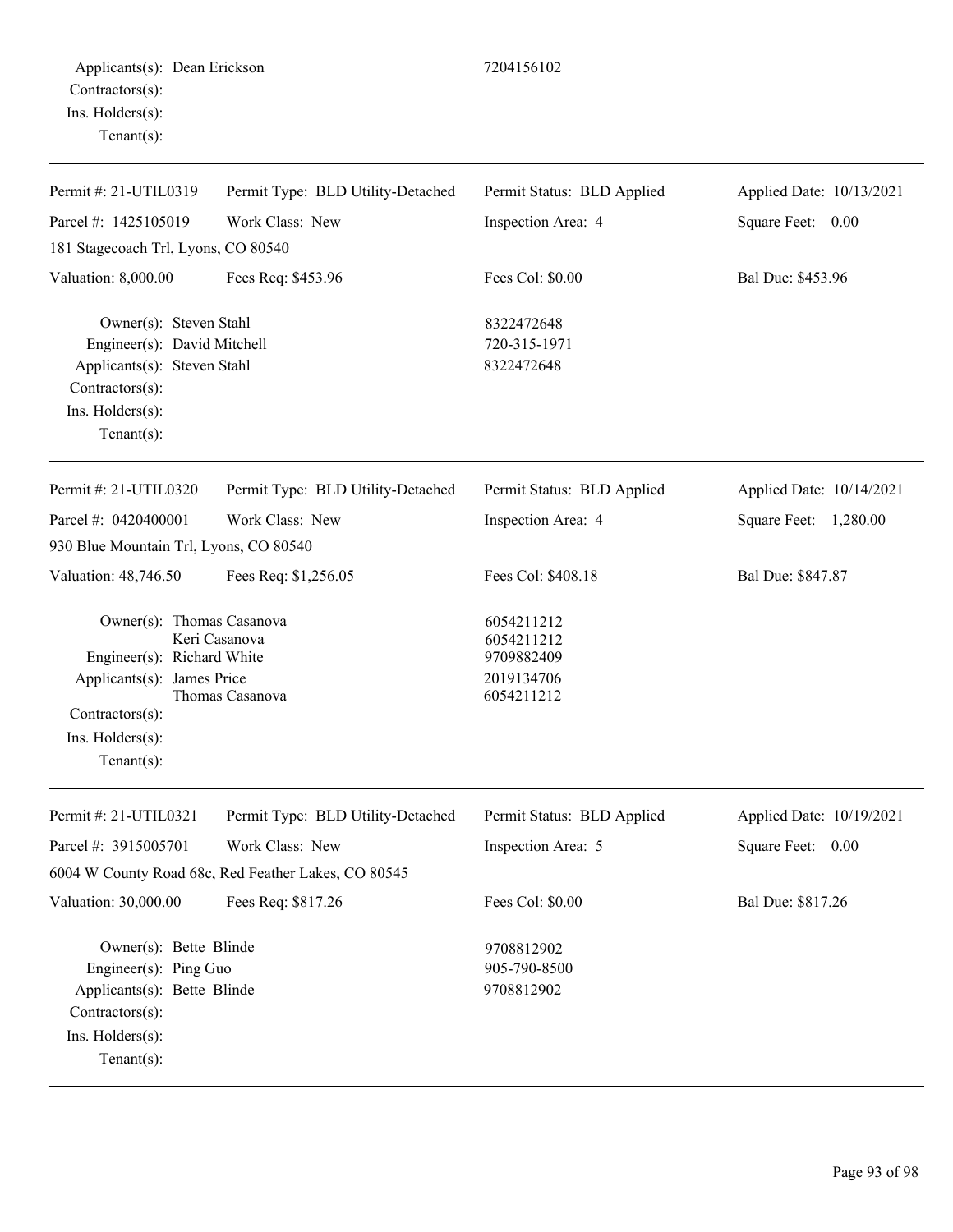Applicants(s): Dean Erickson 7204156102
Contractors(s):
Ins. Holders(s):
Tenant(s):

---

| Permit #: 21-UTIL0319 | Permit Type: BLD Utility-Detached | Permit Status: BLD Applied | Applied Date: 10/13/2021 |
|---|---|---|---|
| Parcel #: 1425105019 | Work Class: New | Inspection Area: 4 | Square Feet: 0.00 |
| 181 Stagecoach Trl, Lyons, CO 80540 | | | |
| Valuation: 8,000.00 | Fees Req: $453.96 | Fees Col: $0.00 | Bal Due: $453.96 |

Owner(s): Steven Stahl 8322472648
Engineer(s): David Mitchell 720-315-1971
Applicants(s): Steven Stahl 8322472648
Contractors(s):
Ins. Holders(s):
Tenant(s):

---

| Permit #: 21-UTIL0320 | Permit Type: BLD Utility-Detached | Permit Status: BLD Applied | Applied Date: 10/14/2021 |
|---|---|---|---|
| Parcel #: 0420400001 | Work Class: New | Inspection Area: 4 | Square Feet: 1,280.00 |
| 930 Blue Mountain Trl, Lyons, CO 80540 | | | |
| Valuation: 48,746.50 | Fees Req: $1,256.05 | Fees Col: $408.18 | Bal Due: $847.87 |

Owner(s): Thomas Casanova 6054211212
Keri Casanova 6054211212
Engineer(s): Richard White 9709882409
Applicants(s): James Price 2019134706
Thomas Casanova 6054211212
Contractors(s):
Ins. Holders(s):
Tenant(s):

---

| Permit #: 21-UTIL0321 | Permit Type: BLD Utility-Detached | Permit Status: BLD Applied | Applied Date: 10/19/2021 |
|---|---|---|---|
| Parcel #: 3915005701 | Work Class: New | Inspection Area: 5 | Square Feet: 0.00 |
| 6004 W County Road 68c, Red Feather Lakes, CO 80545 | | | |
| Valuation: 30,000.00 | Fees Req: $817.26 | Fees Col: $0.00 | Bal Due: $817.26 |

Owner(s): Bette Blinde 9708812902
Engineer(s): Ping Guo 905-790-8500
Applicants(s): Bette Blinde 9708812902
Contractors(s):
Ins. Holders(s):
Tenant(s):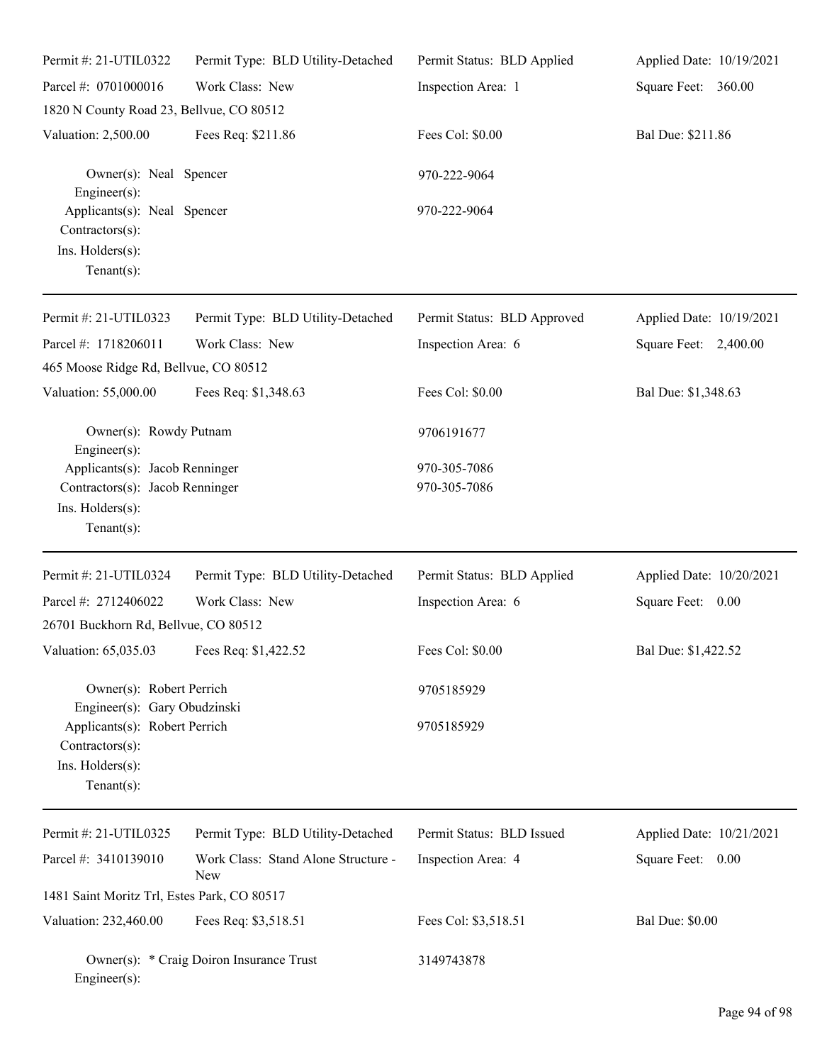Permit #: 21-UTIL0322 | Permit Type: BLD Utility-Detached | Permit Status: BLD Applied | Applied Date: 10/19/2021

Parcel #: 0701000016 | Work Class: New | Inspection Area: 1 | Square Feet: 360.00

1820 N County Road 23, Bellvue, CO 80512

Valuation: 2,500.00 | Fees Req: $211.86 | Fees Col: $0.00 | Bal Due: $211.86

Owner(s): Neal Spencer 970-222-9064
Engineer(s):
Applicants(s): Neal Spencer 970-222-9064
Contractors(s):
Ins. Holders(s):
Tenant(s):

---

Permit #: 21-UTIL0323 | Permit Type: BLD Utility-Detached | Permit Status: BLD Approved | Applied Date: 10/19/2021

Parcel #: 1718206011 | Work Class: New | Inspection Area: 6 | Square Feet: 2,400.00

465 Moose Ridge Rd, Bellvue, CO 80512

Valuation: 55,000.00 | Fees Req: $1,348.63 | Fees Col: $0.00 | Bal Due: $1,348.63

Owner(s): Rowdy Putnam 9706191677
Engineer(s):
Applicants(s): Jacob Renninger 970-305-7086
Contractors(s): Jacob Renninger 970-305-7086
Ins. Holders(s):
Tenant(s):

---

Permit #: 21-UTIL0324 | Permit Type: BLD Utility-Detached | Permit Status: BLD Applied | Applied Date: 10/20/2021

Parcel #: 2712406022 | Work Class: New | Inspection Area: 6 | Square Feet: 0.00

26701 Buckhorn Rd, Bellvue, CO 80512

Valuation: 65,035.03 | Fees Req: $1,422.52 | Fees Col: $0.00 | Bal Due: $1,422.52

Owner(s): Robert Perrich 9705185929
Engineer(s): Gary Obudzinski
Applicants(s): Robert Perrich 9705185929
Contractors(s):
Ins. Holders(s):
Tenant(s):

---

Permit #: 21-UTIL0325 | Permit Type: BLD Utility-Detached | Permit Status: BLD Issued | Applied Date: 10/21/2021

Parcel #: 3410139010 | Work Class: Stand Alone Structure - New | Inspection Area: 4 | Square Feet: 0.00

1481 Saint Moritz Trl, Estes Park, CO 80517

Valuation: 232,460.00 | Fees Req: $3,518.51 | Fees Col: $3,518.51 | Bal Due: $0.00

Owner(s): * Craig Doiron Insurance Trust 3149743878
Engineer(s):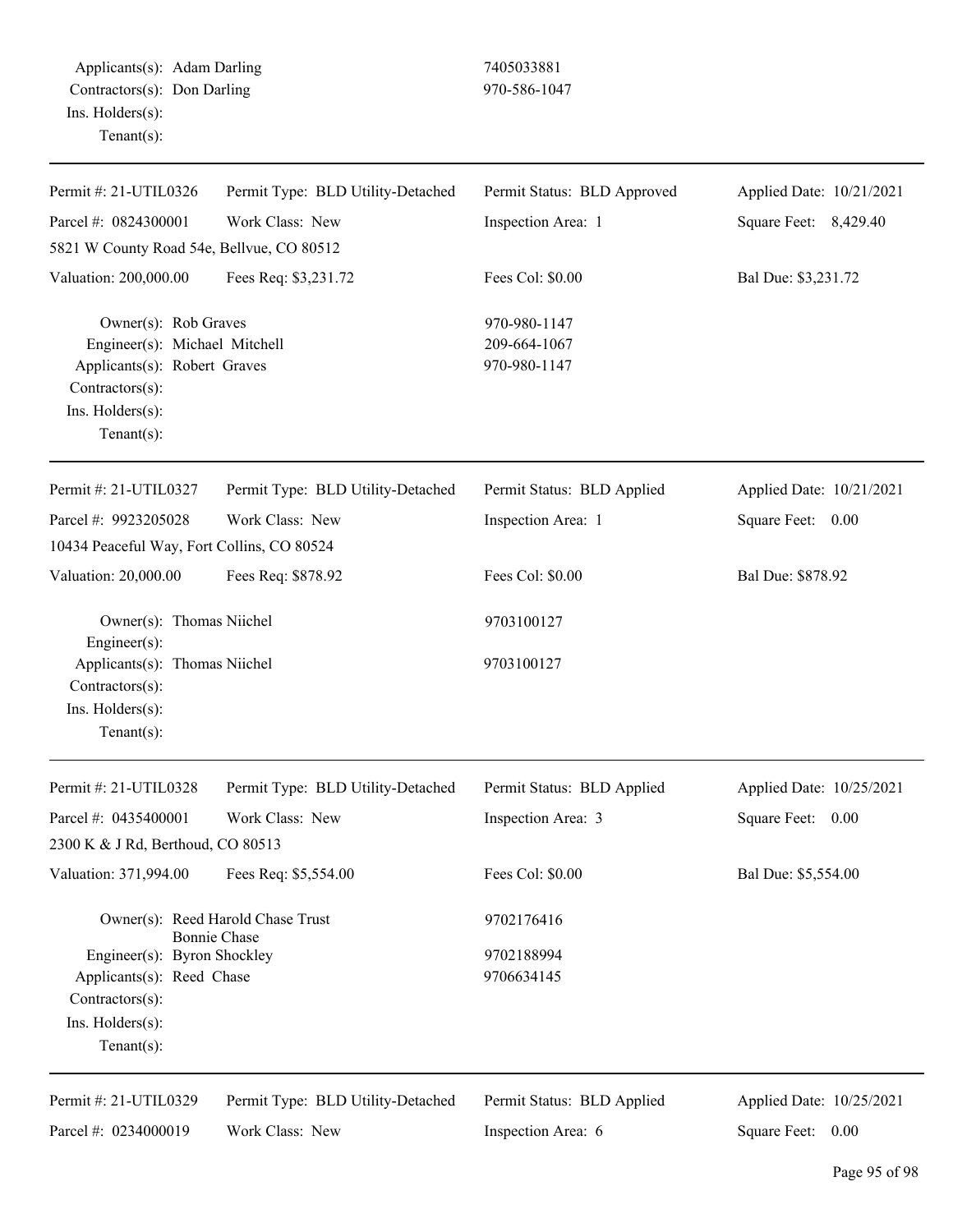Applicants(s): Adam Darling — 7405033881
Contractors(s): Don Darling — 970-586-1047
Ins. Holders(s):
Tenant(s):

---

| Permit #: 21-UTIL0326 | Permit Type: BLD Utility-Detached | Permit Status: BLD Approved | Applied Date: 10/21/2021 |
|---|---|---|---|
| Parcel #: 0824300001 | Work Class: New | Inspection Area: 1 | Square Feet: 8,429.40 |
| 5821 W County Road 54e, Bellvue, CO 80512 | | | |
| Valuation: 200,000.00 | Fees Req: $3,231.72 | Fees Col: $0.00 | Bal Due: $3,231.72 |

Owner(s): Rob Graves — 970-980-1147
Engineer(s): Michael Mitchell — 209-664-1067
Applicants(s): Robert Graves — 970-980-1147
Contractors(s):
Ins. Holders(s):
Tenant(s):

---

| Permit #: 21-UTIL0327 | Permit Type: BLD Utility-Detached | Permit Status: BLD Applied | Applied Date: 10/21/2021 |
|---|---|---|---|
| Parcel #: 9923205028 | Work Class: New | Inspection Area: 1 | Square Feet: 0.00 |
| 10434 Peaceful Way, Fort Collins, CO 80524 | | | |
| Valuation: 20,000.00 | Fees Req: $878.92 | Fees Col: $0.00 | Bal Due: $878.92 |

Owner(s): Thomas Niichel — 9703100127
Engineer(s):
Applicants(s): Thomas Niichel — 9703100127
Contractors(s):
Ins. Holders(s):
Tenant(s):

---

| Permit #: 21-UTIL0328 | Permit Type: BLD Utility-Detached | Permit Status: BLD Applied | Applied Date: 10/25/2021 |
|---|---|---|---|
| Parcel #: 0435400001 | Work Class: New | Inspection Area: 3 | Square Feet: 0.00 |
| 2300 K & J Rd, Berthoud, CO 80513 | | | |
| Valuation: 371,994.00 | Fees Req: $5,554.00 | Fees Col: $0.00 | Bal Due: $5,554.00 |

Owner(s): Reed Harold Chase Trust, Bonnie Chase — 9702176416
Engineer(s): Byron Shockley — 9702188994
Applicants(s): Reed Chase — 9706634145
Contractors(s):
Ins. Holders(s):
Tenant(s):

---

| Permit #: 21-UTIL0329 | Permit Type: BLD Utility-Detached | Permit Status: BLD Applied | Applied Date: 10/25/2021 |
|---|---|---|---|
| Parcel #: 0234000019 | Work Class: New | Inspection Area: 6 | Square Feet: 0.00 |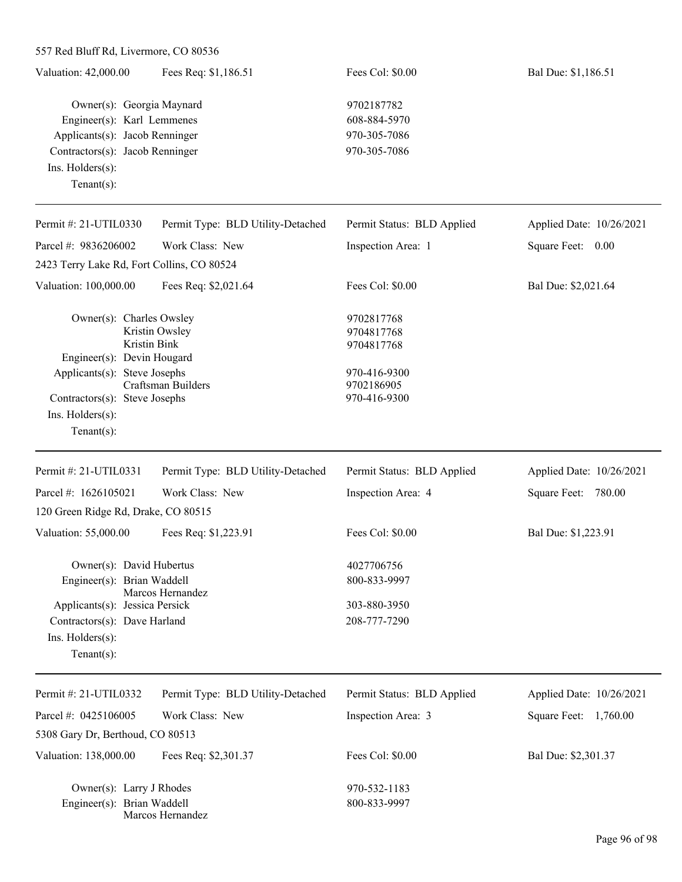557 Red Bluff Rd, Livermore, CO 80536

| Valuation: 42,000.00 | Fees Req: $1,186.51 | Fees Col: $0.00 | Bal Due: $1,186.51 |
|---|---|---|---|

Owner(s): Georgia Maynard — 9702187782
Engineer(s): Karl Lemmenes — 608-884-5970
Applicants(s): Jacob Renninger — 970-305-7086
Contractors(s): Jacob Renninger — 970-305-7086
Ins. Holders(s):
Tenant(s):

---

| Permit #: 21-UTIL0330 | Permit Type: BLD Utility-Detached | Permit Status: BLD Applied | Applied Date: 10/26/2021 |
|---|---|---|---|
| Parcel #: 9836206002 | Work Class: New | Inspection Area: 1 | Square Feet: 0.00 |

2423 Terry Lake Rd, Fort Collins, CO 80524

| Valuation: 100,000.00 | Fees Req: $2,021.64 | Fees Col: $0.00 | Bal Due: $2,021.64 |
|---|---|---|---|

Owner(s): Charles Owsley — 9702817768
Kristin Owsley — 9704817768
Kristin Bink — 9704817768
Engineer(s): Devin Hougard
Applicants(s): Steve Josephs — 970-416-9300
Craftsman Builders — 9702186905
Contractors(s): Steve Josephs — 970-416-9300
Ins. Holders(s):
Tenant(s):

---

| Permit #: 21-UTIL0331 | Permit Type: BLD Utility-Detached | Permit Status: BLD Applied | Applied Date: 10/26/2021 |
|---|---|---|---|
| Parcel #: 1626105021 | Work Class: New | Inspection Area: 4 | Square Feet: 780.00 |

120 Green Ridge Rd, Drake, CO 80515

| Valuation: 55,000.00 | Fees Req: $1,223.91 | Fees Col: $0.00 | Bal Due: $1,223.91 |
|---|---|---|---|

Owner(s): David Hubertus — 4027706756
Engineer(s): Brian Waddell — 800-833-9997
Marcos Hernandez
Applicants(s): Jessica Persick — 303-880-3950
Contractors(s): Dave Harland — 208-777-7290
Ins. Holders(s):
Tenant(s):

---

| Permit #: 21-UTIL0332 | Permit Type: BLD Utility-Detached | Permit Status: BLD Applied | Applied Date: 10/26/2021 |
|---|---|---|---|
| Parcel #: 0425106005 | Work Class: New | Inspection Area: 3 | Square Feet: 1,760.00 |

5308 Gary Dr, Berthoud, CO 80513

| Valuation: 138,000.00 | Fees Req: $2,301.37 | Fees Col: $0.00 | Bal Due: $2,301.37 |
|---|---|---|---|

Owner(s): Larry J Rhodes — 970-532-1183
Engineer(s): Brian Waddell — 800-833-9997
Marcos Hernandez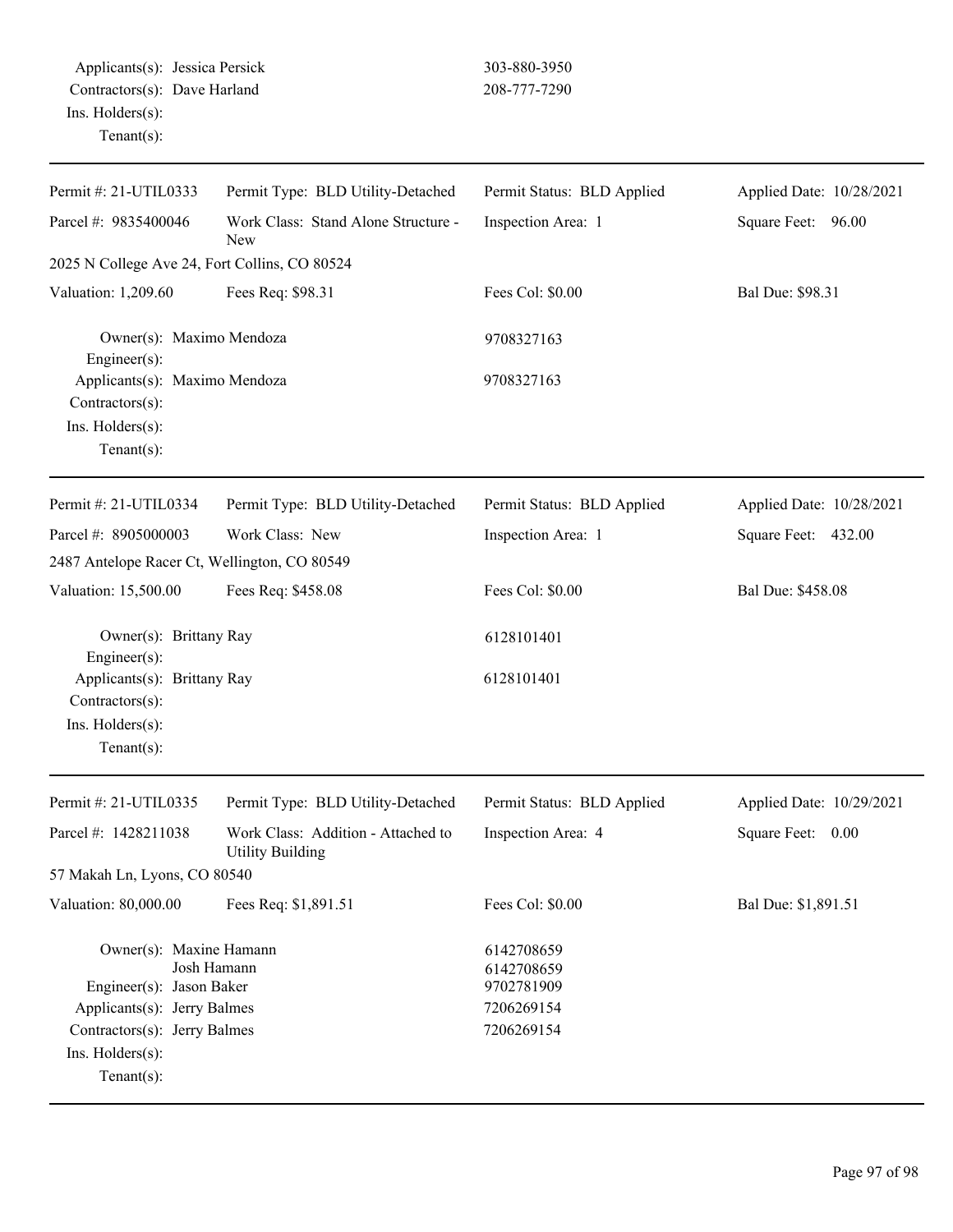Applicants(s): Jessica Persick 303-880-3950
Contractors(s): Dave Harland 208-777-7290
Ins. Holders(s):
Tenant(s):

---

| Permit #: 21-UTIL0333 | Permit Type: BLD Utility-Detached | Permit Status: BLD Applied | Applied Date: 10/28/2021 |
|---|---|---|---|
| Parcel #: 9835400046 | Work Class: Stand Alone Structure - New | Inspection Area: 1 | Square Feet: 96.00 |
| 2025 N College Ave 24, Fort Collins, CO 80524 | | | |
| Valuation: 1,209.60 | Fees Req: $98.31 | Fees Col: $0.00 | Bal Due: $98.31 |

Owner(s): Maximo Mendoza 9708327163
Engineer(s):
Applicants(s): Maximo Mendoza 9708327163
Contractors(s):
Ins. Holders(s):
Tenant(s):

---

| Permit #: 21-UTIL0334 | Permit Type: BLD Utility-Detached | Permit Status: BLD Applied | Applied Date: 10/28/2021 |
|---|---|---|---|
| Parcel #: 8905000003 | Work Class: New | Inspection Area: 1 | Square Feet: 432.00 |
| 2487 Antelope Racer Ct, Wellington, CO 80549 | | | |
| Valuation: 15,500.00 | Fees Req: $458.08 | Fees Col: $0.00 | Bal Due: $458.08 |

Owner(s): Brittany Ray 6128101401
Engineer(s):
Applicants(s): Brittany Ray 6128101401
Contractors(s):
Ins. Holders(s):
Tenant(s):

---

| Permit #: 21-UTIL0335 | Permit Type: BLD Utility-Detached | Permit Status: BLD Applied | Applied Date: 10/29/2021 |
|---|---|---|---|
| Parcel #: 1428211038 | Work Class: Addition - Attached to Utility Building | Inspection Area: 4 | Square Feet: 0.00 |
| 57 Makah Ln, Lyons, CO 80540 | | | |
| Valuation: 80,000.00 | Fees Req: $1,891.51 | Fees Col: $0.00 | Bal Due: $1,891.51 |

Owner(s): Maxine Hamann 6142708659
Josh Hamann 6142708659
Engineer(s): Jason Baker 9702781909
Applicants(s): Jerry Balmes 7206269154
Contractors(s): Jerry Balmes 7206269154
Ins. Holders(s):
Tenant(s):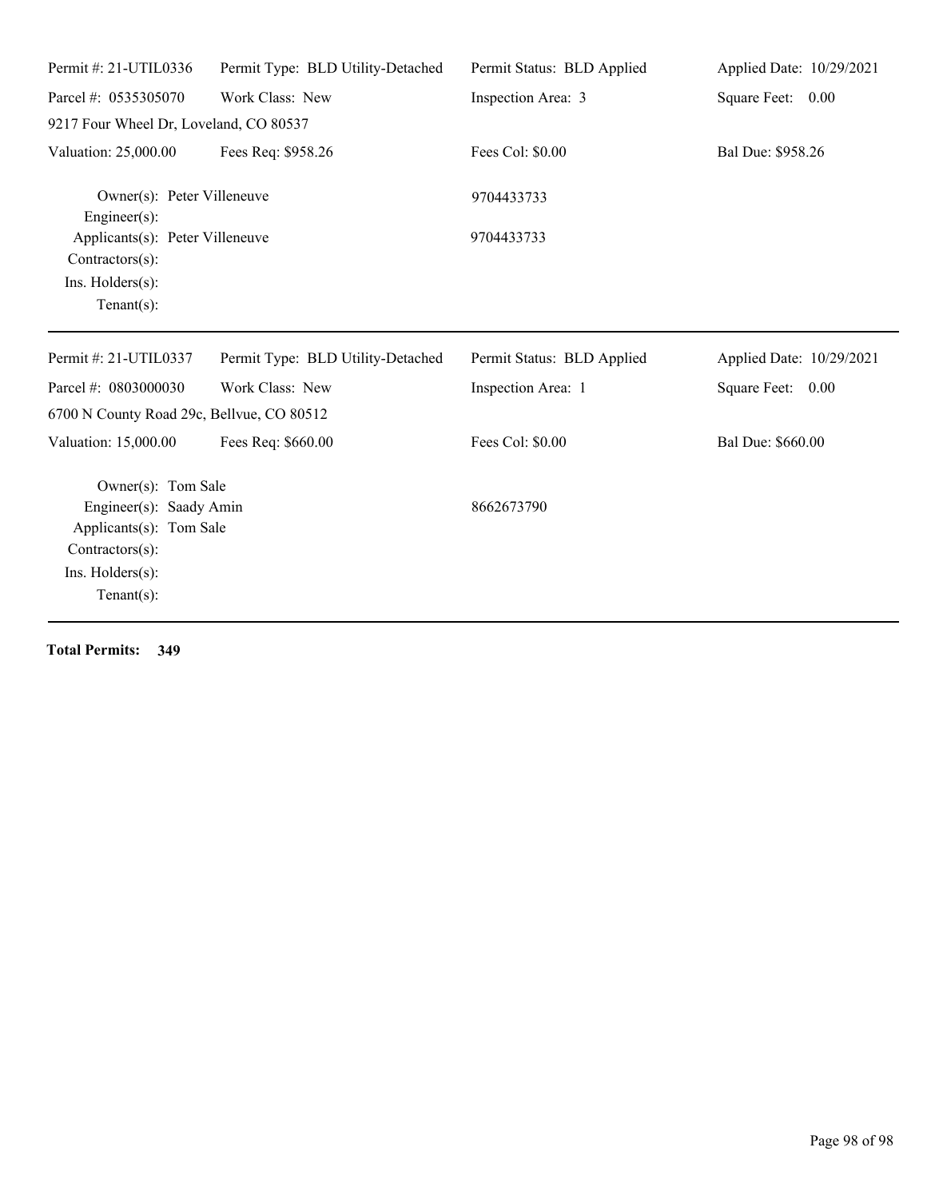| | | | |
|---|---|---|---|
| Permit #: 21-UTIL0336 | Permit Type: BLD Utility-Detached | Permit Status: BLD Applied | Applied Date: 10/29/2021 |
| Parcel #: 0535305070 | Work Class: New | Inspection Area: 3 | Square Feet: 0.00 |
| 9217 Four Wheel Dr, Loveland, CO 80537 | | | |
| Valuation: 25,000.00 | Fees Req: $958.26 | Fees Col: $0.00 | Bal Due: $958.26 |

Owner(s): Peter Villeneuve 9704433733
Engineer(s):
Applicants(s): Peter Villeneuve 9704433733
Contractors(s):
Ins. Holders(s):
Tenant(s):

---

| | | | |
|---|---|---|---|
| Permit #: 21-UTIL0337 | Permit Type: BLD Utility-Detached | Permit Status: BLD Applied | Applied Date: 10/29/2021 |
| Parcel #: 0803000030 | Work Class: New | Inspection Area: 1 | Square Feet: 0.00 |
| 6700 N County Road 29c, Bellvue, CO 80512 | | | |
| Valuation: 15,000.00 | Fees Req: $660.00 | Fees Col: $0.00 | Bal Due: $660.00 |

Owner(s): Tom Sale
Engineer(s): Saady Amin 8662673790
Applicants(s): Tom Sale
Contractors(s):
Ins. Holders(s):
Tenant(s):

---

**Total Permits: 349**